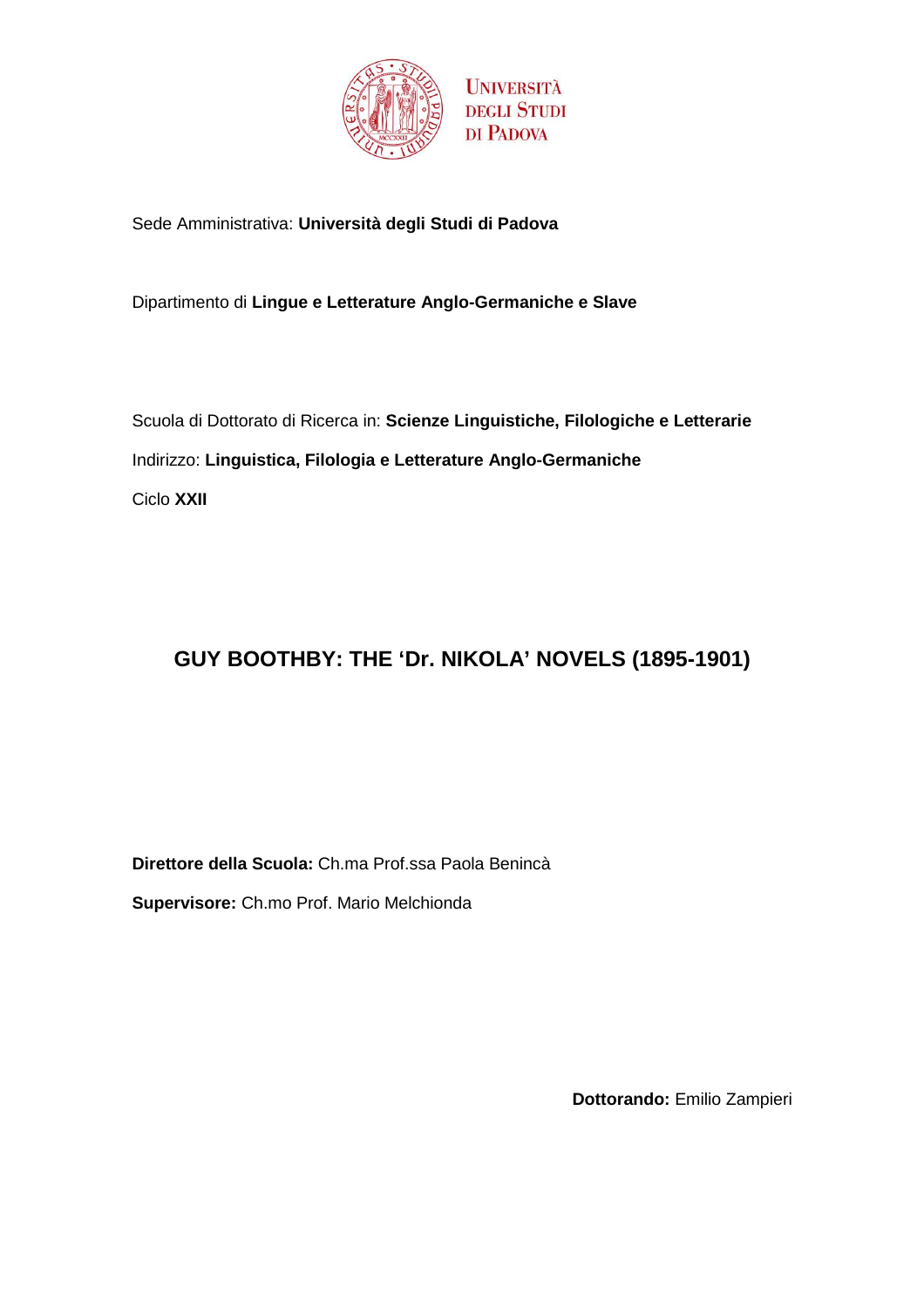Università degli Studi di Padova

Sede Amministrativa: **Università degli Studi di Padova**

Dipartimento di **Lingue e Letterature Anglo-Germaniche e Slave**

Scuola di Dottorato di Ricerca in: **Scienze Linguistiche, Filologiche e Letterarie**

Indirizzo: **Linguistica, Filologia e Letterature Anglo-Germaniche**

Ciclo **XXII**

# GUY BOOTHBY: THE 'Dr. NIKOLA' NOVELS (1895-1901)

**Direttore della Scuola:** Ch.ma Prof.ssa Paola Benincà

**Supervisore:** Ch.mo Prof. Mario Melchionda

**Dottorando:** Emilio Zampieri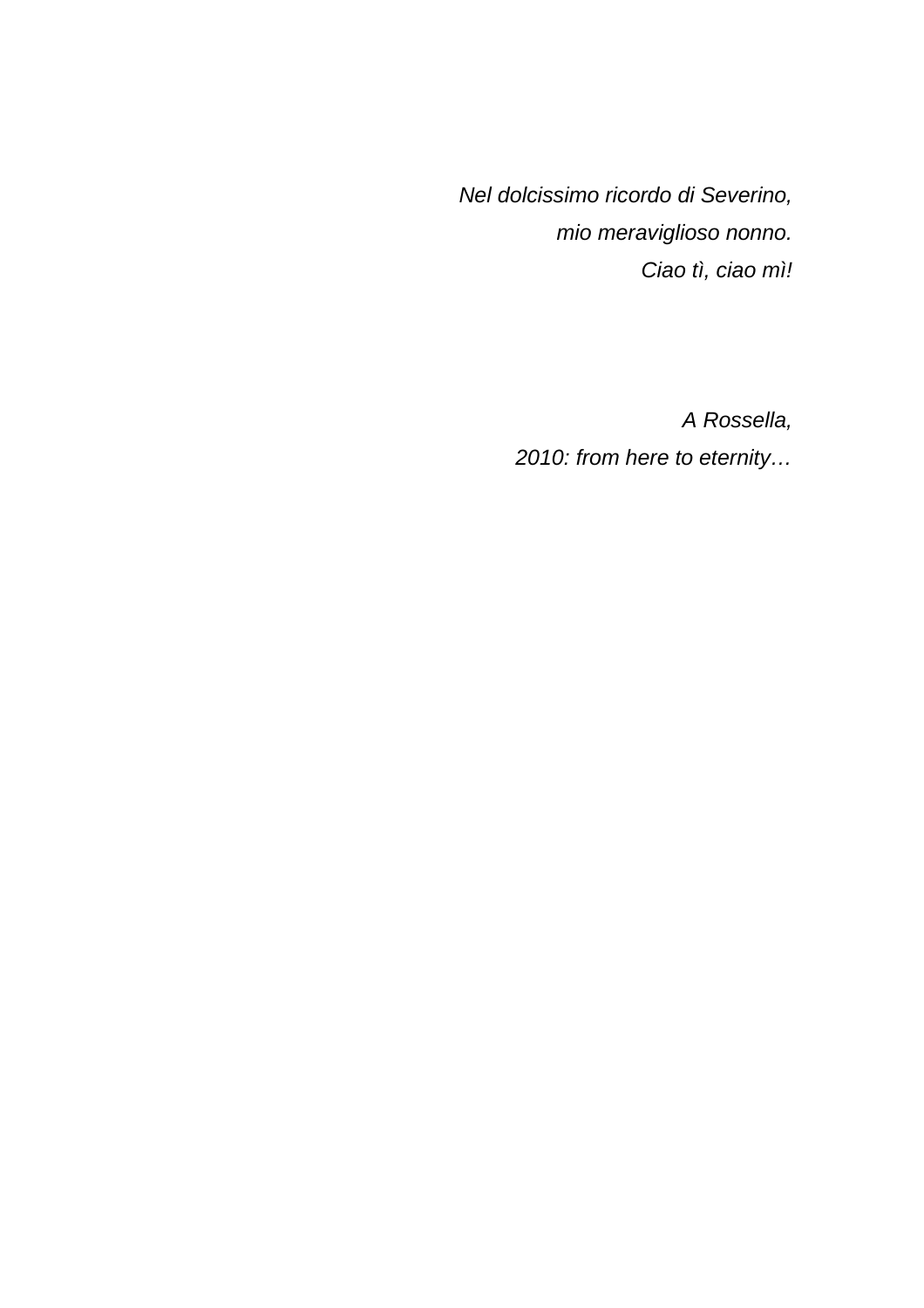*Nel dolcissimo ricordo di Severino,*
*mio meraviglioso nonno.*
*Ciao tì, ciao mì!*

*A Rossella,*
*2010: from here to eternity…*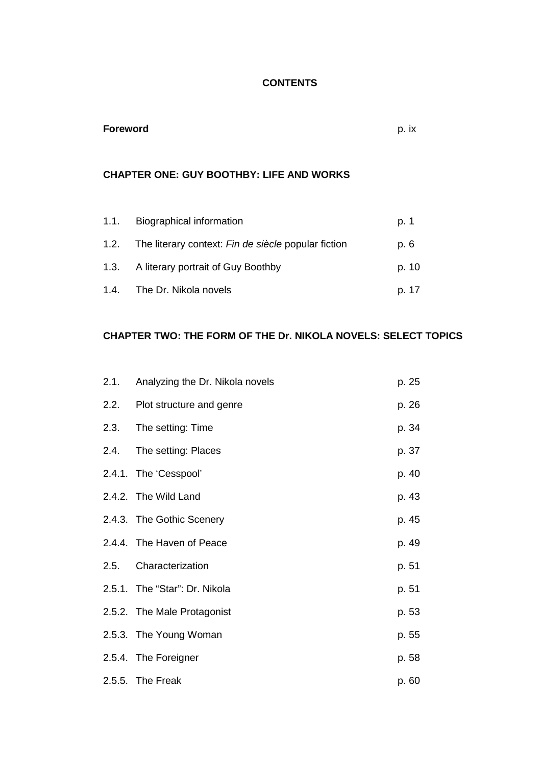# CONTENTS

**Foreword** p. ix

## CHAPTER ONE: GUY BOOTHBY: LIFE AND WORKS

| | | |
|---|---|---|
| 1.1. | Biographical information | p. 1 |
| 1.2. | The literary context: *Fin de siècle* popular fiction | p. 6 |
| 1.3. | A literary portrait of Guy Boothby | p. 10 |
| 1.4. | The Dr. Nikola novels | p. 17 |

## CHAPTER TWO: THE FORM OF THE Dr. NIKOLA NOVELS: SELECT TOPICS

| | | |
|---|---|---|
| 2.1. | Analyzing the Dr. Nikola novels | p. 25 |
| 2.2. | Plot structure and genre | p. 26 |
| 2.3. | The setting: Time | p. 34 |
| 2.4. | The setting: Places | p. 37 |
| 2.4.1. | The 'Cesspool' | p. 40 |
| 2.4.2. | The Wild Land | p. 43 |
| 2.4.3. | The Gothic Scenery | p. 45 |
| 2.4.4. | The Haven of Peace | p. 49 |
| 2.5. | Characterization | p. 51 |
| 2.5.1. | The "Star": Dr. Nikola | p. 51 |
| 2.5.2. | The Male Protagonist | p. 53 |
| 2.5.3. | The Young Woman | p. 55 |
| 2.5.4. | The Foreigner | p. 58 |
| 2.5.5. | The Freak | p. 60 |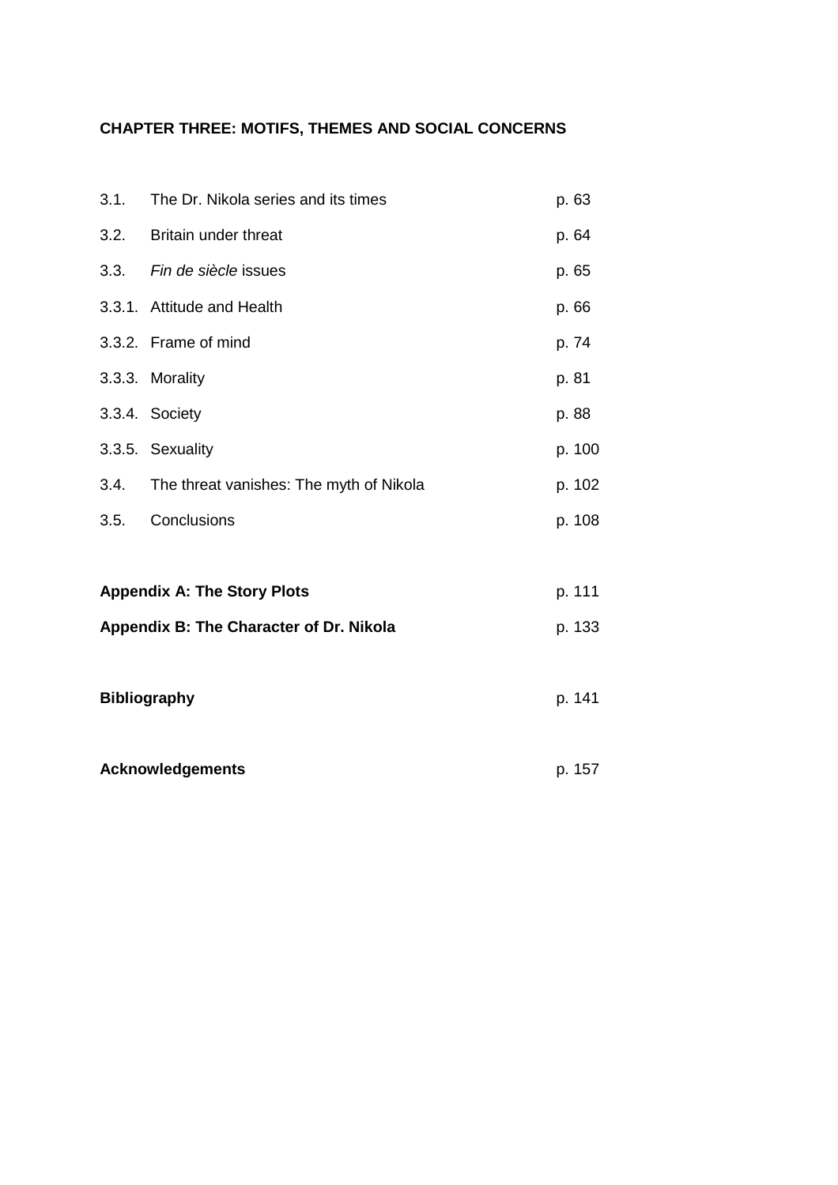**CHAPTER THREE: MOTIFS, THEMES AND SOCIAL CONCERNS**

| | | |
|---|---|---|
| 3.1. | The Dr. Nikola series and its times | p. 63 |
| 3.2. | Britain under threat | p. 64 |
| 3.3. | *Fin de siècle* issues | p. 65 |
| 3.3.1. | Attitude and Health | p. 66 |
| 3.3.2. | Frame of mind | p. 74 |
| 3.3.3. | Morality | p. 81 |
| 3.3.4. | Society | p. 88 |
| 3.3.5. | Sexuality | p. 100 |
| 3.4. | The threat vanishes: The myth of Nikola | p. 102 |
| 3.5. | Conclusions | p. 108 |

| | |
|---|---|
| **Appendix A: The Story Plots** | p. 111 |
| **Appendix B: The Character of Dr. Nikola** | p. 133 |
| **Bibliography** | p. 141 |
| **Acknowledgements** | p. 157 |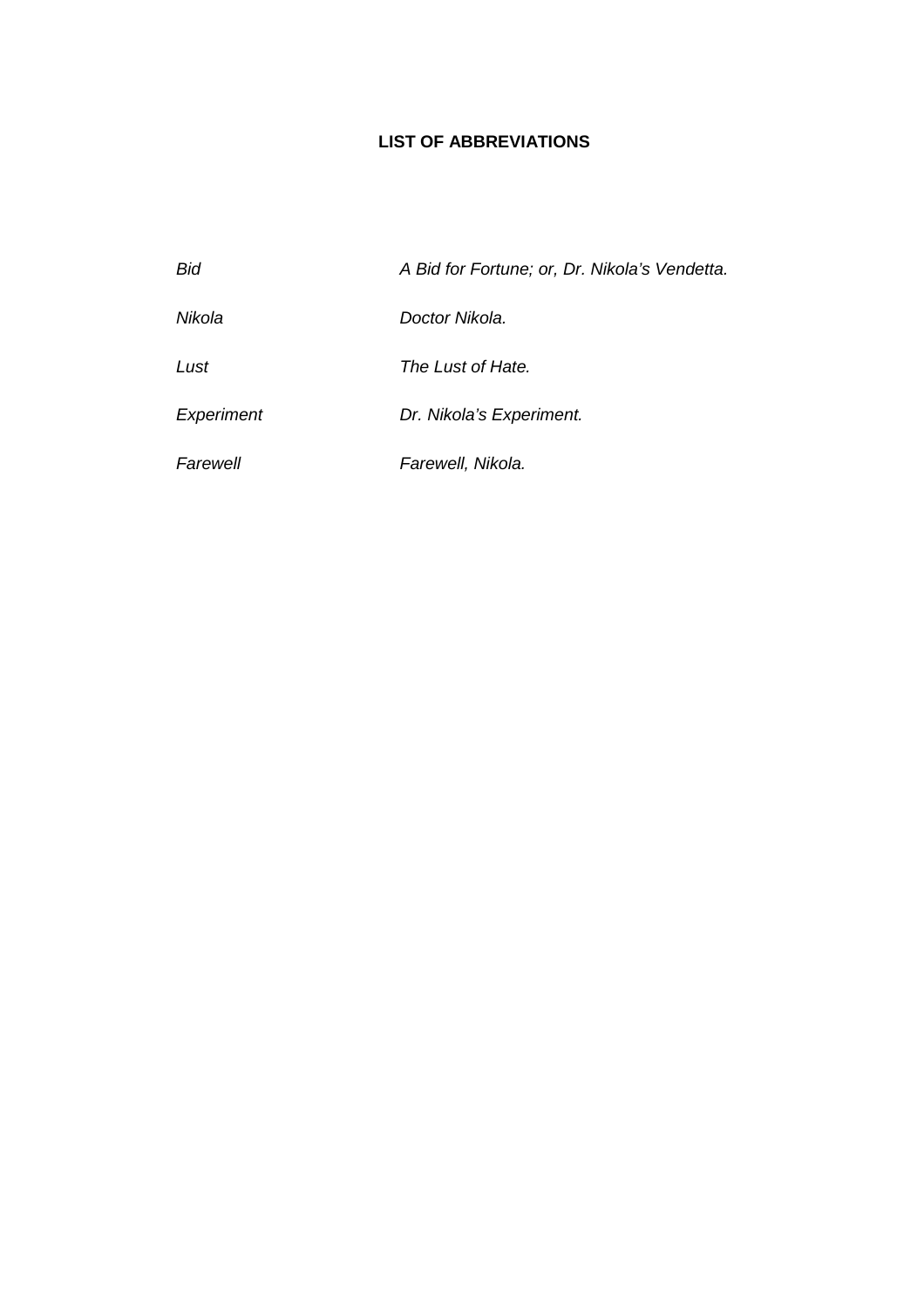## LIST OF ABBREVIATIONS

| | |
|---|---|
| *Bid* | *A Bid for Fortune; or, Dr. Nikola's Vendetta.* |
| *Nikola* | *Doctor Nikola.* |
| *Lust* | *The Lust of Hate.* |
| *Experiment* | *Dr. Nikola's Experiment.* |
| *Farewell* | *Farewell, Nikola.* |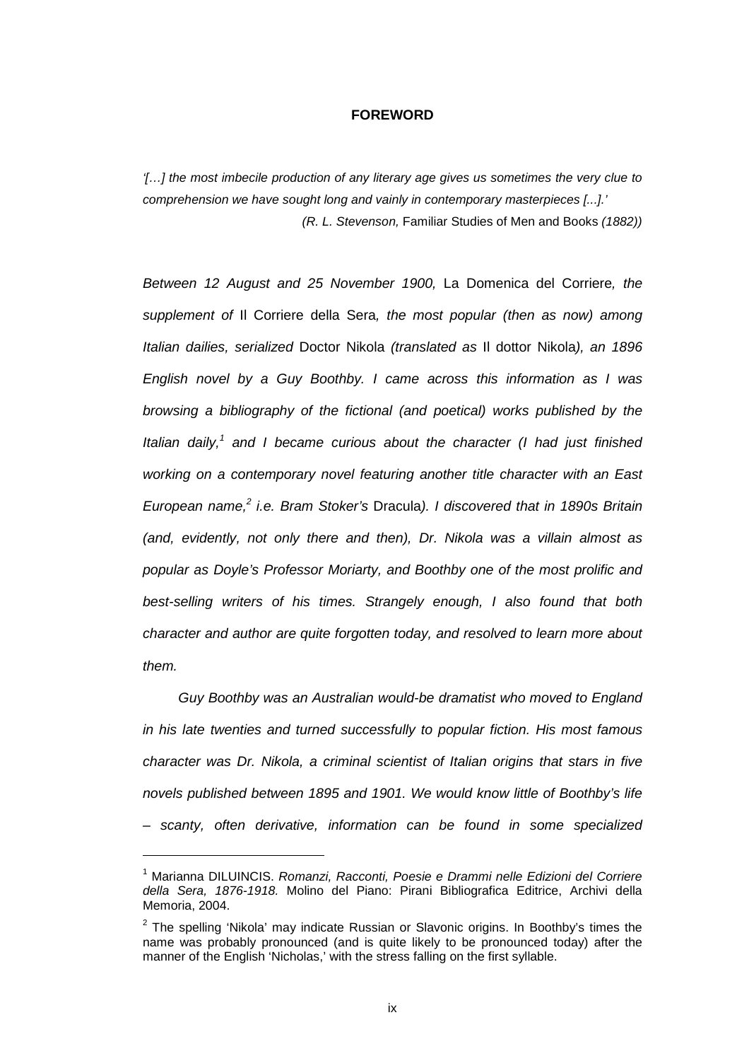# FOREWORD

*'[…] the most imbecile production of any literary age gives us sometimes the very clue to comprehension we have sought long and vainly in contemporary masterpieces [...].'*

*(R. L. Stevenson,* Familiar Studies of Men and Books *(1882))*

*Between 12 August and 25 November 1900,* La Domenica del Corriere*, the supplement of* Il Corriere della Sera*, the most popular (then as now) among Italian dailies, serialized* Doctor Nikola *(translated as* Il dottor Nikola*), an 1896 English novel by a Guy Boothby. I came across this information as I was browsing a bibliography of the fictional (and poetical) works published by the Italian daily,*[1] *and I became curious about the character (I had just finished working on a contemporary novel featuring another title character with an East European name,*[2] *i.e. Bram Stoker's* Dracula*). I discovered that in 1890s Britain (and, evidently, not only there and then), Dr. Nikola was a villain almost as popular as Doyle's Professor Moriarty, and Boothby one of the most prolific and best-selling writers of his times. Strangely enough, I also found that both character and author are quite forgotten today, and resolved to learn more about them.*

*Guy Boothby was an Australian would-be dramatist who moved to England in his late twenties and turned successfully to popular fiction. His most famous character was Dr. Nikola, a criminal scientist of Italian origins that stars in five novels published between 1895 and 1901. We would know little of Boothby's life – scanty, often derivative, information can be found in some specialized*

---

[1] Marianna DILUINCIS. *Romanzi, Racconti, Poesie e Drammi nelle Edizioni del Corriere della Sera, 1876-1918.* Molino del Piano: Pirani Bibliografica Editrice, Archivi della Memoria, 2004.

[2] The spelling 'Nikola' may indicate Russian or Slavonic origins. In Boothby's times the name was probably pronounced (and is quite likely to be pronounced today) after the manner of the English 'Nicholas,' with the stress falling on the first syllable.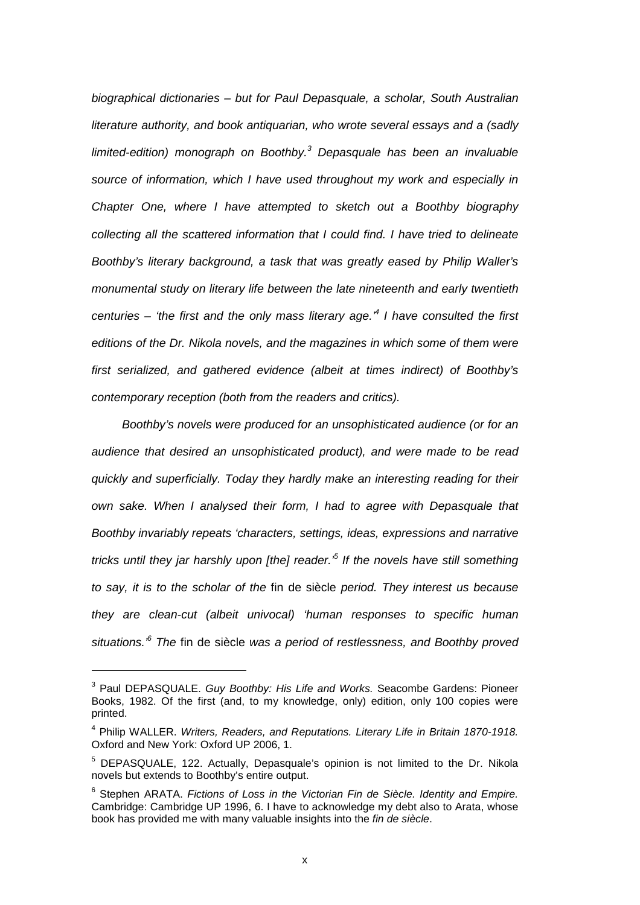*biographical dictionaries – but for Paul Depasquale, a scholar, South Australian literature authority, and book antiquarian, who wrote several essays and a (sadly limited-edition) monograph on Boothby.*[3] *Depasquale has been an invaluable source of information, which I have used throughout my work and especially in Chapter One, where I have attempted to sketch out a Boothby biography collecting all the scattered information that I could find. I have tried to delineate Boothby's literary background, a task that was greatly eased by Philip Waller's monumental study on literary life between the late nineteenth and early twentieth centuries – 'the first and the only mass literary age.'*[4] *I have consulted the first editions of the Dr. Nikola novels, and the magazines in which some of them were first serialized, and gathered evidence (albeit at times indirect) of Boothby's contemporary reception (both from the readers and critics).*

*Boothby's novels were produced for an unsophisticated audience (or for an audience that desired an unsophisticated product), and were made to be read quickly and superficially. Today they hardly make an interesting reading for their own sake. When I analysed their form, I had to agree with Depasquale that Boothby invariably repeats 'characters, settings, ideas, expressions and narrative tricks until they jar harshly upon [the] reader.'*[5] *If the novels have still something to say, it is to the scholar of the* fin de siècle *period. They interest us because they are clean-cut (albeit univocal) 'human responses to specific human situations.'*[6] *The* fin de siècle *was a period of restlessness, and Boothby proved*

---

[3] Paul DEPASQUALE. *Guy Boothby: His Life and Works.* Seacombe Gardens: Pioneer Books, 1982. Of the first (and, to my knowledge, only) edition, only 100 copies were printed.

[4] Philip WALLER. *Writers, Readers, and Reputations. Literary Life in Britain 1870-1918.* Oxford and New York: Oxford UP 2006, 1.

[5] DEPASQUALE, 122. Actually, Depasquale's opinion is not limited to the Dr. Nikola novels but extends to Boothby's entire output.

[6] Stephen ARATA. *Fictions of Loss in the Victorian Fin de Siècle. Identity and Empire.* Cambridge: Cambridge UP 1996, 6. I have to acknowledge my debt also to Arata, whose book has provided me with many valuable insights into the *fin de siècle*.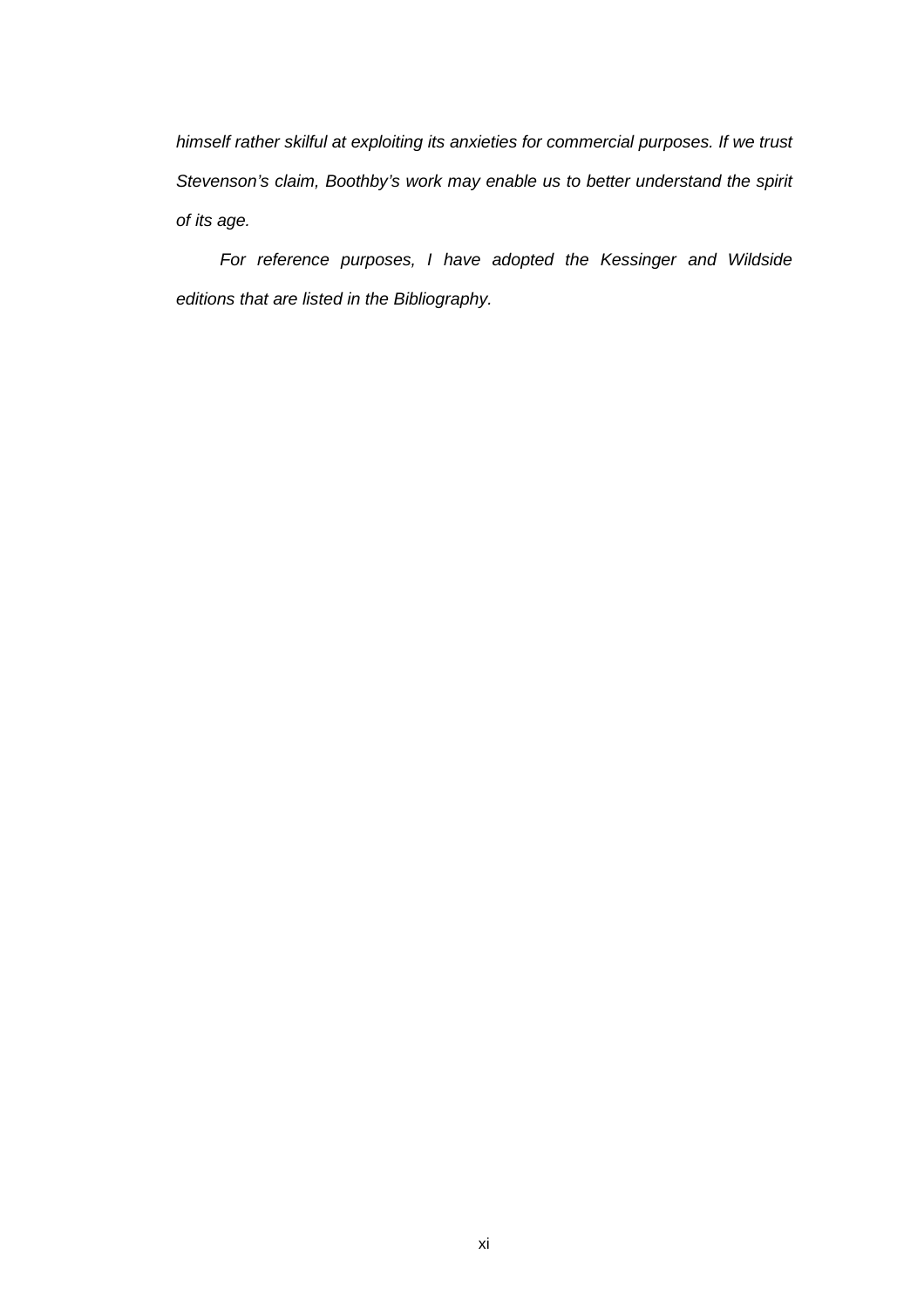*himself rather skilful at exploiting its anxieties for commercial purposes. If we trust Stevenson's claim, Boothby's work may enable us to better understand the spirit of its age.*

*For reference purposes, I have adopted the Kessinger and Wildside editions that are listed in the Bibliography.*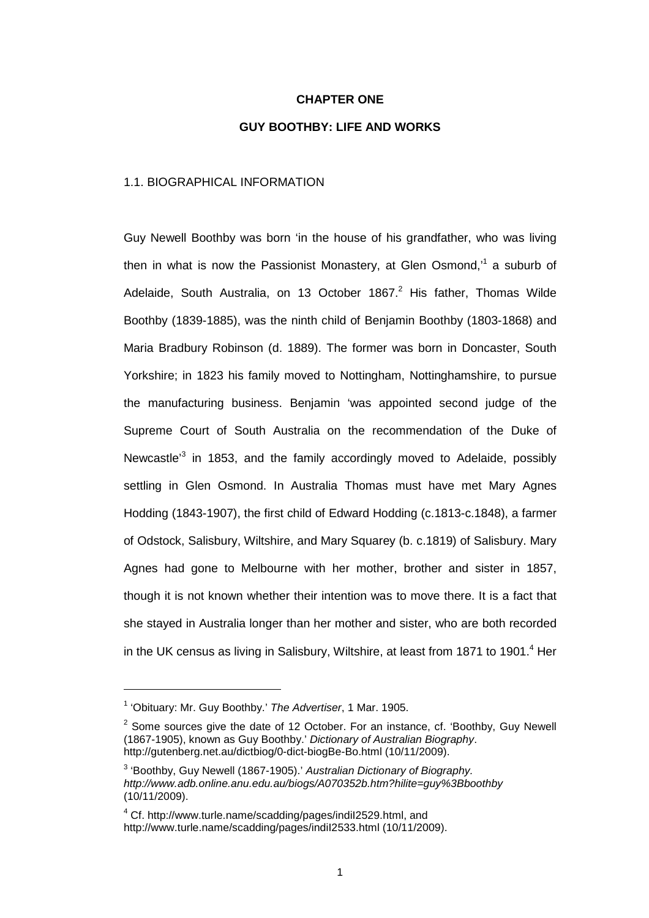# CHAPTER ONE

# GUY BOOTHBY: LIFE AND WORKS

## 1.1. BIOGRAPHICAL INFORMATION

Guy Newell Boothby was born 'in the house of his grandfather, who was living then in what is now the Passionist Monastery, at Glen Osmond,'[1] a suburb of Adelaide, South Australia, on 13 October 1867.[2] His father, Thomas Wilde Boothby (1839-1885), was the ninth child of Benjamin Boothby (1803-1868) and Maria Bradbury Robinson (d. 1889). The former was born in Doncaster, South Yorkshire; in 1823 his family moved to Nottingham, Nottinghamshire, to pursue the manufacturing business. Benjamin 'was appointed second judge of the Supreme Court of South Australia on the recommendation of the Duke of Newcastle'[3] in 1853, and the family accordingly moved to Adelaide, possibly settling in Glen Osmond. In Australia Thomas must have met Mary Agnes Hodding (1843-1907), the first child of Edward Hodding (c.1813-c.1848), a farmer of Odstock, Salisbury, Wiltshire, and Mary Squarey (b. c.1819) of Salisbury. Mary Agnes had gone to Melbourne with her mother, brother and sister in 1857, though it is not known whether their intention was to move there. It is a fact that she stayed in Australia longer than her mother and sister, who are both recorded in the UK census as living in Salisbury, Wiltshire, at least from 1871 to 1901.[4] Her

---

[1] 'Obituary: Mr. Guy Boothby.' *The Advertiser*, 1 Mar. 1905.

[2] Some sources give the date of 12 October. For an instance, cf. 'Boothby, Guy Newell (1867-1905), known as Guy Boothby.' *Dictionary of Australian Biography*. http://gutenberg.net.au/dictbiog/0-dict-biogBe-Bo.html (10/11/2009).

[3] 'Boothby, Guy Newell (1867-1905).' *Australian Dictionary of Biography. http://www.adb.online.anu.edu.au/biogs/A070352b.htm?hilite=guy%3Bboothby* (10/11/2009).

[4] Cf. http://www.turle.name/scadding/pages/indiI2529.html, and http://www.turle.name/scadding/pages/indiI2533.html (10/11/2009).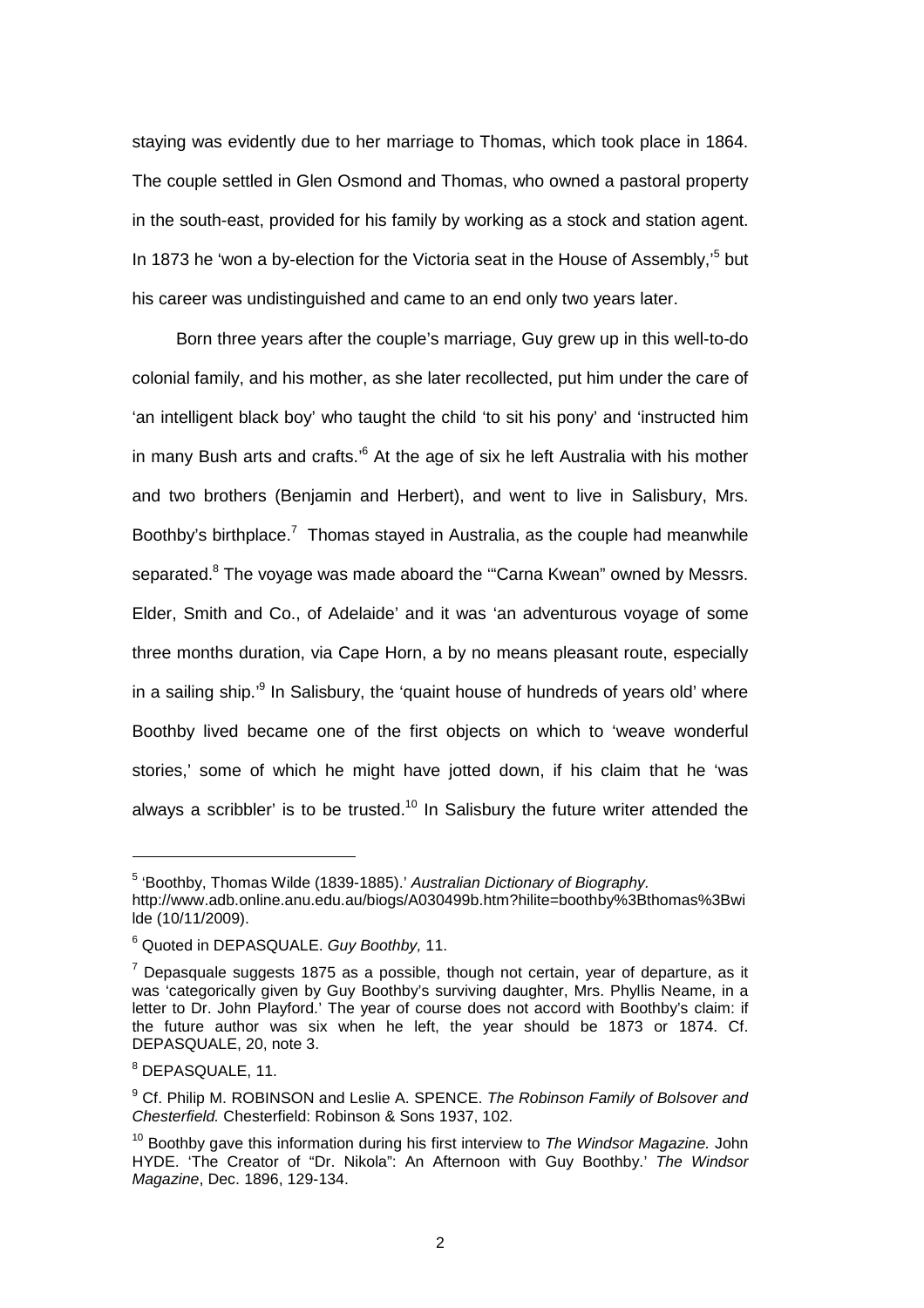staying was evidently due to her marriage to Thomas, which took place in 1864. The couple settled in Glen Osmond and Thomas, who owned a pastoral property in the south-east, provided for his family by working as a stock and station agent. In 1873 he 'won a by-election for the Victoria seat in the House of Assembly,'[5] but his career was undistinguished and came to an end only two years later.

Born three years after the couple's marriage, Guy grew up in this well-to-do colonial family, and his mother, as she later recollected, put him under the care of 'an intelligent black boy' who taught the child 'to sit his pony' and 'instructed him in many Bush arts and crafts.'[6] At the age of six he left Australia with his mother and two brothers (Benjamin and Herbert), and went to live in Salisbury, Mrs. Boothby's birthplace.[7] Thomas stayed in Australia, as the couple had meanwhile separated.[8] The voyage was made aboard the '"Carna Kwean" owned by Messrs. Elder, Smith and Co., of Adelaide' and it was 'an adventurous voyage of some three months duration, via Cape Horn, a by no means pleasant route, especially in a sailing ship.'[9] In Salisbury, the 'quaint house of hundreds of years old' where Boothby lived became one of the first objects on which to 'weave wonderful stories,' some of which he might have jotted down, if his claim that he 'was always a scribbler' is to be trusted.[10] In Salisbury the future writer attended the

---

[5] 'Boothby, Thomas Wilde (1839-1885).' *Australian Dictionary of Biography.* http://www.adb.online.anu.edu.au/biogs/A030499b.htm?hilite=boothby%3Bthomas%3Bwilde (10/11/2009).

[6] Quoted in DEPASQUALE. *Guy Boothby,* 11.

[7] Depasquale suggests 1875 as a possible, though not certain, year of departure, as it was 'categorically given by Guy Boothby's surviving daughter, Mrs. Phyllis Neame, in a letter to Dr. John Playford.' The year of course does not accord with Boothby's claim: if the future author was six when he left, the year should be 1873 or 1874. Cf. DEPASQUALE, 20, note 3.

[8] DEPASQUALE, 11.

[9] Cf. Philip M. ROBINSON and Leslie A. SPENCE. *The Robinson Family of Bolsover and Chesterfield.* Chesterfield: Robinson & Sons 1937, 102.

[10] Boothby gave this information during his first interview to *The Windsor Magazine.* John HYDE. 'The Creator of "Dr. Nikola": An Afternoon with Guy Boothby.' *The Windsor Magazine*, Dec. 1896, 129-134.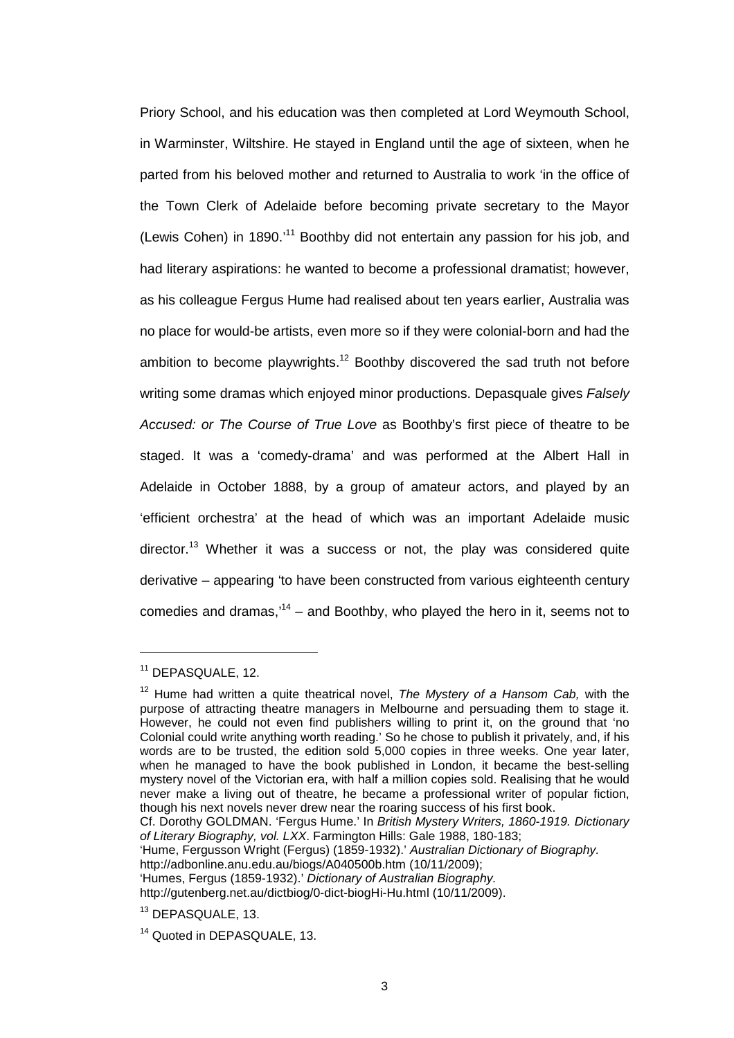Priory School, and his education was then completed at Lord Weymouth School, in Warminster, Wiltshire. He stayed in England until the age of sixteen, when he parted from his beloved mother and returned to Australia to work 'in the office of the Town Clerk of Adelaide before becoming private secretary to the Mayor (Lewis Cohen) in 1890.'[11] Boothby did not entertain any passion for his job, and had literary aspirations: he wanted to become a professional dramatist; however, as his colleague Fergus Hume had realised about ten years earlier, Australia was no place for would-be artists, even more so if they were colonial-born and had the ambition to become playwrights.[12] Boothby discovered the sad truth not before writing some dramas which enjoyed minor productions. Depasquale gives *Falsely Accused: or The Course of True Love* as Boothby's first piece of theatre to be staged. It was a 'comedy-drama' and was performed at the Albert Hall in Adelaide in October 1888, by a group of amateur actors, and played by an 'efficient orchestra' at the head of which was an important Adelaide music director.[13] Whether it was a success or not, the play was considered quite derivative – appearing 'to have been constructed from various eighteenth century comedies and dramas,'[14] – and Boothby, who played the hero in it, seems not to

---

[11] DEPASQUALE, 12.

[12] Hume had written a quite theatrical novel, *The Mystery of a Hansom Cab,* with the purpose of attracting theatre managers in Melbourne and persuading them to stage it. However, he could not even find publishers willing to print it, on the ground that 'no Colonial could write anything worth reading.' So he chose to publish it privately, and, if his words are to be trusted, the edition sold 5,000 copies in three weeks. One year later, when he managed to have the book published in London, it became the best-selling mystery novel of the Victorian era, with half a million copies sold. Realising that he would never make a living out of theatre, he became a professional writer of popular fiction, though his next novels never drew near the roaring success of his first book.
Cf. Dorothy GOLDMAN. 'Fergus Hume.' In *British Mystery Writers, 1860-1919. Dictionary of Literary Biography, vol. LXX*. Farmington Hills: Gale 1988, 180-183;
'Hume, Fergusson Wright (Fergus) (1859-1932).' *Australian Dictionary of Biography.* http://adbonline.anu.edu.au/biogs/A040500b.htm (10/11/2009);
'Humes, Fergus (1859-1932).' *Dictionary of Australian Biography.* http://gutenberg.net.au/dictbiog/0-dict-biogHi-Hu.html (10/11/2009).

[13] DEPASQUALE, 13.

[14] Quoted in DEPASQUALE, 13.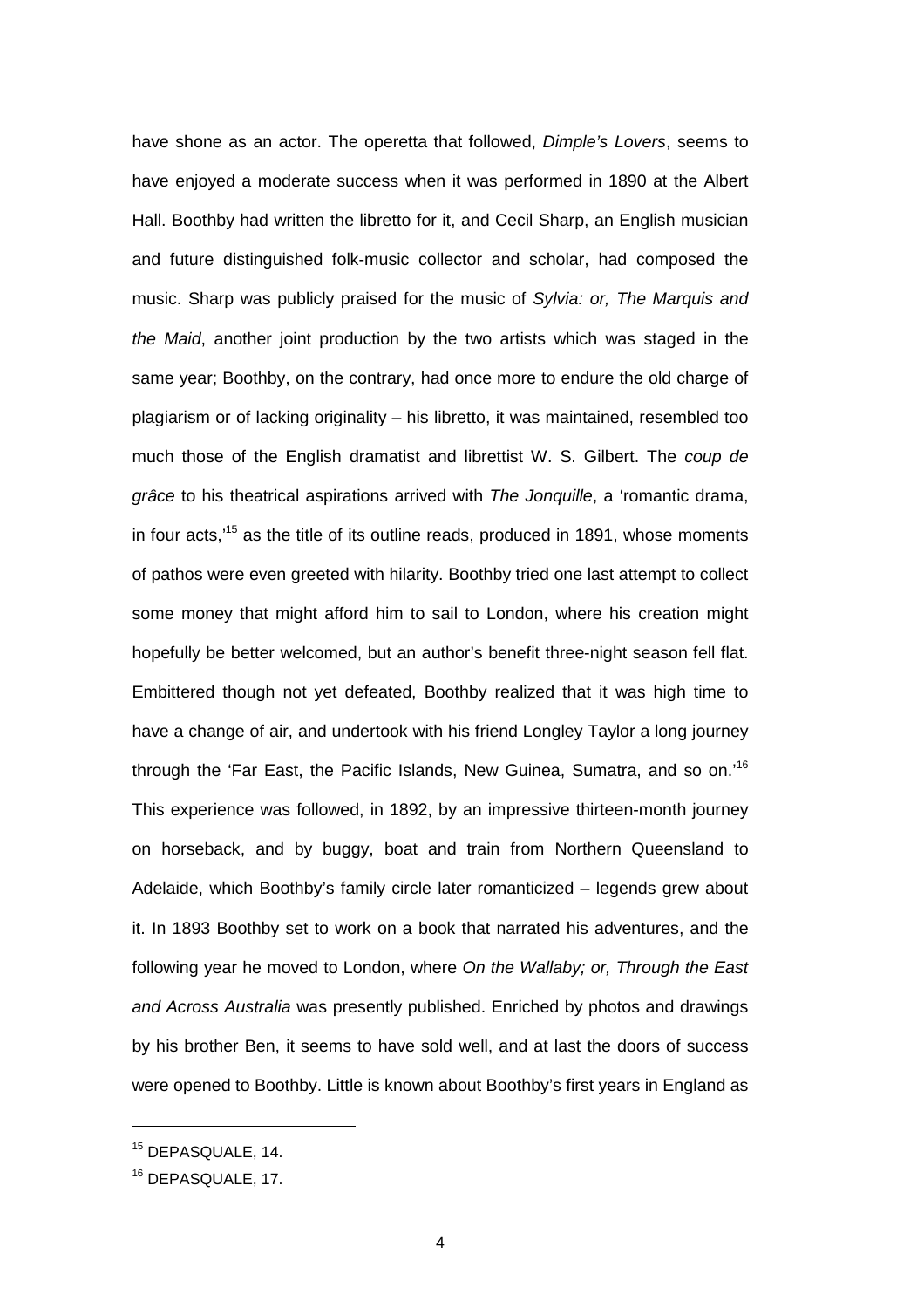have shone as an actor. The operetta that followed, *Dimple's Lovers*, seems to have enjoyed a moderate success when it was performed in 1890 at the Albert Hall. Boothby had written the libretto for it, and Cecil Sharp, an English musician and future distinguished folk-music collector and scholar, had composed the music. Sharp was publicly praised for the music of *Sylvia: or, The Marquis and the Maid*, another joint production by the two artists which was staged in the same year; Boothby, on the contrary, had once more to endure the old charge of plagiarism or of lacking originality – his libretto, it was maintained, resembled too much those of the English dramatist and librettist W. S. Gilbert. The *coup de grâce* to his theatrical aspirations arrived with *The Jonquille*, a 'romantic drama, in four acts,'[15] as the title of its outline reads, produced in 1891, whose moments of pathos were even greeted with hilarity. Boothby tried one last attempt to collect some money that might afford him to sail to London, where his creation might hopefully be better welcomed, but an author's benefit three-night season fell flat. Embittered though not yet defeated, Boothby realized that it was high time to have a change of air, and undertook with his friend Longley Taylor a long journey through the 'Far East, the Pacific Islands, New Guinea, Sumatra, and so on.'[16] This experience was followed, in 1892, by an impressive thirteen-month journey on horseback, and by buggy, boat and train from Northern Queensland to Adelaide, which Boothby's family circle later romanticized – legends grew about it. In 1893 Boothby set to work on a book that narrated his adventures, and the following year he moved to London, where *On the Wallaby; or, Through the East and Across Australia* was presently published. Enriched by photos and drawings by his brother Ben, it seems to have sold well, and at last the doors of success were opened to Boothby. Little is known about Boothby's first years in England as

[15] DEPASQUALE, 14.

[16] DEPASQUALE, 17.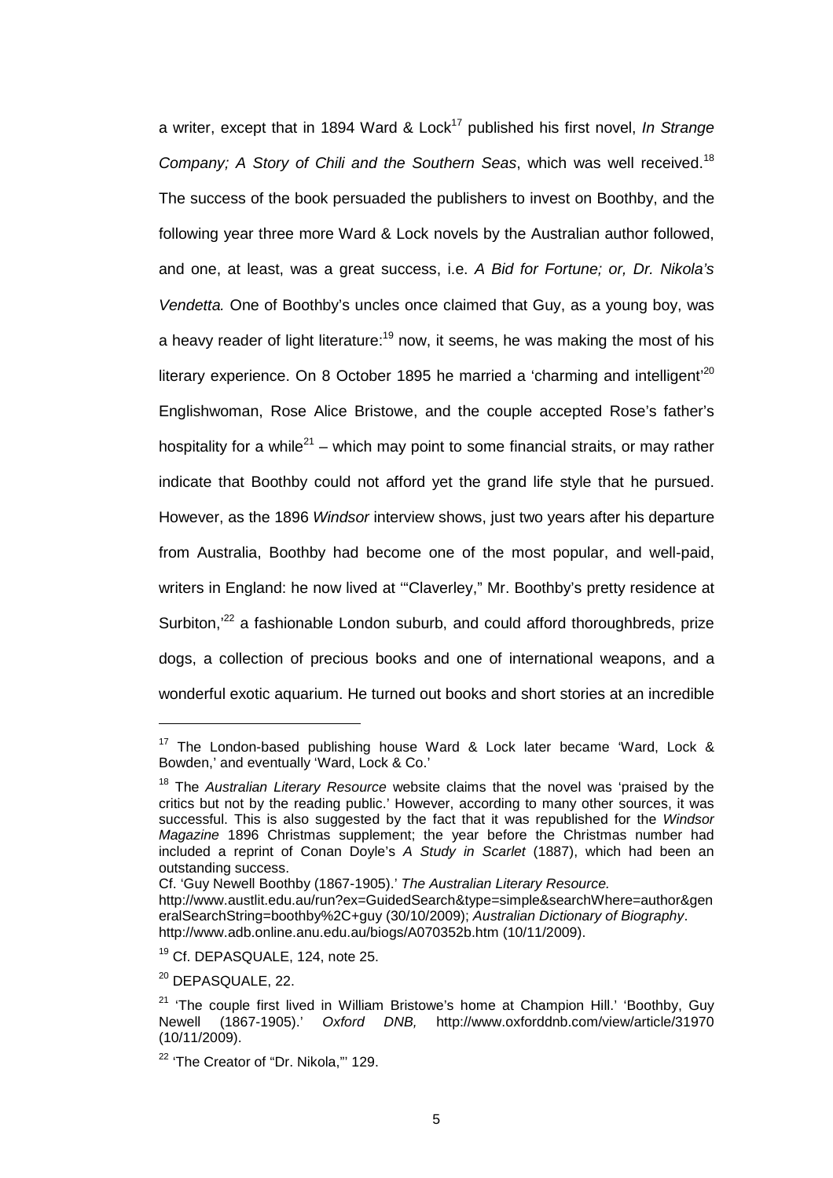a writer, except that in 1894 Ward & Lock[17] published his first novel, *In Strange Company; A Story of Chili and the Southern Seas*, which was well received.[18] The success of the book persuaded the publishers to invest on Boothby, and the following year three more Ward & Lock novels by the Australian author followed, and one, at least, was a great success, i.e. *A Bid for Fortune; or, Dr. Nikola's Vendetta.* One of Boothby's uncles once claimed that Guy, as a young boy, was a heavy reader of light literature:[19] now, it seems, he was making the most of his literary experience. On 8 October 1895 he married a 'charming and intelligent'[20] Englishwoman, Rose Alice Bristowe, and the couple accepted Rose's father's hospitality for a while[21] – which may point to some financial straits, or may rather indicate that Boothby could not afford yet the grand life style that he pursued. However, as the 1896 *Windsor* interview shows, just two years after his departure from Australia, Boothby had become one of the most popular, and well-paid, writers in England: he now lived at '"Claverley," Mr. Boothby's pretty residence at Surbiton,'[22] a fashionable London suburb, and could afford thoroughbreds, prize dogs, a collection of precious books and one of international weapons, and a wonderful exotic aquarium. He turned out books and short stories at an incredible

---

[17] The London-based publishing house Ward & Lock later became 'Ward, Lock & Bowden,' and eventually 'Ward, Lock & Co.'

[18] The *Australian Literary Resource* website claims that the novel was 'praised by the critics but not by the reading public.' However, according to many other sources, it was successful. This is also suggested by the fact that it was republished for the *Windsor Magazine* 1896 Christmas supplement; the year before the Christmas number had included a reprint of Conan Doyle's *A Study in Scarlet* (1887), which had been an outstanding success.
Cf. 'Guy Newell Boothby (1867-1905).' *The Australian Literary Resource.* http://www.austlit.edu.au/run?ex=GuidedSearch&type=simple&searchWhere=author&generalSearchString=boothby%2C+guy (30/10/2009); *Australian Dictionary of Biography*. http://www.adb.online.anu.edu.au/biogs/A070352b.htm (10/11/2009).

[19] Cf. DEPASQUALE, 124, note 25.

[20] DEPASQUALE, 22.

[21] 'The couple first lived in William Bristowe's home at Champion Hill.' 'Boothby, Guy Newell (1867-1905).' *Oxford DNB,* http://www.oxforddnb.com/view/article/31970 (10/11/2009).

[22] 'The Creator of "Dr. Nikola,"' 129.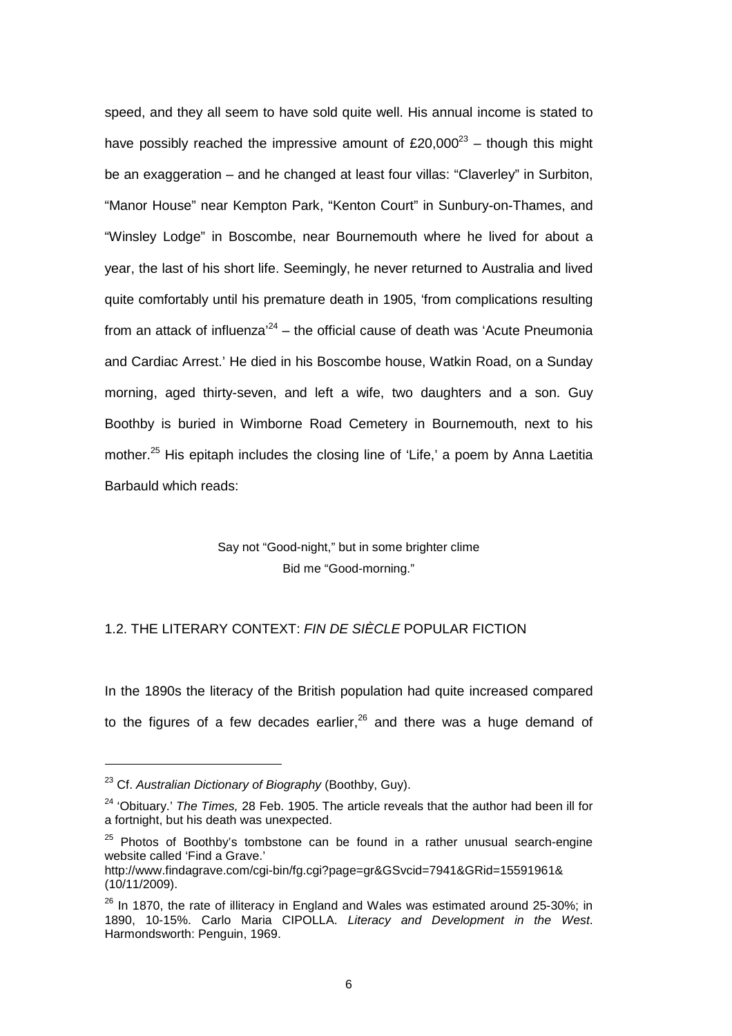speed, and they all seem to have sold quite well. His annual income is stated to have possibly reached the impressive amount of £20,000[23] – though this might be an exaggeration – and he changed at least four villas: "Claverley" in Surbiton, "Manor House" near Kempton Park, "Kenton Court" in Sunbury-on-Thames, and "Winsley Lodge" in Boscombe, near Bournemouth where he lived for about a year, the last of his short life. Seemingly, he never returned to Australia and lived quite comfortably until his premature death in 1905, 'from complications resulting from an attack of influenza'[24] – the official cause of death was 'Acute Pneumonia and Cardiac Arrest.' He died in his Boscombe house, Watkin Road, on a Sunday morning, aged thirty-seven, and left a wife, two daughters and a son. Guy Boothby is buried in Wimborne Road Cemetery in Bournemouth, next to his mother.[25] His epitaph includes the closing line of 'Life,' a poem by Anna Laetitia Barbauld which reads:

> Say not "Good-night," but in some brighter clime
> Bid me "Good-morning."

## 1.2. THE LITERARY CONTEXT: *FIN DE SIÈCLE* POPULAR FICTION

In the 1890s the literacy of the British population had quite increased compared to the figures of a few decades earlier,[26] and there was a huge demand of

---

[23] Cf. *Australian Dictionary of Biography* (Boothby, Guy).

[24] 'Obituary.' *The Times,* 28 Feb. 1905. The article reveals that the author had been ill for a fortnight, but his death was unexpected.

[25] Photos of Boothby's tombstone can be found in a rather unusual search-engine website called 'Find a Grave.'
http://www.findagrave.com/cgi-bin/fg.cgi?page=gr&GSvcid=7941&GRid=15591961& (10/11/2009).

[26] In 1870, the rate of illiteracy in England and Wales was estimated around 25-30%; in 1890, 10-15%. Carlo Maria CIPOLLA. *Literacy and Development in the West*. Harmondsworth: Penguin, 1969.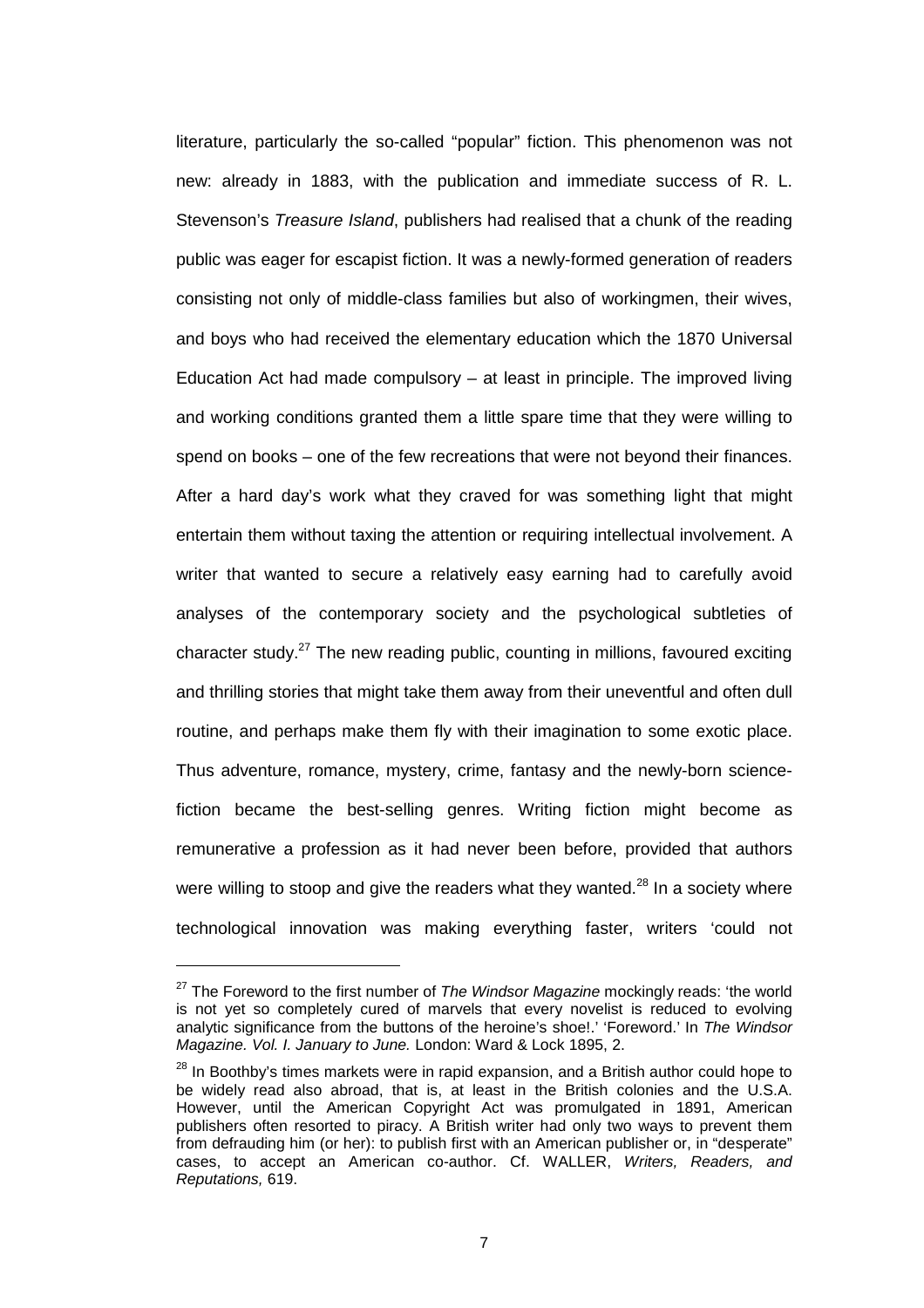literature, particularly the so-called “popular” fiction. This phenomenon was not new: already in 1883, with the publication and immediate success of R. L. Stevenson’s *Treasure Island*, publishers had realised that a chunk of the reading public was eager for escapist fiction. It was a newly-formed generation of readers consisting not only of middle-class families but also of workingmen, their wives, and boys who had received the elementary education which the 1870 Universal Education Act had made compulsory – at least in principle. The improved living and working conditions granted them a little spare time that they were willing to spend on books – one of the few recreations that were not beyond their finances. After a hard day’s work what they craved for was something light that might entertain them without taxing the attention or requiring intellectual involvement. A writer that wanted to secure a relatively easy earning had to carefully avoid analyses of the contemporary society and the psychological subtleties of character study.[27] The new reading public, counting in millions, favoured exciting and thrilling stories that might take them away from their uneventful and often dull routine, and perhaps make them fly with their imagination to some exotic place. Thus adventure, romance, mystery, crime, fantasy and the newly-born science-fiction became the best-selling genres. Writing fiction might become as remunerative a profession as it had never been before, provided that authors were willing to stoop and give the readers what they wanted.[28] In a society where technological innovation was making everything faster, writers ‘could not

---

[27] The Foreword to the first number of *The Windsor Magazine* mockingly reads: ‘the world is not yet so completely cured of marvels that every novelist is reduced to evolving analytic significance from the buttons of the heroine’s shoe!.’ ‘Foreword.’ In *The Windsor Magazine. Vol. I. January to June.* London: Ward & Lock 1895, 2.

[28] In Boothby’s times markets were in rapid expansion, and a British author could hope to be widely read also abroad, that is, at least in the British colonies and the U.S.A. However, until the American Copyright Act was promulgated in 1891, American publishers often resorted to piracy. A British writer had only two ways to prevent them from defrauding him (or her): to publish first with an American publisher or, in “desperate” cases, to accept an American co-author. Cf. WALLER, *Writers, Readers, and Reputations,* 619.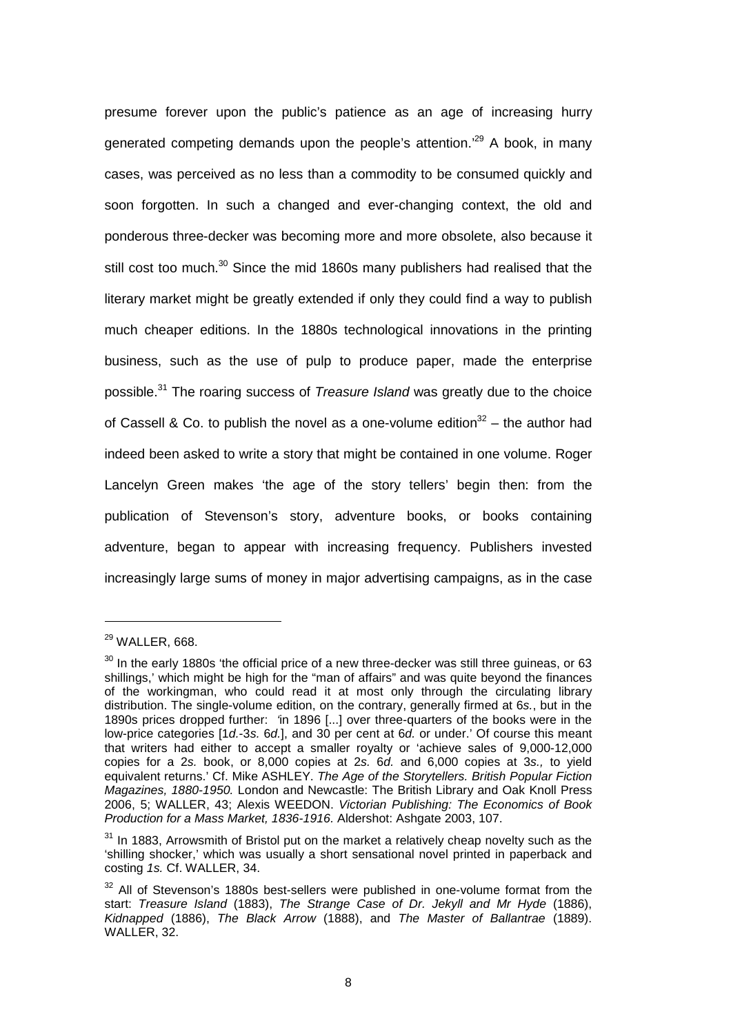presume forever upon the public's patience as an age of increasing hurry generated competing demands upon the people's attention.'[29] A book, in many cases, was perceived as no less than a commodity to be consumed quickly and soon forgotten. In such a changed and ever-changing context, the old and ponderous three-decker was becoming more and more obsolete, also because it still cost too much.[30] Since the mid 1860s many publishers had realised that the literary market might be greatly extended if only they could find a way to publish much cheaper editions. In the 1880s technological innovations in the printing business, such as the use of pulp to produce paper, made the enterprise possible.[31] The roaring success of *Treasure Island* was greatly due to the choice of Cassell & Co. to publish the novel as a one-volume edition[32] – the author had indeed been asked to write a story that might be contained in one volume. Roger Lancelyn Green makes 'the age of the story tellers' begin then: from the publication of Stevenson's story, adventure books, or books containing adventure, began to appear with increasing frequency. Publishers invested increasingly large sums of money in major advertising campaigns, as in the case

---

[29] WALLER, 668.

[30] In the early 1880s 'the official price of a new three-decker was still three guineas, or 63 shillings,' which might be high for the "man of affairs" and was quite beyond the finances of the workingman, who could read it at most only through the circulating library distribution. The single-volume edition, on the contrary, generally firmed at 6*s.*, but in the 1890s prices dropped further: 'in 1896 [...] over three-quarters of the books were in the low-price categories [1*d.*-3*s.* 6*d.*], and 30 per cent at 6*d.* or under.' Of course this meant that writers had either to accept a smaller royalty or 'achieve sales of 9,000-12,000 copies for a 2*s.* book, or 8,000 copies at 2*s.* 6*d.* and 6,000 copies at 3*s.*, to yield equivalent returns.' Cf. Mike ASHLEY. *The Age of the Storytellers. British Popular Fiction Magazines, 1880-1950.* London and Newcastle: The British Library and Oak Knoll Press 2006, 5; WALLER, 43; Alexis WEEDON. *Victorian Publishing: The Economics of Book Production for a Mass Market, 1836-1916.* Aldershot: Ashgate 2003, 107.

[31] In 1883, Arrowsmith of Bristol put on the market a relatively cheap novelty such as the 'shilling shocker,' which was usually a short sensational novel printed in paperback and costing *1s.* Cf. WALLER, 34.

[32] All of Stevenson's 1880s best-sellers were published in one-volume format from the start: *Treasure Island* (1883), *The Strange Case of Dr. Jekyll and Mr Hyde* (1886), *Kidnapped* (1886), *The Black Arrow* (1888), and *The Master of Ballantrae* (1889). WALLER, 32.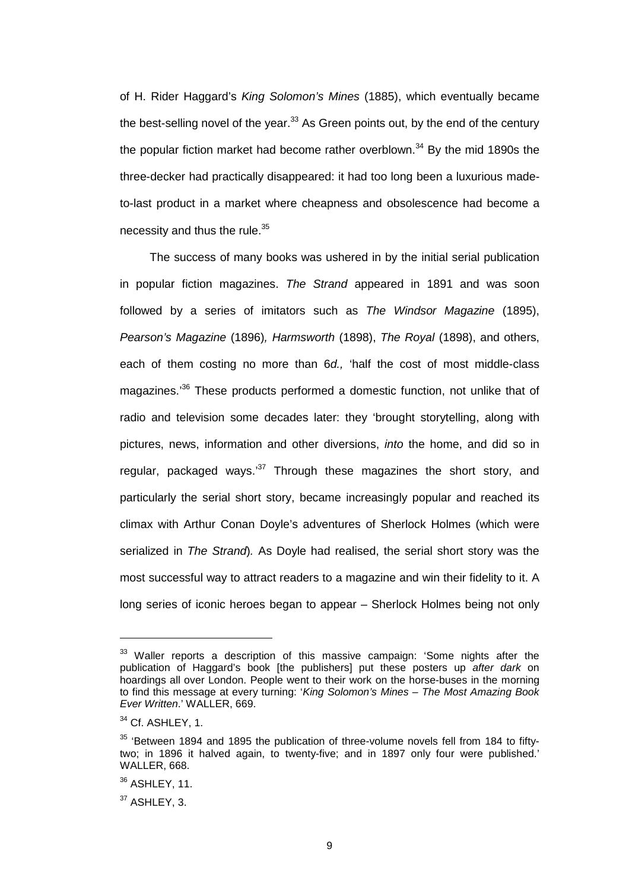of H. Rider Haggard's *King Solomon's Mines* (1885), which eventually became the best-selling novel of the year.[33] As Green points out, by the end of the century the popular fiction market had become rather overblown.[34] By the mid 1890s the three-decker had practically disappeared: it had too long been a luxurious made-to-last product in a market where cheapness and obsolescence had become a necessity and thus the rule.[35]

The success of many books was ushered in by the initial serial publication in popular fiction magazines. *The Strand* appeared in 1891 and was soon followed by a series of imitators such as *The Windsor Magazine* (1895), *Pearson's Magazine* (1896), *Harmsworth* (1898), *The Royal* (1898), and others, each of them costing no more than 6*d.,* 'half the cost of most middle-class magazines.'[36] These products performed a domestic function, not unlike that of radio and television some decades later: they 'brought storytelling, along with pictures, news, information and other diversions, *into* the home, and did so in regular, packaged ways.'[37] Through these magazines the short story, and particularly the serial short story, became increasingly popular and reached its climax with Arthur Conan Doyle's adventures of Sherlock Holmes (which were serialized in *The Strand*). As Doyle had realised, the serial short story was the most successful way to attract readers to a magazine and win their fidelity to it. A long series of iconic heroes began to appear – Sherlock Holmes being not only

---

[33] Waller reports a description of this massive campaign: 'Some nights after the publication of Haggard's book [the publishers] put these posters up *after dark* on hoardings all over London. People went to their work on the horse-buses in the morning to find this message at every turning: '*King Solomon's Mines – The Most Amazing Book Ever Written*.' WALLER, 669.

[34] Cf. ASHLEY, 1.

[35] 'Between 1894 and 1895 the publication of three-volume novels fell from 184 to fifty-two; in 1896 it halved again, to twenty-five; and in 1897 only four were published.' WALLER, 668.

[36] ASHLEY, 11.

[37] ASHLEY, 3.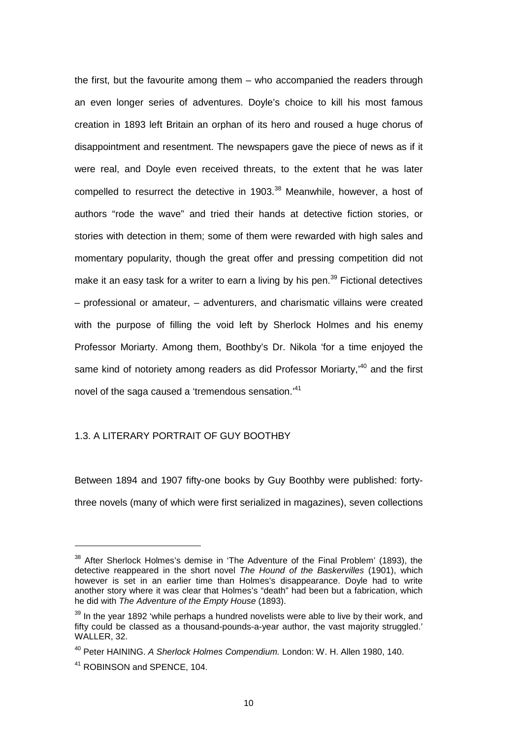the first, but the favourite among them – who accompanied the readers through an even longer series of adventures. Doyle's choice to kill his most famous creation in 1893 left Britain an orphan of its hero and roused a huge chorus of disappointment and resentment. The newspapers gave the piece of news as if it were real, and Doyle even received threats, to the extent that he was later compelled to resurrect the detective in 1903.[38] Meanwhile, however, a host of authors "rode the wave" and tried their hands at detective fiction stories, or stories with detection in them; some of them were rewarded with high sales and momentary popularity, though the great offer and pressing competition did not make it an easy task for a writer to earn a living by his pen.[39] Fictional detectives – professional or amateur, – adventurers, and charismatic villains were created with the purpose of filling the void left by Sherlock Holmes and his enemy Professor Moriarty. Among them, Boothby's Dr. Nikola 'for a time enjoyed the same kind of notoriety among readers as did Professor Moriarty,'[40] and the first novel of the saga caused a 'tremendous sensation.'[41]

## 1.3. A LITERARY PORTRAIT OF GUY BOOTHBY

Between 1894 and 1907 fifty-one books by Guy Boothby were published: forty-three novels (many of which were first serialized in magazines), seven collections

---

[38] After Sherlock Holmes's demise in 'The Adventure of the Final Problem' (1893), the detective reappeared in the short novel *The Hound of the Baskervilles* (1901), which however is set in an earlier time than Holmes's disappearance. Doyle had to write another story where it was clear that Holmes's "death" had been but a fabrication, which he did with *The Adventure of the Empty House* (1893).

[39] In the year 1892 'while perhaps a hundred novelists were able to live by their work, and fifty could be classed as a thousand-pounds-a-year author, the vast majority struggled.' WALLER, 32.

[40] Peter HAINING. *A Sherlock Holmes Compendium.* London: W. H. Allen 1980, 140.

[41] ROBINSON and SPENCE, 104.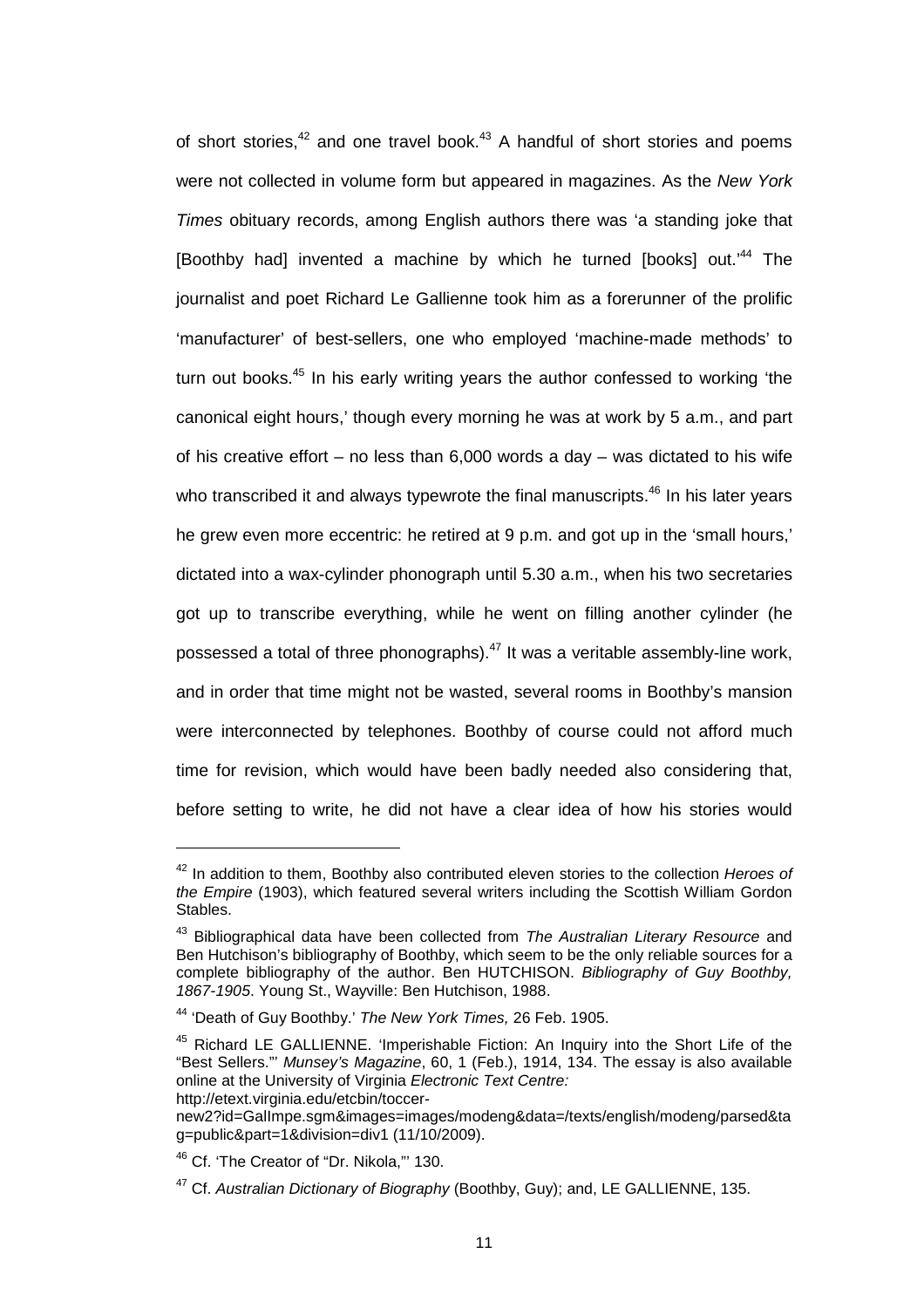of short stories,[42] and one travel book.[43] A handful of short stories and poems were not collected in volume form but appeared in magazines. As the *New York Times* obituary records, among English authors there was 'a standing joke that [Boothby had] invented a machine by which he turned [books] out.'[44] The journalist and poet Richard Le Gallienne took him as a forerunner of the prolific 'manufacturer' of best-sellers, one who employed 'machine-made methods' to turn out books.[45] In his early writing years the author confessed to working 'the canonical eight hours,' though every morning he was at work by 5 a.m., and part of his creative effort – no less than 6,000 words a day – was dictated to his wife who transcribed it and always typewrote the final manuscripts.[46] In his later years he grew even more eccentric: he retired at 9 p.m. and got up in the 'small hours,' dictated into a wax-cylinder phonograph until 5.30 a.m., when his two secretaries got up to transcribe everything, while he went on filling another cylinder (he possessed a total of three phonographs).[47] It was a veritable assembly-line work, and in order that time might not be wasted, several rooms in Boothby's mansion were interconnected by telephones. Boothby of course could not afford much time for revision, which would have been badly needed also considering that, before setting to write, he did not have a clear idea of how his stories would

---

[42] In addition to them, Boothby also contributed eleven stories to the collection *Heroes of the Empire* (1903), which featured several writers including the Scottish William Gordon Stables.

[43] Bibliographical data have been collected from *The Australian Literary Resource* and Ben Hutchison's bibliography of Boothby, which seem to be the only reliable sources for a complete bibliography of the author. Ben HUTCHISON. *Bibliography of Guy Boothby, 1867-1905*. Young St., Wayville: Ben Hutchison, 1988.

[44] 'Death of Guy Boothby.' *The New York Times,* 26 Feb. 1905.

[45] Richard LE GALLIENNE. 'Imperishable Fiction: An Inquiry into the Short Life of the "Best Sellers."' *Munsey's Magazine*, 60, 1 (Feb.), 1914, 134. The essay is also available online at the University of Virginia *Electronic Text Centre:* http://etext.virginia.edu/etcbin/toccer-new2?id=GalImpe.sgm&images=images/modeng&data=/texts/english/modeng/parsed&tag=public&part=1&division=div1 (11/10/2009).

[46] Cf. 'The Creator of "Dr. Nikola,"' 130.

[47] Cf. *Australian Dictionary of Biography* (Boothby, Guy); and, LE GALLIENNE, 135.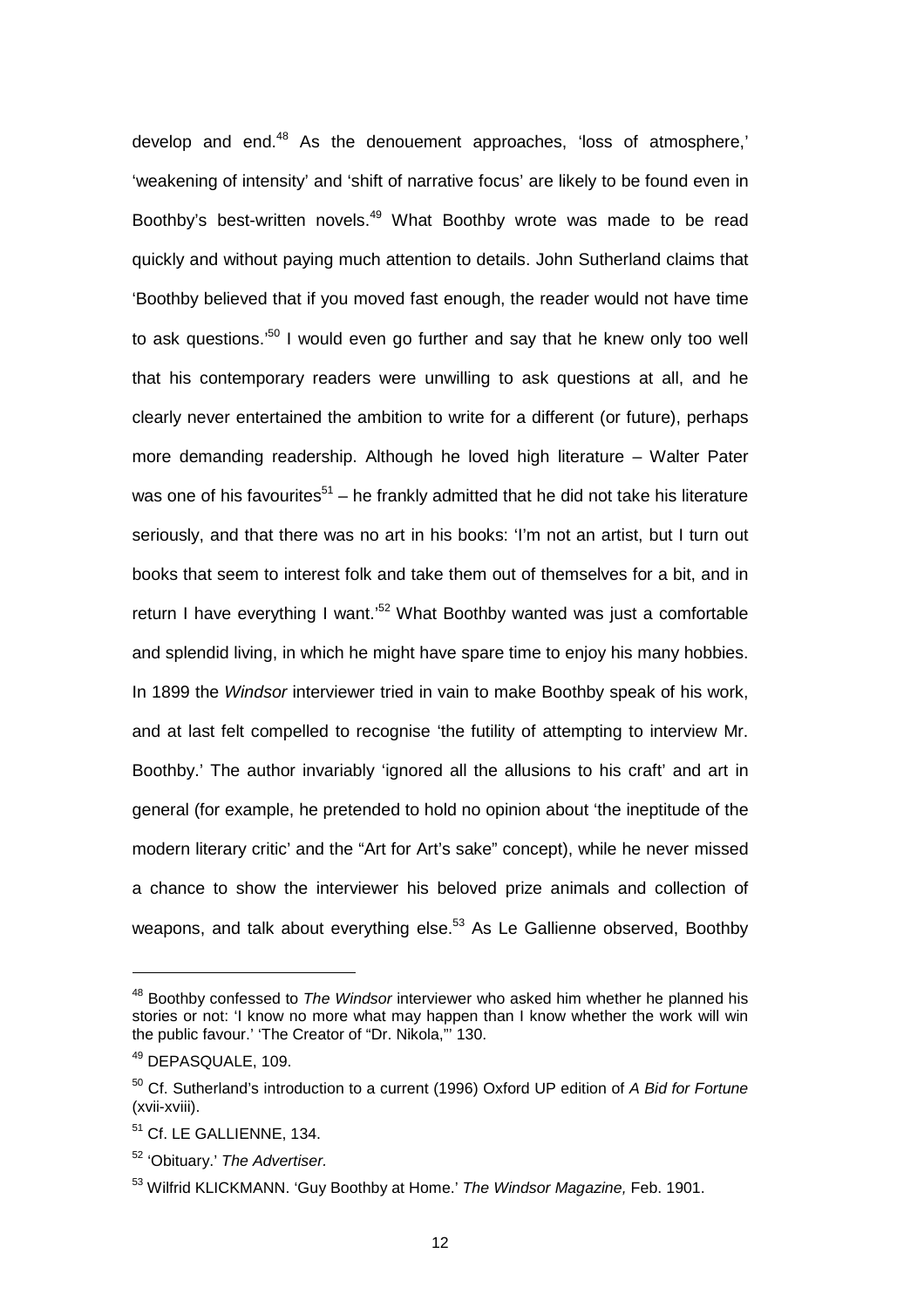develop and end.[48] As the denouement approaches, 'loss of atmosphere,' 'weakening of intensity' and 'shift of narrative focus' are likely to be found even in Boothby's best-written novels.[49] What Boothby wrote was made to be read quickly and without paying much attention to details. John Sutherland claims that 'Boothby believed that if you moved fast enough, the reader would not have time to ask questions.'[50] I would even go further and say that he knew only too well that his contemporary readers were unwilling to ask questions at all, and he clearly never entertained the ambition to write for a different (or future), perhaps more demanding readership. Although he loved high literature – Walter Pater was one of his favourites[51] – he frankly admitted that he did not take his literature seriously, and that there was no art in his books: 'I'm not an artist, but I turn out books that seem to interest folk and take them out of themselves for a bit, and in return I have everything I want.'[52] What Boothby wanted was just a comfortable and splendid living, in which he might have spare time to enjoy his many hobbies. In 1899 the *Windsor* interviewer tried in vain to make Boothby speak of his work, and at last felt compelled to recognise 'the futility of attempting to interview Mr. Boothby.' The author invariably 'ignored all the allusions to his craft' and art in general (for example, he pretended to hold no opinion about 'the ineptitude of the modern literary critic' and the "Art for Art's sake" concept), while he never missed a chance to show the interviewer his beloved prize animals and collection of weapons, and talk about everything else.[53] As Le Gallienne observed, Boothby

---

[48] Boothby confessed to *The Windsor* interviewer who asked him whether he planned his stories or not: 'I know no more what may happen than I know whether the work will win the public favour.' 'The Creator of "Dr. Nikola,"' 130.

[49] DEPASQUALE, 109.

[50] Cf. Sutherland's introduction to a current (1996) Oxford UP edition of *A Bid for Fortune* (xvii-xviii).

[51] Cf. LE GALLIENNE, 134.

[52] 'Obituary.' *The Advertiser.*

[53] Wilfrid KLICKMANN. 'Guy Boothby at Home.' *The Windsor Magazine,* Feb. 1901.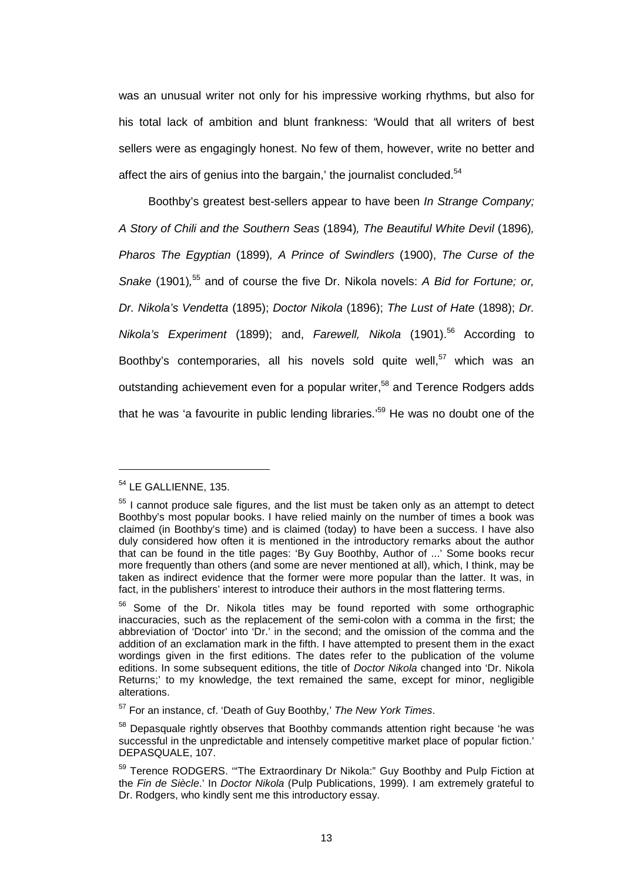was an unusual writer not only for his impressive working rhythms, but also for his total lack of ambition and blunt frankness: 'Would that all writers of best sellers were as engagingly honest. No few of them, however, write no better and affect the airs of genius into the bargain,' the journalist concluded.[54]

Boothby's greatest best-sellers appear to have been *In Strange Company; A Story of Chili and the Southern Seas* (1894), *The Beautiful White Devil* (1896), *Pharos The Egyptian* (1899), *A Prince of Swindlers* (1900), *The Curse of the Snake* (1901),[55] and of course the five Dr. Nikola novels: *A Bid for Fortune; or, Dr. Nikola's Vendetta* (1895); *Doctor Nikola* (1896); *The Lust of Hate* (1898); *Dr. Nikola's Experiment* (1899); and, *Farewell, Nikola* (1901).[56] According to Boothby's contemporaries, all his novels sold quite well,[57] which was an outstanding achievement even for a popular writer,[58] and Terence Rodgers adds that he was 'a favourite in public lending libraries.'[59] He was no doubt one of the

---

[54] LE GALLIENNE, 135.

[55] I cannot produce sale figures, and the list must be taken only as an attempt to detect Boothby's most popular books. I have relied mainly on the number of times a book was claimed (in Boothby's time) and is claimed (today) to have been a success. I have also duly considered how often it is mentioned in the introductory remarks about the author that can be found in the title pages: 'By Guy Boothby, Author of ...' Some books recur more frequently than others (and some are never mentioned at all), which, I think, may be taken as indirect evidence that the former were more popular than the latter. It was, in fact, in the publishers' interest to introduce their authors in the most flattering terms.

[56] Some of the Dr. Nikola titles may be found reported with some orthographic inaccuracies, such as the replacement of the semi-colon with a comma in the first; the abbreviation of 'Doctor' into 'Dr.' in the second; and the omission of the comma and the addition of an exclamation mark in the fifth. I have attempted to present them in the exact wordings given in the first editions. The dates refer to the publication of the volume editions. In some subsequent editions, the title of *Doctor Nikola* changed into 'Dr. Nikola Returns;' to my knowledge, the text remained the same, except for minor, negligible alterations.

[57] For an instance, cf. 'Death of Guy Boothby,' *The New York Times*.

[58] Depasquale rightly observes that Boothby commands attention right because 'he was successful in the unpredictable and intensely competitive market place of popular fiction.' DEPASQUALE, 107.

[59] Terence RODGERS. '"The Extraordinary Dr Nikola:" Guy Boothby and Pulp Fiction at the *Fin de Siècle*.' In *Doctor Nikola* (Pulp Publications, 1999). I am extremely grateful to Dr. Rodgers, who kindly sent me this introductory essay.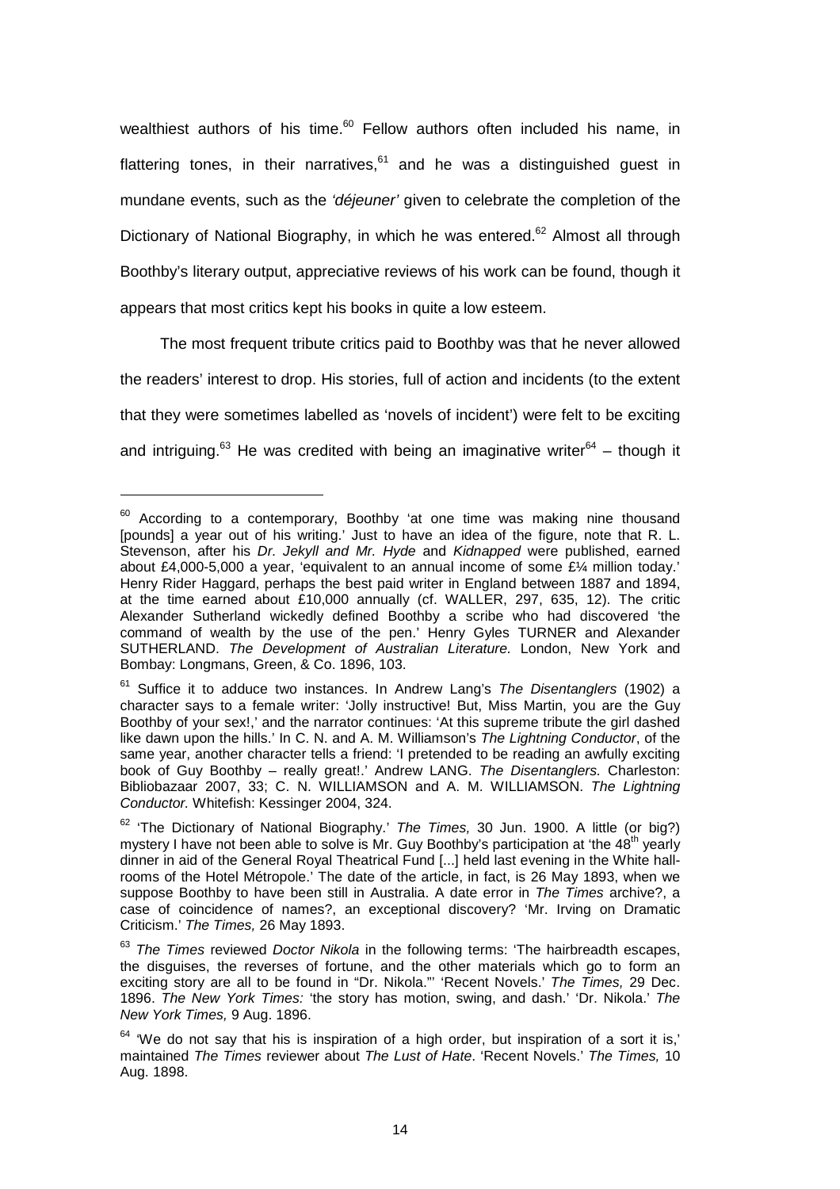wealthiest authors of his time.[60] Fellow authors often included his name, in flattering tones, in their narratives,[61] and he was a distinguished guest in mundane events, such as the *'déjeuner'* given to celebrate the completion of the Dictionary of National Biography, in which he was entered.[62] Almost all through Boothby's literary output, appreciative reviews of his work can be found, though it appears that most critics kept his books in quite a low esteem.

The most frequent tribute critics paid to Boothby was that he never allowed the readers' interest to drop. His stories, full of action and incidents (to the extent that they were sometimes labelled as 'novels of incident') were felt to be exciting and intriguing.[63] He was credited with being an imaginative writer[64] – though it

---

[60] According to a contemporary, Boothby 'at one time was making nine thousand [pounds] a year out of his writing.' Just to have an idea of the figure, note that R. L. Stevenson, after his *Dr. Jekyll and Mr. Hyde* and *Kidnapped* were published, earned about £4,000-5,000 a year, 'equivalent to an annual income of some £¼ million today.' Henry Rider Haggard, perhaps the best paid writer in England between 1887 and 1894, at the time earned about £10,000 annually (cf. WALLER, 297, 635, 12). The critic Alexander Sutherland wickedly defined Boothby a scribe who had discovered 'the command of wealth by the use of the pen.' Henry Gyles TURNER and Alexander SUTHERLAND. *The Development of Australian Literature.* London, New York and Bombay: Longmans, Green, & Co. 1896, 103.

[61] Suffice it to adduce two instances. In Andrew Lang's *The Disentanglers* (1902) a character says to a female writer: 'Jolly instructive! But, Miss Martin, you are the Guy Boothby of your sex!,' and the narrator continues: 'At this supreme tribute the girl dashed like dawn upon the hills.' In C. N. and A. M. Williamson's *The Lightning Conductor*, of the same year, another character tells a friend: 'I pretended to be reading an awfully exciting book of Guy Boothby – really great!.' Andrew LANG. *The Disentanglers.* Charleston: Bibliobazaar 2007, 33; C. N. WILLIAMSON and A. M. WILLIAMSON. *The Lightning Conductor.* Whitefish: Kessinger 2004, 324.

[62] 'The Dictionary of National Biography.' *The Times,* 30 Jun. 1900. A little (or big?) mystery I have not been able to solve is Mr. Guy Boothby's participation at 'the 48th yearly dinner in aid of the General Royal Theatrical Fund [...] held last evening in the White hall-rooms of the Hotel Métropole.' The date of the article, in fact, is 26 May 1893, when we suppose Boothby to have been still in Australia. A date error in *The Times* archive?, a case of coincidence of names?, an exceptional discovery? 'Mr. Irving on Dramatic Criticism.' *The Times,* 26 May 1893.

[63] *The Times* reviewed *Doctor Nikola* in the following terms: 'The hairbreadth escapes, the disguises, the reverses of fortune, and the other materials which go to form an exciting story are all to be found in "Dr. Nikola."' 'Recent Novels.' *The Times,* 29 Dec. 1896. *The New York Times:* 'the story has motion, swing, and dash.' 'Dr. Nikola.' *The New York Times,* 9 Aug. 1896.

[64] 'We do not say that his is inspiration of a high order, but inspiration of a sort it is,' maintained *The Times* reviewer about *The Lust of Hate*. 'Recent Novels.' *The Times,* 10 Aug. 1898.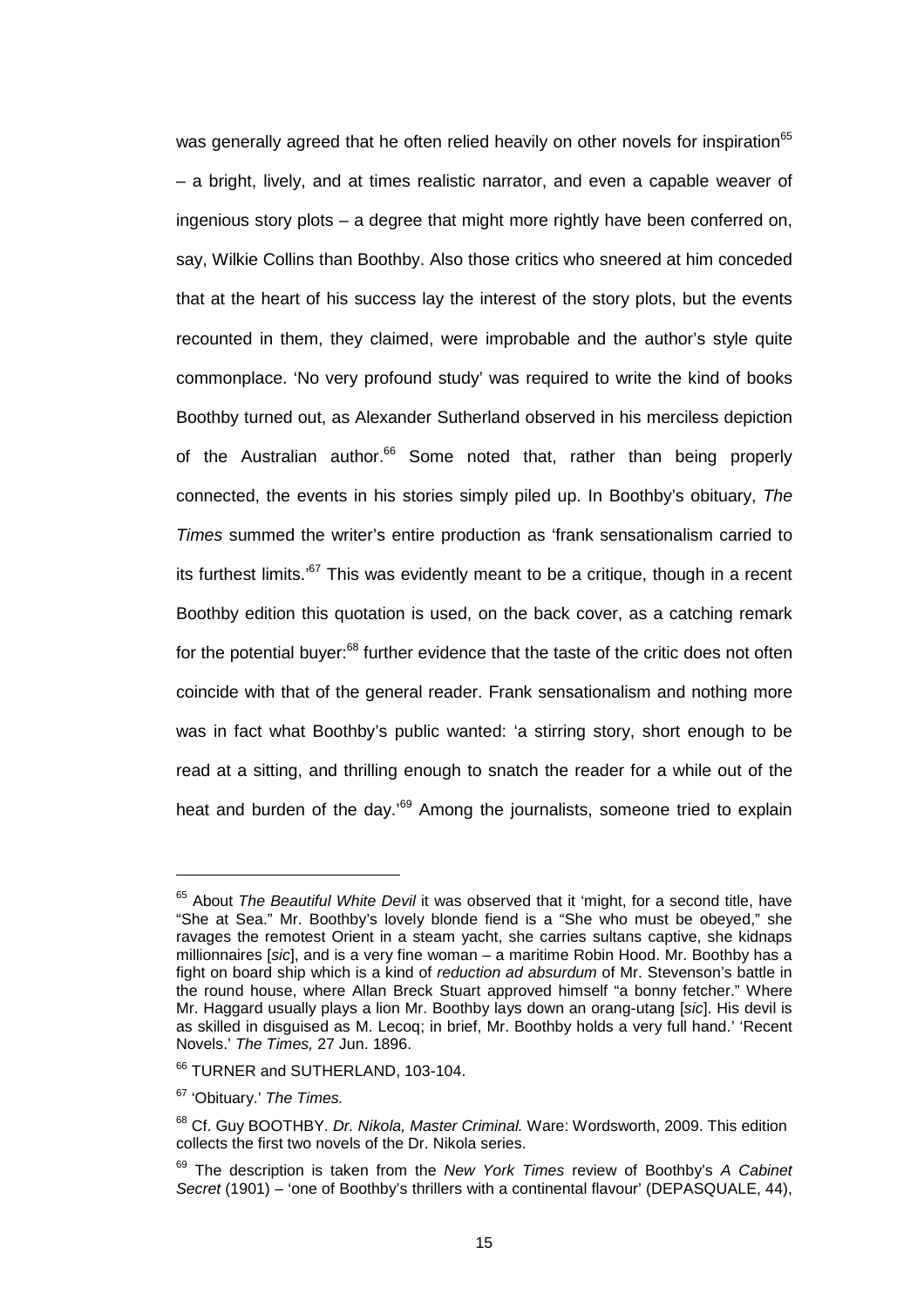was generally agreed that he often relied heavily on other novels for inspiration[65] – a bright, lively, and at times realistic narrator, and even a capable weaver of ingenious story plots – a degree that might more rightly have been conferred on, say, Wilkie Collins than Boothby. Also those critics who sneered at him conceded that at the heart of his success lay the interest of the story plots, but the events recounted in them, they claimed, were improbable and the author's style quite commonplace. 'No very profound study' was required to write the kind of books Boothby turned out, as Alexander Sutherland observed in his merciless depiction of the Australian author.[66] Some noted that, rather than being properly connected, the events in his stories simply piled up. In Boothby's obituary, *The Times* summed the writer's entire production as 'frank sensationalism carried to its furthest limits.'[67] This was evidently meant to be a critique, though in a recent Boothby edition this quotation is used, on the back cover, as a catching remark for the potential buyer:[68] further evidence that the taste of the critic does not often coincide with that of the general reader. Frank sensationalism and nothing more was in fact what Boothby's public wanted: 'a stirring story, short enough to be read at a sitting, and thrilling enough to snatch the reader for a while out of the heat and burden of the day.'[69] Among the journalists, someone tried to explain

---

[65] About *The Beautiful White Devil* it was observed that it 'might, for a second title, have "She at Sea." Mr. Boothby's lovely blonde fiend is a "She who must be obeyed," she ravages the remotest Orient in a steam yacht, she carries sultans captive, she kidnaps millionnaires [*sic*], and is a very fine woman – a maritime Robin Hood. Mr. Boothby has a fight on board ship which is a kind of *reduction ad absurdum* of Mr. Stevenson's battle in the round house, where Allan Breck Stuart approved himself "a bonny fetcher." Where Mr. Haggard usually plays a lion Mr. Boothby lays down an orang-utang [*sic*]. His devil is as skilled in disguised as M. Lecoq; in brief, Mr. Boothby holds a very full hand.' 'Recent Novels.' *The Times,* 27 Jun. 1896.

[66] TURNER and SUTHERLAND, 103-104.

[67] 'Obituary.' *The Times.*

[68] Cf. Guy BOOTHBY. *Dr. Nikola, Master Criminal.* Ware: Wordsworth, 2009. This edition collects the first two novels of the Dr. Nikola series.

[69] The description is taken from the *New York Times* review of Boothby's *A Cabinet Secret* (1901) – 'one of Boothby's thrillers with a continental flavour' (DEPASQUALE, 44),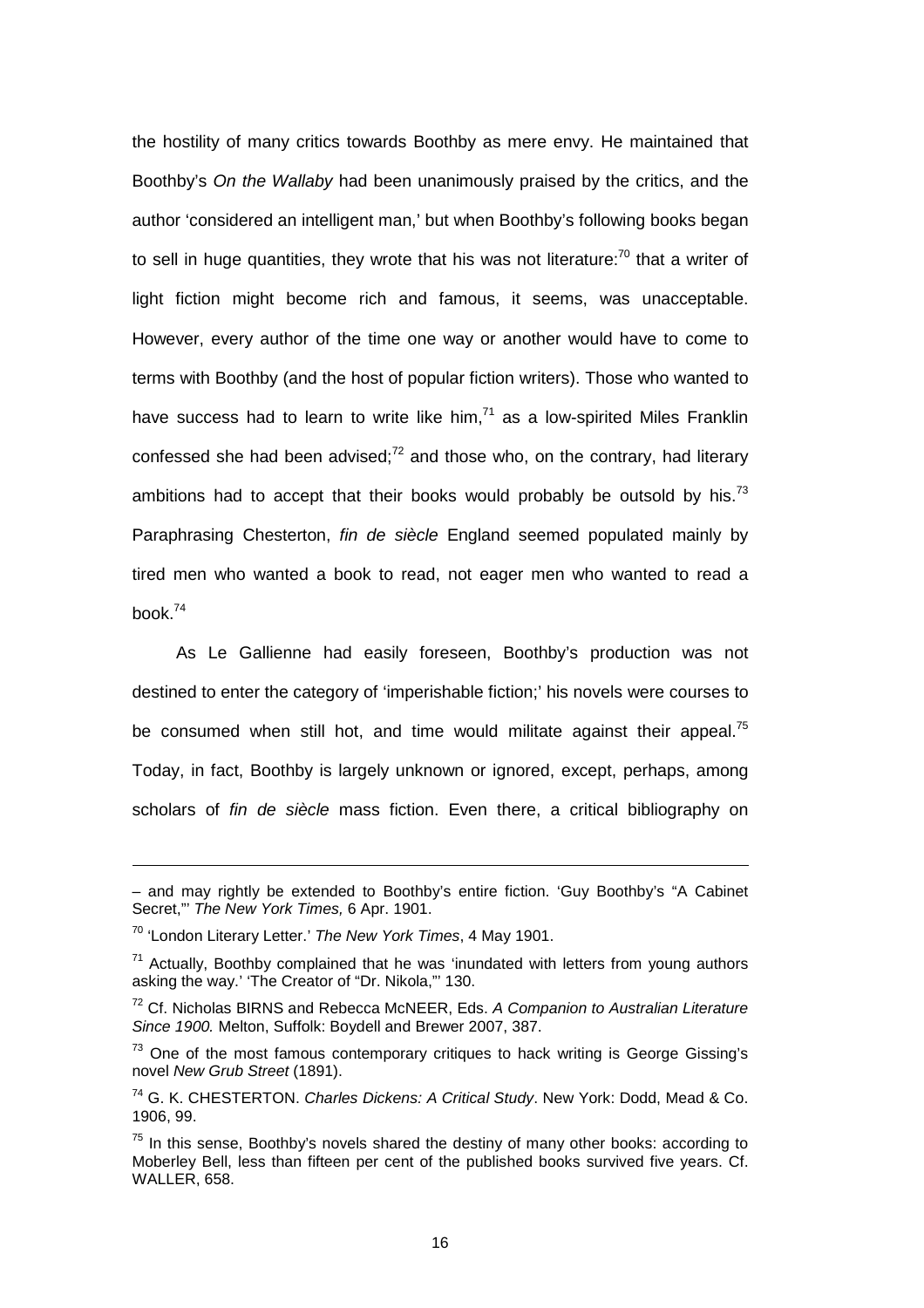the hostility of many critics towards Boothby as mere envy. He maintained that Boothby's *On the Wallaby* had been unanimously praised by the critics, and the author 'considered an intelligent man,' but when Boothby's following books began to sell in huge quantities, they wrote that his was not literature:[70] that a writer of light fiction might become rich and famous, it seems, was unacceptable. However, every author of the time one way or another would have to come to terms with Boothby (and the host of popular fiction writers). Those who wanted to have success had to learn to write like him,[71] as a low-spirited Miles Franklin confessed she had been advised;[72] and those who, on the contrary, had literary ambitions had to accept that their books would probably be outsold by his.[73] Paraphrasing Chesterton, *fin de siècle* England seemed populated mainly by tired men who wanted a book to read, not eager men who wanted to read a book.[74]

As Le Gallienne had easily foreseen, Boothby's production was not destined to enter the category of 'imperishable fiction;' his novels were courses to be consumed when still hot, and time would militate against their appeal.[75] Today, in fact, Boothby is largely unknown or ignored, except, perhaps, among scholars of *fin de siècle* mass fiction. Even there, a critical bibliography on

---

– and may rightly be extended to Boothby's entire fiction. 'Guy Boothby's "A Cabinet Secret,"' *The New York Times,* 6 Apr. 1901.

[70] 'London Literary Letter.' *The New York Times*, 4 May 1901.

[71] Actually, Boothby complained that he was 'inundated with letters from young authors asking the way.' 'The Creator of "Dr. Nikola,"' 130.

[72] Cf. Nicholas BIRNS and Rebecca McNEER, Eds. *A Companion to Australian Literature Since 1900.* Melton, Suffolk: Boydell and Brewer 2007, 387.

[73] One of the most famous contemporary critiques to hack writing is George Gissing's novel *New Grub Street* (1891).

[74] G. K. CHESTERTON. *Charles Dickens: A Critical Study*. New York: Dodd, Mead & Co. 1906, 99.

[75] In this sense, Boothby's novels shared the destiny of many other books: according to Moberley Bell, less than fifteen per cent of the published books survived five years. Cf. WALLER, 658.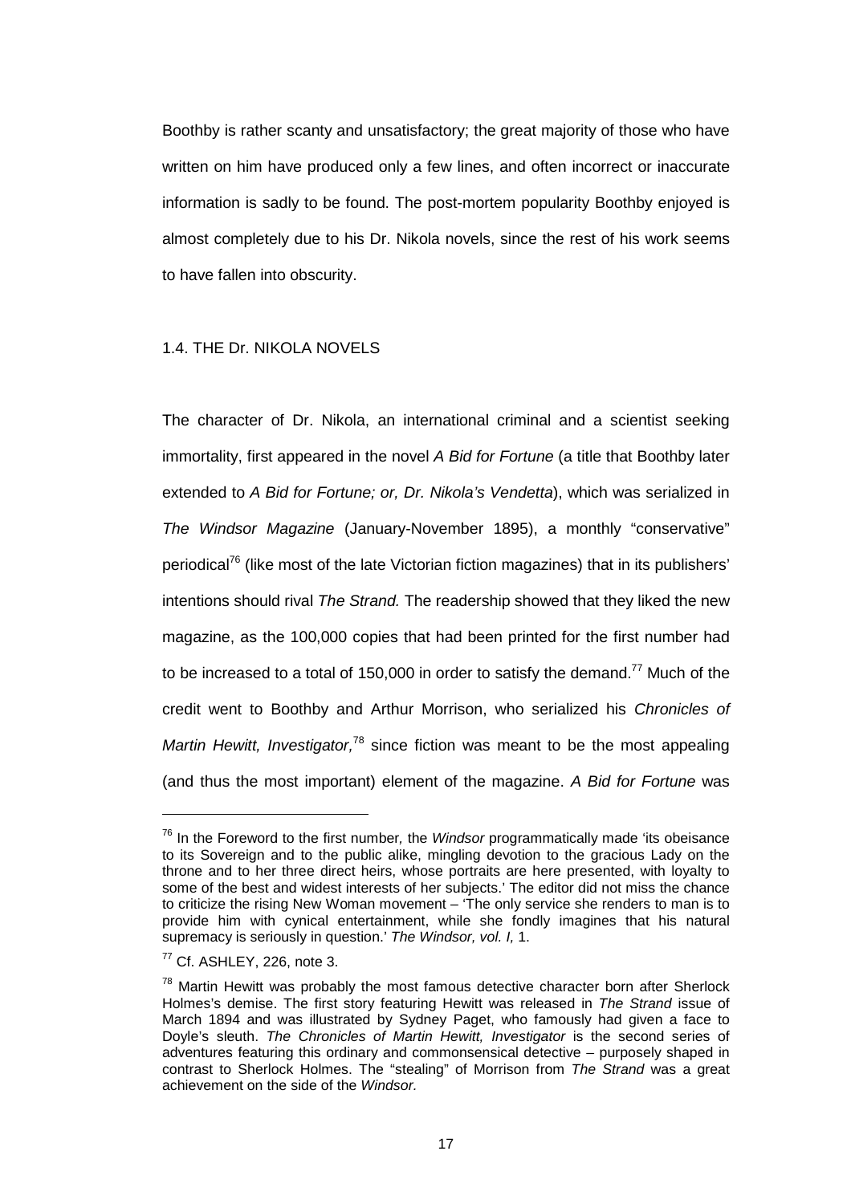Boothby is rather scanty and unsatisfactory; the great majority of those who have written on him have produced only a few lines, and often incorrect or inaccurate information is sadly to be found. The post-mortem popularity Boothby enjoyed is almost completely due to his Dr. Nikola novels, since the rest of his work seems to have fallen into obscurity.

## 1.4. THE Dr. NIKOLA NOVELS

The character of Dr. Nikola, an international criminal and a scientist seeking immortality, first appeared in the novel *A Bid for Fortune* (a title that Boothby later extended to *A Bid for Fortune; or, Dr. Nikola's Vendetta*), which was serialized in *The Windsor Magazine* (January-November 1895), a monthly "conservative" periodical[76] (like most of the late Victorian fiction magazines) that in its publishers' intentions should rival *The Strand.* The readership showed that they liked the new magazine, as the 100,000 copies that had been printed for the first number had to be increased to a total of 150,000 in order to satisfy the demand.[77] Much of the credit went to Boothby and Arthur Morrison, who serialized his *Chronicles of Martin Hewitt, Investigator,*[78] since fiction was meant to be the most appealing (and thus the most important) element of the magazine. *A Bid for Fortune* was

---

[76] In the Foreword to the first number*,* the *Windsor* programmatically made 'its obeisance to its Sovereign and to the public alike, mingling devotion to the gracious Lady on the throne and to her three direct heirs, whose portraits are here presented, with loyalty to some of the best and widest interests of her subjects.' The editor did not miss the chance to criticize the rising New Woman movement – 'The only service she renders to man is to provide him with cynical entertainment, while she fondly imagines that his natural supremacy is seriously in question.' *The Windsor, vol. I,* 1.

[77] Cf. ASHLEY, 226, note 3.

[78] Martin Hewitt was probably the most famous detective character born after Sherlock Holmes's demise. The first story featuring Hewitt was released in *The Strand* issue of March 1894 and was illustrated by Sydney Paget, who famously had given a face to Doyle's sleuth. *The Chronicles of Martin Hewitt, Investigator* is the second series of adventures featuring this ordinary and commonsensical detective – purposely shaped in contrast to Sherlock Holmes. The "stealing" of Morrison from *The Strand* was a great achievement on the side of the *Windsor.*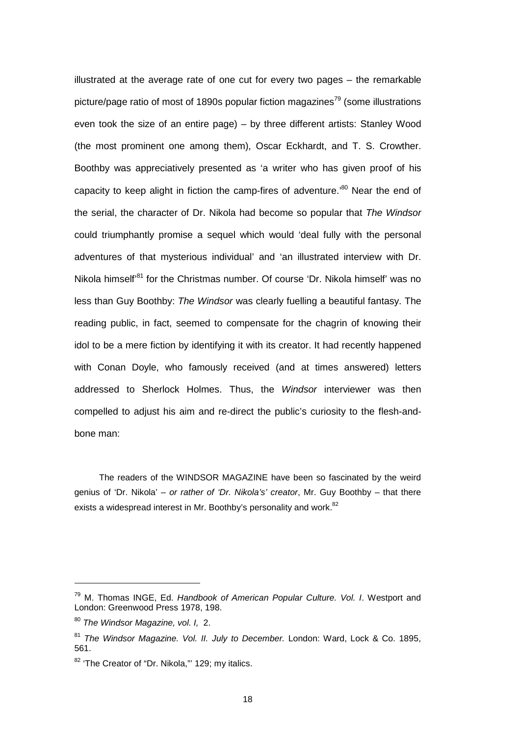illustrated at the average rate of one cut for every two pages – the remarkable picture/page ratio of most of 1890s popular fiction magazines[79] (some illustrations even took the size of an entire page) – by three different artists: Stanley Wood (the most prominent one among them), Oscar Eckhardt, and T. S. Crowther. Boothby was appreciatively presented as 'a writer who has given proof of his capacity to keep alight in fiction the camp-fires of adventure.'[80] Near the end of the serial, the character of Dr. Nikola had become so popular that *The Windsor* could triumphantly promise a sequel which would 'deal fully with the personal adventures of that mysterious individual' and 'an illustrated interview with Dr. Nikola himself'[81] for the Christmas number. Of course 'Dr. Nikola himself' was no less than Guy Boothby: *The Windsor* was clearly fuelling a beautiful fantasy. The reading public, in fact, seemed to compensate for the chagrin of knowing their idol to be a mere fiction by identifying it with its creator. It had recently happened with Conan Doyle, who famously received (and at times answered) letters addressed to Sherlock Holmes. Thus, the *Windsor* interviewer was then compelled to adjust his aim and re-direct the public's curiosity to the flesh-and-bone man:

> The readers of the WINDSOR MAGAZINE have been so fascinated by the weird genius of 'Dr. Nikola' – *or rather of 'Dr. Nikola's' creator*, Mr. Guy Boothby – that there exists a widespread interest in Mr. Boothby's personality and work.[82]

---

[79] M. Thomas INGE, Ed. *Handbook of American Popular Culture. Vol. I*. Westport and London: Greenwood Press 1978, 198.

[80] *The Windsor Magazine, vol. I,* 2.

[81] *The Windsor Magazine. Vol. II. July to December.* London: Ward, Lock & Co. 1895, 561.

[82] 'The Creator of "Dr. Nikola,"' 129; my italics.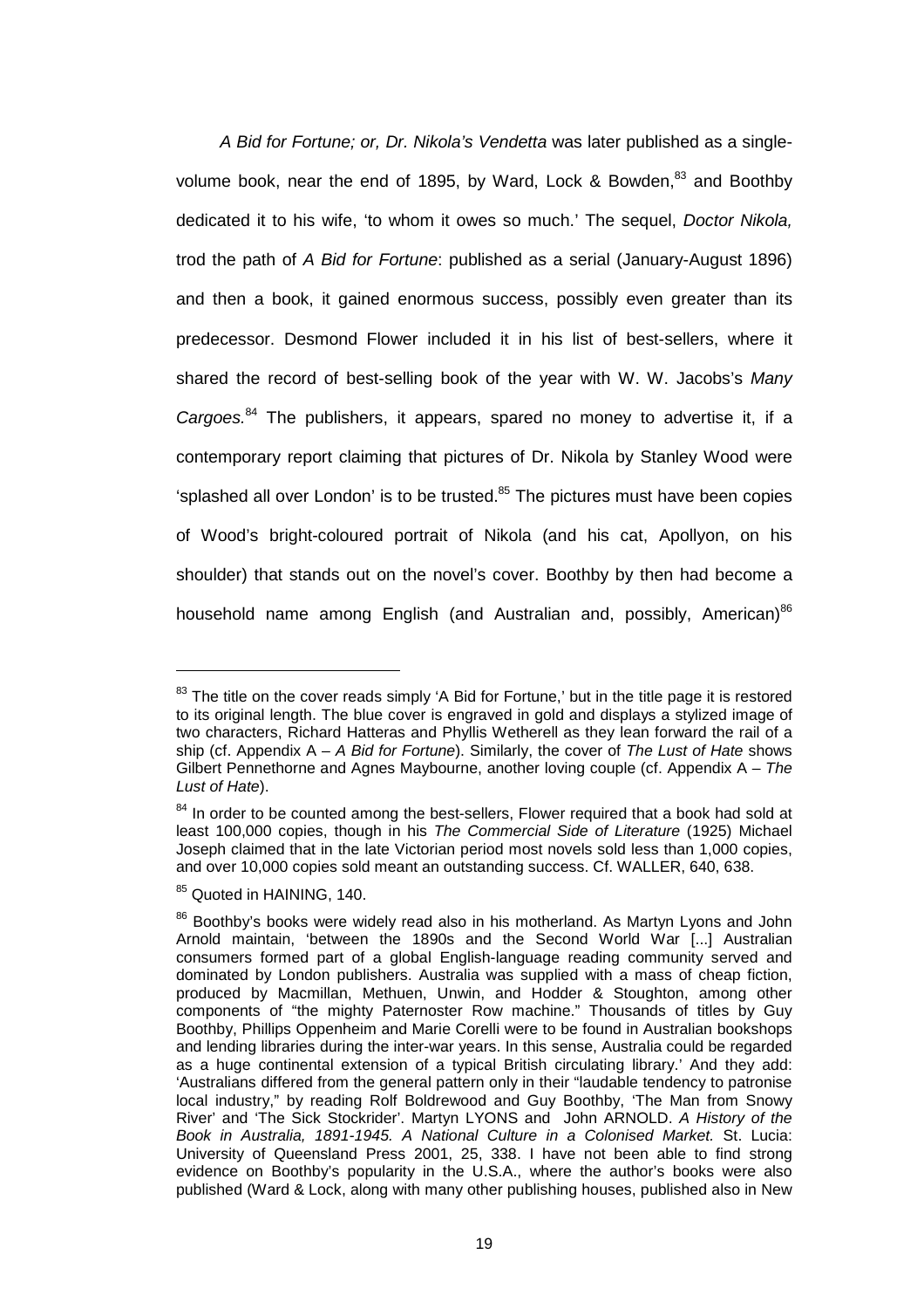*A Bid for Fortune; or, Dr. Nikola's Vendetta* was later published as a single-volume book, near the end of 1895, by Ward, Lock & Bowden,[83] and Boothby dedicated it to his wife, 'to whom it owes so much.' The sequel, *Doctor Nikola,* trod the path of *A Bid for Fortune*: published as a serial (January-August 1896) and then a book, it gained enormous success, possibly even greater than its predecessor. Desmond Flower included it in his list of best-sellers, where it shared the record of best-selling book of the year with W. W. Jacobs's *Many Cargoes.*[84] The publishers, it appears, spared no money to advertise it, if a contemporary report claiming that pictures of Dr. Nikola by Stanley Wood were 'splashed all over London' is to be trusted.[85] The pictures must have been copies of Wood's bright-coloured portrait of Nikola (and his cat, Apollyon, on his shoulder) that stands out on the novel's cover. Boothby by then had become a household name among English (and Australian and, possibly, American)[86]

---

[83] The title on the cover reads simply 'A Bid for Fortune,' but in the title page it is restored to its original length. The blue cover is engraved in gold and displays a stylized image of two characters, Richard Hatteras and Phyllis Wetherell as they lean forward the rail of a ship (cf. Appendix A – *A Bid for Fortune*). Similarly, the cover of *The Lust of Hate* shows Gilbert Pennethorne and Agnes Maybourne, another loving couple (cf. Appendix A – *The Lust of Hate*).

[84] In order to be counted among the best-sellers, Flower required that a book had sold at least 100,000 copies, though in his *The Commercial Side of Literature* (1925) Michael Joseph claimed that in the late Victorian period most novels sold less than 1,000 copies, and over 10,000 copies sold meant an outstanding success. Cf. WALLER, 640, 638.

[85] Quoted in HAINING, 140.

[86] Boothby's books were widely read also in his motherland. As Martyn Lyons and John Arnold maintain, 'between the 1890s and the Second World War [...] Australian consumers formed part of a global English-language reading community served and dominated by London publishers. Australia was supplied with a mass of cheap fiction, produced by Macmillan, Methuen, Unwin, and Hodder & Stoughton, among other components of "the mighty Paternoster Row machine." Thousands of titles by Guy Boothby, Phillips Oppenheim and Marie Corelli were to be found in Australian bookshops and lending libraries during the inter-war years. In this sense, Australia could be regarded as a huge continental extension of a typical British circulating library.' And they add: 'Australians differed from the general pattern only in their "laudable tendency to patronise local industry," by reading Rolf Boldrewood and Guy Boothby, 'The Man from Snowy River' and 'The Sick Stockrider'. Martyn LYONS and John ARNOLD. *A History of the Book in Australia, 1891-1945. A National Culture in a Colonised Market.* St. Lucia: University of Queensland Press 2001, 25, 338. I have not been able to find strong evidence on Boothby's popularity in the U.S.A., where the author's books were also published (Ward & Lock, along with many other publishing houses, published also in New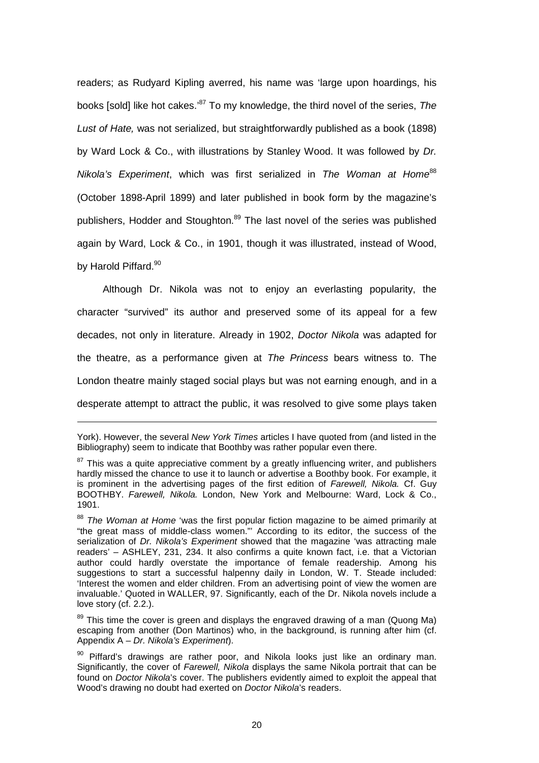readers; as Rudyard Kipling averred, his name was 'large upon hoardings, his books [sold] like hot cakes.'[87] To my knowledge, the third novel of the series, *The Lust of Hate,* was not serialized, but straightforwardly published as a book (1898) by Ward Lock & Co., with illustrations by Stanley Wood. It was followed by *Dr. Nikola's Experiment*, which was first serialized in *The Woman at Home*[88] (October 1898-April 1899) and later published in book form by the magazine's publishers, Hodder and Stoughton.[89] The last novel of the series was published again by Ward, Lock & Co., in 1901, though it was illustrated, instead of Wood, by Harold Piffard.[90]

Although Dr. Nikola was not to enjoy an everlasting popularity, the character "survived" its author and preserved some of its appeal for a few decades, not only in literature. Already in 1902, *Doctor Nikola* was adapted for the theatre, as a performance given at *The Princess* bears witness to. The London theatre mainly staged social plays but was not earning enough, and in a desperate attempt to attract the public, it was resolved to give some plays taken

---

York). However, the several *New York Times* articles I have quoted from (and listed in the Bibliography) seem to indicate that Boothby was rather popular even there.

[87] This was a quite appreciative comment by a greatly influencing writer, and publishers hardly missed the chance to use it to launch or advertise a Boothby book. For example, it is prominent in the advertising pages of the first edition of *Farewell, Nikola.* Cf. Guy BOOTHBY. *Farewell, Nikola.* London, New York and Melbourne: Ward, Lock & Co., 1901.

[88] *The Woman at Home* 'was the first popular fiction magazine to be aimed primarily at "the great mass of middle-class women."' According to its editor, the success of the serialization of *Dr. Nikola's Experiment* showed that the magazine 'was attracting male readers' – ASHLEY, 231, 234. It also confirms a quite known fact, i.e. that a Victorian author could hardly overstate the importance of female readership. Among his suggestions to start a successful halpenny daily in London, W. T. Steade included: 'Interest the women and elder children. From an advertising point of view the women are invaluable.' Quoted in WALLER, 97. Significantly, each of the Dr. Nikola novels include a love story (cf. 2.2.).

[89] This time the cover is green and displays the engraved drawing of a man (Quong Ma) escaping from another (Don Martinos) who, in the background, is running after him (cf. Appendix A – *Dr. Nikola's Experiment*).

[90] Piffard's drawings are rather poor, and Nikola looks just like an ordinary man. Significantly, the cover of *Farewell, Nikola* displays the same Nikola portrait that can be found on *Doctor Nikola*'s cover. The publishers evidently aimed to exploit the appeal that Wood's drawing no doubt had exerted on *Doctor Nikola*'s readers.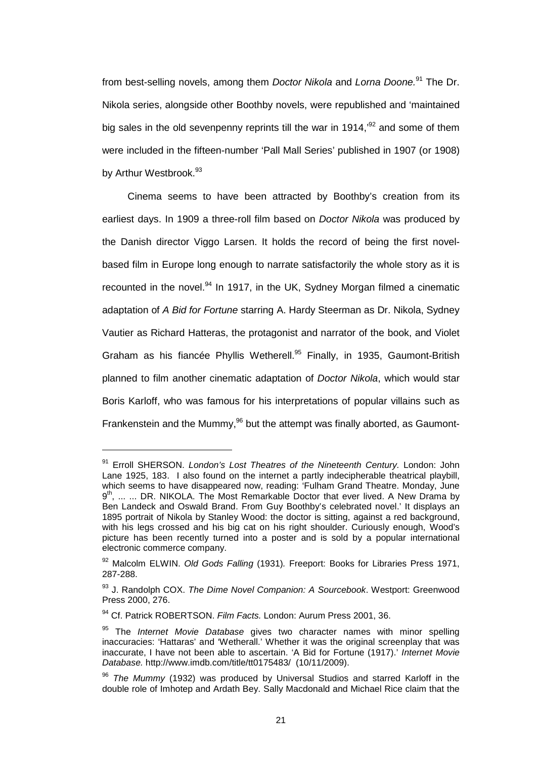from best-selling novels, among them *Doctor Nikola* and *Lorna Doone.*[91] The Dr. Nikola series, alongside other Boothby novels, were republished and 'maintained big sales in the old sevenpenny reprints till the war in 1914,'[92] and some of them were included in the fifteen-number 'Pall Mall Series' published in 1907 (or 1908) by Arthur Westbrook.[93]

Cinema seems to have been attracted by Boothby's creation from its earliest days. In 1909 a three-roll film based on *Doctor Nikola* was produced by the Danish director Viggo Larsen. It holds the record of being the first novel-based film in Europe long enough to narrate satisfactorily the whole story as it is recounted in the novel.[94] In 1917, in the UK, Sydney Morgan filmed a cinematic adaptation of *A Bid for Fortune* starring A. Hardy Steerman as Dr. Nikola, Sydney Vautier as Richard Hatteras, the protagonist and narrator of the book, and Violet Graham as his fiancée Phyllis Wetherell.[95] Finally, in 1935, Gaumont-British planned to film another cinematic adaptation of *Doctor Nikola*, which would star Boris Karloff, who was famous for his interpretations of popular villains such as Frankenstein and the Mummy,[96] but the attempt was finally aborted, as Gaumont-

---

[91] Erroll SHERSON. *London's Lost Theatres of the Nineteenth Century.* London: John Lane 1925, 183. I also found on the internet a partly indecipherable theatrical playbill, which seems to have disappeared now, reading: 'Fulham Grand Theatre. Monday, June 9th, ... ... DR. NIKOLA. The Most Remarkable Doctor that ever lived. A New Drama by Ben Landeck and Oswald Brand. From Guy Boothby's celebrated novel.' It displays an 1895 portrait of Nikola by Stanley Wood: the doctor is sitting, against a red background, with his legs crossed and his big cat on his right shoulder. Curiously enough, Wood's picture has been recently turned into a poster and is sold by a popular international electronic commerce company.

[92] Malcolm ELWIN. *Old Gods Falling* (1931)*.* Freeport: Books for Libraries Press 1971, 287-288.

[93] J. Randolph COX. *The Dime Novel Companion: A Sourcebook*. Westport: Greenwood Press 2000, 276.

[94] Cf. Patrick ROBERTSON. *Film Facts.* London: Aurum Press 2001, 36.

[95] The *Internet Movie Database* gives two character names with minor spelling inaccuracies: 'Hattaras' and 'Wetherall.' Whether it was the original screenplay that was inaccurate, I have not been able to ascertain. 'A Bid for Fortune (1917).' *Internet Movie Database.* http://www.imdb.com/title/tt0175483/ (10/11/2009).

[96] *The Mummy* (1932) was produced by Universal Studios and starred Karloff in the double role of Imhotep and Ardath Bey. Sally Macdonald and Michael Rice claim that the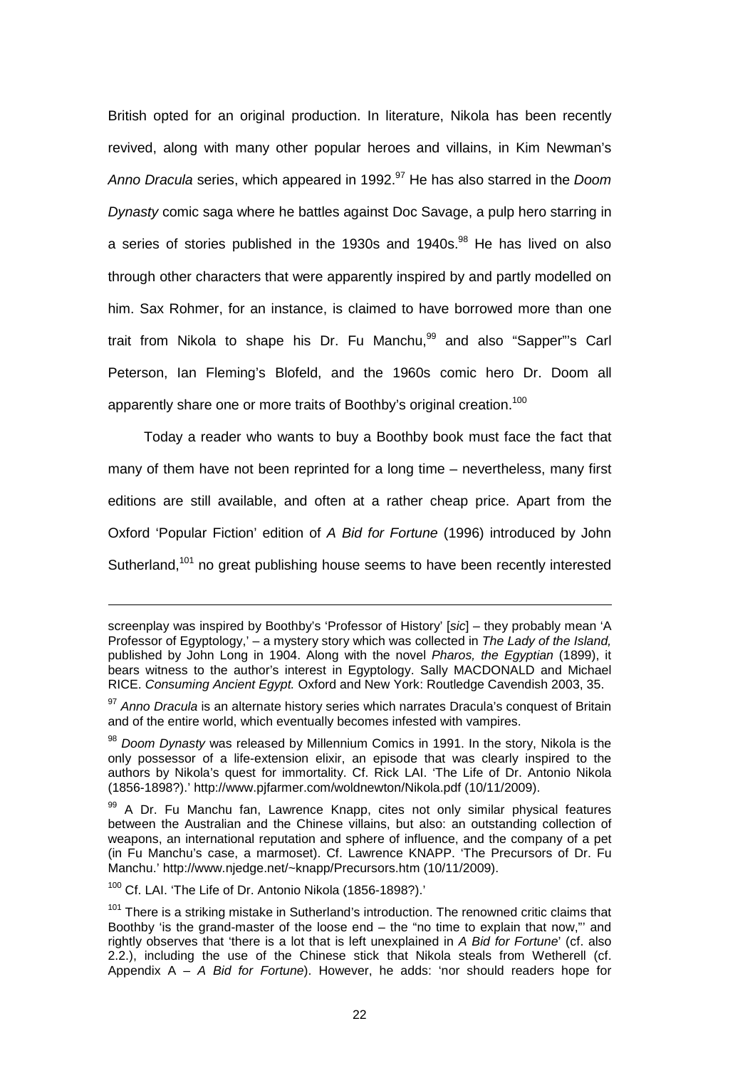British opted for an original production. In literature, Nikola has been recently revived, along with many other popular heroes and villains, in Kim Newman's *Anno Dracula* series, which appeared in 1992.[97] He has also starred in the *Doom Dynasty* comic saga where he battles against Doc Savage, a pulp hero starring in a series of stories published in the 1930s and 1940s.[98] He has lived on also through other characters that were apparently inspired by and partly modelled on him. Sax Rohmer, for an instance, is claimed to have borrowed more than one trait from Nikola to shape his Dr. Fu Manchu,[99] and also "Sapper"'s Carl Peterson, Ian Fleming's Blofeld, and the 1960s comic hero Dr. Doom all apparently share one or more traits of Boothby's original creation.[100]

Today a reader who wants to buy a Boothby book must face the fact that many of them have not been reprinted for a long time – nevertheless, many first editions are still available, and often at a rather cheap price. Apart from the Oxford 'Popular Fiction' edition of *A Bid for Fortune* (1996) introduced by John Sutherland,[101] no great publishing house seems to have been recently interested

---

screenplay was inspired by Boothby's 'Professor of History' [*sic*] – they probably mean 'A Professor of Egyptology,' – a mystery story which was collected in *The Lady of the Island,* published by John Long in 1904. Along with the novel *Pharos, the Egyptian* (1899), it bears witness to the author's interest in Egyptology. Sally MACDONALD and Michael RICE. *Consuming Ancient Egypt.* Oxford and New York: Routledge Cavendish 2003, 35.

[97] *Anno Dracula* is an alternate history series which narrates Dracula's conquest of Britain and of the entire world, which eventually becomes infested with vampires.

[98] *Doom Dynasty* was released by Millennium Comics in 1991. In the story, Nikola is the only possessor of a life-extension elixir, an episode that was clearly inspired to the authors by Nikola's quest for immortality. Cf. Rick LAI. 'The Life of Dr. Antonio Nikola (1856-1898?).' http://www.pjfarmer.com/woldnewton/Nikola.pdf (10/11/2009).

[99] A Dr. Fu Manchu fan, Lawrence Knapp, cites not only similar physical features between the Australian and the Chinese villains, but also: an outstanding collection of weapons, an international reputation and sphere of influence, and the company of a pet (in Fu Manchu's case, a marmoset). Cf. Lawrence KNAPP. 'The Precursors of Dr. Fu Manchu.' http://www.njedge.net/~knapp/Precursors.htm (10/11/2009).

[100] Cf. LAI. 'The Life of Dr. Antonio Nikola (1856-1898?).'

[101] There is a striking mistake in Sutherland's introduction. The renowned critic claims that Boothby 'is the grand-master of the loose end – the "no time to explain that now,"' and rightly observes that 'there is a lot that is left unexplained in *A Bid for Fortune*' (cf. also 2.2.), including the use of the Chinese stick that Nikola steals from Wetherell (cf. Appendix A – *A Bid for Fortune*). However, he adds: 'nor should readers hope for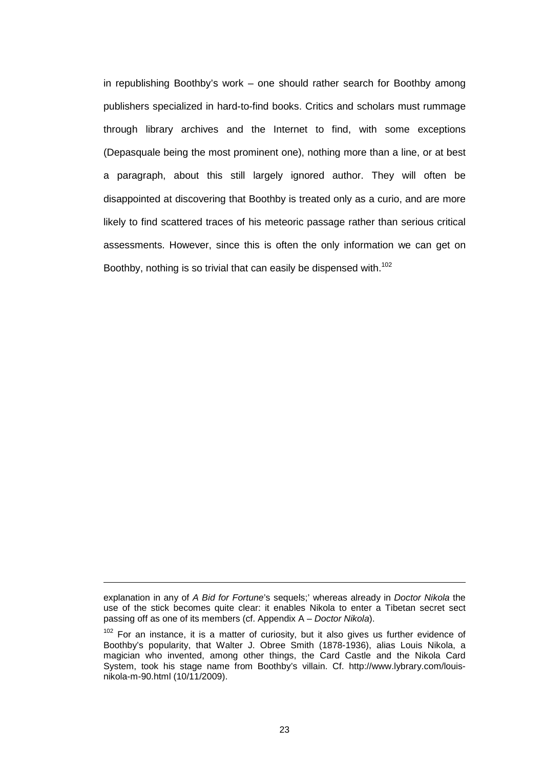in republishing Boothby's work – one should rather search for Boothby among publishers specialized in hard-to-find books. Critics and scholars must rummage through library archives and the Internet to find, with some exceptions (Depasquale being the most prominent one), nothing more than a line, or at best a paragraph, about this still largely ignored author. They will often be disappointed at discovering that Boothby is treated only as a curio, and are more likely to find scattered traces of his meteoric passage rather than serious critical assessments. However, since this is often the only information we can get on Boothby, nothing is so trivial that can easily be dispensed with.[102]

---

explanation in any of *A Bid for Fortune*'s sequels;' whereas already in *Doctor Nikola* the use of the stick becomes quite clear: it enables Nikola to enter a Tibetan secret sect passing off as one of its members (cf. Appendix A – *Doctor Nikola*).

[102] For an instance, it is a matter of curiosity, but it also gives us further evidence of Boothby's popularity, that Walter J. Obree Smith (1878-1936), alias Louis Nikola, a magician who invented, among other things, the Card Castle and the Nikola Card System, took his stage name from Boothby's villain. Cf. http://www.lybrary.com/louis-nikola-m-90.html (10/11/2009).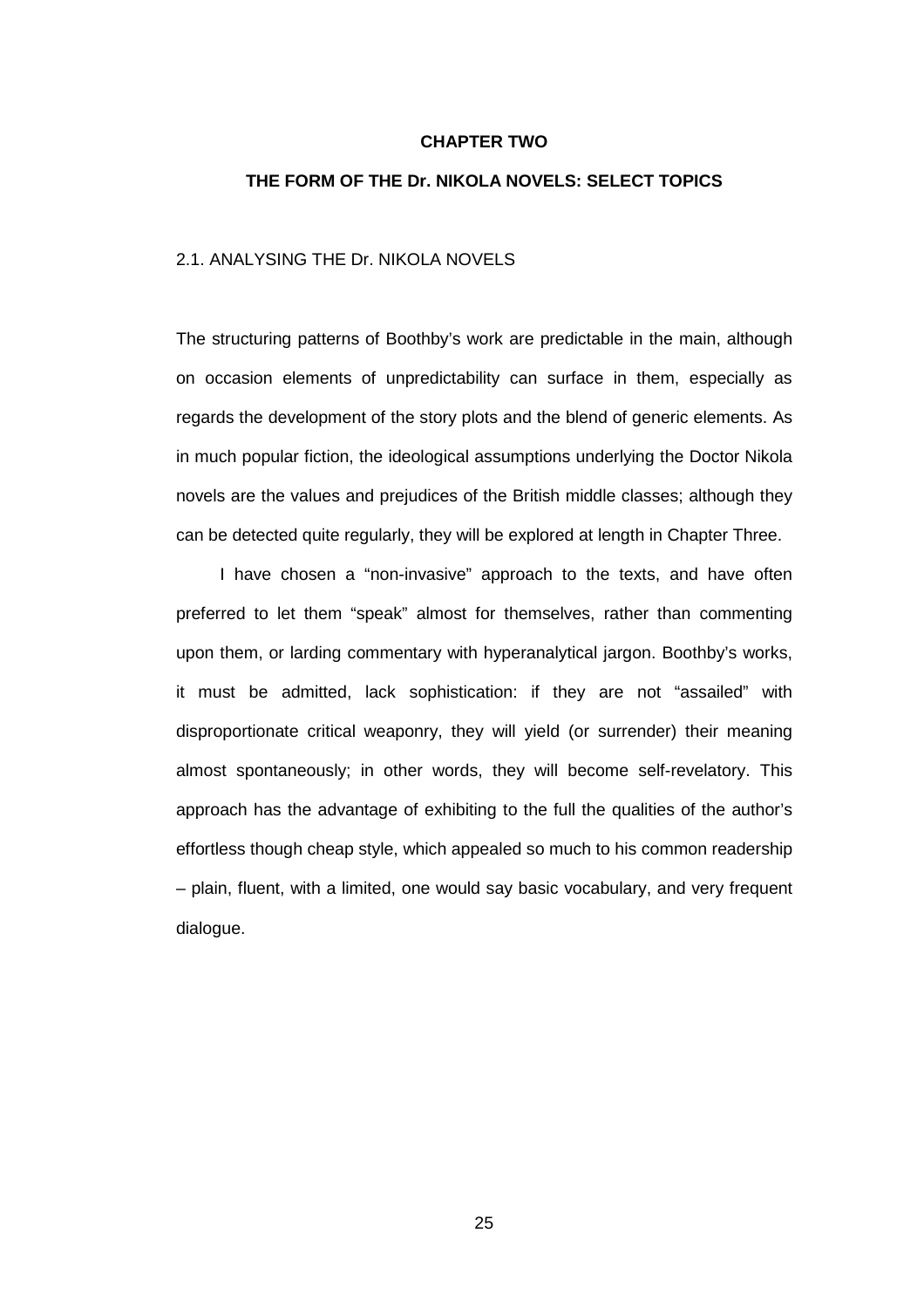# CHAPTER TWO

# THE FORM OF THE Dr. NIKOLA NOVELS: SELECT TOPICS

## 2.1. ANALYSING THE Dr. NIKOLA NOVELS

The structuring patterns of Boothby's work are predictable in the main, although on occasion elements of unpredictability can surface in them, especially as regards the development of the story plots and the blend of generic elements. As in much popular fiction, the ideological assumptions underlying the Doctor Nikola novels are the values and prejudices of the British middle classes; although they can be detected quite regularly, they will be explored at length in Chapter Three.

I have chosen a "non-invasive" approach to the texts, and have often preferred to let them "speak" almost for themselves, rather than commenting upon them, or larding commentary with hyperanalytical jargon. Boothby's works, it must be admitted, lack sophistication: if they are not "assailed" with disproportionate critical weaponry, they will yield (or surrender) their meaning almost spontaneously; in other words, they will become self-revelatory. This approach has the advantage of exhibiting to the full the qualities of the author's effortless though cheap style, which appealed so much to his common readership – plain, fluent, with a limited, one would say basic vocabulary, and very frequent dialogue.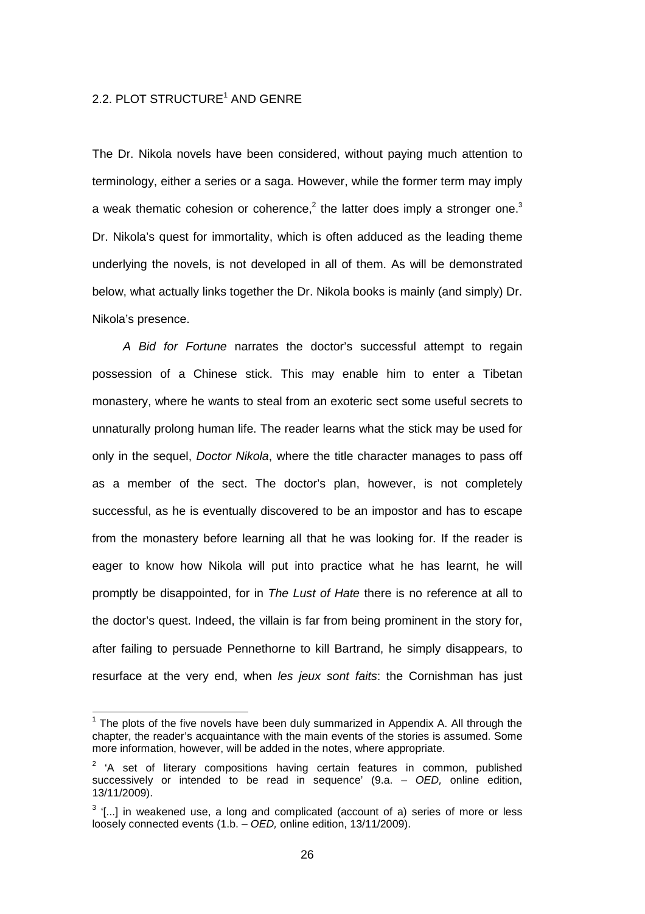## 2.2. PLOT STRUCTURE[1] AND GENRE

The Dr. Nikola novels have been considered, without paying much attention to terminology, either a series or a saga. However, while the former term may imply a weak thematic cohesion or coherence,[2] the latter does imply a stronger one.[3] Dr. Nikola's quest for immortality, which is often adduced as the leading theme underlying the novels, is not developed in all of them. As will be demonstrated below, what actually links together the Dr. Nikola books is mainly (and simply) Dr. Nikola's presence.

*A Bid for Fortune* narrates the doctor's successful attempt to regain possession of a Chinese stick. This may enable him to enter a Tibetan monastery, where he wants to steal from an exoteric sect some useful secrets to unnaturally prolong human life. The reader learns what the stick may be used for only in the sequel, *Doctor Nikola*, where the title character manages to pass off as a member of the sect. The doctor's plan, however, is not completely successful, as he is eventually discovered to be an impostor and has to escape from the monastery before learning all that he was looking for. If the reader is eager to know how Nikola will put into practice what he has learnt, he will promptly be disappointed, for in *The Lust of Hate* there is no reference at all to the doctor's quest. Indeed, the villain is far from being prominent in the story for, after failing to persuade Pennethorne to kill Bartrand, he simply disappears, to resurface at the very end, when *les jeux sont faits*: the Cornishman has just

---

[1] The plots of the five novels have been duly summarized in Appendix A. All through the chapter, the reader's acquaintance with the main events of the stories is assumed. Some more information, however, will be added in the notes, where appropriate.

[2] 'A set of literary compositions having certain features in common, published successively or intended to be read in sequence' (9.a. – *OED,* online edition, 13/11/2009).

[3] '[...] in weakened use, a long and complicated (account of a) series of more or less loosely connected events (1.b. – *OED,* online edition, 13/11/2009).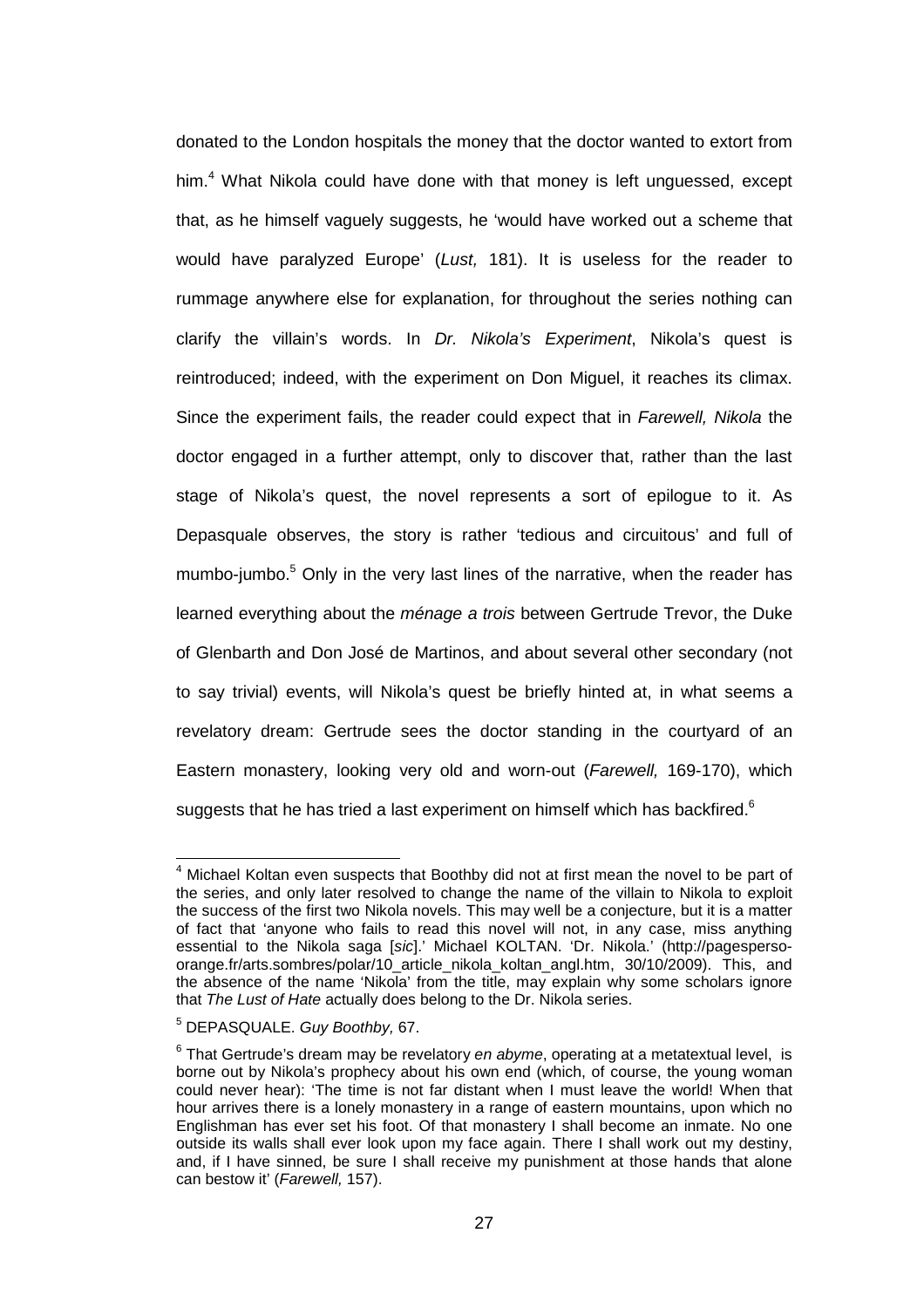donated to the London hospitals the money that the doctor wanted to extort from him.[4] What Nikola could have done with that money is left unguessed, except that, as he himself vaguely suggests, he 'would have worked out a scheme that would have paralyzed Europe' (*Lust,* 181). It is useless for the reader to rummage anywhere else for explanation, for throughout the series nothing can clarify the villain's words. In *Dr. Nikola's Experiment*, Nikola's quest is reintroduced; indeed, with the experiment on Don Miguel, it reaches its climax. Since the experiment fails, the reader could expect that in *Farewell, Nikola* the doctor engaged in a further attempt, only to discover that, rather than the last stage of Nikola's quest, the novel represents a sort of epilogue to it. As Depasquale observes, the story is rather 'tedious and circuitous' and full of mumbo-jumbo.[5] Only in the very last lines of the narrative, when the reader has learned everything about the *ménage a trois* between Gertrude Trevor, the Duke of Glenbarth and Don José de Martinos, and about several other secondary (not to say trivial) events, will Nikola's quest be briefly hinted at, in what seems a revelatory dream: Gertrude sees the doctor standing in the courtyard of an Eastern monastery, looking very old and worn-out (*Farewell,* 169-170), which suggests that he has tried a last experiment on himself which has backfired.[6]

---

[4] Michael Koltan even suspects that Boothby did not at first mean the novel to be part of the series, and only later resolved to change the name of the villain to Nikola to exploit the success of the first two Nikola novels. This may well be a conjecture, but it is a matter of fact that 'anyone who fails to read this novel will not, in any case, miss anything essential to the Nikola saga [*sic*].' Michael KOLTAN. 'Dr. Nikola.' (http://pagesperso-orange.fr/arts.sombres/polar/10_article_nikola_koltan_angl.htm, 30/10/2009). This, and the absence of the name 'Nikola' from the title, may explain why some scholars ignore that *The Lust of Hate* actually does belong to the Dr. Nikola series.

[5] DEPASQUALE. *Guy Boothby,* 67.

[6] That Gertrude's dream may be revelatory *en abyme*, operating at a metatextual level, is borne out by Nikola's prophecy about his own end (which, of course, the young woman could never hear): 'The time is not far distant when I must leave the world! When that hour arrives there is a lonely monastery in a range of eastern mountains, upon which no Englishman has ever set his foot. Of that monastery I shall become an inmate. No one outside its walls shall ever look upon my face again. There I shall work out my destiny, and, if I have sinned, be sure I shall receive my punishment at those hands that alone can bestow it' (*Farewell,* 157).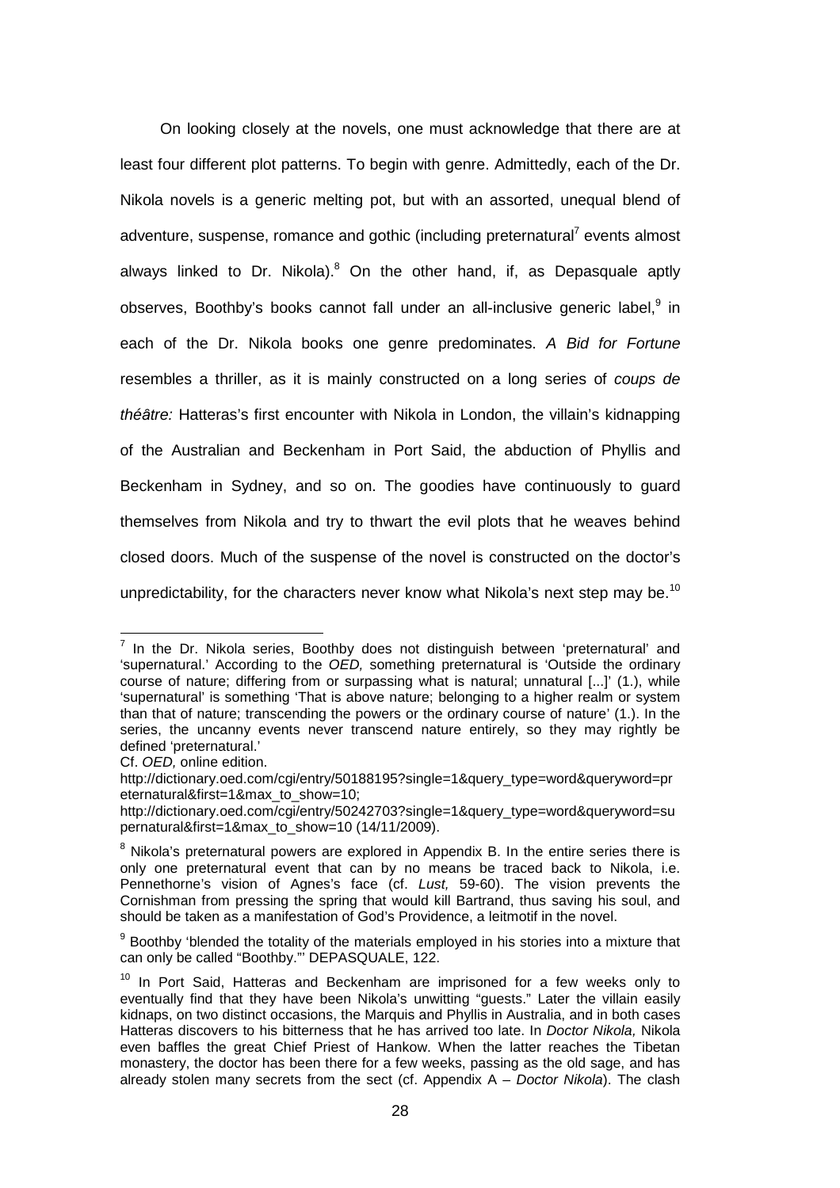On looking closely at the novels, one must acknowledge that there are at least four different plot patterns. To begin with genre. Admittedly, each of the Dr. Nikola novels is a generic melting pot, but with an assorted, unequal blend of adventure, suspense, romance and gothic (including preternatural[7] events almost always linked to Dr. Nikola).[8] On the other hand, if, as Depasquale aptly observes, Boothby's books cannot fall under an all-inclusive generic label,[9] in each of the Dr. Nikola books one genre predominates. *A Bid for Fortune* resembles a thriller, as it is mainly constructed on a long series of *coups de théâtre:* Hatteras's first encounter with Nikola in London, the villain's kidnapping of the Australian and Beckenham in Port Said, the abduction of Phyllis and Beckenham in Sydney, and so on. The goodies have continuously to guard themselves from Nikola and try to thwart the evil plots that he weaves behind closed doors. Much of the suspense of the novel is constructed on the doctor's unpredictability, for the characters never know what Nikola's next step may be.[10]

---

[7] In the Dr. Nikola series, Boothby does not distinguish between 'preternatural' and 'supernatural.' According to the *OED,* something preternatural is 'Outside the ordinary course of nature; differing from or surpassing what is natural; unnatural [...]' (1.), while 'supernatural' is something 'That is above nature; belonging to a higher realm or system than that of nature; transcending the powers or the ordinary course of nature' (1.). In the series, the uncanny events never transcend nature entirely, so they may rightly be defined 'preternatural.'

Cf. *OED,* online edition.
http://dictionary.oed.com/cgi/entry/50188195?single=1&query_type=word&queryword=preternatural&first=1&max_to_show=10;
http://dictionary.oed.com/cgi/entry/50242703?single=1&query_type=word&queryword=supernatural&first=1&max_to_show=10 (14/11/2009).

[8] Nikola's preternatural powers are explored in Appendix B. In the entire series there is only one preternatural event that can by no means be traced back to Nikola, i.e. Pennethorne's vision of Agnes's face (cf. *Lust,* 59-60). The vision prevents the Cornishman from pressing the spring that would kill Bartrand, thus saving his soul, and should be taken as a manifestation of God's Providence, a leitmotif in the novel.

[9] Boothby 'blended the totality of the materials employed in his stories into a mixture that can only be called "Boothby."' DEPASQUALE, 122.

[10] In Port Said, Hatteras and Beckenham are imprisoned for a few weeks only to eventually find that they have been Nikola's unwitting "guests." Later the villain easily kidnaps, on two distinct occasions, the Marquis and Phyllis in Australia, and in both cases Hatteras discovers to his bitterness that he has arrived too late. In *Doctor Nikola,* Nikola even baffles the great Chief Priest of Hankow. When the latter reaches the Tibetan monastery, the doctor has been there for a few weeks, passing as the old sage, and has already stolen many secrets from the sect (cf. Appendix A – *Doctor Nikola*). The clash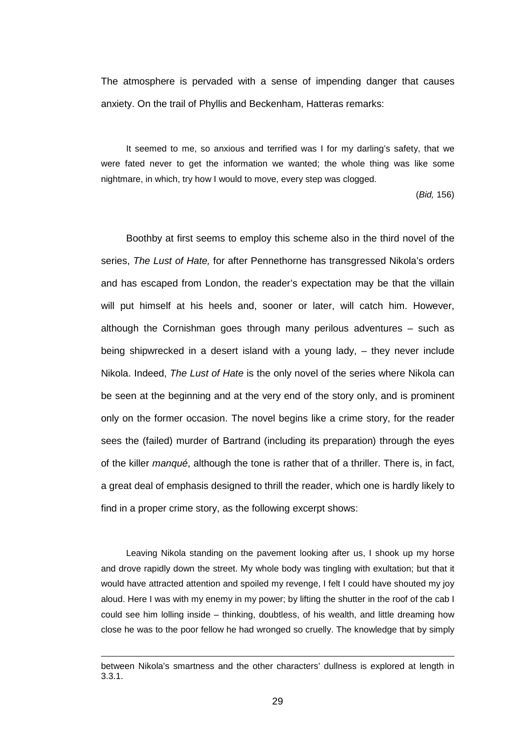The atmosphere is pervaded with a sense of impending danger that causes anxiety. On the trail of Phyllis and Beckenham, Hatteras remarks:

> It seemed to me, so anxious and terrified was I for my darling's safety, that we were fated never to get the information we wanted; the whole thing was like some nightmare, in which, try how I would to move, every step was clogged.
>
> (*Bid,* 156)

Boothby at first seems to employ this scheme also in the third novel of the series, *The Lust of Hate,* for after Pennethorne has transgressed Nikola's orders and has escaped from London, the reader's expectation may be that the villain will put himself at his heels and, sooner or later, will catch him. However, although the Cornishman goes through many perilous adventures – such as being shipwrecked in a desert island with a young lady, – they never include Nikola. Indeed, *The Lust of Hate* is the only novel of the series where Nikola can be seen at the beginning and at the very end of the story only, and is prominent only on the former occasion. The novel begins like a crime story, for the reader sees the (failed) murder of Bartrand (including its preparation) through the eyes of the killer *manqué*, although the tone is rather that of a thriller. There is, in fact, a great deal of emphasis designed to thrill the reader, which one is hardly likely to find in a proper crime story, as the following excerpt shows:

> Leaving Nikola standing on the pavement looking after us, I shook up my horse and drove rapidly down the street. My whole body was tingling with exultation; but that it would have attracted attention and spoiled my revenge, I felt I could have shouted my joy aloud. Here I was with my enemy in my power; by lifting the shutter in the roof of the cab I could see him lolling inside – thinking, doubtless, of his wealth, and little dreaming how close he was to the poor fellow he had wronged so cruelly. The knowledge that by simply

---

between Nikola's smartness and the other characters' dullness is explored at length in 3.3.1.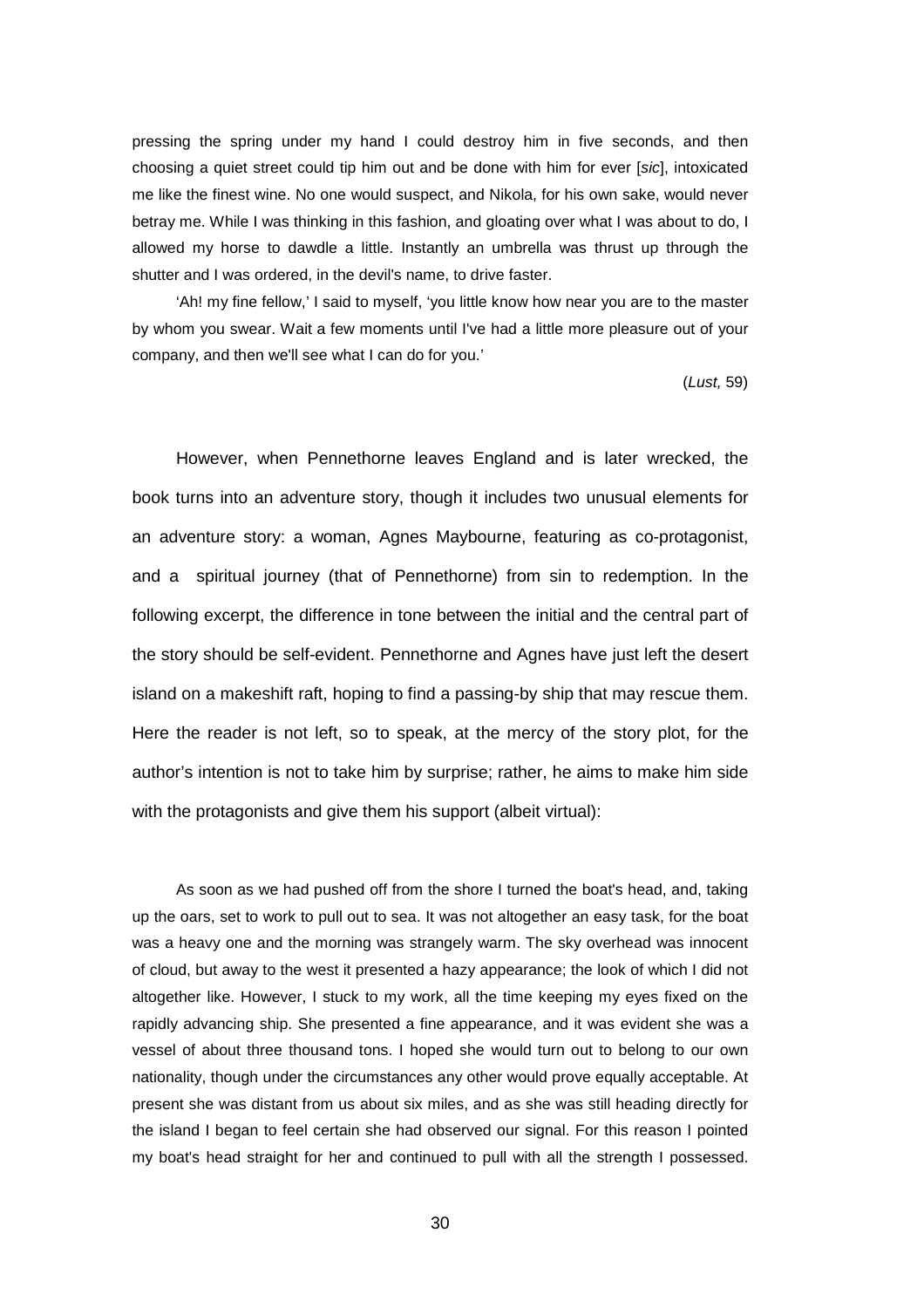pressing the spring under my hand I could destroy him in five seconds, and then choosing a quiet street could tip him out and be done with him for ever [*sic*], intoxicated me like the finest wine. No one would suspect, and Nikola, for his own sake, would never betray me. While I was thinking in this fashion, and gloating over what I was about to do, I allowed my horse to dawdle a little. Instantly an umbrella was thrust up through the shutter and I was ordered, in the devil's name, to drive faster.

'Ah! my fine fellow,' I said to myself, 'you little know how near you are to the master by whom you swear. Wait a few moments until I've had a little more pleasure out of your company, and then we'll see what I can do for you.'

(*Lust,* 59)

However, when Pennethorne leaves England and is later wrecked, the book turns into an adventure story, though it includes two unusual elements for an adventure story: a woman, Agnes Maybourne, featuring as co-protagonist, and a spiritual journey (that of Pennethorne) from sin to redemption. In the following excerpt, the difference in tone between the initial and the central part of the story should be self-evident. Pennethorne and Agnes have just left the desert island on a makeshift raft, hoping to find a passing-by ship that may rescue them. Here the reader is not left, so to speak, at the mercy of the story plot, for the author's intention is not to take him by surprise; rather, he aims to make him side with the protagonists and give them his support (albeit virtual):

As soon as we had pushed off from the shore I turned the boat's head, and, taking up the oars, set to work to pull out to sea. It was not altogether an easy task, for the boat was a heavy one and the morning was strangely warm. The sky overhead was innocent of cloud, but away to the west it presented a hazy appearance; the look of which I did not altogether like. However, I stuck to my work, all the time keeping my eyes fixed on the rapidly advancing ship. She presented a fine appearance, and it was evident she was a vessel of about three thousand tons. I hoped she would turn out to belong to our own nationality, though under the circumstances any other would prove equally acceptable. At present she was distant from us about six miles, and as she was still heading directly for the island I began to feel certain she had observed our signal. For this reason I pointed my boat's head straight for her and continued to pull with all the strength I possessed.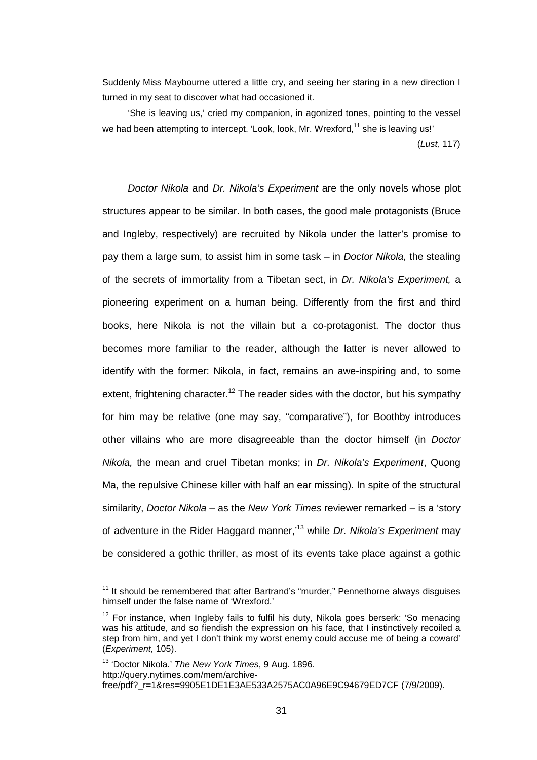Suddenly Miss Maybourne uttered a little cry, and seeing her staring in a new direction I turned in my seat to discover what had occasioned it.

'She is leaving us,' cried my companion, in agonized tones, pointing to the vessel we had been attempting to intercept. 'Look, look, Mr. Wrexford,[11] she is leaving us!'

(*Lust,* 117)

*Doctor Nikola* and *Dr. Nikola's Experiment* are the only novels whose plot structures appear to be similar. In both cases, the good male protagonists (Bruce and Ingleby, respectively) are recruited by Nikola under the latter's promise to pay them a large sum, to assist him in some task – in *Doctor Nikola,* the stealing of the secrets of immortality from a Tibetan sect, in *Dr. Nikola's Experiment,* a pioneering experiment on a human being. Differently from the first and third books, here Nikola is not the villain but a co-protagonist. The doctor thus becomes more familiar to the reader, although the latter is never allowed to identify with the former: Nikola, in fact, remains an awe-inspiring and, to some extent, frightening character.[12] The reader sides with the doctor, but his sympathy for him may be relative (one may say, "comparative"), for Boothby introduces other villains who are more disagreeable than the doctor himself (in *Doctor Nikola,* the mean and cruel Tibetan monks; in *Dr. Nikola's Experiment*, Quong Ma, the repulsive Chinese killer with half an ear missing). In spite of the structural similarity, *Doctor Nikola* – as the *New York Times* reviewer remarked – is a 'story of adventure in the Rider Haggard manner,'[13] while *Dr. Nikola's Experiment* may be considered a gothic thriller, as most of its events take place against a gothic

---

[11] It should be remembered that after Bartrand's "murder," Pennethorne always disguises himself under the false name of 'Wrexford.'

[12] For instance, when Ingleby fails to fulfil his duty, Nikola goes berserk: 'So menacing was his attitude, and so fiendish the expression on his face, that I instinctively recoiled a step from him, and yet I don't think my worst enemy could accuse me of being a coward' (*Experiment,* 105).

[13] 'Doctor Nikola.' *The New York Times*, 9 Aug. 1896. http://query.nytimes.com/mem/archive-free/pdf?_r=1&res=9905E1DE1E3AE533A2575AC0A96E9C94679ED7CF (7/9/2009).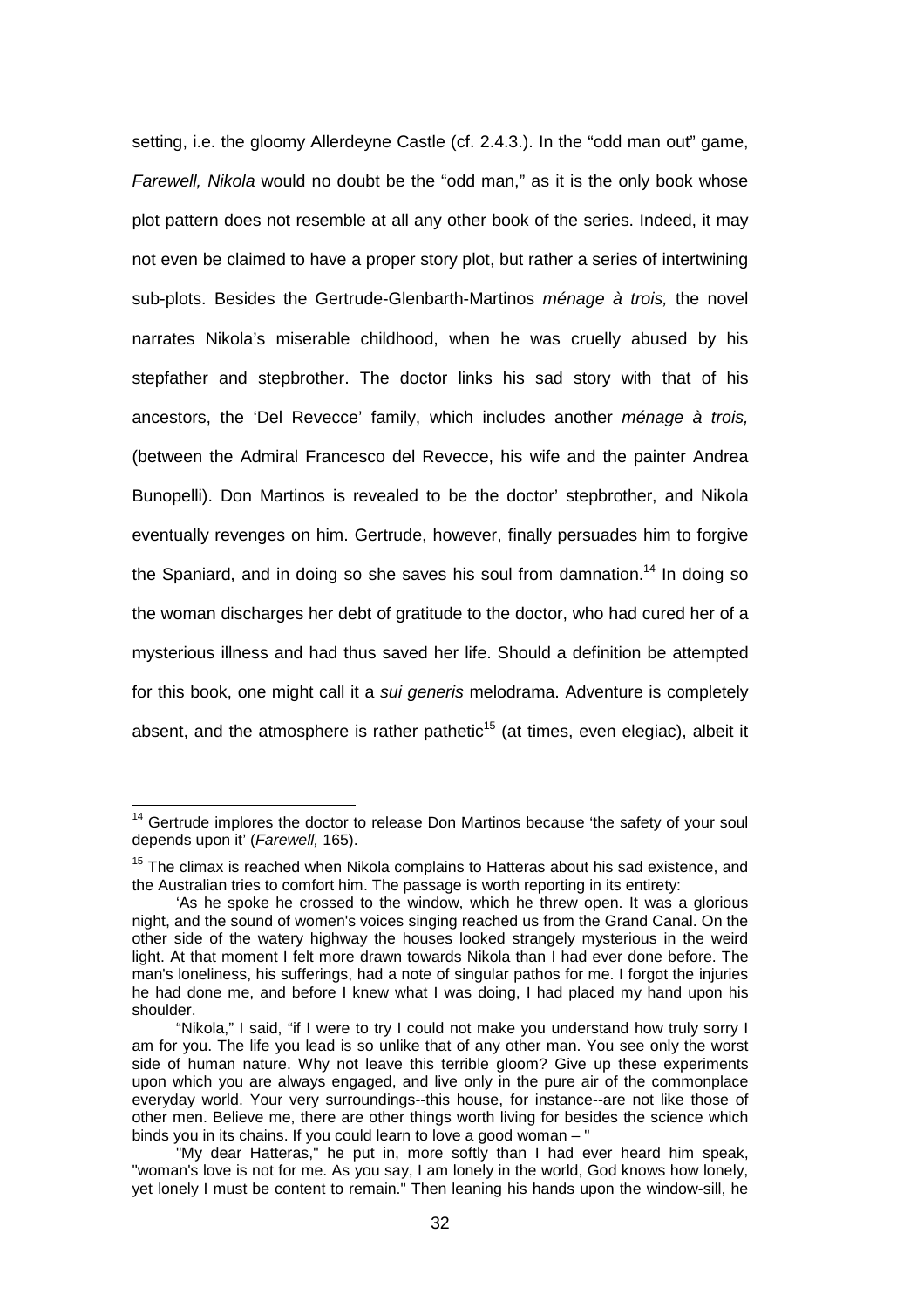setting, i.e. the gloomy Allerdeyne Castle (cf. 2.4.3.). In the "odd man out" game, *Farewell, Nikola* would no doubt be the "odd man," as it is the only book whose plot pattern does not resemble at all any other book of the series. Indeed, it may not even be claimed to have a proper story plot, but rather a series of intertwining sub-plots. Besides the Gertrude-Glenbarth-Martinos *ménage à trois,* the novel narrates Nikola's miserable childhood, when he was cruelly abused by his stepfather and stepbrother. The doctor links his sad story with that of his ancestors, the 'Del Revecce' family, which includes another *ménage à trois,* (between the Admiral Francesco del Revecce, his wife and the painter Andrea Bunopelli). Don Martinos is revealed to be the doctor' stepbrother, and Nikola eventually revenges on him. Gertrude, however, finally persuades him to forgive the Spaniard, and in doing so she saves his soul from damnation.[14] In doing so the woman discharges her debt of gratitude to the doctor, who had cured her of a mysterious illness and had thus saved her life. Should a definition be attempted for this book, one might call it a *sui generis* melodrama. Adventure is completely absent, and the atmosphere is rather pathetic[15] (at times, even elegiac), albeit it

---

[14] Gertrude implores the doctor to release Don Martinos because 'the safety of your soul depends upon it' (*Farewell,* 165).

[15] The climax is reached when Nikola complains to Hatteras about his sad existence, and the Australian tries to comfort him. The passage is worth reporting in its entirety:

'As he spoke he crossed to the window, which he threw open. It was a glorious night, and the sound of women's voices singing reached us from the Grand Canal. On the other side of the watery highway the houses looked strangely mysterious in the weird light. At that moment I felt more drawn towards Nikola than I had ever done before. The man's loneliness, his sufferings, had a note of singular pathos for me. I forgot the injuries he had done me, and before I knew what I was doing, I had placed my hand upon his shoulder.

"Nikola," I said, "if I were to try I could not make you understand how truly sorry I am for you. The life you lead is so unlike that of any other man. You see only the worst side of human nature. Why not leave this terrible gloom? Give up these experiments upon which you are always engaged, and live only in the pure air of the commonplace everyday world. Your very surroundings--this house, for instance--are not like those of other men. Believe me, there are other things worth living for besides the science which binds you in its chains. If you could learn to love a good woman – "

"My dear Hatteras," he put in, more softly than I had ever heard him speak, "woman's love is not for me. As you say, I am lonely in the world, God knows how lonely, yet lonely I must be content to remain." Then leaning his hands upon the window-sill, he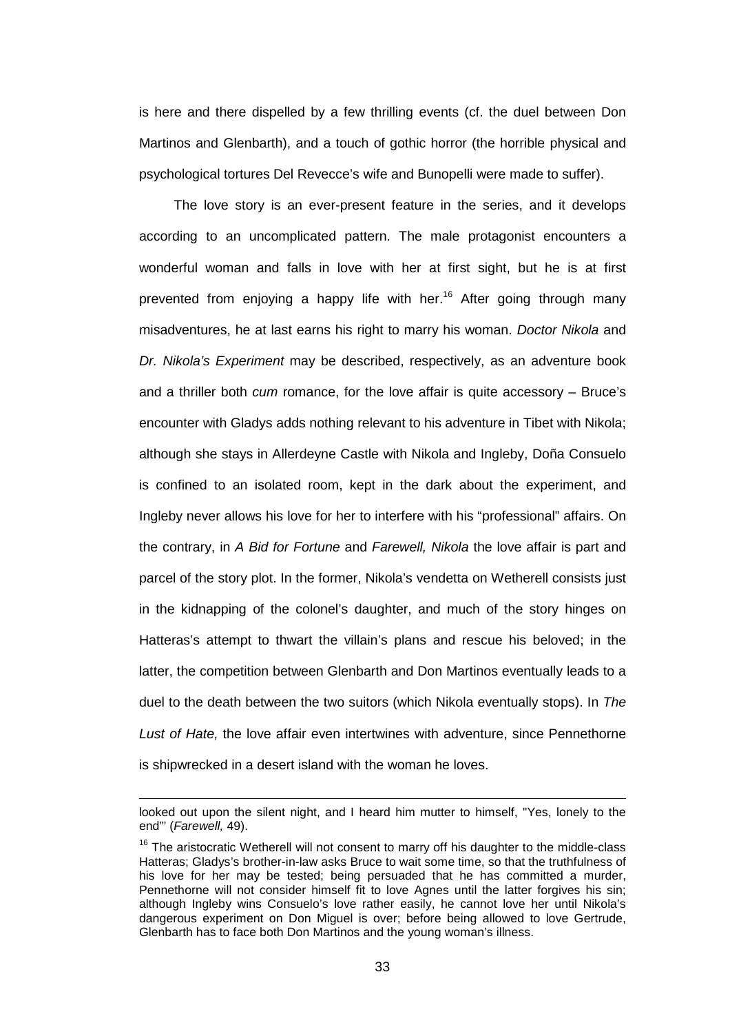is here and there dispelled by a few thrilling events (cf. the duel between Don Martinos and Glenbarth), and a touch of gothic horror (the horrible physical and psychological tortures Del Revecce's wife and Bunopelli were made to suffer).

The love story is an ever-present feature in the series, and it develops according to an uncomplicated pattern. The male protagonist encounters a wonderful woman and falls in love with her at first sight, but he is at first prevented from enjoying a happy life with her.[16] After going through many misadventures, he at last earns his right to marry his woman. *Doctor Nikola* and *Dr. Nikola's Experiment* may be described, respectively, as an adventure book and a thriller both *cum* romance, for the love affair is quite accessory – Bruce's encounter with Gladys adds nothing relevant to his adventure in Tibet with Nikola; although she stays in Allerdeyne Castle with Nikola and Ingleby, Doña Consuelo is confined to an isolated room, kept in the dark about the experiment, and Ingleby never allows his love for her to interfere with his "professional" affairs. On the contrary, in *A Bid for Fortune* and *Farewell, Nikola* the love affair is part and parcel of the story plot. In the former, Nikola's vendetta on Wetherell consists just in the kidnapping of the colonel's daughter, and much of the story hinges on Hatteras's attempt to thwart the villain's plans and rescue his beloved; in the latter, the competition between Glenbarth and Don Martinos eventually leads to a duel to the death between the two suitors (which Nikola eventually stops). In *The Lust of Hate,* the love affair even intertwines with adventure, since Pennethorne is shipwrecked in a desert island with the woman he loves.

---

looked out upon the silent night, and I heard him mutter to himself, "Yes, lonely to the end"' (*Farewell,* 49).

[16] The aristocratic Wetherell will not consent to marry off his daughter to the middle-class Hatteras; Gladys's brother-in-law asks Bruce to wait some time, so that the truthfulness of his love for her may be tested; being persuaded that he has committed a murder, Pennethorne will not consider himself fit to love Agnes until the latter forgives his sin; although Ingleby wins Consuelo's love rather easily, he cannot love her until Nikola's dangerous experiment on Don Miguel is over; before being allowed to love Gertrude, Glenbarth has to face both Don Martinos and the young woman's illness.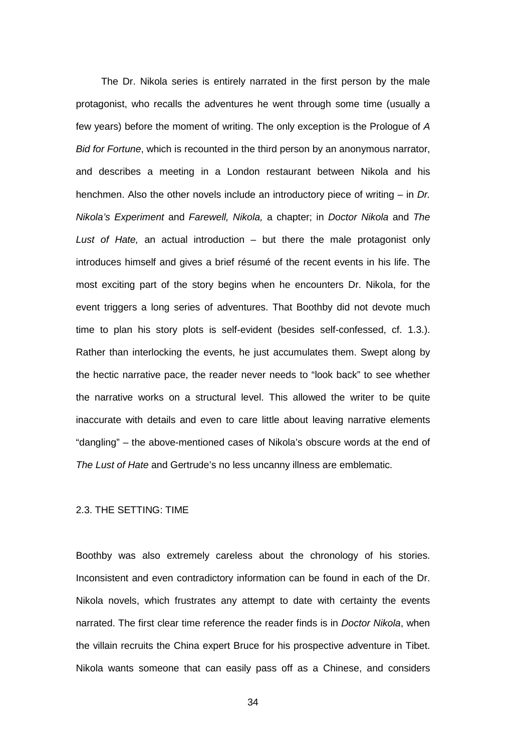The Dr. Nikola series is entirely narrated in the first person by the male protagonist, who recalls the adventures he went through some time (usually a few years) before the moment of writing. The only exception is the Prologue of *A Bid for Fortune*, which is recounted in the third person by an anonymous narrator, and describes a meeting in a London restaurant between Nikola and his henchmen. Also the other novels include an introductory piece of writing – in *Dr. Nikola's Experiment* and *Farewell, Nikola,* a chapter; in *Doctor Nikola* and *The Lust of Hate,* an actual introduction – but there the male protagonist only introduces himself and gives a brief résumé of the recent events in his life. The most exciting part of the story begins when he encounters Dr. Nikola, for the event triggers a long series of adventures. That Boothby did not devote much time to plan his story plots is self-evident (besides self-confessed, cf. 1.3.). Rather than interlocking the events, he just accumulates them. Swept along by the hectic narrative pace, the reader never needs to "look back" to see whether the narrative works on a structural level. This allowed the writer to be quite inaccurate with details and even to care little about leaving narrative elements "dangling" – the above-mentioned cases of Nikola's obscure words at the end of *The Lust of Hate* and Gertrude's no less uncanny illness are emblematic.

## 2.3. THE SETTING: TIME

Boothby was also extremely careless about the chronology of his stories. Inconsistent and even contradictory information can be found in each of the Dr. Nikola novels, which frustrates any attempt to date with certainty the events narrated. The first clear time reference the reader finds is in *Doctor Nikola*, when the villain recruits the China expert Bruce for his prospective adventure in Tibet. Nikola wants someone that can easily pass off as a Chinese, and considers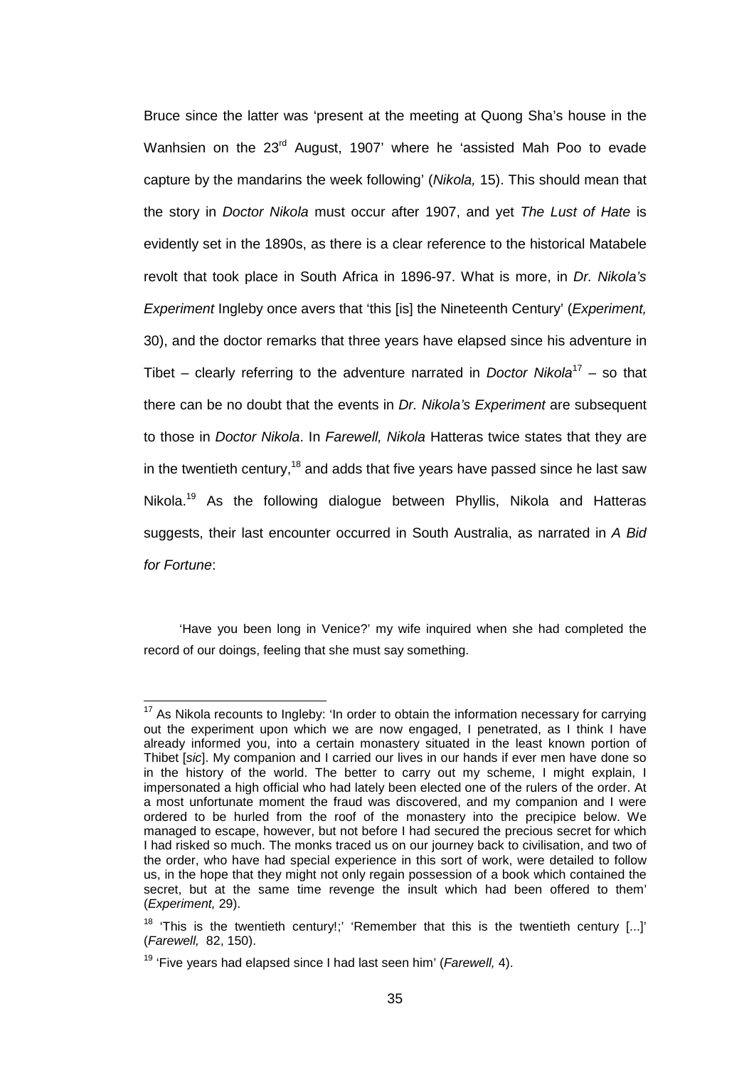Bruce since the latter was 'present at the meeting at Quong Sha's house in the Wanhsien on the 23rd August, 1907' where he 'assisted Mah Poo to evade capture by the mandarins the week following' (*Nikola,* 15). This should mean that the story in *Doctor Nikola* must occur after 1907, and yet *The Lust of Hate* is evidently set in the 1890s, as there is a clear reference to the historical Matabele revolt that took place in South Africa in 1896-97. What is more, in *Dr. Nikola's Experiment* Ingleby once avers that 'this [is] the Nineteenth Century' (*Experiment,* 30), and the doctor remarks that three years have elapsed since his adventure in Tibet – clearly referring to the adventure narrated in *Doctor Nikola*[17] – so that there can be no doubt that the events in *Dr. Nikola's Experiment* are subsequent to those in *Doctor Nikola*. In *Farewell, Nikola* Hatteras twice states that they are in the twentieth century,[18] and adds that five years have passed since he last saw Nikola.[19] As the following dialogue between Phyllis, Nikola and Hatteras suggests, their last encounter occurred in South Australia, as narrated in *A Bid for Fortune*:

> 'Have you been long in Venice?' my wife inquired when she had completed the record of our doings, feeling that she must say something.

---

[17] As Nikola recounts to Ingleby: 'In order to obtain the information necessary for carrying out the experiment upon which we are now engaged, I penetrated, as I think I have already informed you, into a certain monastery situated in the least known portion of Thibet [*sic*]. My companion and I carried our lives in our hands if ever men have done so in the history of the world. The better to carry out my scheme, I might explain, I impersonated a high official who had lately been elected one of the rulers of the order. At a most unfortunate moment the fraud was discovered, and my companion and I were ordered to be hurled from the roof of the monastery into the precipice below. We managed to escape, however, but not before I had secured the precious secret for which I had risked so much. The monks traced us on our journey back to civilisation, and two of the order, who have had special experience in this sort of work, were detailed to follow us, in the hope that they might not only regain possession of a book which contained the secret, but at the same time revenge the insult which had been offered to them' (*Experiment,* 29).

[18] 'This is the twentieth century!;' 'Remember that this is the twentieth century [...]' (*Farewell,* 82, 150).

[19] 'Five years had elapsed since I had last seen him' (*Farewell,* 4).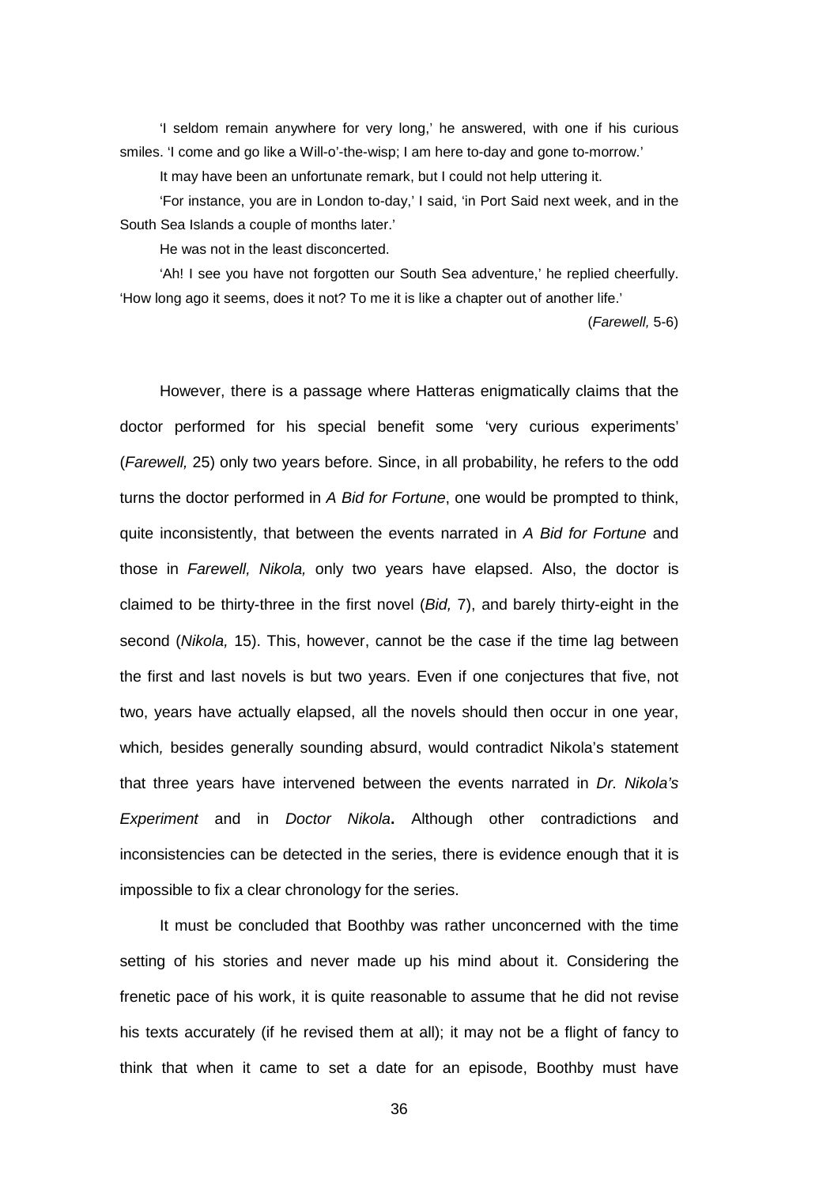'I seldom remain anywhere for very long,' he answered, with one if his curious smiles. 'I come and go like a Will-o'-the-wisp; I am here to-day and gone to-morrow.'

It may have been an unfortunate remark, but I could not help uttering it.

'For instance, you are in London to-day,' I said, 'in Port Said next week, and in the South Sea Islands a couple of months later.'

He was not in the least disconcerted.

'Ah! I see you have not forgotten our South Sea adventure,' he replied cheerfully. 'How long ago it seems, does it not? To me it is like a chapter out of another life.'

(*Farewell,* 5-6)

However, there is a passage where Hatteras enigmatically claims that the doctor performed for his special benefit some 'very curious experiments' (*Farewell,* 25) only two years before. Since, in all probability, he refers to the odd turns the doctor performed in *A Bid for Fortune*, one would be prompted to think, quite inconsistently, that between the events narrated in *A Bid for Fortune* and those in *Farewell, Nikola,* only two years have elapsed. Also, the doctor is claimed to be thirty-three in the first novel (*Bid,* 7), and barely thirty-eight in the second (*Nikola,* 15). This, however, cannot be the case if the time lag between the first and last novels is but two years. Even if one conjectures that five, not two, years have actually elapsed, all the novels should then occur in one year, which, besides generally sounding absurd, would contradict Nikola's statement that three years have intervened between the events narrated in *Dr. Nikola's Experiment* and in *Doctor Nikola*. Although other contradictions and inconsistencies can be detected in the series, there is evidence enough that it is impossible to fix a clear chronology for the series.

It must be concluded that Boothby was rather unconcerned with the time setting of his stories and never made up his mind about it. Considering the frenetic pace of his work, it is quite reasonable to assume that he did not revise his texts accurately (if he revised them at all); it may not be a flight of fancy to think that when it came to set a date for an episode, Boothby must have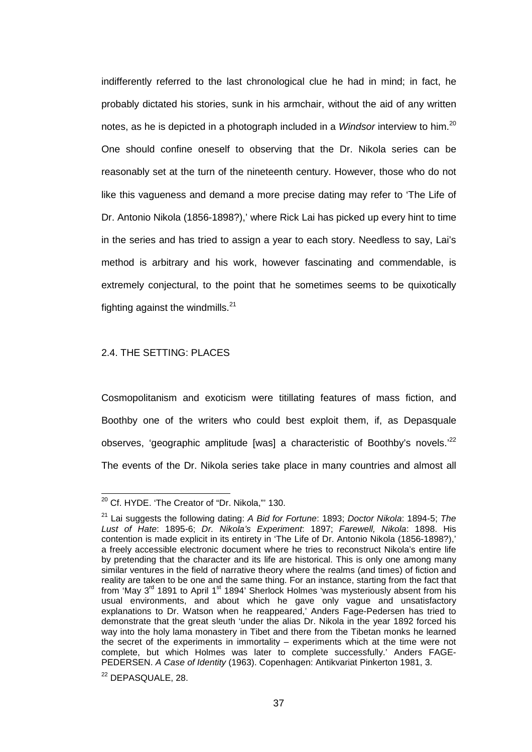indifferently referred to the last chronological clue he had in mind; in fact, he probably dictated his stories, sunk in his armchair, without the aid of any written notes, as he is depicted in a photograph included in a *Windsor* interview to him.[20] One should confine oneself to observing that the Dr. Nikola series can be reasonably set at the turn of the nineteenth century. However, those who do not like this vagueness and demand a more precise dating may refer to 'The Life of Dr. Antonio Nikola (1856-1898?),' where Rick Lai has picked up every hint to time in the series and has tried to assign a year to each story. Needless to say, Lai's method is arbitrary and his work, however fascinating and commendable, is extremely conjectural, to the point that he sometimes seems to be quixotically fighting against the windmills.[21]

## 2.4. THE SETTING: PLACES

Cosmopolitanism and exoticism were titillating features of mass fiction, and Boothby one of the writers who could best exploit them, if, as Depasquale observes, 'geographic amplitude [was] a characteristic of Boothby's novels.'[22] The events of the Dr. Nikola series take place in many countries and almost all

---

[20] Cf. HYDE. 'The Creator of "Dr. Nikola,"' 130.

[21] Lai suggests the following dating: *A Bid for Fortune*: 1893; *Doctor Nikola*: 1894-5; *The Lust of Hate*: 1895-6; *Dr. Nikola's Experiment*: 1897; *Farewell, Nikola*: 1898. His contention is made explicit in its entirety in 'The Life of Dr. Antonio Nikola (1856-1898?),' a freely accessible electronic document where he tries to reconstruct Nikola's entire life by pretending that the character and its life are historical. This is only one among many similar ventures in the field of narrative theory where the realms (and times) of fiction and reality are taken to be one and the same thing. For an instance, starting from the fact that from 'May 3rd 1891 to April 1st 1894' Sherlock Holmes 'was mysteriously absent from his usual environments, and about which he gave only vague and unsatisfactory explanations to Dr. Watson when he reappeared,' Anders Fage-Pedersen has tried to demonstrate that the great sleuth 'under the alias Dr. Nikola in the year 1892 forced his way into the holy lama monastery in Tibet and there from the Tibetan monks he learned the secret of the experiments in immortality – experiments which at the time were not complete, but which Holmes was later to complete successfully.' Anders FAGE-PEDERSEN. *A Case of Identity* (1963). Copenhagen: Antikvariat Pinkerton 1981, 3.

[22] DEPASQUALE, 28.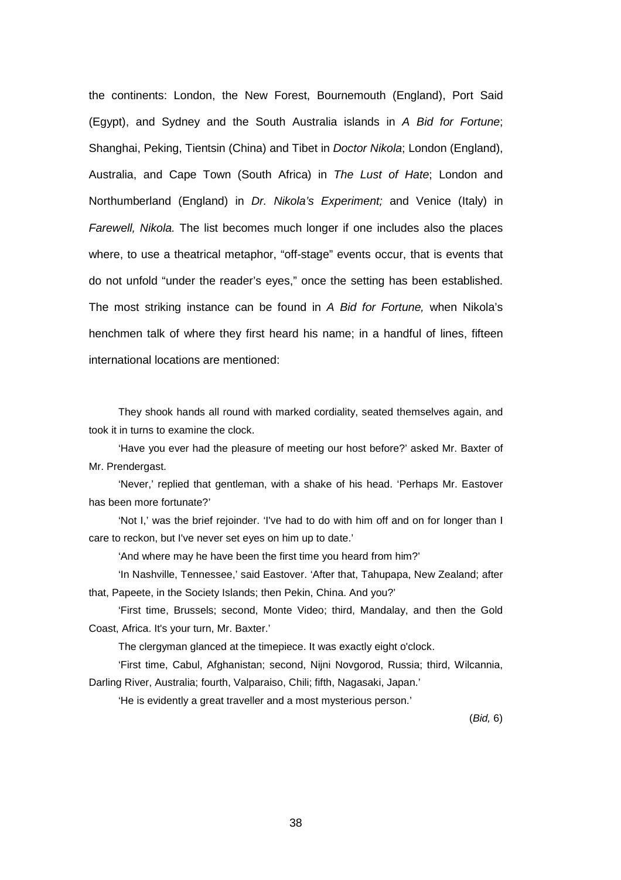the continents: London, the New Forest, Bournemouth (England), Port Said (Egypt), and Sydney and the South Australia islands in *A Bid for Fortune*; Shanghai, Peking, Tientsin (China) and Tibet in *Doctor Nikola*; London (England), Australia, and Cape Town (South Africa) in *The Lust of Hate*; London and Northumberland (England) in *Dr. Nikola's Experiment;* and Venice (Italy) in *Farewell, Nikola.* The list becomes much longer if one includes also the places where, to use a theatrical metaphor, "off-stage" events occur, that is events that do not unfold "under the reader's eyes," once the setting has been established. The most striking instance can be found in *A Bid for Fortune,* when Nikola's henchmen talk of where they first heard his name; in a handful of lines, fifteen international locations are mentioned:

> They shook hands all round with marked cordiality, seated themselves again, and took it in turns to examine the clock.
>
> 'Have you ever had the pleasure of meeting our host before?' asked Mr. Baxter of Mr. Prendergast.
>
> 'Never,' replied that gentleman, with a shake of his head. 'Perhaps Mr. Eastover has been more fortunate?'
>
> 'Not I,' was the brief rejoinder. 'I've had to do with him off and on for longer than I care to reckon, but I've never set eyes on him up to date.'
>
> 'And where may he have been the first time you heard from him?'
>
> 'In Nashville, Tennessee,' said Eastover. 'After that, Tahupapa, New Zealand; after that, Papeete, in the Society Islands; then Pekin, China. And you?'
>
> 'First time, Brussels; second, Monte Video; third, Mandalay, and then the Gold Coast, Africa. It's your turn, Mr. Baxter.'
>
> The clergyman glanced at the timepiece. It was exactly eight o'clock.
>
> 'First time, Cabul, Afghanistan; second, Nijni Novgorod, Russia; third, Wilcannia, Darling River, Australia; fourth, Valparaiso, Chili; fifth, Nagasaki, Japan.'
>
> 'He is evidently a great traveller and a most mysterious person.'
>
> (*Bid,* 6)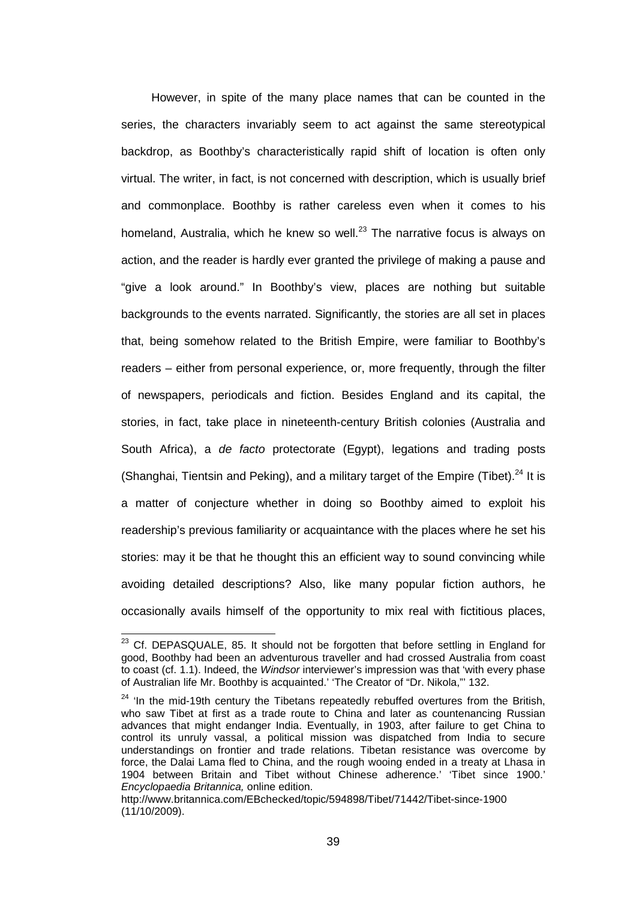However, in spite of the many place names that can be counted in the series, the characters invariably seem to act against the same stereotypical backdrop, as Boothby's characteristically rapid shift of location is often only virtual. The writer, in fact, is not concerned with description, which is usually brief and commonplace. Boothby is rather careless even when it comes to his homeland, Australia, which he knew so well.[23] The narrative focus is always on action, and the reader is hardly ever granted the privilege of making a pause and "give a look around." In Boothby's view, places are nothing but suitable backgrounds to the events narrated. Significantly, the stories are all set in places that, being somehow related to the British Empire, were familiar to Boothby's readers – either from personal experience, or, more frequently, through the filter of newspapers, periodicals and fiction. Besides England and its capital, the stories, in fact, take place in nineteenth-century British colonies (Australia and South Africa), a *de facto* protectorate (Egypt), legations and trading posts (Shanghai, Tientsin and Peking), and a military target of the Empire (Tibet).[24] It is a matter of conjecture whether in doing so Boothby aimed to exploit his readership's previous familiarity or acquaintance with the places where he set his stories: may it be that he thought this an efficient way to sound convincing while avoiding detailed descriptions? Also, like many popular fiction authors, he occasionally avails himself of the opportunity to mix real with fictitious places,

---

[23] Cf. DEPASQUALE, 85. It should not be forgotten that before settling in England for good, Boothby had been an adventurous traveller and had crossed Australia from coast to coast (cf. 1.1). Indeed, the *Windsor* interviewer's impression was that 'with every phase of Australian life Mr. Boothby is acquainted.' 'The Creator of "Dr. Nikola,"' 132.

[24] 'In the mid-19th century the Tibetans repeatedly rebuffed overtures from the British, who saw Tibet at first as a trade route to China and later as countenancing Russian advances that might endanger India. Eventually, in 1903, after failure to get China to control its unruly vassal, a political mission was dispatched from India to secure understandings on frontier and trade relations. Tibetan resistance was overcome by force, the Dalai Lama fled to China, and the rough wooing ended in a treaty at Lhasa in 1904 between Britain and Tibet without Chinese adherence.' 'Tibet since 1900.' *Encyclopaedia Britannica,* online edition. http://www.britannica.com/EBchecked/topic/594898/Tibet/71442/Tibet-since-1900 (11/10/2009).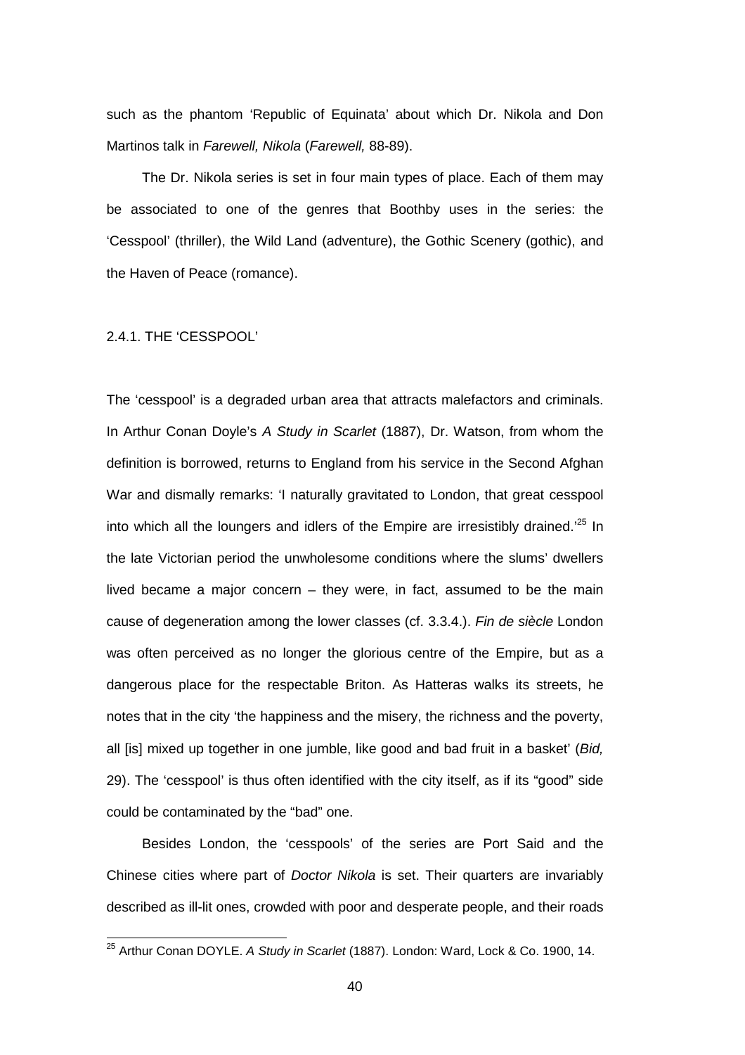such as the phantom 'Republic of Equinata' about which Dr. Nikola and Don Martinos talk in *Farewell, Nikola* (*Farewell,* 88-89).

The Dr. Nikola series is set in four main types of place. Each of them may be associated to one of the genres that Boothby uses in the series: the 'Cesspool' (thriller), the Wild Land (adventure), the Gothic Scenery (gothic), and the Haven of Peace (romance).

### 2.4.1. THE 'CESSPOOL'

The 'cesspool' is a degraded urban area that attracts malefactors and criminals. In Arthur Conan Doyle's *A Study in Scarlet* (1887), Dr. Watson, from whom the definition is borrowed, returns to England from his service in the Second Afghan War and dismally remarks: 'I naturally gravitated to London, that great cesspool into which all the loungers and idlers of the Empire are irresistibly drained.'[25] In the late Victorian period the unwholesome conditions where the slums' dwellers lived became a major concern – they were, in fact, assumed to be the main cause of degeneration among the lower classes (cf. 3.3.4.). *Fin de siècle* London was often perceived as no longer the glorious centre of the Empire, but as a dangerous place for the respectable Briton. As Hatteras walks its streets, he notes that in the city 'the happiness and the misery, the richness and the poverty, all [is] mixed up together in one jumble, like good and bad fruit in a basket' (*Bid,* 29). The 'cesspool' is thus often identified with the city itself, as if its "good" side could be contaminated by the "bad" one.

Besides London, the 'cesspools' of the series are Port Said and the Chinese cities where part of *Doctor Nikola* is set. Their quarters are invariably described as ill-lit ones, crowded with poor and desperate people, and their roads

---

[25] Arthur Conan DOYLE. *A Study in Scarlet* (1887). London: Ward, Lock & Co. 1900, 14.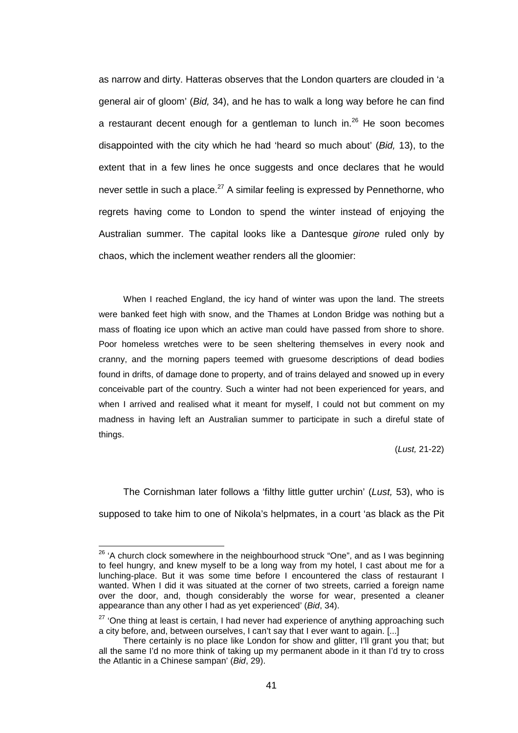as narrow and dirty. Hatteras observes that the London quarters are clouded in 'a general air of gloom' (*Bid,* 34), and he has to walk a long way before he can find a restaurant decent enough for a gentleman to lunch in.[26] He soon becomes disappointed with the city which he had 'heard so much about' (*Bid,* 13), to the extent that in a few lines he once suggests and once declares that he would never settle in such a place.[27] A similar feeling is expressed by Pennethorne, who regrets having come to London to spend the winter instead of enjoying the Australian summer. The capital looks like a Dantesque *girone* ruled only by chaos, which the inclement weather renders all the gloomier:

> When I reached England, the icy hand of winter was upon the land. The streets were banked feet high with snow, and the Thames at London Bridge was nothing but a mass of floating ice upon which an active man could have passed from shore to shore. Poor homeless wretches were to be seen sheltering themselves in every nook and cranny, and the morning papers teemed with gruesome descriptions of dead bodies found in drifts, of damage done to property, and of trains delayed and snowed up in every conceivable part of the country. Such a winter had not been experienced for years, and when I arrived and realised what it meant for myself, I could not but comment on my madness in having left an Australian summer to participate in such a direful state of things.
>
> (*Lust,* 21-22)

The Cornishman later follows a 'filthy little gutter urchin' (*Lust,* 53), who is supposed to take him to one of Nikola's helpmates, in a court 'as black as the Pit

---

[26] 'A church clock somewhere in the neighbourhood struck "One", and as I was beginning to feel hungry, and knew myself to be a long way from my hotel, I cast about me for a lunching-place. But it was some time before I encountered the class of restaurant I wanted. When I did it was situated at the corner of two streets, carried a foreign name over the door, and, though considerably the worse for wear, presented a cleaner appearance than any other I had as yet experienced' (*Bid*, 34).

[27] 'One thing at least is certain, I had never had experience of anything approaching such a city before, and, between ourselves, I can't say that I ever want to again. [...]

There certainly is no place like London for show and glitter, I'll grant you that; but all the same I'd no more think of taking up my permanent abode in it than I'd try to cross the Atlantic in a Chinese sampan' (*Bid*, 29).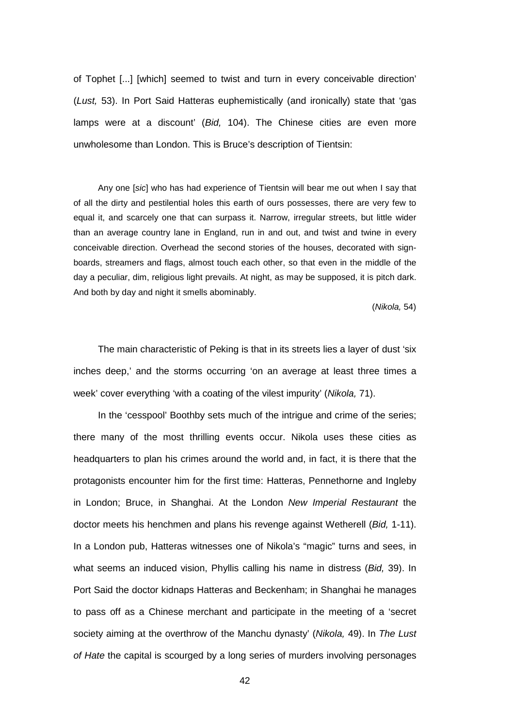of Tophet [...] [which] seemed to twist and turn in every conceivable direction' (*Lust,* 53). In Port Said Hatteras euphemistically (and ironically) state that 'gas lamps were at a discount' (*Bid,* 104). The Chinese cities are even more unwholesome than London. This is Bruce's description of Tientsin:

> Any one [*sic*] who has had experience of Tientsin will bear me out when I say that of all the dirty and pestilential holes this earth of ours possesses, there are very few to equal it, and scarcely one that can surpass it. Narrow, irregular streets, but little wider than an average country lane in England, run in and out, and twist and twine in every conceivable direction. Overhead the second stories of the houses, decorated with sign-boards, streamers and flags, almost touch each other, so that even in the middle of the day a peculiar, dim, religious light prevails. At night, as may be supposed, it is pitch dark. And both by day and night it smells abominably.
>
> (*Nikola,* 54)

The main characteristic of Peking is that in its streets lies a layer of dust 'six inches deep,' and the storms occurring 'on an average at least three times a week' cover everything 'with a coating of the vilest impurity' (*Nikola,* 71).

In the 'cesspool' Boothby sets much of the intrigue and crime of the series; there many of the most thrilling events occur. Nikola uses these cities as headquarters to plan his crimes around the world and, in fact, it is there that the protagonists encounter him for the first time: Hatteras, Pennethorne and Ingleby in London; Bruce, in Shanghai. At the London *New Imperial Restaurant* the doctor meets his henchmen and plans his revenge against Wetherell (*Bid,* 1-11). In a London pub, Hatteras witnesses one of Nikola's "magic" turns and sees, in what seems an induced vision, Phyllis calling his name in distress (*Bid,* 39). In Port Said the doctor kidnaps Hatteras and Beckenham; in Shanghai he manages to pass off as a Chinese merchant and participate in the meeting of a 'secret society aiming at the overthrow of the Manchu dynasty' (*Nikola,* 49). In *The Lust of Hate* the capital is scourged by a long series of murders involving personages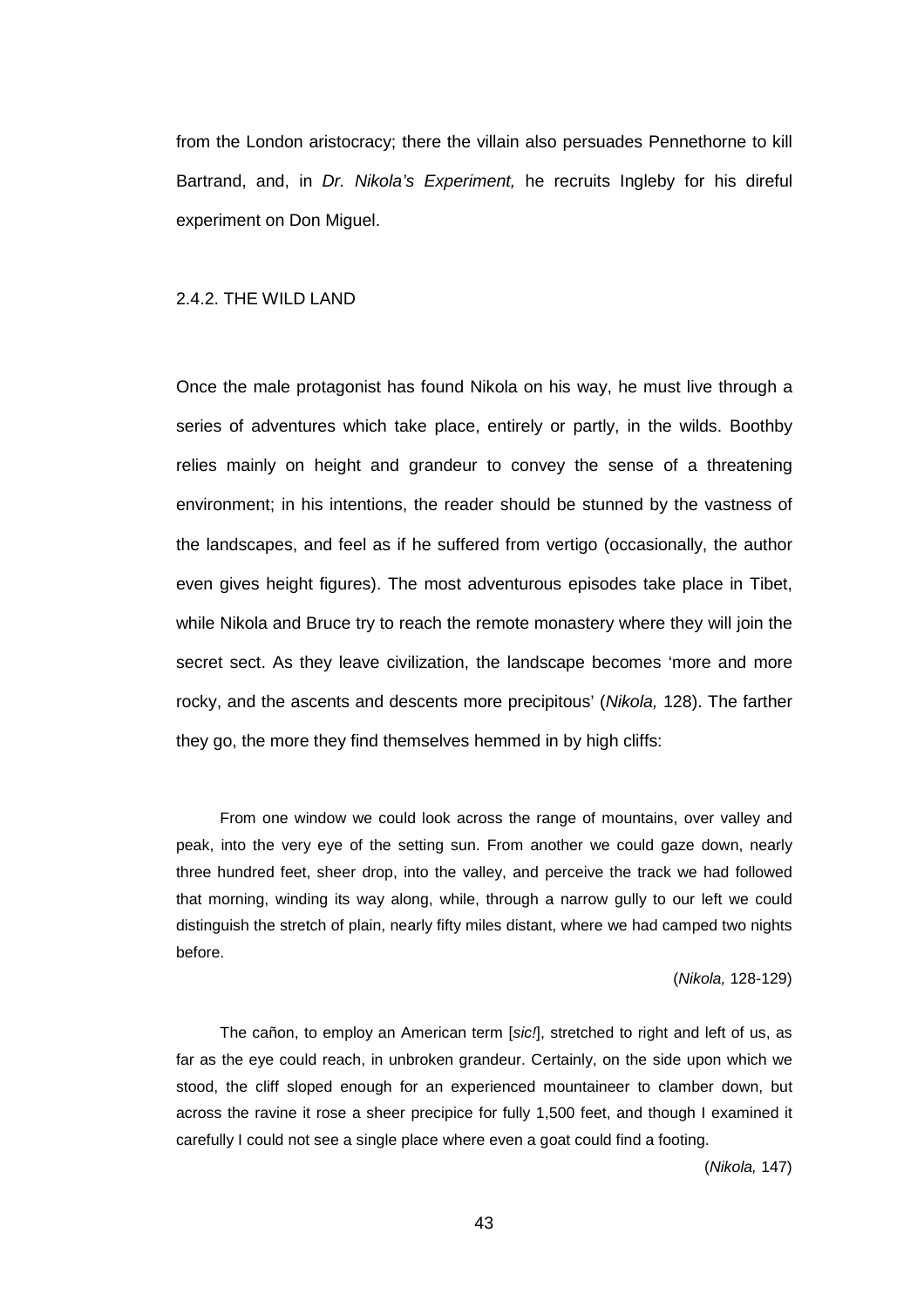from the London aristocracy; there the villain also persuades Pennethorne to kill Bartrand, and, in *Dr. Nikola's Experiment,* he recruits Ingleby for his direful experiment on Don Miguel.

### 2.4.2. THE WILD LAND

Once the male protagonist has found Nikola on his way, he must live through a series of adventures which take place, entirely or partly, in the wilds. Boothby relies mainly on height and grandeur to convey the sense of a threatening environment; in his intentions, the reader should be stunned by the vastness of the landscapes, and feel as if he suffered from vertigo (occasionally, the author even gives height figures). The most adventurous episodes take place in Tibet, while Nikola and Bruce try to reach the remote monastery where they will join the secret sect. As they leave civilization, the landscape becomes 'more and more rocky, and the ascents and descents more precipitous' (*Nikola,* 128). The farther they go, the more they find themselves hemmed in by high cliffs:

> From one window we could look across the range of mountains, over valley and peak, into the very eye of the setting sun. From another we could gaze down, nearly three hundred feet, sheer drop, into the valley, and perceive the track we had followed that morning, winding its way along, while, through a narrow gully to our left we could distinguish the stretch of plain, nearly fifty miles distant, where we had camped two nights before.
>
> (*Nikola,* 128-129)

> The cañon, to employ an American term [*sic!*], stretched to right and left of us, as far as the eye could reach, in unbroken grandeur. Certainly, on the side upon which we stood, the cliff sloped enough for an experienced mountaineer to clamber down, but across the ravine it rose a sheer precipice for fully 1,500 feet, and though I examined it carefully I could not see a single place where even a goat could find a footing.
>
> (*Nikola,* 147)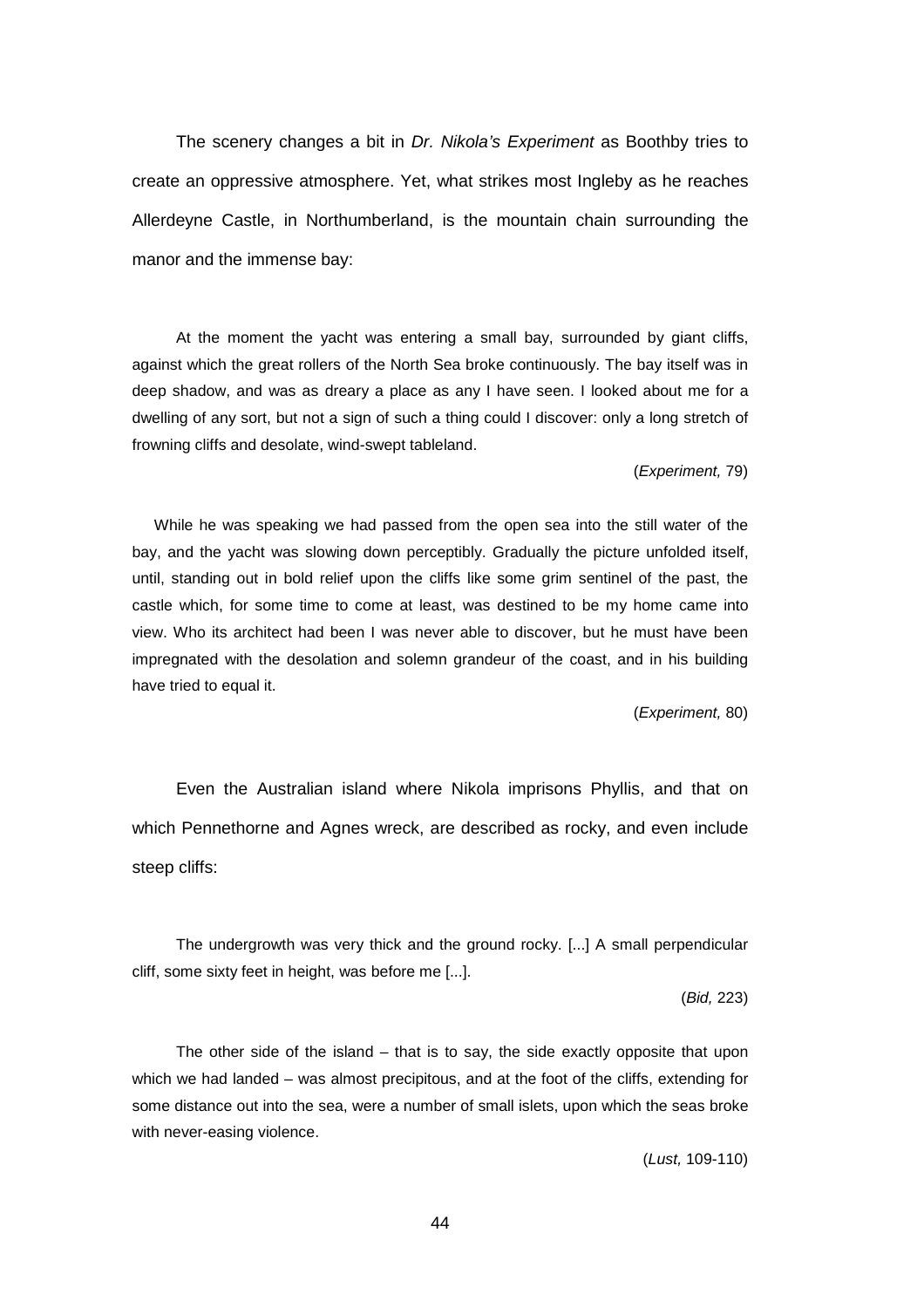The scenery changes a bit in *Dr. Nikola's Experiment* as Boothby tries to create an oppressive atmosphere. Yet, what strikes most Ingleby as he reaches Allerdeyne Castle, in Northumberland, is the mountain chain surrounding the manor and the immense bay:

> At the moment the yacht was entering a small bay, surrounded by giant cliffs, against which the great rollers of the North Sea broke continuously. The bay itself was in deep shadow, and was as dreary a place as any I have seen. I looked about me for a dwelling of any sort, but not a sign of such a thing could I discover: only a long stretch of frowning cliffs and desolate, wind-swept tableland.
>
> (*Experiment,* 79)

> While he was speaking we had passed from the open sea into the still water of the bay, and the yacht was slowing down perceptibly. Gradually the picture unfolded itself, until, standing out in bold relief upon the cliffs like some grim sentinel of the past, the castle which, for some time to come at least, was destined to be my home came into view. Who its architect had been I was never able to discover, but he must have been impregnated with the desolation and solemn grandeur of the coast, and in his building have tried to equal it.
>
> (*Experiment,* 80)

Even the Australian island where Nikola imprisons Phyllis, and that on which Pennethorne and Agnes wreck, are described as rocky, and even include steep cliffs:

> The undergrowth was very thick and the ground rocky. [...] A small perpendicular cliff, some sixty feet in height, was before me [...].
>
> (*Bid,* 223)

> The other side of the island – that is to say, the side exactly opposite that upon which we had landed – was almost precipitous, and at the foot of the cliffs, extending for some distance out into the sea, were a number of small islets, upon which the seas broke with never-easing violence.
>
> (*Lust,* 109-110)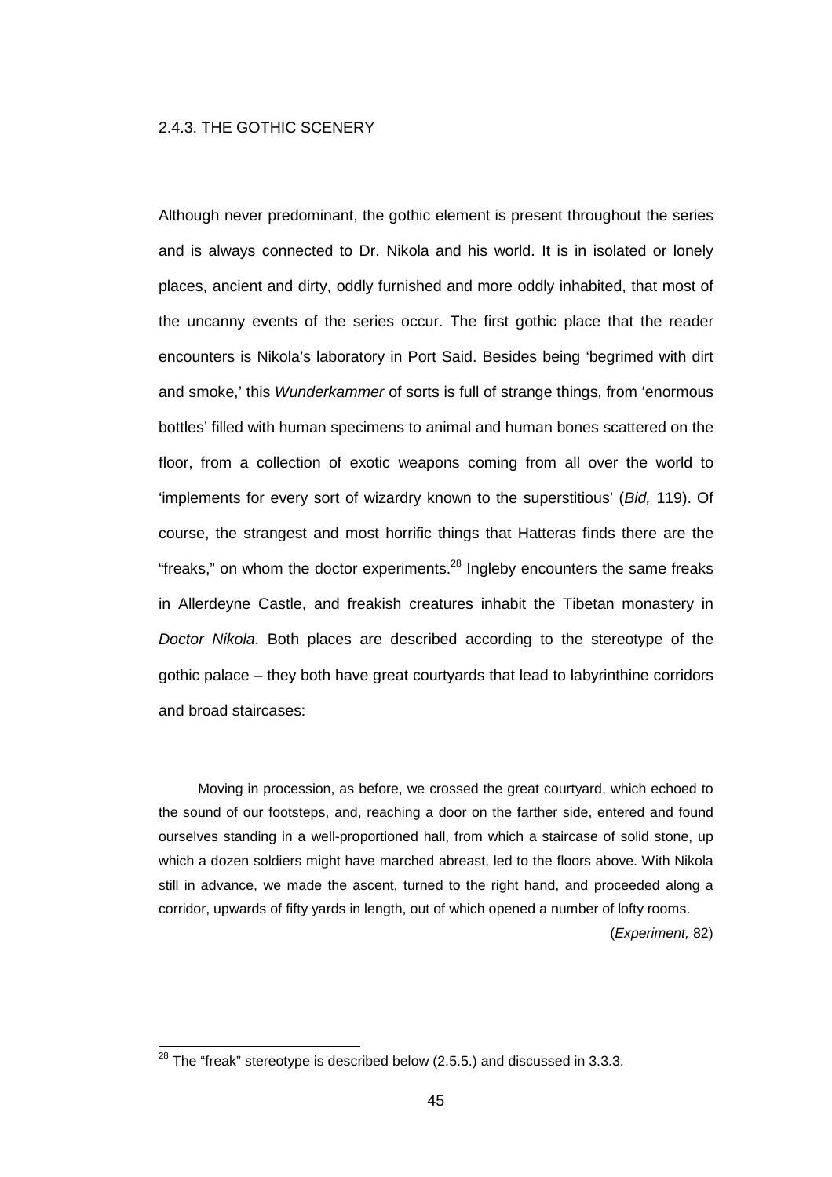### 2.4.3. THE GOTHIC SCENERY

Although never predominant, the gothic element is present throughout the series and is always connected to Dr. Nikola and his world. It is in isolated or lonely places, ancient and dirty, oddly furnished and more oddly inhabited, that most of the uncanny events of the series occur. The first gothic place that the reader encounters is Nikola's laboratory in Port Said. Besides being 'begrimed with dirt and smoke,' this *Wunderkammer* of sorts is full of strange things, from 'enormous bottles' filled with human specimens to animal and human bones scattered on the floor, from a collection of exotic weapons coming from all over the world to 'implements for every sort of wizardry known to the superstitious' (*Bid,* 119). Of course, the strangest and most horrific things that Hatteras finds there are the "freaks," on whom the doctor experiments.[28] Ingleby encounters the same freaks in Allerdeyne Castle, and freakish creatures inhabit the Tibetan monastery in *Doctor Nikola*. Both places are described according to the stereotype of the gothic palace – they both have great courtyards that lead to labyrinthine corridors and broad staircases:

> Moving in procession, as before, we crossed the great courtyard, which echoed to the sound of our footsteps, and, reaching a door on the farther side, entered and found ourselves standing in a well-proportioned hall, from which a staircase of solid stone, up which a dozen soldiers might have marched abreast, led to the floors above. With Nikola still in advance, we made the ascent, turned to the right hand, and proceeded along a corridor, upwards of fifty yards in length, out of which opened a number of lofty rooms.
>
> (*Experiment,* 82)

---

[28] The "freak" stereotype is described below (2.5.5.) and discussed in 3.3.3.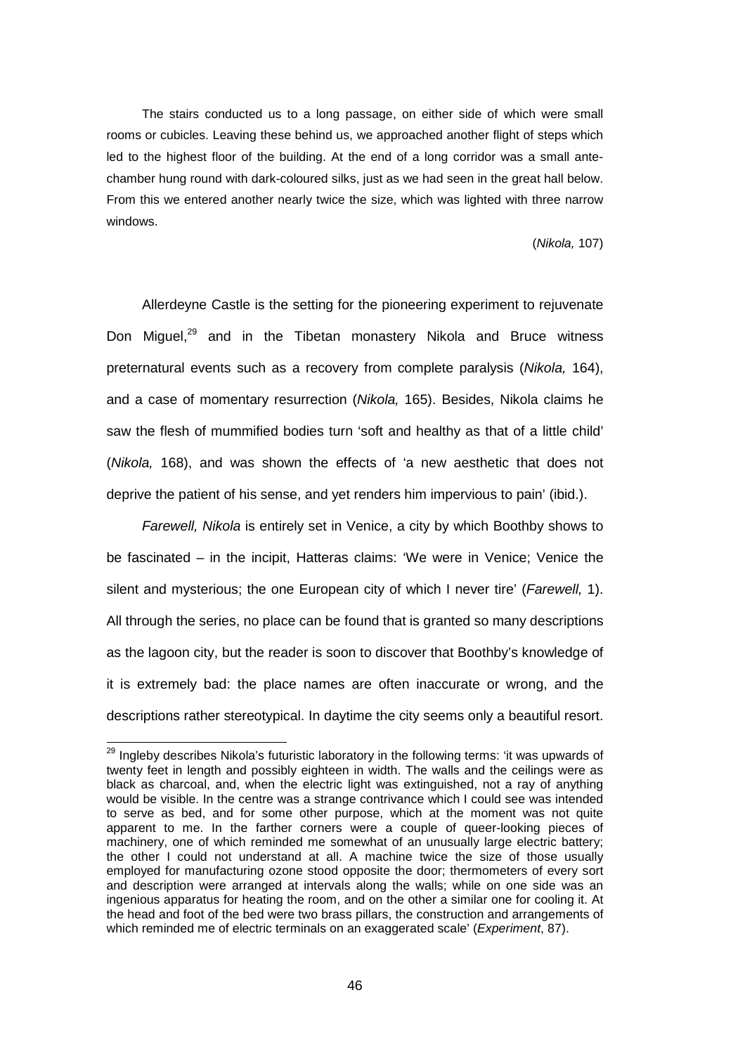> The stairs conducted us to a long passage, on either side of which were small rooms or cubicles. Leaving these behind us, we approached another flight of steps which led to the highest floor of the building. At the end of a long corridor was a small ante-chamber hung round with dark-coloured silks, just as we had seen in the great hall below. From this we entered another nearly twice the size, which was lighted with three narrow windows.
>
> (*Nikola,* 107)

Allerdeyne Castle is the setting for the pioneering experiment to rejuvenate Don Miguel,[29] and in the Tibetan monastery Nikola and Bruce witness preternatural events such as a recovery from complete paralysis (*Nikola,* 164), and a case of momentary resurrection (*Nikola,* 165). Besides, Nikola claims he saw the flesh of mummified bodies turn 'soft and healthy as that of a little child' (*Nikola,* 168), and was shown the effects of 'a new aesthetic that does not deprive the patient of his sense, and yet renders him impervious to pain' (ibid.).

*Farewell, Nikola* is entirely set in Venice, a city by which Boothby shows to be fascinated – in the incipit, Hatteras claims: 'We were in Venice; Venice the silent and mysterious; the one European city of which I never tire' (*Farewell,* 1). All through the series, no place can be found that is granted so many descriptions as the lagoon city, but the reader is soon to discover that Boothby's knowledge of it is extremely bad: the place names are often inaccurate or wrong, and the descriptions rather stereotypical. In daytime the city seems only a beautiful resort.

---

[29] Ingleby describes Nikola's futuristic laboratory in the following terms: 'it was upwards of twenty feet in length and possibly eighteen in width. The walls and the ceilings were as black as charcoal, and, when the electric light was extinguished, not a ray of anything would be visible. In the centre was a strange contrivance which I could see was intended to serve as bed, and for some other purpose, which at the moment was not quite apparent to me. In the farther corners were a couple of queer-looking pieces of machinery, one of which reminded me somewhat of an unusually large electric battery; the other I could not understand at all. A machine twice the size of those usually employed for manufacturing ozone stood opposite the door; thermometers of every sort and description were arranged at intervals along the walls; while on one side was an ingenious apparatus for heating the room, and on the other a similar one for cooling it. At the head and foot of the bed were two brass pillars, the construction and arrangements of which reminded me of electric terminals on an exaggerated scale' (*Experiment*, 87).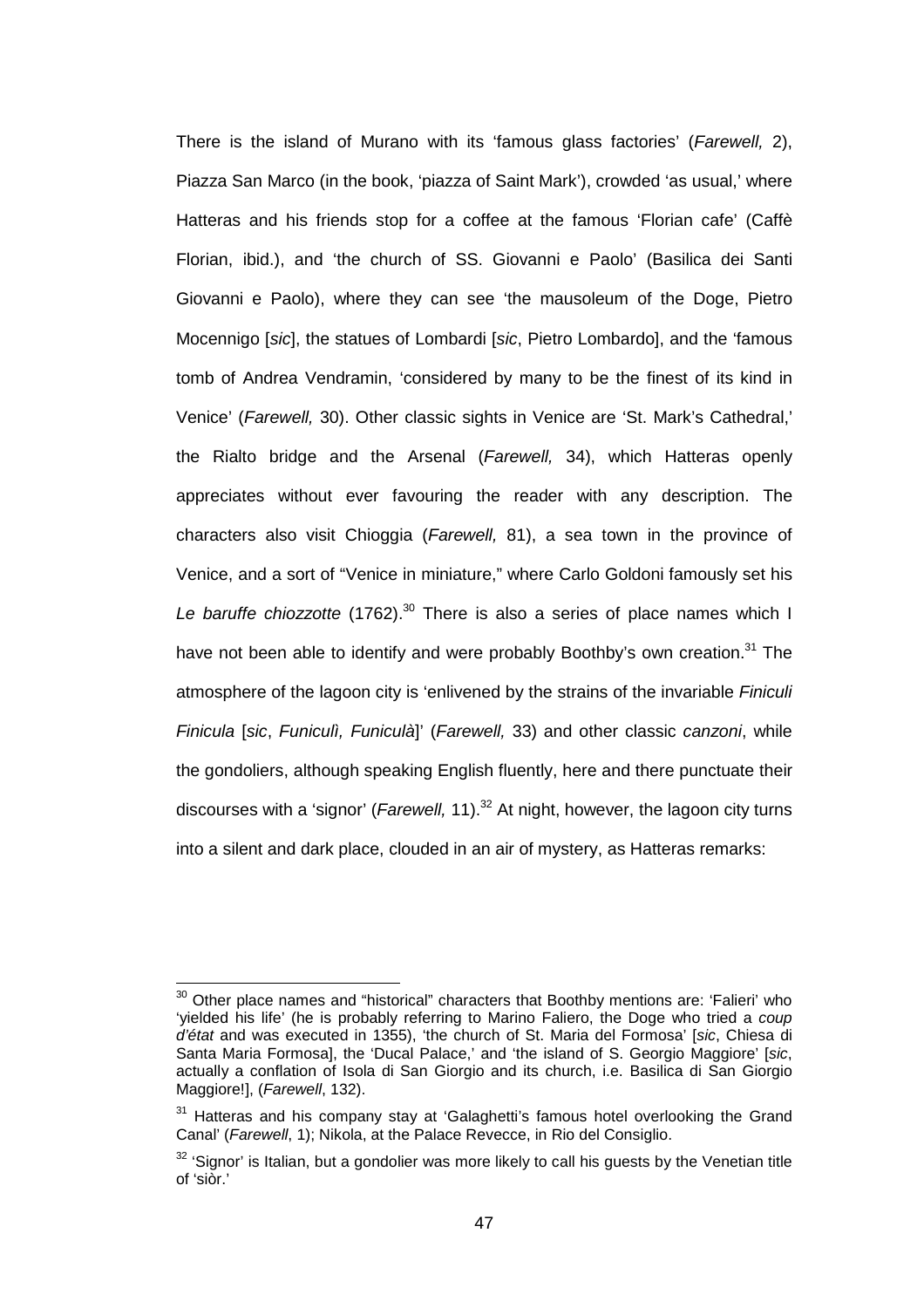There is the island of Murano with its 'famous glass factories' (*Farewell,* 2), Piazza San Marco (in the book, 'piazza of Saint Mark'), crowded 'as usual,' where Hatteras and his friends stop for a coffee at the famous 'Florian cafe' (Caffè Florian, ibid.), and 'the church of SS. Giovanni e Paolo' (Basilica dei Santi Giovanni e Paolo), where they can see 'the mausoleum of the Doge, Pietro Mocennigo [*sic*], the statues of Lombardi [*sic*, Pietro Lombardo], and the 'famous tomb of Andrea Vendramin, 'considered by many to be the finest of its kind in Venice' (*Farewell,* 30). Other classic sights in Venice are 'St. Mark's Cathedral,' the Rialto bridge and the Arsenal (*Farewell,* 34), which Hatteras openly appreciates without ever favouring the reader with any description. The characters also visit Chioggia (*Farewell,* 81), a sea town in the province of Venice, and a sort of "Venice in miniature," where Carlo Goldoni famously set his *Le baruffe chiozzotte* (1762).[30] There is also a series of place names which I have not been able to identify and were probably Boothby's own creation.[31] The atmosphere of the lagoon city is 'enlivened by the strains of the invariable *Finiculi Finicula* [*sic*, *Funiculì, Funiculà*]' (*Farewell,* 33) and other classic *canzoni*, while the gondoliers, although speaking English fluently, here and there punctuate their discourses with a 'signor' (*Farewell,* 11).[32] At night, however, the lagoon city turns into a silent and dark place, clouded in an air of mystery, as Hatteras remarks:

---

[30] Other place names and "historical" characters that Boothby mentions are: 'Falieri' who 'yielded his life' (he is probably referring to Marino Faliero, the Doge who tried a *coup d'état* and was executed in 1355), 'the church of St. Maria del Formosa' [*sic*, Chiesa di Santa Maria Formosa], the 'Ducal Palace,' and 'the island of S. Georgio Maggiore' [*sic*, actually a conflation of Isola di San Giorgio and its church, i.e. Basilica di San Giorgio Maggiore!], (*Farewell*, 132).

[31] Hatteras and his company stay at 'Galaghetti's famous hotel overlooking the Grand Canal' (*Farewell*, 1); Nikola, at the Palace Revecce, in Rio del Consiglio.

[32] 'Signor' is Italian, but a gondolier was more likely to call his guests by the Venetian title of 'siòr.'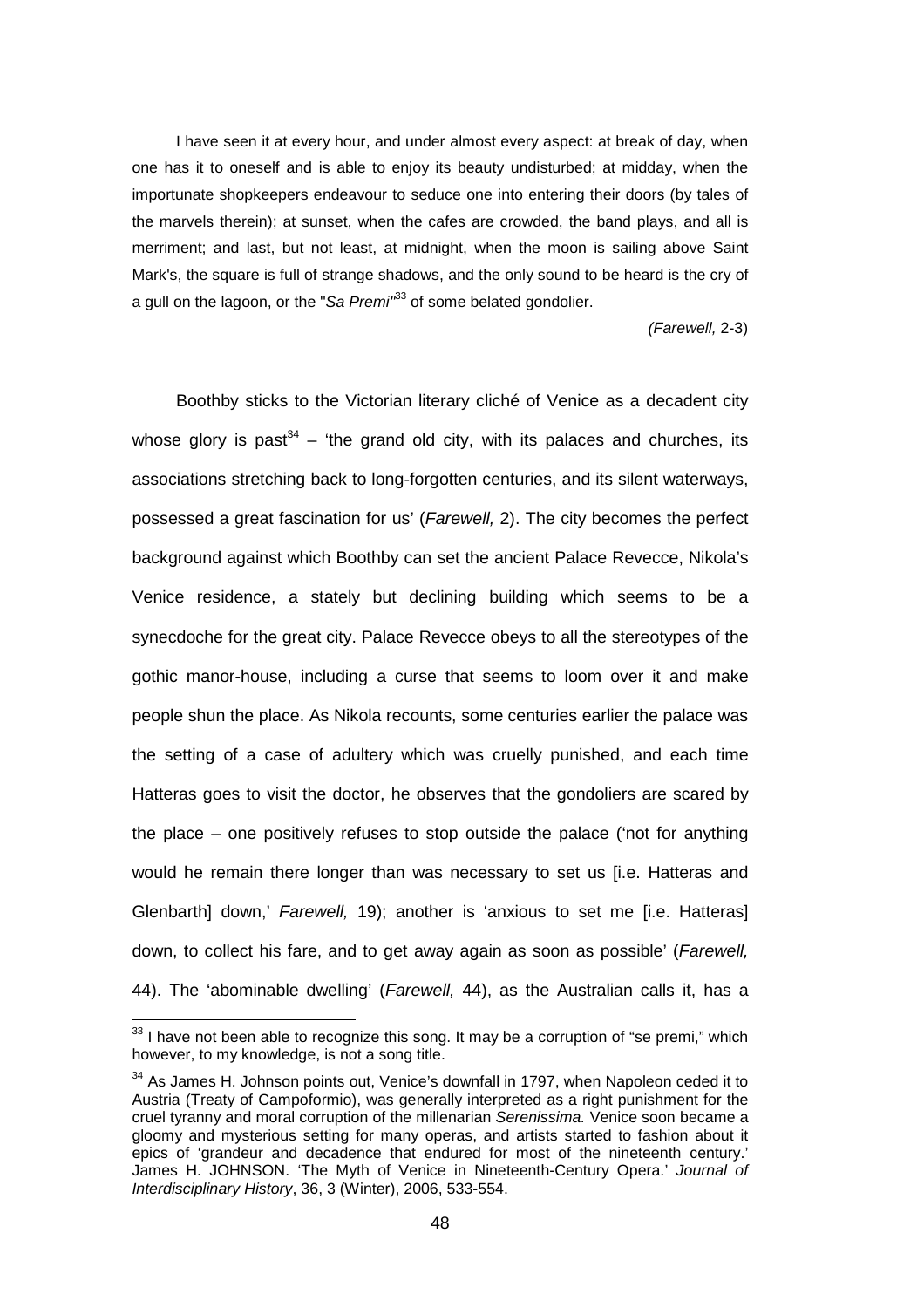I have seen it at every hour, and under almost every aspect: at break of day, when one has it to oneself and is able to enjoy its beauty undisturbed; at midday, when the importunate shopkeepers endeavour to seduce one into entering their doors (by tales of the marvels therein); at sunset, when the cafes are crowded, the band plays, and all is merriment; and last, but not least, at midnight, when the moon is sailing above Saint Mark's, the square is full of strange shadows, and the only sound to be heard is the cry of a gull on the lagoon, or the "*Sa Premi*"[33] of some belated gondolier.

*(Farewell,* 2-3)

Boothby sticks to the Victorian literary cliché of Venice as a decadent city whose glory is past[34] – 'the grand old city, with its palaces and churches, its associations stretching back to long-forgotten centuries, and its silent waterways, possessed a great fascination for us' (*Farewell,* 2). The city becomes the perfect background against which Boothby can set the ancient Palace Revecce, Nikola's Venice residence, a stately but declining building which seems to be a synecdoche for the great city. Palace Revecce obeys to all the stereotypes of the gothic manor-house, including a curse that seems to loom over it and make people shun the place. As Nikola recounts, some centuries earlier the palace was the setting of a case of adultery which was cruelly punished, and each time Hatteras goes to visit the doctor, he observes that the gondoliers are scared by the place – one positively refuses to stop outside the palace ('not for anything would he remain there longer than was necessary to set us [i.e. Hatteras and Glenbarth] down,' *Farewell,* 19); another is 'anxious to set me [i.e. Hatteras] down, to collect his fare, and to get away again as soon as possible' (*Farewell,* 44). The 'abominable dwelling' (*Farewell,* 44), as the Australian calls it, has a

[33] I have not been able to recognize this song. It may be a corruption of "se premi," which however, to my knowledge, is not a song title.

[34] As James H. Johnson points out, Venice's downfall in 1797, when Napoleon ceded it to Austria (Treaty of Campoformio), was generally interpreted as a right punishment for the cruel tyranny and moral corruption of the millenarian *Serenissima.* Venice soon became a gloomy and mysterious setting for many operas, and artists started to fashion about it epics of 'grandeur and decadence that endured for most of the nineteenth century.' James H. JOHNSON. 'The Myth of Venice in Nineteenth-Century Opera.' *Journal of Interdisciplinary History*, 36, 3 (Winter), 2006, 533-554.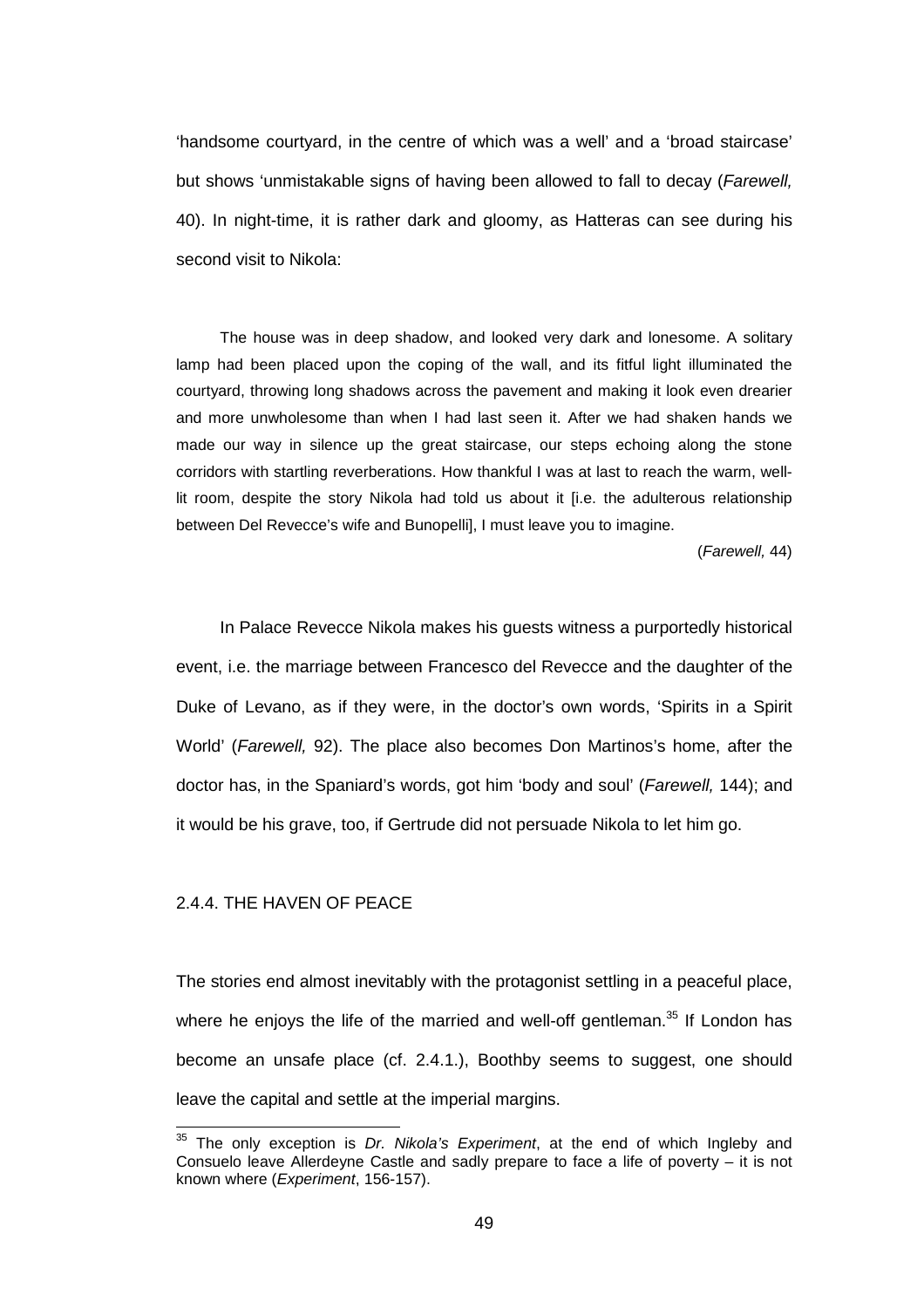'handsome courtyard, in the centre of which was a well' and a 'broad staircase' but shows 'unmistakable signs of having been allowed to fall to decay (*Farewell,* 40). In night-time, it is rather dark and gloomy, as Hatteras can see during his second visit to Nikola:

> The house was in deep shadow, and looked very dark and lonesome. A solitary lamp had been placed upon the coping of the wall, and its fitful light illuminated the courtyard, throwing long shadows across the pavement and making it look even drearier and more unwholesome than when I had last seen it. After we had shaken hands we made our way in silence up the great staircase, our steps echoing along the stone corridors with startling reverberations. How thankful I was at last to reach the warm, well-lit room, despite the story Nikola had told us about it [i.e. the adulterous relationship between Del Revecce's wife and Bunopelli], I must leave you to imagine.
>
> (*Farewell,* 44)

In Palace Revecce Nikola makes his guests witness a purportedly historical event, i.e. the marriage between Francesco del Revecce and the daughter of the Duke of Levano, as if they were, in the doctor's own words, 'Spirits in a Spirit World' (*Farewell,* 92). The place also becomes Don Martinos's home, after the doctor has, in the Spaniard's words, got him 'body and soul' (*Farewell,* 144); and it would be his grave, too, if Gertrude did not persuade Nikola to let him go.

### 2.4.4. THE HAVEN OF PEACE

The stories end almost inevitably with the protagonist settling in a peaceful place, where he enjoys the life of the married and well-off gentleman.[35] If London has become an unsafe place (cf. 2.4.1.), Boothby seems to suggest, one should leave the capital and settle at the imperial margins.

---

[35] The only exception is *Dr. Nikola's Experiment*, at the end of which Ingleby and Consuelo leave Allerdeyne Castle and sadly prepare to face a life of poverty – it is not known where (*Experiment*, 156-157).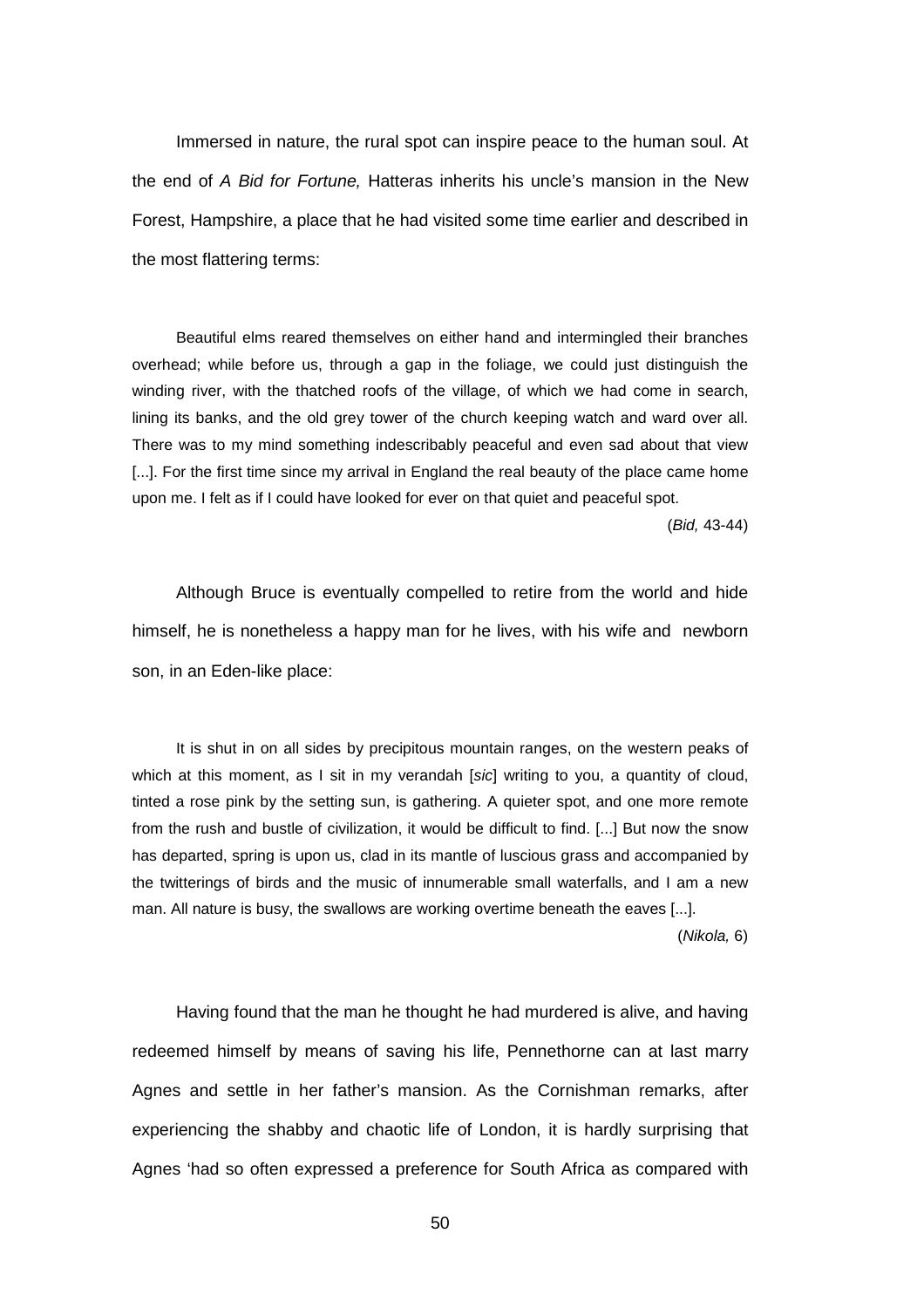Immersed in nature, the rural spot can inspire peace to the human soul. At the end of *A Bid for Fortune,* Hatteras inherits his uncle's mansion in the New Forest, Hampshire, a place that he had visited some time earlier and described in the most flattering terms:

> Beautiful elms reared themselves on either hand and intermingled their branches overhead; while before us, through a gap in the foliage, we could just distinguish the winding river, with the thatched roofs of the village, of which we had come in search, lining its banks, and the old grey tower of the church keeping watch and ward over all. There was to my mind something indescribably peaceful and even sad about that view [...]. For the first time since my arrival in England the real beauty of the place came home upon me. I felt as if I could have looked for ever on that quiet and peaceful spot.
>
> (*Bid,* 43-44)

Although Bruce is eventually compelled to retire from the world and hide himself, he is nonetheless a happy man for he lives, with his wife and newborn son, in an Eden-like place:

> It is shut in on all sides by precipitous mountain ranges, on the western peaks of which at this moment, as I sit in my verandah [*sic*] writing to you, a quantity of cloud, tinted a rose pink by the setting sun, is gathering. A quieter spot, and one more remote from the rush and bustle of civilization, it would be difficult to find. [...] But now the snow has departed, spring is upon us, clad in its mantle of luscious grass and accompanied by the twitterings of birds and the music of innumerable small waterfalls, and I am a new man. All nature is busy, the swallows are working overtime beneath the eaves [...].
>
> (*Nikola,* 6)

Having found that the man he thought he had murdered is alive, and having redeemed himself by means of saving his life, Pennethorne can at last marry Agnes and settle in her father's mansion. As the Cornishman remarks, after experiencing the shabby and chaotic life of London, it is hardly surprising that Agnes 'had so often expressed a preference for South Africa as compared with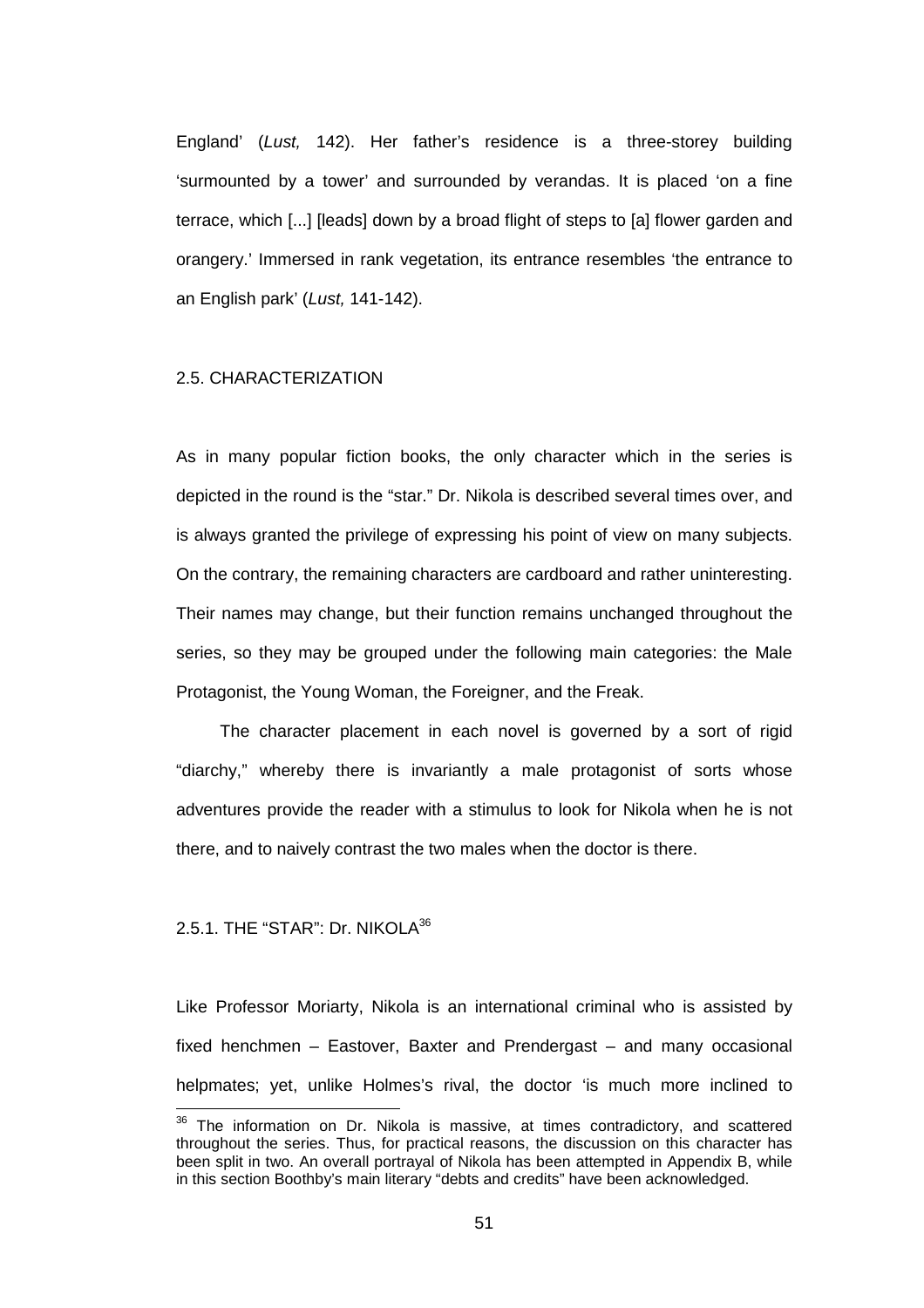England' (*Lust,* 142). Her father's residence is a three-storey building 'surmounted by a tower' and surrounded by verandas. It is placed 'on a fine terrace, which [...] [leads] down by a broad flight of steps to [a] flower garden and orangery.' Immersed in rank vegetation, its entrance resembles 'the entrance to an English park' (*Lust,* 141-142).

## 2.5. CHARACTERIZATION

As in many popular fiction books, the only character which in the series is depicted in the round is the "star." Dr. Nikola is described several times over, and is always granted the privilege of expressing his point of view on many subjects. On the contrary, the remaining characters are cardboard and rather uninteresting. Their names may change, but their function remains unchanged throughout the series, so they may be grouped under the following main categories: the Male Protagonist, the Young Woman, the Foreigner, and the Freak.

The character placement in each novel is governed by a sort of rigid "diarchy," whereby there is invariantly a male protagonist of sorts whose adventures provide the reader with a stimulus to look for Nikola when he is not there, and to naively contrast the two males when the doctor is there.

### 2.5.1. THE "STAR": Dr. NIKOLA[36]

Like Professor Moriarty, Nikola is an international criminal who is assisted by fixed henchmen – Eastover, Baxter and Prendergast – and many occasional helpmates; yet, unlike Holmes's rival, the doctor 'is much more inclined to

[36] The information on Dr. Nikola is massive, at times contradictory, and scattered throughout the series. Thus, for practical reasons, the discussion on this character has been split in two. An overall portrayal of Nikola has been attempted in Appendix B, while in this section Boothby's main literary "debts and credits" have been acknowledged.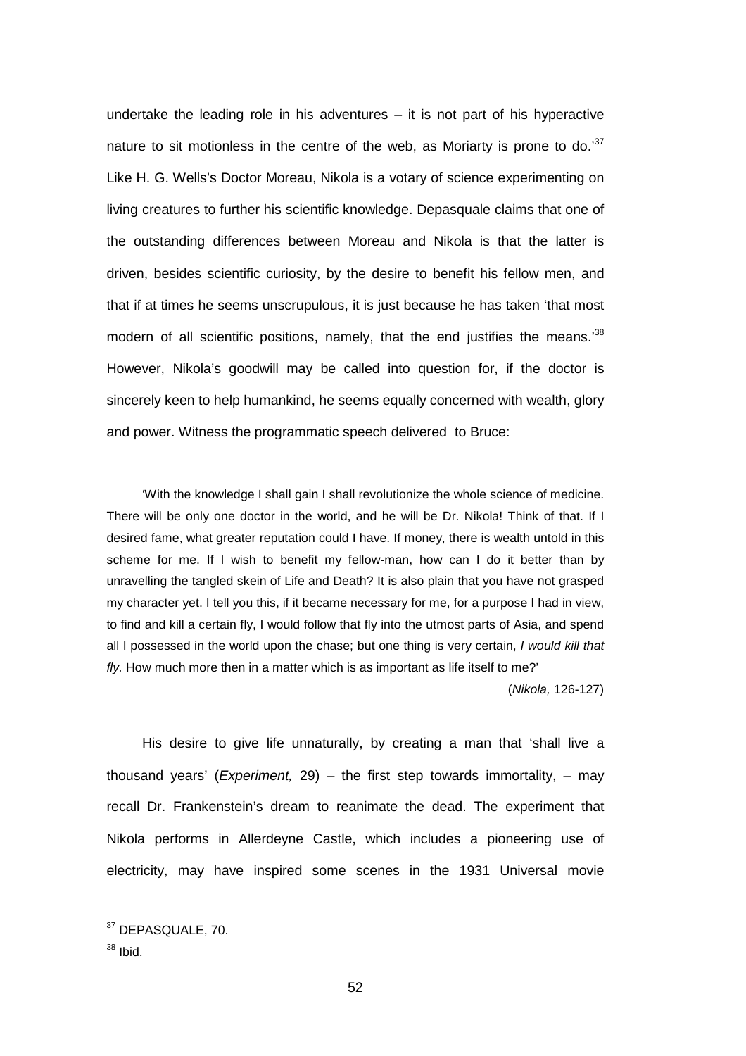undertake the leading role in his adventures – it is not part of his hyperactive nature to sit motionless in the centre of the web, as Moriarty is prone to do.'[37] Like H. G. Wells's Doctor Moreau, Nikola is a votary of science experimenting on living creatures to further his scientific knowledge. Depasquale claims that one of the outstanding differences between Moreau and Nikola is that the latter is driven, besides scientific curiosity, by the desire to benefit his fellow men, and that if at times he seems unscrupulous, it is just because he has taken 'that most modern of all scientific positions, namely, that the end justifies the means.'[38] However, Nikola's goodwill may be called into question for, if the doctor is sincerely keen to help humankind, he seems equally concerned with wealth, glory and power. Witness the programmatic speech delivered to Bruce:

> 'With the knowledge I shall gain I shall revolutionize the whole science of medicine. There will be only one doctor in the world, and he will be Dr. Nikola! Think of that. If I desired fame, what greater reputation could I have. If money, there is wealth untold in this scheme for me. If I wish to benefit my fellow-man, how can I do it better than by unravelling the tangled skein of Life and Death? It is also plain that you have not grasped my character yet. I tell you this, if it became necessary for me, for a purpose I had in view, to find and kill a certain fly, I would follow that fly into the utmost parts of Asia, and spend all I possessed in the world upon the chase; but one thing is very certain, *I would kill that fly.* How much more then in a matter which is as important as life itself to me?'
>
> (*Nikola,* 126-127)

His desire to give life unnaturally, by creating a man that 'shall live a thousand years' (*Experiment,* 29) – the first step towards immortality, – may recall Dr. Frankenstein's dream to reanimate the dead. The experiment that Nikola performs in Allerdeyne Castle, which includes a pioneering use of electricity, may have inspired some scenes in the 1931 Universal movie

---

[37] DEPASQUALE, 70.

[38] Ibid.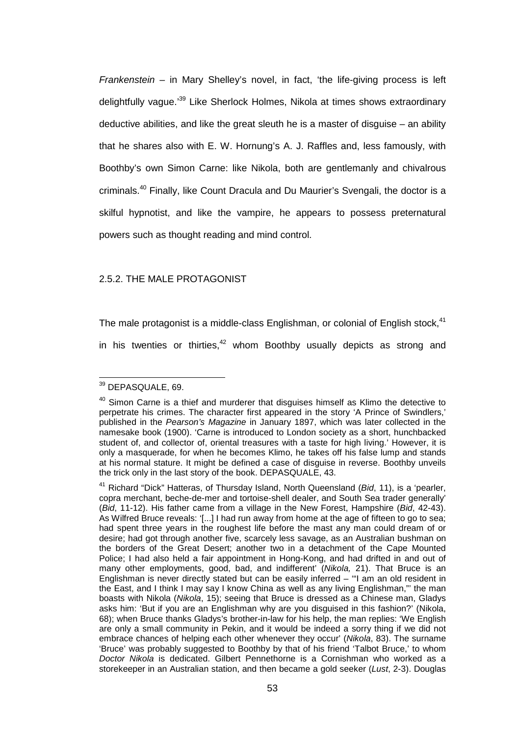*Frankenstein* – in Mary Shelley's novel, in fact, 'the life-giving process is left delightfully vague.'[39] Like Sherlock Holmes, Nikola at times shows extraordinary deductive abilities, and like the great sleuth he is a master of disguise – an ability that he shares also with E. W. Hornung's A. J. Raffles and, less famously, with Boothby's own Simon Carne: like Nikola, both are gentlemanly and chivalrous criminals.[40] Finally, like Count Dracula and Du Maurier's Svengali, the doctor is a skilful hypnotist, and like the vampire, he appears to possess preternatural powers such as thought reading and mind control.

### 2.5.2. THE MALE PROTAGONIST

The male protagonist is a middle-class Englishman, or colonial of English stock,[41] in his twenties or thirties,[42] whom Boothby usually depicts as strong and

---

[39] DEPASQUALE, 69.

[40] Simon Carne is a thief and murderer that disguises himself as Klimo the detective to perpetrate his crimes. The character first appeared in the story 'A Prince of Swindlers,' published in the *Pearson's Magazine* in January 1897, which was later collected in the namesake book (1900). 'Carne is introduced to London society as a short, hunchbacked student of, and collector of, oriental treasures with a taste for high living.' However, it is only a masquerade, for when he becomes Klimo, he takes off his false lump and stands at his normal stature. It might be defined a case of disguise in reverse. Boothby unveils the trick only in the last story of the book. DEPASQUALE, 43.

[41] Richard "Dick" Hatteras, of Thursday Island, North Queensland (*Bid*, 11), is a 'pearler, copra merchant, beche-de-mer and tortoise-shell dealer, and South Sea trader generally' (*Bid*, 11-12). His father came from a village in the New Forest, Hampshire (*Bid*, 42-43). As Wilfred Bruce reveals: '[...] I had run away from home at the age of fifteen to go to sea; had spent three years in the roughest life before the mast any man could dream of or desire; had got through another five, scarcely less savage, as an Australian bushman on the borders of the Great Desert; another two in a detachment of the Cape Mounted Police; I had also held a fair appointment in Hong-Kong, and had drifted in and out of many other employments, good, bad, and indifferent' (*Nikola,* 21). That Bruce is an Englishman is never directly stated but can be easily inferred – '"I am an old resident in the East, and I think I may say I know China as well as any living Englishman,"' the man boasts with Nikola (*Nikola*, 15); seeing that Bruce is dressed as a Chinese man, Gladys asks him: 'But if you are an Englishman why are you disguised in this fashion?' (Nikola, 68); when Bruce thanks Gladys's brother-in-law for his help, the man replies: 'We English are only a small community in Pekin, and it would be indeed a sorry thing if we did not embrace chances of helping each other whenever they occur' (*Nikola*, 83). The surname 'Bruce' was probably suggested to Boothby by that of his friend 'Talbot Bruce,' to whom *Doctor Nikola* is dedicated. Gilbert Pennethorne is a Cornishman who worked as a storekeeper in an Australian station, and then became a gold seeker (*Lust*, 2-3). Douglas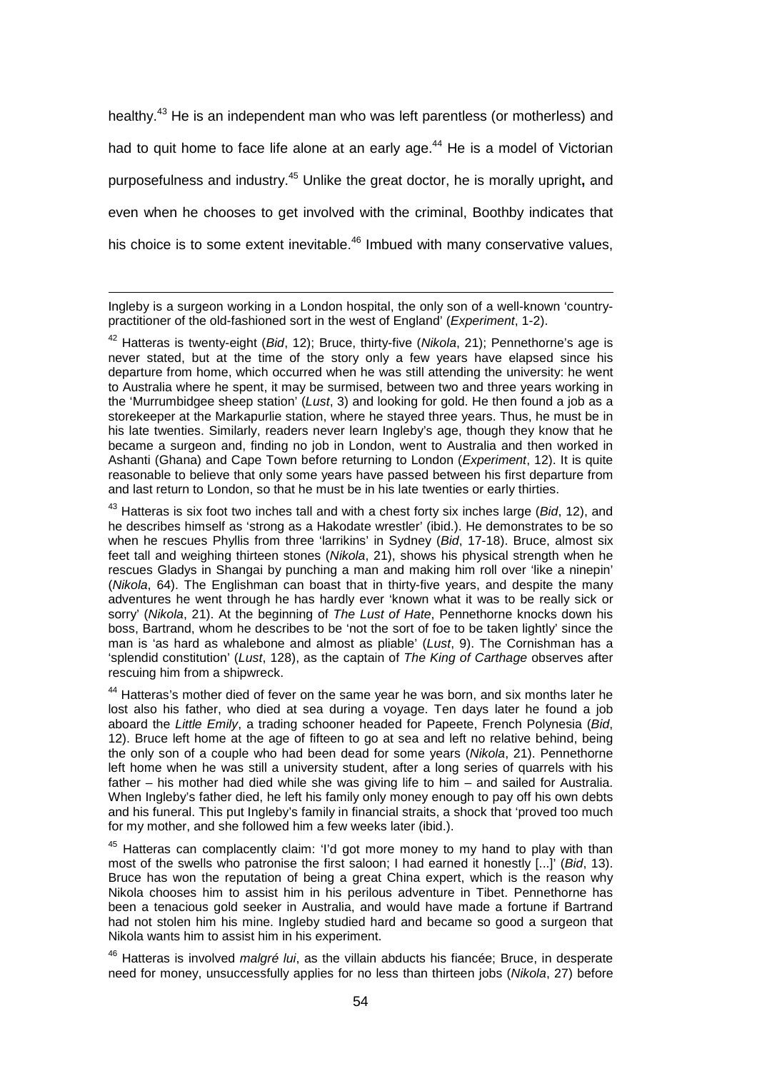healthy.[43] He is an independent man who was left parentless (or motherless) and had to quit home to face life alone at an early age.[44] He is a model of Victorian purposefulness and industry.[45] Unlike the great doctor, he is morally upright**,** and even when he chooses to get involved with the criminal, Boothby indicates that his choice is to some extent inevitable.[46] Imbued with many conservative values,

---

Ingleby is a surgeon working in a London hospital, the only son of a well-known 'country-practitioner of the old-fashioned sort in the west of England' (*Experiment*, 1-2).

[42] Hatteras is twenty-eight (*Bid*, 12); Bruce, thirty-five (*Nikola*, 21); Pennethorne's age is never stated, but at the time of the story only a few years have elapsed since his departure from home, which occurred when he was still attending the university: he went to Australia where he spent, it may be surmised, between two and three years working in the 'Murrumbidgee sheep station' (*Lust*, 3) and looking for gold. He then found a job as a storekeeper at the Markapurlie station, where he stayed three years. Thus, he must be in his late twenties. Similarly, readers never learn Ingleby's age, though they know that he became a surgeon and, finding no job in London, went to Australia and then worked in Ashanti (Ghana) and Cape Town before returning to London (*Experiment*, 12). It is quite reasonable to believe that only some years have passed between his first departure from and last return to London, so that he must be in his late twenties or early thirties.

[43] Hatteras is six foot two inches tall and with a chest forty six inches large (*Bid*, 12), and he describes himself as 'strong as a Hakodate wrestler' (ibid.). He demonstrates to be so when he rescues Phyllis from three 'larrikins' in Sydney (*Bid*, 17-18). Bruce, almost six feet tall and weighing thirteen stones (*Nikola*, 21), shows his physical strength when he rescues Gladys in Shangai by punching a man and making him roll over 'like a ninepin' (*Nikola*, 64). The Englishman can boast that in thirty-five years, and despite the many adventures he went through he has hardly ever 'known what it was to be really sick or sorry' (*Nikola*, 21). At the beginning of *The Lust of Hate*, Pennethorne knocks down his boss, Bartrand, whom he describes to be 'not the sort of foe to be taken lightly' since the man is 'as hard as whalebone and almost as pliable' (*Lust*, 9). The Cornishman has a 'splendid constitution' (*Lust*, 128), as the captain of *The King of Carthage* observes after rescuing him from a shipwreck.

[44] Hatteras's mother died of fever on the same year he was born, and six months later he lost also his father, who died at sea during a voyage. Ten days later he found a job aboard the *Little Emily*, a trading schooner headed for Papeete, French Polynesia (*Bid,* 12). Bruce left home at the age of fifteen to go at sea and left no relative behind, being the only son of a couple who had been dead for some years (*Nikola*, 21). Pennethorne left home when he was still a university student, after a long series of quarrels with his father – his mother had died while she was giving life to him – and sailed for Australia. When Ingleby's father died, he left his family only money enough to pay off his own debts and his funeral. This put Ingleby's family in financial straits, a shock that 'proved too much for my mother, and she followed him a few weeks later (ibid.).

[45] Hatteras can complacently claim: 'I'd got more money to my hand to play with than most of the swells who patronise the first saloon; I had earned it honestly [...]' (*Bid*, 13). Bruce has won the reputation of being a great China expert, which is the reason why Nikola chooses him to assist him in his perilous adventure in Tibet. Pennethorne has been a tenacious gold seeker in Australia, and would have made a fortune if Bartrand had not stolen him his mine. Ingleby studied hard and became so good a surgeon that Nikola wants him to assist him in his experiment.

[46] Hatteras is involved *malgré lui*, as the villain abducts his fiancée; Bruce, in desperate need for money, unsuccessfully applies for no less than thirteen jobs (*Nikola*, 27) before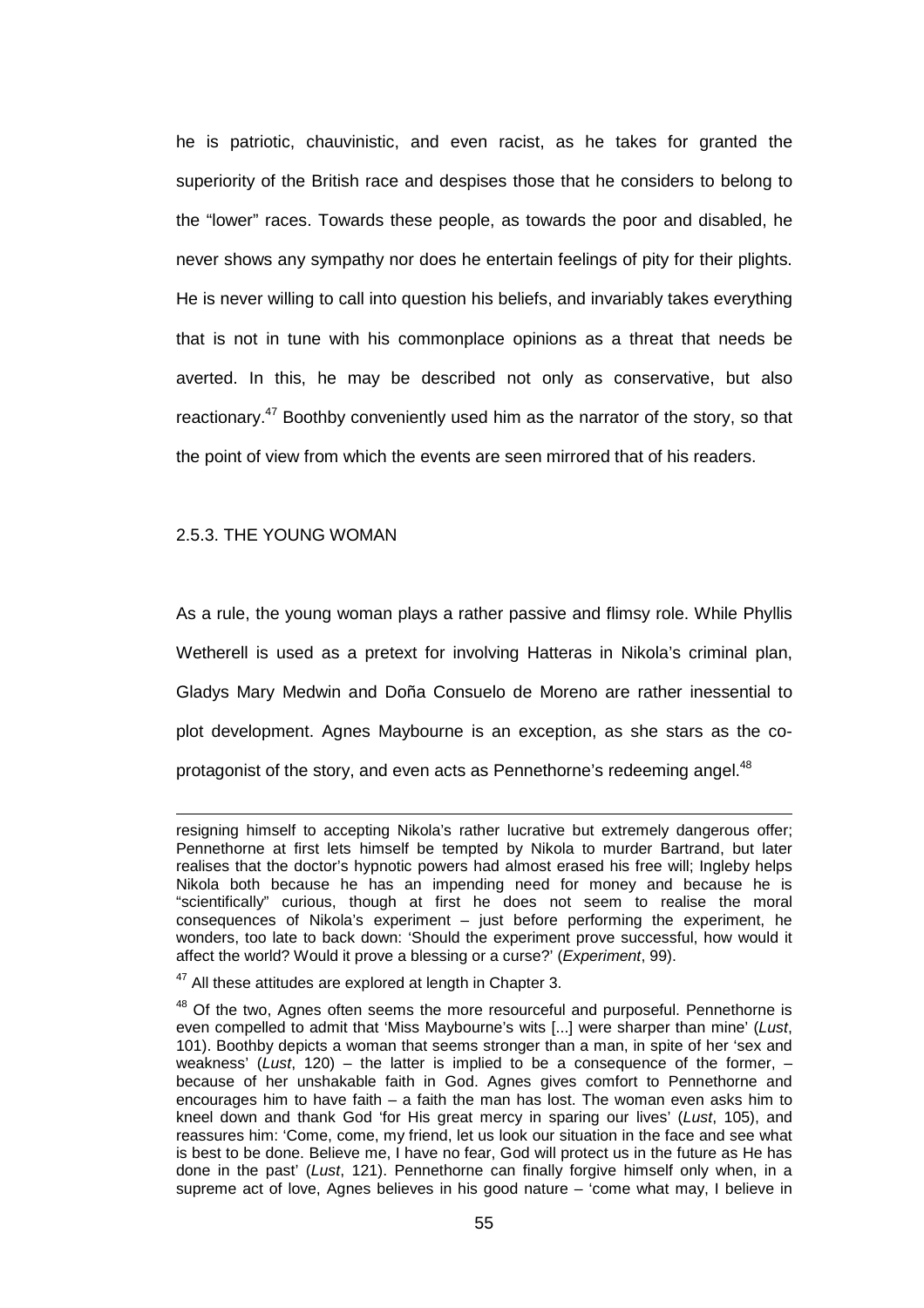he is patriotic, chauvinistic, and even racist, as he takes for granted the superiority of the British race and despises those that he considers to belong to the "lower" races. Towards these people, as towards the poor and disabled, he never shows any sympathy nor does he entertain feelings of pity for their plights. He is never willing to call into question his beliefs, and invariably takes everything that is not in tune with his commonplace opinions as a threat that needs be averted. In this, he may be described not only as conservative, but also reactionary.[47] Boothby conveniently used him as the narrator of the story, so that the point of view from which the events are seen mirrored that of his readers.

### 2.5.3. THE YOUNG WOMAN

As a rule, the young woman plays a rather passive and flimsy role. While Phyllis Wetherell is used as a pretext for involving Hatteras in Nikola's criminal plan, Gladys Mary Medwin and Doña Consuelo de Moreno are rather inessential to plot development. Agnes Maybourne is an exception, as she stars as the co-protagonist of the story, and even acts as Pennethorne's redeeming angel.[48]

---

resigning himself to accepting Nikola's rather lucrative but extremely dangerous offer; Pennethorne at first lets himself be tempted by Nikola to murder Bartrand, but later realises that the doctor's hypnotic powers had almost erased his free will; Ingleby helps Nikola both because he has an impending need for money and because he is "scientifically" curious, though at first he does not seem to realise the moral consequences of Nikola's experiment – just before performing the experiment, he wonders, too late to back down: 'Should the experiment prove successful, how would it affect the world? Would it prove a blessing or a curse?' (*Experiment*, 99).

[47] All these attitudes are explored at length in Chapter 3.

[48] Of the two, Agnes often seems the more resourceful and purposeful. Pennethorne is even compelled to admit that 'Miss Maybourne's wits [...] were sharper than mine' (*Lust*, 101). Boothby depicts a woman that seems stronger than a man, in spite of her 'sex and weakness' (*Lust*, 120) – the latter is implied to be a consequence of the former, – because of her unshakable faith in God. Agnes gives comfort to Pennethorne and encourages him to have faith – a faith the man has lost. The woman even asks him to kneel down and thank God 'for His great mercy in sparing our lives' (*Lust*, 105), and reassures him: 'Come, come, my friend, let us look our situation in the face and see what is best to be done. Believe me, I have no fear, God will protect us in the future as He has done in the past' (*Lust*, 121). Pennethorne can finally forgive himself only when, in a supreme act of love, Agnes believes in his good nature – 'come what may, I believe in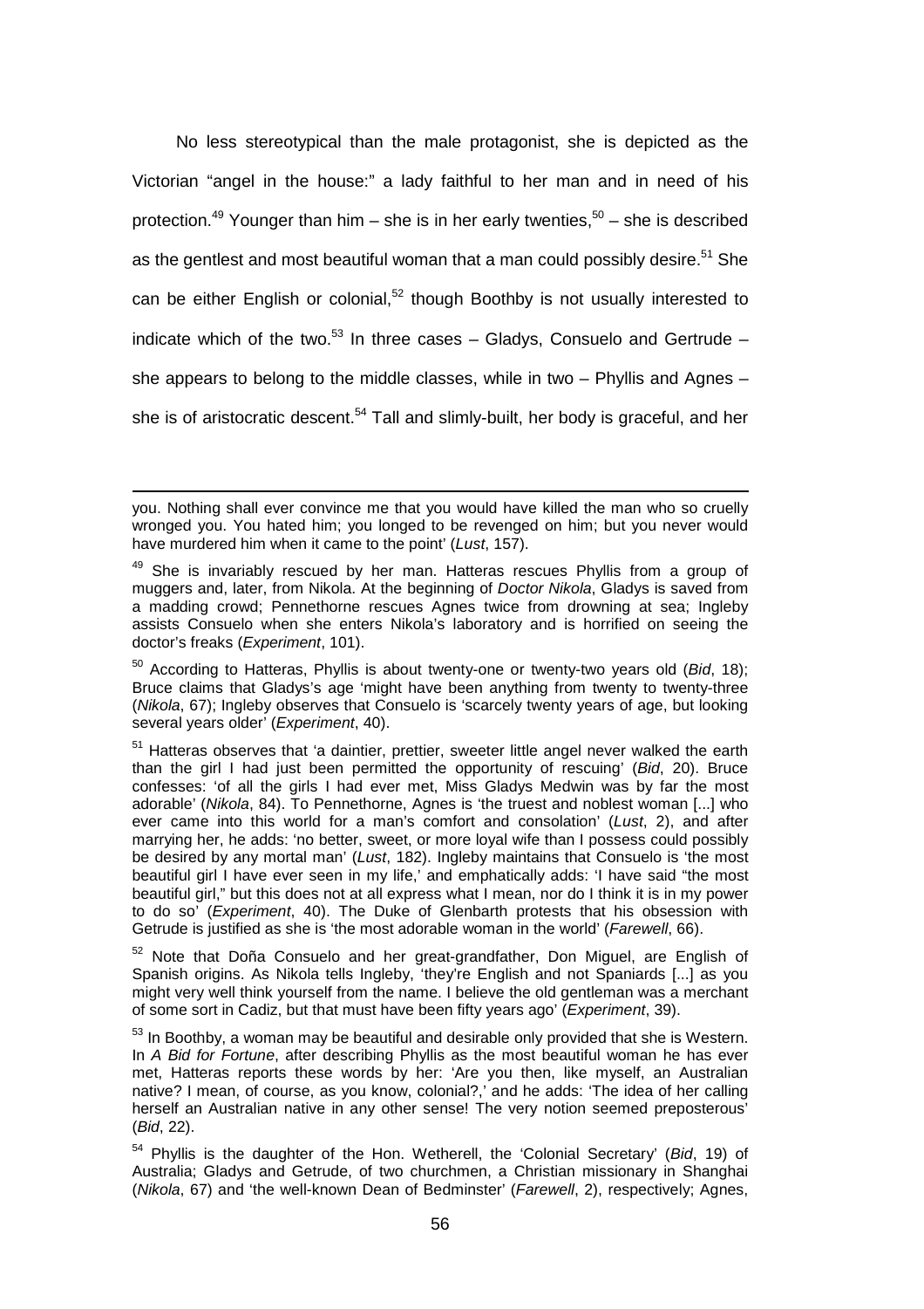No less stereotypical than the male protagonist, she is depicted as the Victorian "angel in the house:" a lady faithful to her man and in need of his protection.[49] Younger than him – she is in her early twenties,[50] – she is described as the gentlest and most beautiful woman that a man could possibly desire.[51] She can be either English or colonial,[52] though Boothby is not usually interested to indicate which of the two.[53] In three cases – Gladys, Consuelo and Gertrude – she appears to belong to the middle classes, while in two – Phyllis and Agnes – she is of aristocratic descent.[54] Tall and slimly-built, her body is graceful, and her

---

you. Nothing shall ever convince me that you would have killed the man who so cruelly wronged you. You hated him; you longed to be revenged on him; but you never would have murdered him when it came to the point' (*Lust*, 157).

[49] She is invariably rescued by her man. Hatteras rescues Phyllis from a group of muggers and, later, from Nikola. At the beginning of *Doctor Nikola*, Gladys is saved from a madding crowd; Pennethorne rescues Agnes twice from drowning at sea; Ingleby assists Consuelo when she enters Nikola's laboratory and is horrified on seeing the doctor's freaks (*Experiment*, 101).

[50] According to Hatteras, Phyllis is about twenty-one or twenty-two years old (*Bid*, 18); Bruce claims that Gladys's age 'might have been anything from twenty to twenty-three (*Nikola*, 67); Ingleby observes that Consuelo is 'scarcely twenty years of age, but looking several years older' (*Experiment*, 40).

[51] Hatteras observes that 'a daintier, prettier, sweeter little angel never walked the earth than the girl I had just been permitted the opportunity of rescuing' (*Bid*, 20). Bruce confesses: 'of all the girls I had ever met, Miss Gladys Medwin was by far the most adorable' (*Nikola*, 84). To Pennethorne, Agnes is 'the truest and noblest woman [...] who ever came into this world for a man's comfort and consolation' (*Lust*, 2), and after marrying her, he adds: 'no better, sweet, or more loyal wife than I possess could possibly be desired by any mortal man' (*Lust*, 182). Ingleby maintains that Consuelo is 'the most beautiful girl I have ever seen in my life,' and emphatically adds: 'I have said "the most beautiful girl," but this does not at all express what I mean, nor do I think it is in my power to do so' (*Experiment*, 40). The Duke of Glenbarth protests that his obsession with Getrude is justified as she is 'the most adorable woman in the world' (*Farewell*, 66).

[52] Note that Doña Consuelo and her great-grandfather, Don Miguel, are English of Spanish origins. As Nikola tells Ingleby, 'they're English and not Spaniards [...] as you might very well think yourself from the name. I believe the old gentleman was a merchant of some sort in Cadiz, but that must have been fifty years ago' (*Experiment*, 39).

[53] In Boothby, a woman may be beautiful and desirable only provided that she is Western. In *A Bid for Fortune*, after describing Phyllis as the most beautiful woman he has ever met, Hatteras reports these words by her: 'Are you then, like myself, an Australian native? I mean, of course, as you know, colonial?,' and he adds: 'The idea of her calling herself an Australian native in any other sense! The very notion seemed preposterous' (*Bid*, 22).

[54] Phyllis is the daughter of the Hon. Wetherell, the 'Colonial Secretary' (*Bid*, 19) of Australia; Gladys and Getrude, of two churchmen, a Christian missionary in Shanghai (*Nikola*, 67) and 'the well-known Dean of Bedminster' (*Farewell*, 2), respectively; Agnes,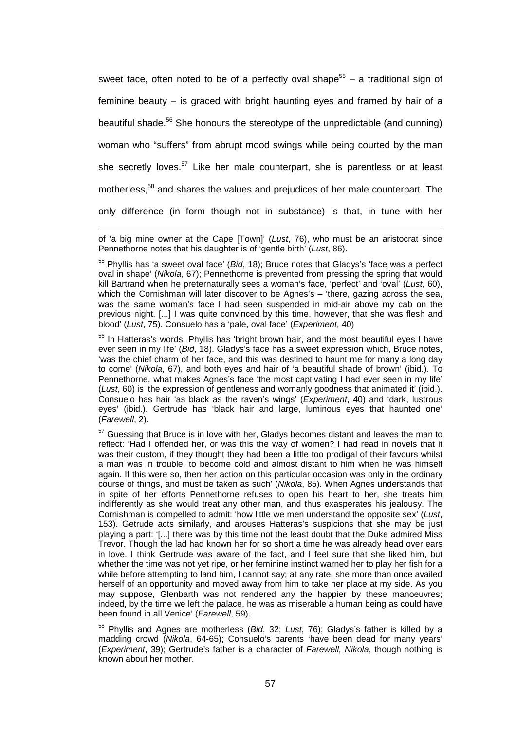sweet face, often noted to be of a perfectly oval shape[55] – a traditional sign of feminine beauty – is graced with bright haunting eyes and framed by hair of a beautiful shade.[56] She honours the stereotype of the unpredictable (and cunning) woman who "suffers" from abrupt mood swings while being courted by the man she secretly loves.[57] Like her male counterpart, she is parentless or at least motherless,[58] and shares the values and prejudices of her male counterpart. The only difference (in form though not in substance) is that, in tune with her

---

of 'a big mine owner at the Cape [Town]' (*Lust*, 76), who must be an aristocrat since Pennethorne notes that his daughter is of 'gentle birth' (*Lust*, 86).

[55] Phyllis has 'a sweet oval face' (*Bid*, 18); Bruce notes that Gladys's 'face was a perfect oval in shape' (*Nikola*, 67); Pennethorne is prevented from pressing the spring that would kill Bartrand when he preternaturally sees a woman's face, 'perfect' and 'oval' (*Lust*, 60), which the Cornishman will later discover to be Agnes's – 'there, gazing across the sea, was the same woman's face I had seen suspended in mid-air above my cab on the previous night. [...] I was quite convinced by this time, however, that she was flesh and blood' (*Lust*, 75). Consuelo has a 'pale, oval face' (*Experiment*, 40)

[56] In Hatteras's words, Phyllis has 'bright brown hair, and the most beautiful eyes I have ever seen in my life' (*Bid*, 18). Gladys's face has a sweet expression which, Bruce notes, 'was the chief charm of her face, and this was destined to haunt me for many a long day to come' (*Nikola*, 67), and both eyes and hair of 'a beautiful shade of brown' (ibid.). To Pennethorne, what makes Agnes's face 'the most captivating I had ever seen in my life' (*Lust*, 60) is 'the expression of gentleness and womanly goodness that animated it' (ibid.). Consuelo has hair 'as black as the raven's wings' (*Experiment*, 40) and 'dark, lustrous eyes' (ibid.). Gertrude has 'black hair and large, luminous eyes that haunted one' (*Farewell*, 2).

[57] Guessing that Bruce is in love with her, Gladys becomes distant and leaves the man to reflect: 'Had I offended her, or was this the way of women? I had read in novels that it was their custom, if they thought they had been a little too prodigal of their favours whilst a man was in trouble, to become cold and almost distant to him when he was himself again. If this were so, then her action on this particular occasion was only in the ordinary course of things, and must be taken as such' (*Nikola*, 85). When Agnes understands that in spite of her efforts Pennethorne refuses to open his heart to her, she treats him indifferently as she would treat any other man, and thus exasperates his jealousy. The Cornishman is compelled to admit: 'how little we men understand the opposite sex' (*Lust*, 153). Getrude acts similarly, and arouses Hatteras's suspicions that she may be just playing a part: '[...] there was by this time not the least doubt that the Duke admired Miss Trevor. Though the lad had known her for so short a time he was already head over ears in love. I think Gertrude was aware of the fact, and I feel sure that she liked him, but whether the time was not yet ripe, or her feminine instinct warned her to play her fish for a while before attempting to land him, I cannot say; at any rate, she more than once availed herself of an opportunity and moved away from him to take her place at my side. As you may suppose, Glenbarth was not rendered any the happier by these manoeuvres; indeed, by the time we left the palace, he was as miserable a human being as could have been found in all Venice' (*Farewell*, 59).

[58] Phyllis and Agnes are motherless (*Bid*, 32; *Lust*, 76); Gladys's father is killed by a madding crowd (*Nikola*, 64-65); Consuelo's parents 'have been dead for many years' (*Experiment*, 39); Gertrude's father is a character of *Farewell, Nikola*, though nothing is known about her mother.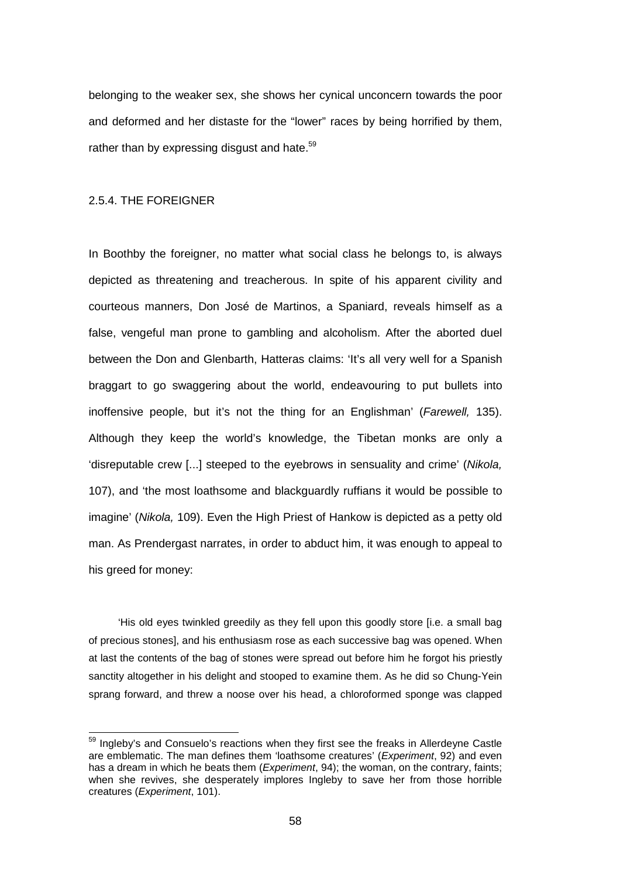belonging to the weaker sex, she shows her cynical unconcern towards the poor and deformed and her distaste for the "lower" races by being horrified by them, rather than by expressing disgust and hate.[59]

### 2.5.4. THE FOREIGNER

In Boothby the foreigner, no matter what social class he belongs to, is always depicted as threatening and treacherous. In spite of his apparent civility and courteous manners, Don José de Martinos, a Spaniard, reveals himself as a false, vengeful man prone to gambling and alcoholism. After the aborted duel between the Don and Glenbarth, Hatteras claims: 'It's all very well for a Spanish braggart to go swaggering about the world, endeavouring to put bullets into inoffensive people, but it's not the thing for an Englishman' (*Farewell,* 135). Although they keep the world's knowledge, the Tibetan monks are only a 'disreputable crew [...] steeped to the eyebrows in sensuality and crime' (*Nikola,* 107), and 'the most loathsome and blackguardly ruffians it would be possible to imagine' (*Nikola,* 109). Even the High Priest of Hankow is depicted as a petty old man. As Prendergast narrates, in order to abduct him, it was enough to appeal to his greed for money:

> 'His old eyes twinkled greedily as they fell upon this goodly store [i.e. a small bag of precious stones], and his enthusiasm rose as each successive bag was opened. When at last the contents of the bag of stones were spread out before him he forgot his priestly sanctity altogether in his delight and stooped to examine them. As he did so Chung-Yein sprang forward, and threw a noose over his head, a chloroformed sponge was clapped

---

[59] Ingleby's and Consuelo's reactions when they first see the freaks in Allerdeyne Castle are emblematic. The man defines them 'loathsome creatures' (*Experiment*, 92) and even has a dream in which he beats them (*Experiment*, 94); the woman, on the contrary, faints; when she revives, she desperately implores Ingleby to save her from those horrible creatures (*Experiment*, 101).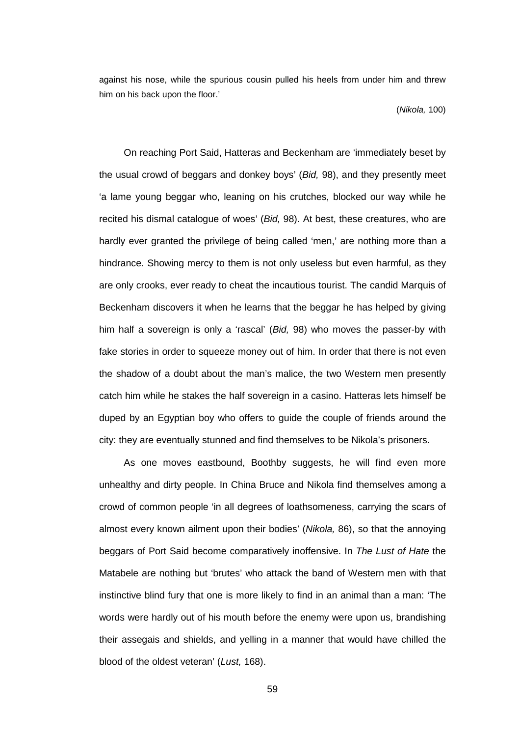against his nose, while the spurious cousin pulled his heels from under him and threw him on his back upon the floor.'

(*Nikola,* 100)

On reaching Port Said, Hatteras and Beckenham are 'immediately beset by the usual crowd of beggars and donkey boys' (*Bid,* 98), and they presently meet 'a lame young beggar who, leaning on his crutches, blocked our way while he recited his dismal catalogue of woes' (*Bid,* 98). At best, these creatures, who are hardly ever granted the privilege of being called 'men,' are nothing more than a hindrance. Showing mercy to them is not only useless but even harmful, as they are only crooks, ever ready to cheat the incautious tourist. The candid Marquis of Beckenham discovers it when he learns that the beggar he has helped by giving him half a sovereign is only a 'rascal' (*Bid,* 98) who moves the passer-by with fake stories in order to squeeze money out of him. In order that there is not even the shadow of a doubt about the man's malice, the two Western men presently catch him while he stakes the half sovereign in a casino. Hatteras lets himself be duped by an Egyptian boy who offers to guide the couple of friends around the city: they are eventually stunned and find themselves to be Nikola's prisoners.

As one moves eastbound, Boothby suggests, he will find even more unhealthy and dirty people. In China Bruce and Nikola find themselves among a crowd of common people 'in all degrees of loathsomeness, carrying the scars of almost every known ailment upon their bodies' (*Nikola,* 86), so that the annoying beggars of Port Said become comparatively inoffensive. In *The Lust of Hate* the Matabele are nothing but 'brutes' who attack the band of Western men with that instinctive blind fury that one is more likely to find in an animal than a man: 'The words were hardly out of his mouth before the enemy were upon us, brandishing their assegais and shields, and yelling in a manner that would have chilled the blood of the oldest veteran' (*Lust,* 168).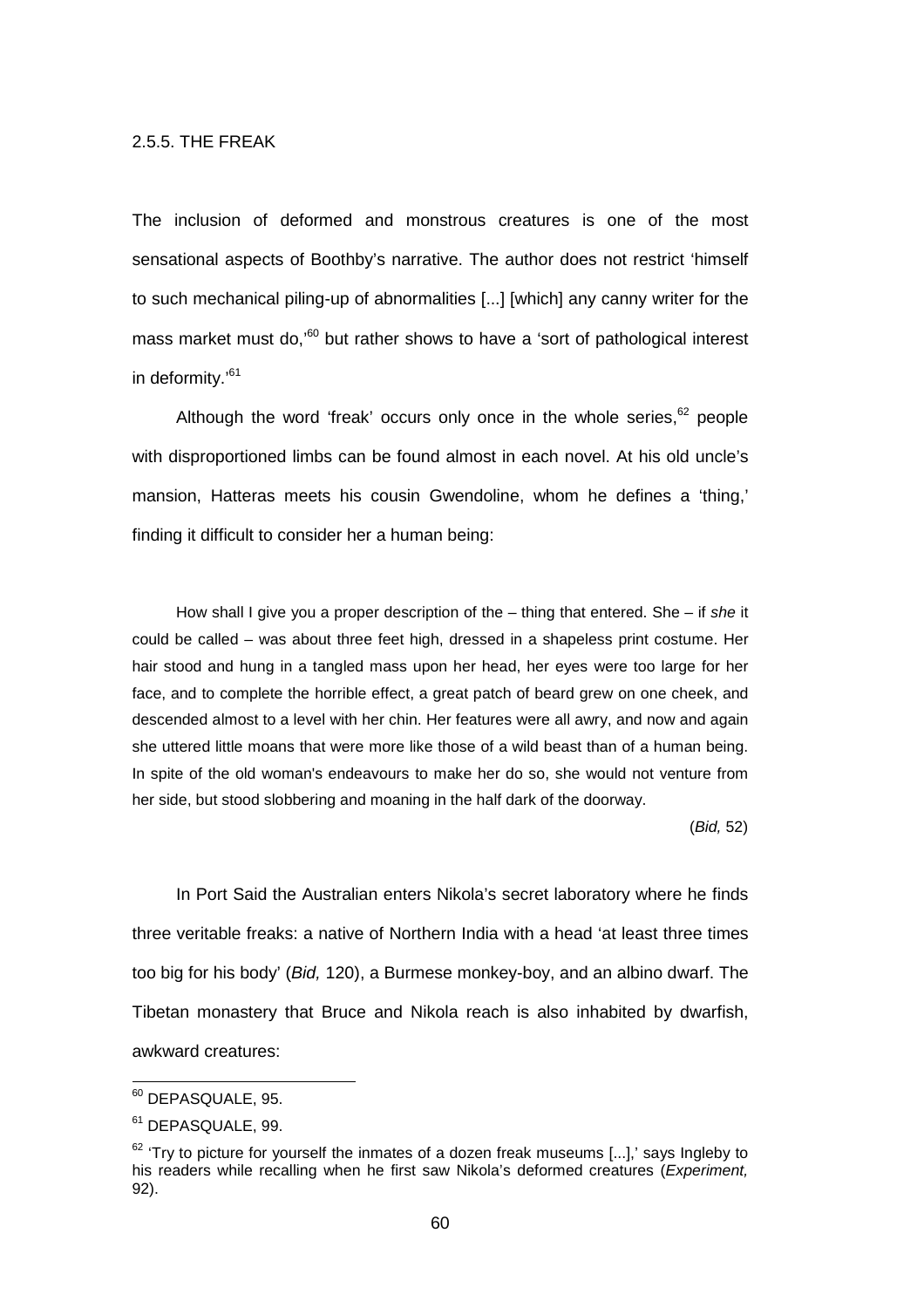### 2.5.5. THE FREAK

The inclusion of deformed and monstrous creatures is one of the most sensational aspects of Boothby's narrative. The author does not restrict 'himself to such mechanical piling-up of abnormalities [...] [which] any canny writer for the mass market must do,'[60] but rather shows to have a 'sort of pathological interest in deformity.'[61]

Although the word 'freak' occurs only once in the whole series,[62] people with disproportioned limbs can be found almost in each novel. At his old uncle's mansion, Hatteras meets his cousin Gwendoline, whom he defines a 'thing,' finding it difficult to consider her a human being:

> How shall I give you a proper description of the – thing that entered. She – if *she* it could be called – was about three feet high, dressed in a shapeless print costume. Her hair stood and hung in a tangled mass upon her head, her eyes were too large for her face, and to complete the horrible effect, a great patch of beard grew on one cheek, and descended almost to a level with her chin. Her features were all awry, and now and again she uttered little moans that were more like those of a wild beast than of a human being. In spite of the old woman's endeavours to make her do so, she would not venture from her side, but stood slobbering and moaning in the half dark of the doorway.
>
> (*Bid,* 52)

In Port Said the Australian enters Nikola's secret laboratory where he finds three veritable freaks: a native of Northern India with a head 'at least three times too big for his body' (*Bid,* 120), a Burmese monkey-boy, and an albino dwarf. The Tibetan monastery that Bruce and Nikola reach is also inhabited by dwarfish, awkward creatures:

---

[60] DEPASQUALE, 95.

[61] DEPASQUALE, 99.

[62] 'Try to picture for yourself the inmates of a dozen freak museums [...],' says Ingleby to his readers while recalling when he first saw Nikola's deformed creatures (*Experiment,* 92).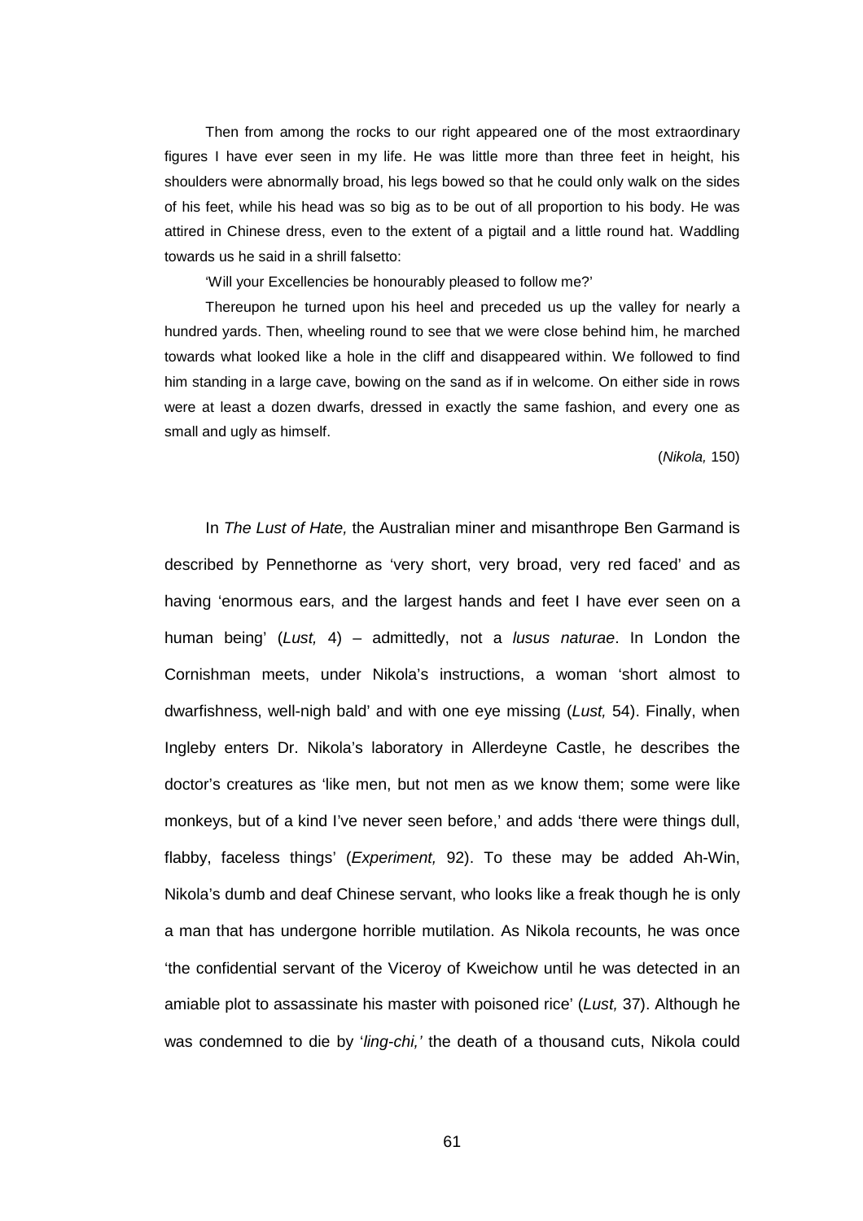> Then from among the rocks to our right appeared one of the most extraordinary figures I have ever seen in my life. He was little more than three feet in height, his shoulders were abnormally broad, his legs bowed so that he could only walk on the sides of his feet, while his head was so big as to be out of all proportion to his body. He was attired in Chinese dress, even to the extent of a pigtail and a little round hat. Waddling towards us he said in a shrill falsetto:
>
> 'Will your Excellencies be honourably pleased to follow me?'
>
> Thereupon he turned upon his heel and preceded us up the valley for nearly a hundred yards. Then, wheeling round to see that we were close behind him, he marched towards what looked like a hole in the cliff and disappeared within. We followed to find him standing in a large cave, bowing on the sand as if in welcome. On either side in rows were at least a dozen dwarfs, dressed in exactly the same fashion, and every one as small and ugly as himself.
>
> (*Nikola,* 150)

In *The Lust of Hate,* the Australian miner and misanthrope Ben Garmand is described by Pennethorne as 'very short, very broad, very red faced' and as having 'enormous ears, and the largest hands and feet I have ever seen on a human being' (*Lust,* 4) – admittedly, not a *lusus naturae*. In London the Cornishman meets, under Nikola's instructions, a woman 'short almost to dwarfishness, well-nigh bald' and with one eye missing (*Lust,* 54). Finally, when Ingleby enters Dr. Nikola's laboratory in Allerdeyne Castle, he describes the doctor's creatures as 'like men, but not men as we know them; some were like monkeys, but of a kind I've never seen before,' and adds 'there were things dull, flabby, faceless things' (*Experiment,* 92). To these may be added Ah-Win, Nikola's dumb and deaf Chinese servant, who looks like a freak though he is only a man that has undergone horrible mutilation. As Nikola recounts, he was once 'the confidential servant of the Viceroy of Kweichow until he was detected in an amiable plot to assassinate his master with poisoned rice' (*Lust,* 37). Although he was condemned to die by '*ling-chi,'* the death of a thousand cuts, Nikola could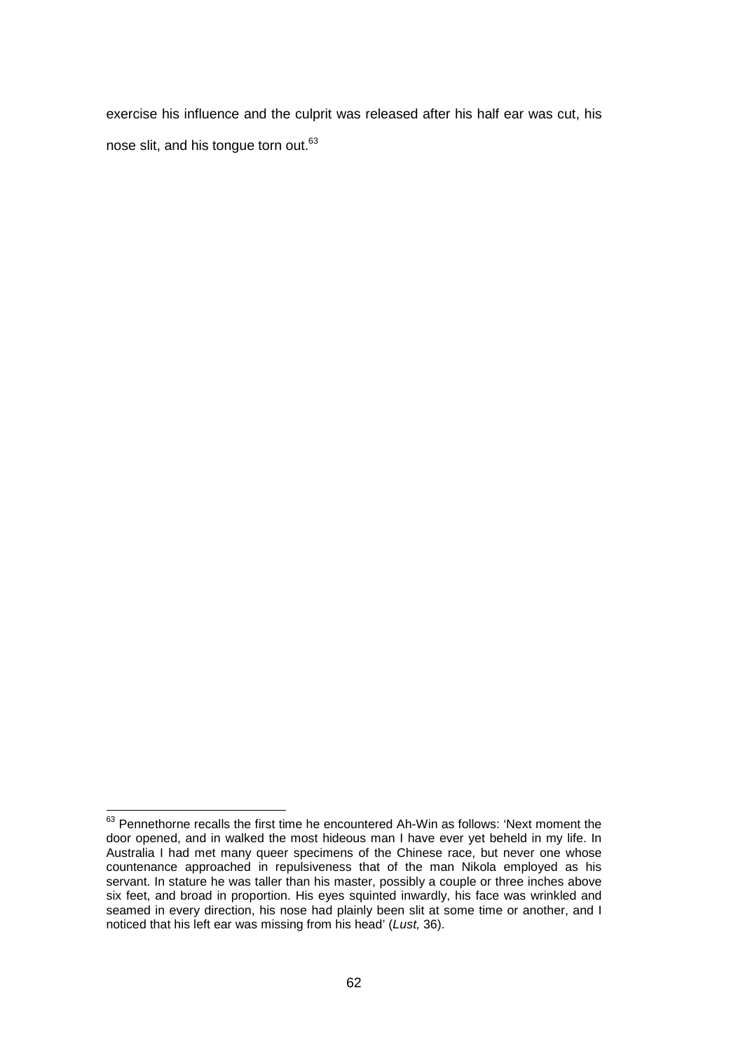exercise his influence and the culprit was released after his half ear was cut, his nose slit, and his tongue torn out.[63]

---

[63] Pennethorne recalls the first time he encountered Ah-Win as follows: 'Next moment the door opened, and in walked the most hideous man I have ever yet beheld in my life. In Australia I had met many queer specimens of the Chinese race, but never one whose countenance approached in repulsiveness that of the man Nikola employed as his servant. In stature he was taller than his master, possibly a couple or three inches above six feet, and broad in proportion. His eyes squinted inwardly, his face was wrinkled and seamed in every direction, his nose had plainly been slit at some time or another, and I noticed that his left ear was missing from his head' (*Lust,* 36).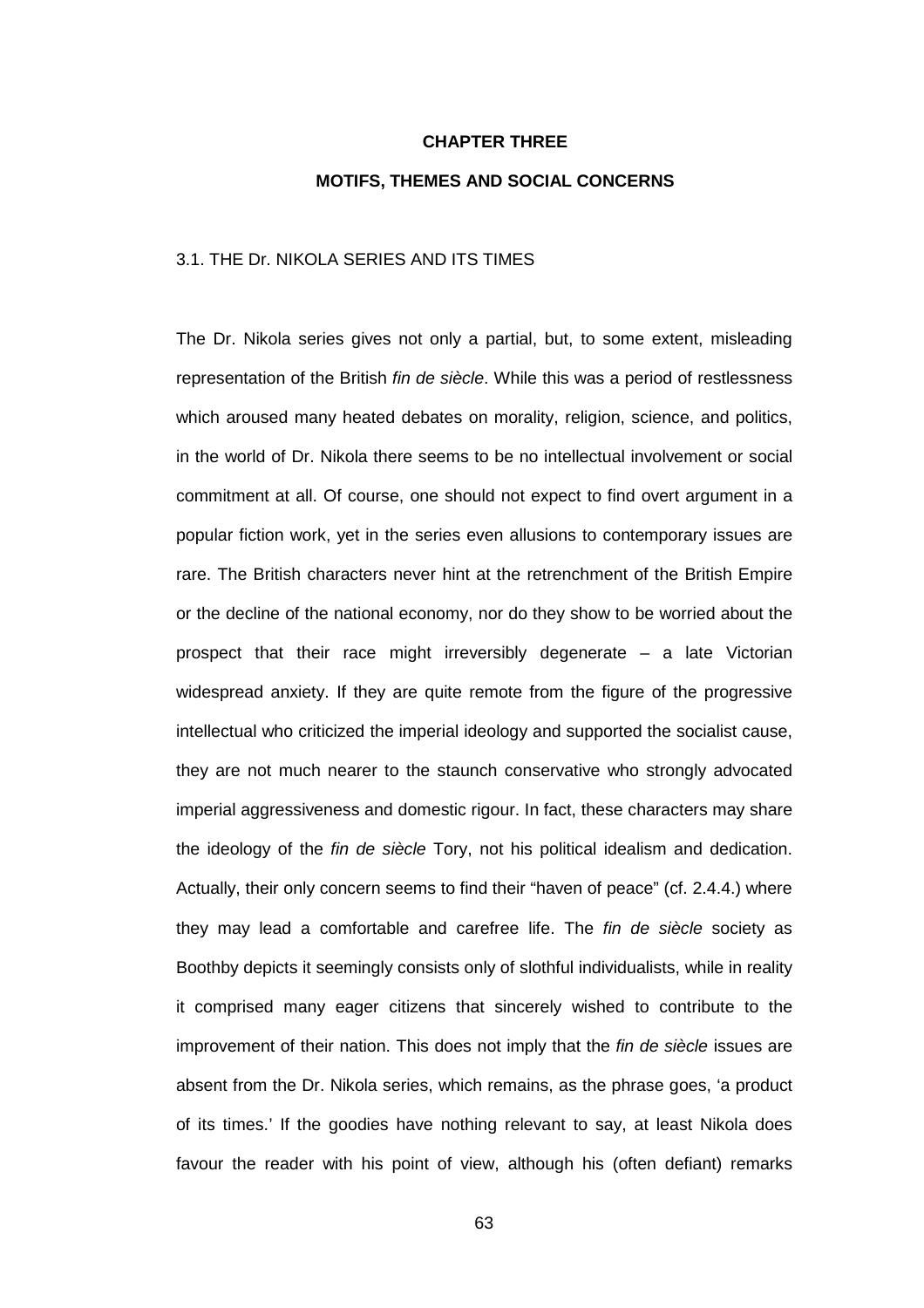# CHAPTER THREE

# MOTIFS, THEMES AND SOCIAL CONCERNS

## 3.1. THE Dr. NIKOLA SERIES AND ITS TIMES

The Dr. Nikola series gives not only a partial, but, to some extent, misleading representation of the British *fin de siècle*. While this was a period of restlessness which aroused many heated debates on morality, religion, science, and politics, in the world of Dr. Nikola there seems to be no intellectual involvement or social commitment at all. Of course, one should not expect to find overt argument in a popular fiction work, yet in the series even allusions to contemporary issues are rare. The British characters never hint at the retrenchment of the British Empire or the decline of the national economy, nor do they show to be worried about the prospect that their race might irreversibly degenerate – a late Victorian widespread anxiety. If they are quite remote from the figure of the progressive intellectual who criticized the imperial ideology and supported the socialist cause, they are not much nearer to the staunch conservative who strongly advocated imperial aggressiveness and domestic rigour. In fact, these characters may share the ideology of the *fin de siècle* Tory, not his political idealism and dedication. Actually, their only concern seems to find their "haven of peace" (cf. 2.4.4.) where they may lead a comfortable and carefree life. The *fin de siècle* society as Boothby depicts it seemingly consists only of slothful individualists, while in reality it comprised many eager citizens that sincerely wished to contribute to the improvement of their nation. This does not imply that the *fin de siècle* issues are absent from the Dr. Nikola series, which remains, as the phrase goes, 'a product of its times.' If the goodies have nothing relevant to say, at least Nikola does favour the reader with his point of view, although his (often defiant) remarks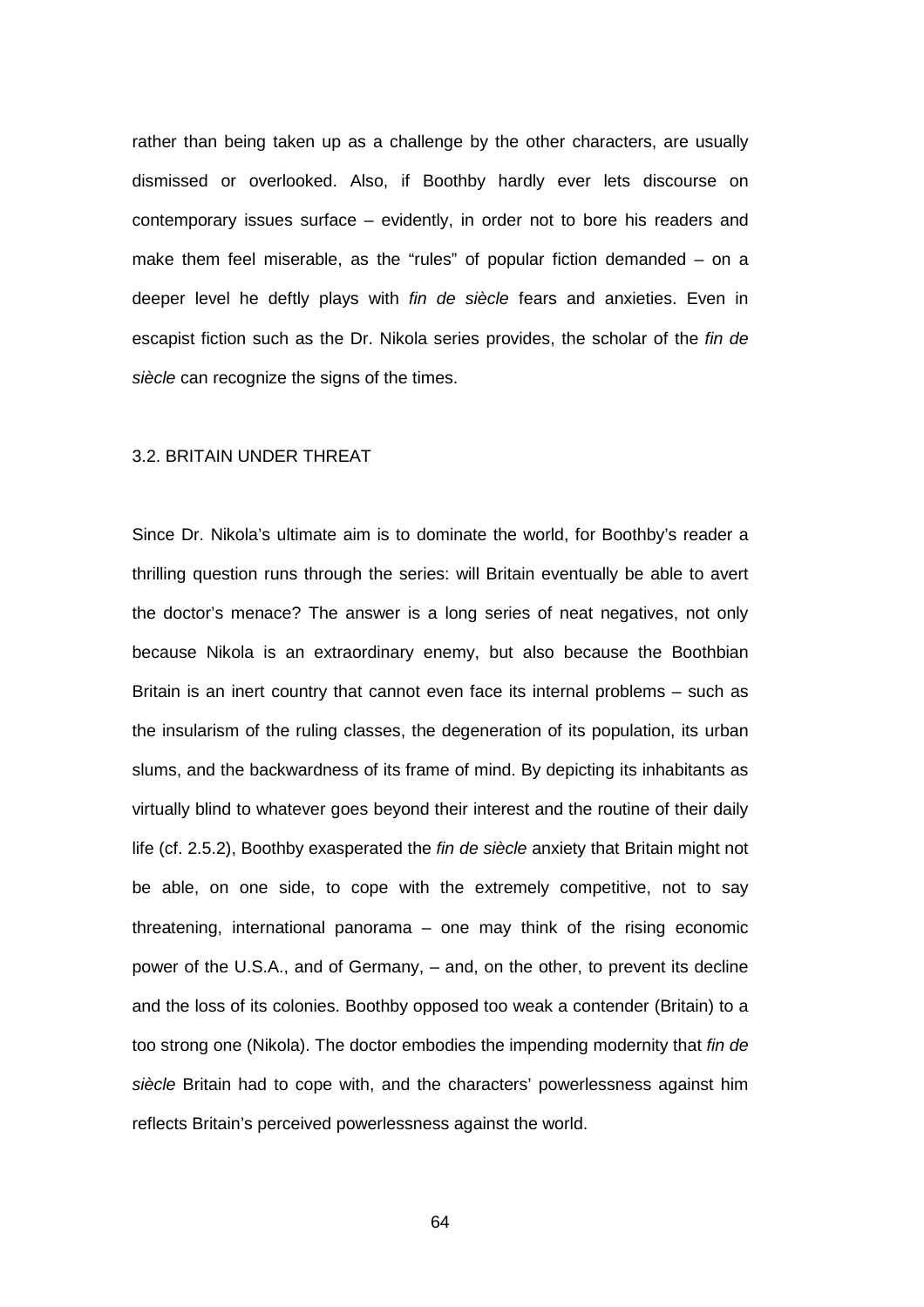rather than being taken up as a challenge by the other characters, are usually dismissed or overlooked. Also, if Boothby hardly ever lets discourse on contemporary issues surface – evidently, in order not to bore his readers and make them feel miserable, as the "rules" of popular fiction demanded – on a deeper level he deftly plays with *fin de siècle* fears and anxieties. Even in escapist fiction such as the Dr. Nikola series provides, the scholar of the *fin de siècle* can recognize the signs of the times.

## 3.2. BRITAIN UNDER THREAT

Since Dr. Nikola's ultimate aim is to dominate the world, for Boothby's reader a thrilling question runs through the series: will Britain eventually be able to avert the doctor's menace? The answer is a long series of neat negatives, not only because Nikola is an extraordinary enemy, but also because the Boothbian Britain is an inert country that cannot even face its internal problems – such as the insularism of the ruling classes, the degeneration of its population, its urban slums, and the backwardness of its frame of mind. By depicting its inhabitants as virtually blind to whatever goes beyond their interest and the routine of their daily life (cf. 2.5.2), Boothby exasperated the *fin de siècle* anxiety that Britain might not be able, on one side, to cope with the extremely competitive, not to say threatening, international panorama – one may think of the rising economic power of the U.S.A., and of Germany, – and, on the other, to prevent its decline and the loss of its colonies. Boothby opposed too weak a contender (Britain) to a too strong one (Nikola). The doctor embodies the impending modernity that *fin de siècle* Britain had to cope with, and the characters' powerlessness against him reflects Britain's perceived powerlessness against the world.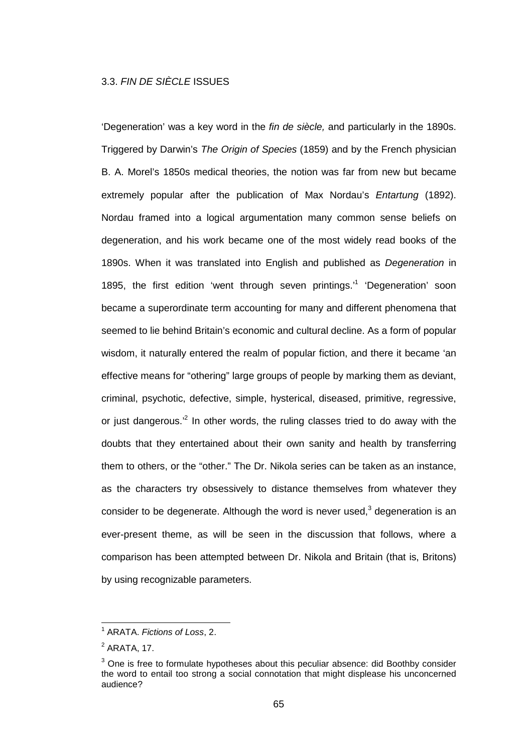### 3.3. *FIN DE SIÈCLE* ISSUES

'Degeneration' was a key word in the *fin de siècle,* and particularly in the 1890s. Triggered by Darwin's *The Origin of Species* (1859) and by the French physician B. A. Morel's 1850s medical theories, the notion was far from new but became extremely popular after the publication of Max Nordau's *Entartung* (1892). Nordau framed into a logical argumentation many common sense beliefs on degeneration, and his work became one of the most widely read books of the 1890s. When it was translated into English and published as *Degeneration* in 1895, the first edition 'went through seven printings.'[1] 'Degeneration' soon became a superordinate term accounting for many and different phenomena that seemed to lie behind Britain's economic and cultural decline. As a form of popular wisdom, it naturally entered the realm of popular fiction, and there it became 'an effective means for "othering" large groups of people by marking them as deviant, criminal, psychotic, defective, simple, hysterical, diseased, primitive, regressive, or just dangerous.'[2] In other words, the ruling classes tried to do away with the doubts that they entertained about their own sanity and health by transferring them to others, or the "other." The Dr. Nikola series can be taken as an instance, as the characters try obsessively to distance themselves from whatever they consider to be degenerate. Although the word is never used,[3] degeneration is an ever-present theme, as will be seen in the discussion that follows, where a comparison has been attempted between Dr. Nikola and Britain (that is, Britons) by using recognizable parameters.

---

[1] ARATA. *Fictions of Loss*, 2.

[2] ARATA, 17.

[3] One is free to formulate hypotheses about this peculiar absence: did Boothby consider the word to entail too strong a social connotation that might displease his unconcerned audience?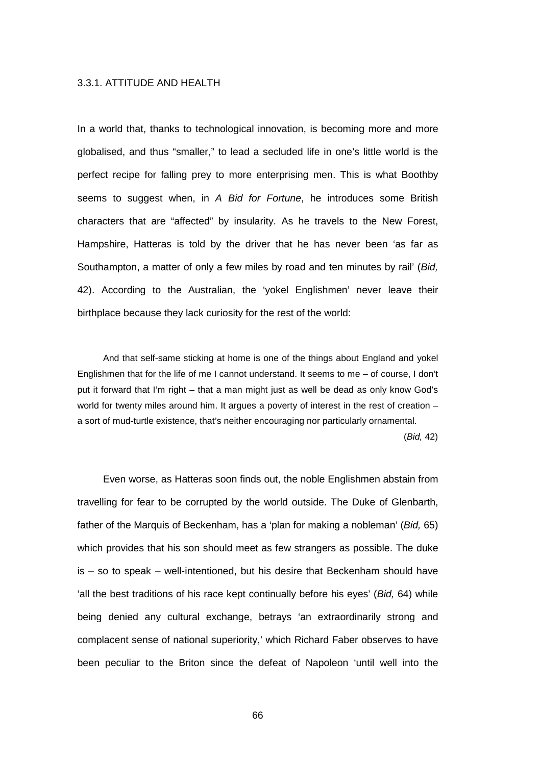### 3.3.1. ATTITUDE AND HEALTH

In a world that, thanks to technological innovation, is becoming more and more globalised, and thus "smaller," to lead a secluded life in one's little world is the perfect recipe for falling prey to more enterprising men. This is what Boothby seems to suggest when, in *A Bid for Fortune*, he introduces some British characters that are "affected" by insularity. As he travels to the New Forest, Hampshire, Hatteras is told by the driver that he has never been 'as far as Southampton, a matter of only a few miles by road and ten minutes by rail' (*Bid,* 42). According to the Australian, the 'yokel Englishmen' never leave their birthplace because they lack curiosity for the rest of the world:

> And that self-same sticking at home is one of the things about England and yokel Englishmen that for the life of me I cannot understand. It seems to me – of course, I don't put it forward that I'm right – that a man might just as well be dead as only know God's world for twenty miles around him. It argues a poverty of interest in the rest of creation – a sort of mud-turtle existence, that's neither encouraging nor particularly ornamental.
>
> (*Bid,* 42)

Even worse, as Hatteras soon finds out, the noble Englishmen abstain from travelling for fear to be corrupted by the world outside. The Duke of Glenbarth, father of the Marquis of Beckenham, has a 'plan for making a nobleman' (*Bid,* 65) which provides that his son should meet as few strangers as possible. The duke is – so to speak – well-intentioned, but his desire that Beckenham should have 'all the best traditions of his race kept continually before his eyes' (*Bid,* 64) while being denied any cultural exchange, betrays 'an extraordinarily strong and complacent sense of national superiority,' which Richard Faber observes to have been peculiar to the Briton since the defeat of Napoleon 'until well into the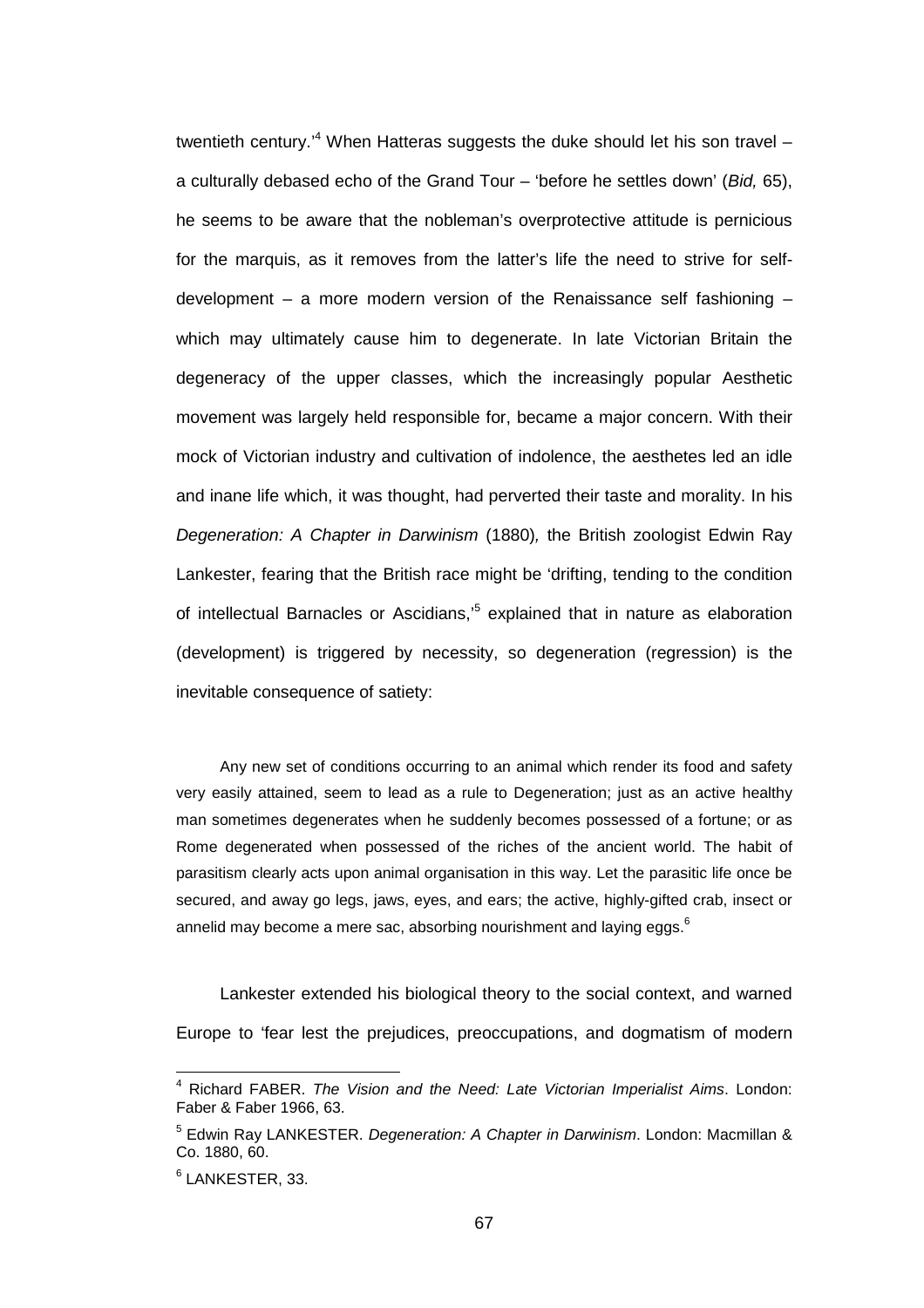twentieth century.'[4] When Hatteras suggests the duke should let his son travel – a culturally debased echo of the Grand Tour – 'before he settles down' (*Bid,* 65), he seems to be aware that the nobleman's overprotective attitude is pernicious for the marquis, as it removes from the latter's life the need to strive for self-development – a more modern version of the Renaissance self fashioning – which may ultimately cause him to degenerate. In late Victorian Britain the degeneracy of the upper classes, which the increasingly popular Aesthetic movement was largely held responsible for, became a major concern. With their mock of Victorian industry and cultivation of indolence, the aesthetes led an idle and inane life which, it was thought, had perverted their taste and morality. In his *Degeneration: A Chapter in Darwinism* (1880), the British zoologist Edwin Ray Lankester, fearing that the British race might be 'drifting, tending to the condition of intellectual Barnacles or Ascidians,'[5] explained that in nature as elaboration (development) is triggered by necessity, so degeneration (regression) is the inevitable consequence of satiety:

> Any new set of conditions occurring to an animal which render its food and safety very easily attained, seem to lead as a rule to Degeneration; just as an active healthy man sometimes degenerates when he suddenly becomes possessed of a fortune; or as Rome degenerated when possessed of the riches of the ancient world. The habit of parasitism clearly acts upon animal organisation in this way. Let the parasitic life once be secured, and away go legs, jaws, eyes, and ears; the active, highly-gifted crab, insect or annelid may become a mere sac, absorbing nourishment and laying eggs.[6]

Lankester extended his biological theory to the social context, and warned Europe to 'fear lest the prejudices, preoccupations, and dogmatism of modern

---

[4] Richard FABER. *The Vision and the Need: Late Victorian Imperialist Aims*. London: Faber & Faber 1966, 63.

[5] Edwin Ray LANKESTER. *Degeneration: A Chapter in Darwinism*. London: Macmillan & Co. 1880, 60.

[6] LANKESTER, 33.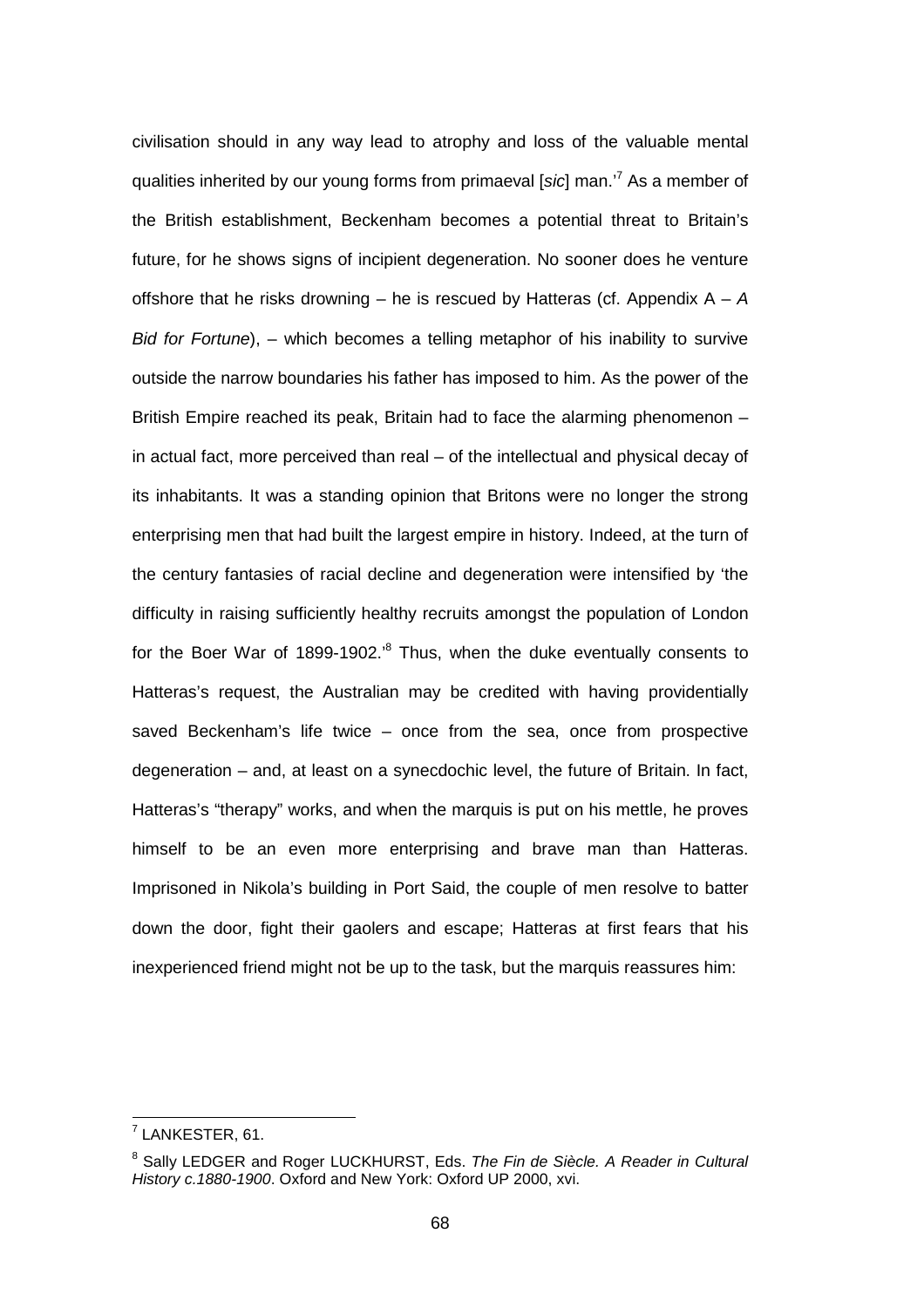civilisation should in any way lead to atrophy and loss of the valuable mental qualities inherited by our young forms from primaeval [*sic*] man.'[7] As a member of the British establishment, Beckenham becomes a potential threat to Britain's future, for he shows signs of incipient degeneration. No sooner does he venture offshore that he risks drowning – he is rescued by Hatteras (cf. Appendix A – *A Bid for Fortune*), – which becomes a telling metaphor of his inability to survive outside the narrow boundaries his father has imposed to him. As the power of the British Empire reached its peak, Britain had to face the alarming phenomenon – in actual fact, more perceived than real – of the intellectual and physical decay of its inhabitants. It was a standing opinion that Britons were no longer the strong enterprising men that had built the largest empire in history. Indeed, at the turn of the century fantasies of racial decline and degeneration were intensified by 'the difficulty in raising sufficiently healthy recruits amongst the population of London for the Boer War of 1899-1902.'[8] Thus, when the duke eventually consents to Hatteras's request, the Australian may be credited with having providentially saved Beckenham's life twice – once from the sea, once from prospective degeneration – and, at least on a synecdochic level, the future of Britain. In fact, Hatteras's "therapy" works, and when the marquis is put on his mettle, he proves himself to be an even more enterprising and brave man than Hatteras. Imprisoned in Nikola's building in Port Said, the couple of men resolve to batter down the door, fight their gaolers and escape; Hatteras at first fears that his inexperienced friend might not be up to the task, but the marquis reassures him:

---

[7] LANKESTER, 61.

[8] Sally LEDGER and Roger LUCKHURST, Eds. *The Fin de Siècle. A Reader in Cultural History c.1880-1900*. Oxford and New York: Oxford UP 2000, xvi.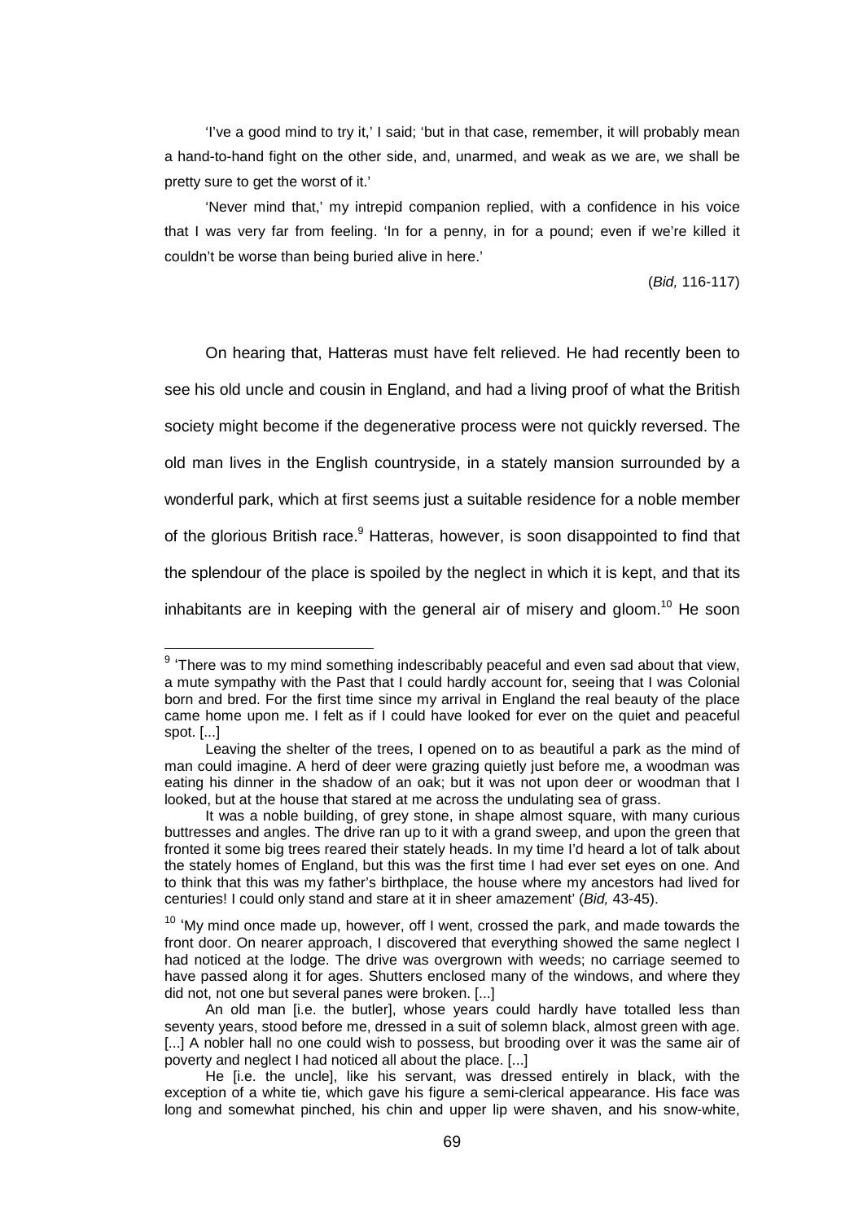'I've a good mind to try it,' I said; 'but in that case, remember, it will probably mean a hand-to-hand fight on the other side, and, unarmed, and weak as we are, we shall be pretty sure to get the worst of it.'

'Never mind that,' my intrepid companion replied, with a confidence in his voice that I was very far from feeling. 'In for a penny, in for a pound; even if we're killed it couldn't be worse than being buried alive in here.'

(*Bid,* 116-117)

On hearing that, Hatteras must have felt relieved. He had recently been to see his old uncle and cousin in England, and had a living proof of what the British society might become if the degenerative process were not quickly reversed. The old man lives in the English countryside, in a stately mansion surrounded by a wonderful park, which at first seems just a suitable residence for a noble member of the glorious British race.[9] Hatteras, however, is soon disappointed to find that the splendour of the place is spoiled by the neglect in which it is kept, and that its inhabitants are in keeping with the general air of misery and gloom.[10] He soon

---

[9] 'There was to my mind something indescribably peaceful and even sad about that view, a mute sympathy with the Past that I could hardly account for, seeing that I was Colonial born and bred. For the first time since my arrival in England the real beauty of the place came home upon me. I felt as if I could have looked for ever on the quiet and peaceful spot. [...]

Leaving the shelter of the trees, I opened on to as beautiful a park as the mind of man could imagine. A herd of deer were grazing quietly just before me, a woodman was eating his dinner in the shadow of an oak; but it was not upon deer or woodman that I looked, but at the house that stared at me across the undulating sea of grass.

It was a noble building, of grey stone, in shape almost square, with many curious buttresses and angles. The drive ran up to it with a grand sweep, and upon the green that fronted it some big trees reared their stately heads. In my time I'd heard a lot of talk about the stately homes of England, but this was the first time I had ever set eyes on one. And to think that this was my father's birthplace, the house where my ancestors had lived for centuries! I could only stand and stare at it in sheer amazement' (*Bid,* 43-45).

[10] 'My mind once made up, however, off I went, crossed the park, and made towards the front door. On nearer approach, I discovered that everything showed the same neglect I had noticed at the lodge. The drive was overgrown with weeds; no carriage seemed to have passed along it for ages. Shutters enclosed many of the windows, and where they did not, not one but several panes were broken. [...]

An old man [i.e. the butler], whose years could hardly have totalled less than seventy years, stood before me, dressed in a suit of solemn black, almost green with age. [...] A nobler hall no one could wish to possess, but brooding over it was the same air of poverty and neglect I had noticed all about the place. [...]

He [i.e. the uncle], like his servant, was dressed entirely in black, with the exception of a white tie, which gave his figure a semi-clerical appearance. His face was long and somewhat pinched, his chin and upper lip were shaven, and his snow-white,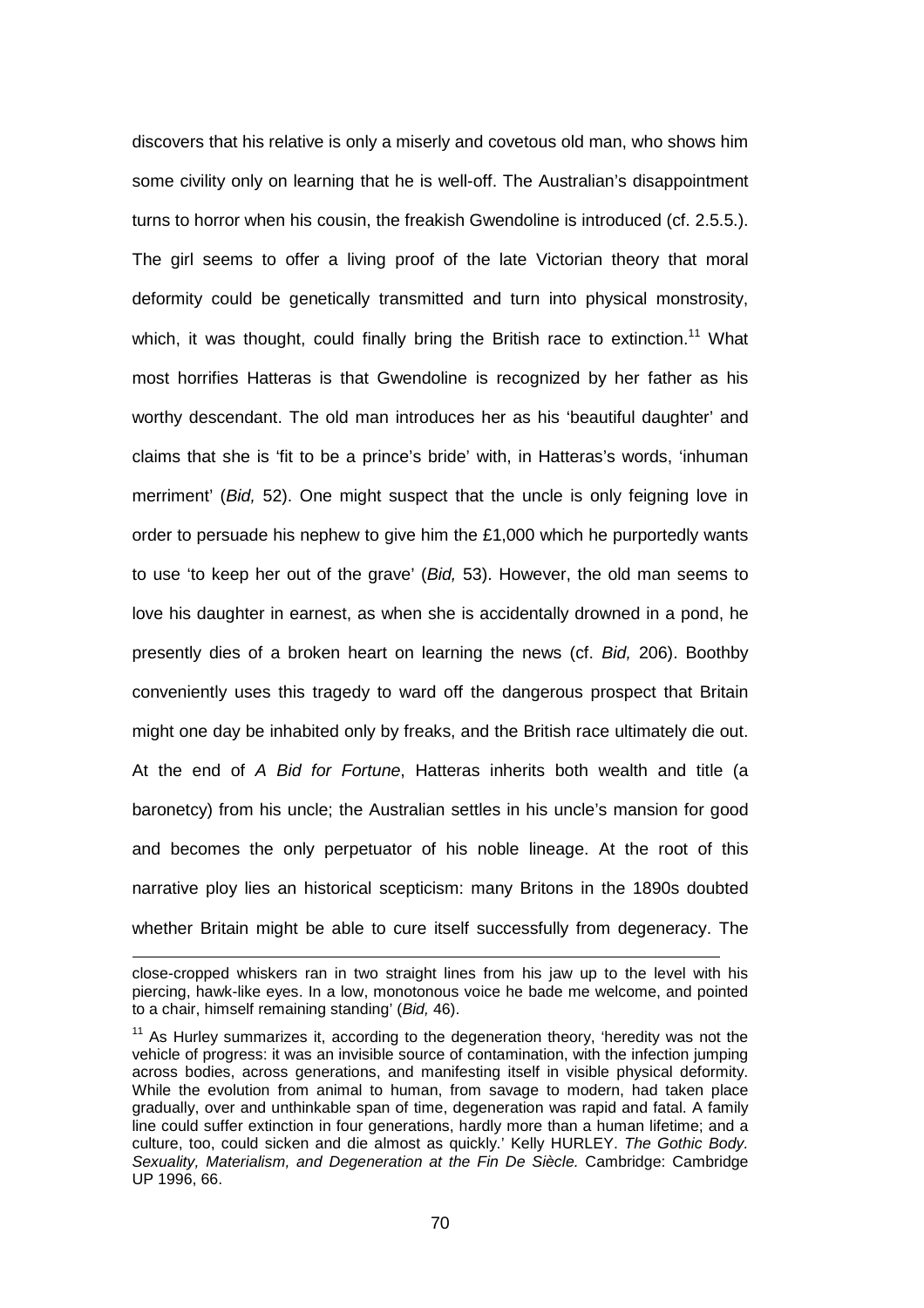discovers that his relative is only a miserly and covetous old man, who shows him some civility only on learning that he is well-off. The Australian's disappointment turns to horror when his cousin, the freakish Gwendoline is introduced (cf. 2.5.5.). The girl seems to offer a living proof of the late Victorian theory that moral deformity could be genetically transmitted and turn into physical monstrosity, which, it was thought, could finally bring the British race to extinction.[11] What most horrifies Hatteras is that Gwendoline is recognized by her father as his worthy descendant. The old man introduces her as his 'beautiful daughter' and claims that she is 'fit to be a prince's bride' with, in Hatteras's words, 'inhuman merriment' (*Bid,* 52). One might suspect that the uncle is only feigning love in order to persuade his nephew to give him the £1,000 which he purportedly wants to use 'to keep her out of the grave' (*Bid,* 53). However, the old man seems to love his daughter in earnest, as when she is accidentally drowned in a pond, he presently dies of a broken heart on learning the news (cf. *Bid,* 206). Boothby conveniently uses this tragedy to ward off the dangerous prospect that Britain might one day be inhabited only by freaks, and the British race ultimately die out. At the end of *A Bid for Fortune*, Hatteras inherits both wealth and title (a baronetcy) from his uncle; the Australian settles in his uncle's mansion for good and becomes the only perpetuator of his noble lineage. At the root of this narrative ploy lies an historical scepticism: many Britons in the 1890s doubted whether Britain might be able to cure itself successfully from degeneracy. The

---

close-cropped whiskers ran in two straight lines from his jaw up to the level with his piercing, hawk-like eyes. In a low, monotonous voice he bade me welcome, and pointed to a chair, himself remaining standing' (*Bid,* 46).

[11] As Hurley summarizes it, according to the degeneration theory, 'heredity was not the vehicle of progress: it was an invisible source of contamination, with the infection jumping across bodies, across generations, and manifesting itself in visible physical deformity. While the evolution from animal to human, from savage to modern, had taken place gradually, over and unthinkable span of time, degeneration was rapid and fatal. A family line could suffer extinction in four generations, hardly more than a human lifetime; and a culture, too, could sicken and die almost as quickly.' Kelly HURLEY. *The Gothic Body. Sexuality, Materialism, and Degeneration at the Fin De Siècle.* Cambridge: Cambridge UP 1996, 66.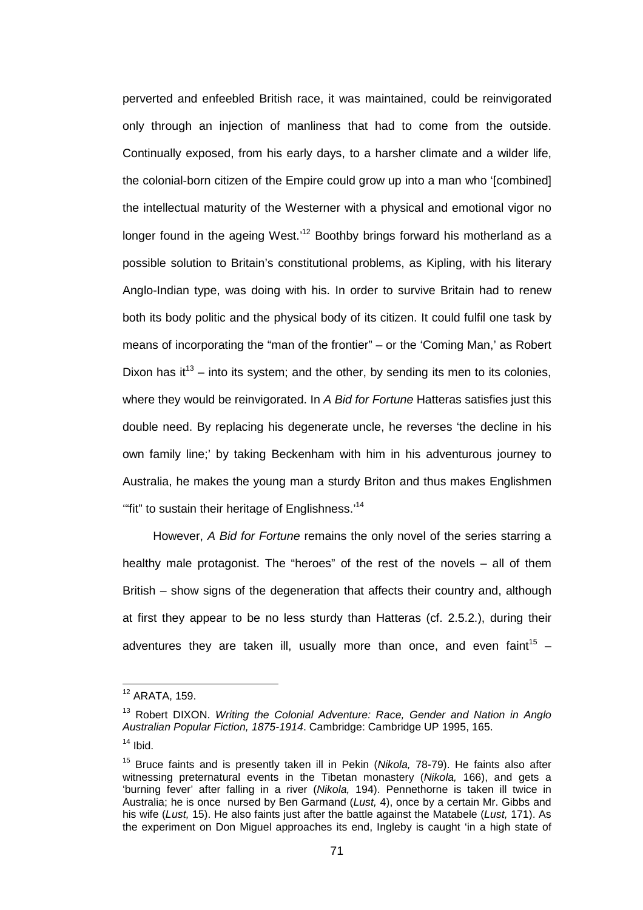perverted and enfeebled British race, it was maintained, could be reinvigorated only through an injection of manliness that had to come from the outside. Continually exposed, from his early days, to a harsher climate and a wilder life, the colonial-born citizen of the Empire could grow up into a man who '[combined] the intellectual maturity of the Westerner with a physical and emotional vigor no longer found in the ageing West.'[12] Boothby brings forward his motherland as a possible solution to Britain's constitutional problems, as Kipling, with his literary Anglo-Indian type, was doing with his. In order to survive Britain had to renew both its body politic and the physical body of its citizen. It could fulfil one task by means of incorporating the "man of the frontier" – or the 'Coming Man,' as Robert Dixon has it[13] – into its system; and the other, by sending its men to its colonies, where they would be reinvigorated. In *A Bid for Fortune* Hatteras satisfies just this double need. By replacing his degenerate uncle, he reverses 'the decline in his own family line;' by taking Beckenham with him in his adventurous journey to Australia, he makes the young man a sturdy Briton and thus makes Englishmen '"fit" to sustain their heritage of Englishness.'[14]

However, *A Bid for Fortune* remains the only novel of the series starring a healthy male protagonist. The "heroes" of the rest of the novels – all of them British – show signs of the degeneration that affects their country and, although at first they appear to be no less sturdy than Hatteras (cf. 2.5.2.), during their adventures they are taken ill, usually more than once, and even faint[15] –

---

[12] ARATA, 159.

[13] Robert DIXON. *Writing the Colonial Adventure: Race, Gender and Nation in Anglo Australian Popular Fiction, 1875-1914*. Cambridge: Cambridge UP 1995, 165.

[14] Ibid.

[15] Bruce faints and is presently taken ill in Pekin (*Nikola,* 78-79). He faints also after witnessing preternatural events in the Tibetan monastery (*Nikola,* 166), and gets a 'burning fever' after falling in a river (*Nikola,* 194). Pennethorne is taken ill twice in Australia; he is once nursed by Ben Garmand (*Lust,* 4), once by a certain Mr. Gibbs and his wife (*Lust,* 15). He also faints just after the battle against the Matabele (*Lust,* 171). As the experiment on Don Miguel approaches its end, Ingleby is caught 'in a high state of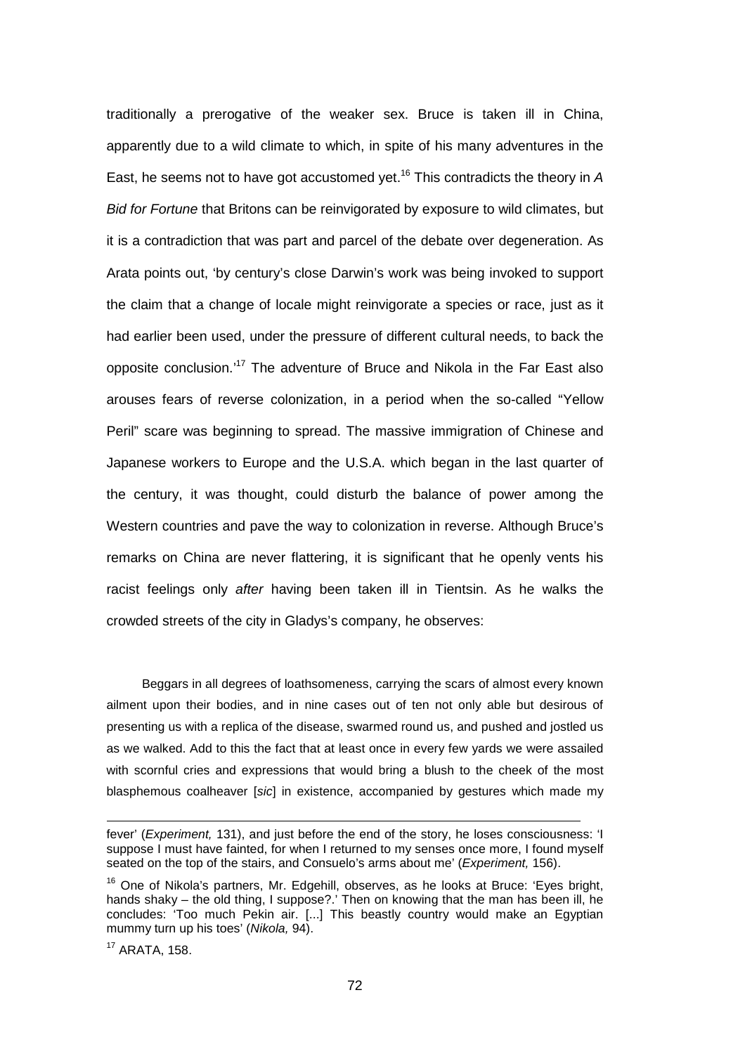traditionally a prerogative of the weaker sex. Bruce is taken ill in China, apparently due to a wild climate to which, in spite of his many adventures in the East, he seems not to have got accustomed yet.[16] This contradicts the theory in *A Bid for Fortune* that Britons can be reinvigorated by exposure to wild climates, but it is a contradiction that was part and parcel of the debate over degeneration. As Arata points out, 'by century's close Darwin's work was being invoked to support the claim that a change of locale might reinvigorate a species or race, just as it had earlier been used, under the pressure of different cultural needs, to back the opposite conclusion.'[17] The adventure of Bruce and Nikola in the Far East also arouses fears of reverse colonization, in a period when the so-called "Yellow Peril" scare was beginning to spread. The massive immigration of Chinese and Japanese workers to Europe and the U.S.A. which began in the last quarter of the century, it was thought, could disturb the balance of power among the Western countries and pave the way to colonization in reverse. Although Bruce's remarks on China are never flattering, it is significant that he openly vents his racist feelings only *after* having been taken ill in Tientsin. As he walks the crowded streets of the city in Gladys's company, he observes:

> Beggars in all degrees of loathsomeness, carrying the scars of almost every known ailment upon their bodies, and in nine cases out of ten not only able but desirous of presenting us with a replica of the disease, swarmed round us, and pushed and jostled us as we walked. Add to this the fact that at least once in every few yards we were assailed with scornful cries and expressions that would bring a blush to the cheek of the most blasphemous coalheaver [*sic*] in existence, accompanied by gestures which made my

---

fever' (*Experiment,* 131), and just before the end of the story, he loses consciousness: 'I suppose I must have fainted, for when I returned to my senses once more, I found myself seated on the top of the stairs, and Consuelo's arms about me' (*Experiment,* 156).

[16] One of Nikola's partners, Mr. Edgehill, observes, as he looks at Bruce: 'Eyes bright, hands shaky – the old thing, I suppose?.' Then on knowing that the man has been ill, he concludes: 'Too much Pekin air. [...] This beastly country would make an Egyptian mummy turn up his toes' (*Nikola,* 94).

[17] ARATA, 158.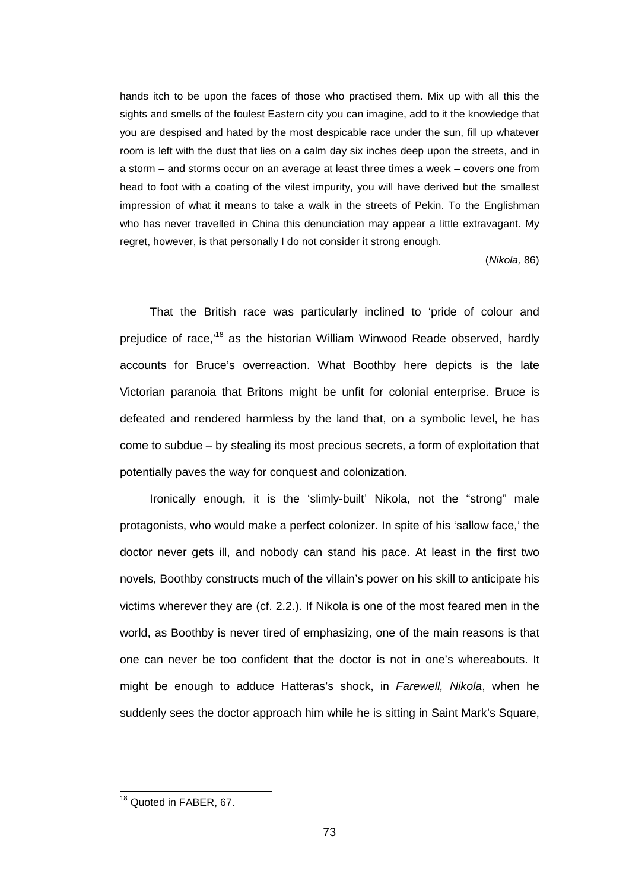hands itch to be upon the faces of those who practised them. Mix up with all this the sights and smells of the foulest Eastern city you can imagine, add to it the knowledge that you are despised and hated by the most despicable race under the sun, fill up whatever room is left with the dust that lies on a calm day six inches deep upon the streets, and in a storm – and storms occur on an average at least three times a week – covers one from head to foot with a coating of the vilest impurity, you will have derived but the smallest impression of what it means to take a walk in the streets of Pekin. To the Englishman who has never travelled in China this denunciation may appear a little extravagant. My regret, however, is that personally I do not consider it strong enough.

(*Nikola,* 86)

That the British race was particularly inclined to 'pride of colour and prejudice of race,'[18] as the historian William Winwood Reade observed, hardly accounts for Bruce's overreaction. What Boothby here depicts is the late Victorian paranoia that Britons might be unfit for colonial enterprise. Bruce is defeated and rendered harmless by the land that, on a symbolic level, he has come to subdue – by stealing its most precious secrets, a form of exploitation that potentially paves the way for conquest and colonization.

Ironically enough, it is the 'slimly-built' Nikola, not the "strong" male protagonists, who would make a perfect colonizer. In spite of his 'sallow face,' the doctor never gets ill, and nobody can stand his pace. At least in the first two novels, Boothby constructs much of the villain's power on his skill to anticipate his victims wherever they are (cf. 2.2.). If Nikola is one of the most feared men in the world, as Boothby is never tired of emphasizing, one of the main reasons is that one can never be too confident that the doctor is not in one's whereabouts. It might be enough to adduce Hatteras's shock, in *Farewell, Nikola*, when he suddenly sees the doctor approach him while he is sitting in Saint Mark's Square,

[18] Quoted in FABER, 67.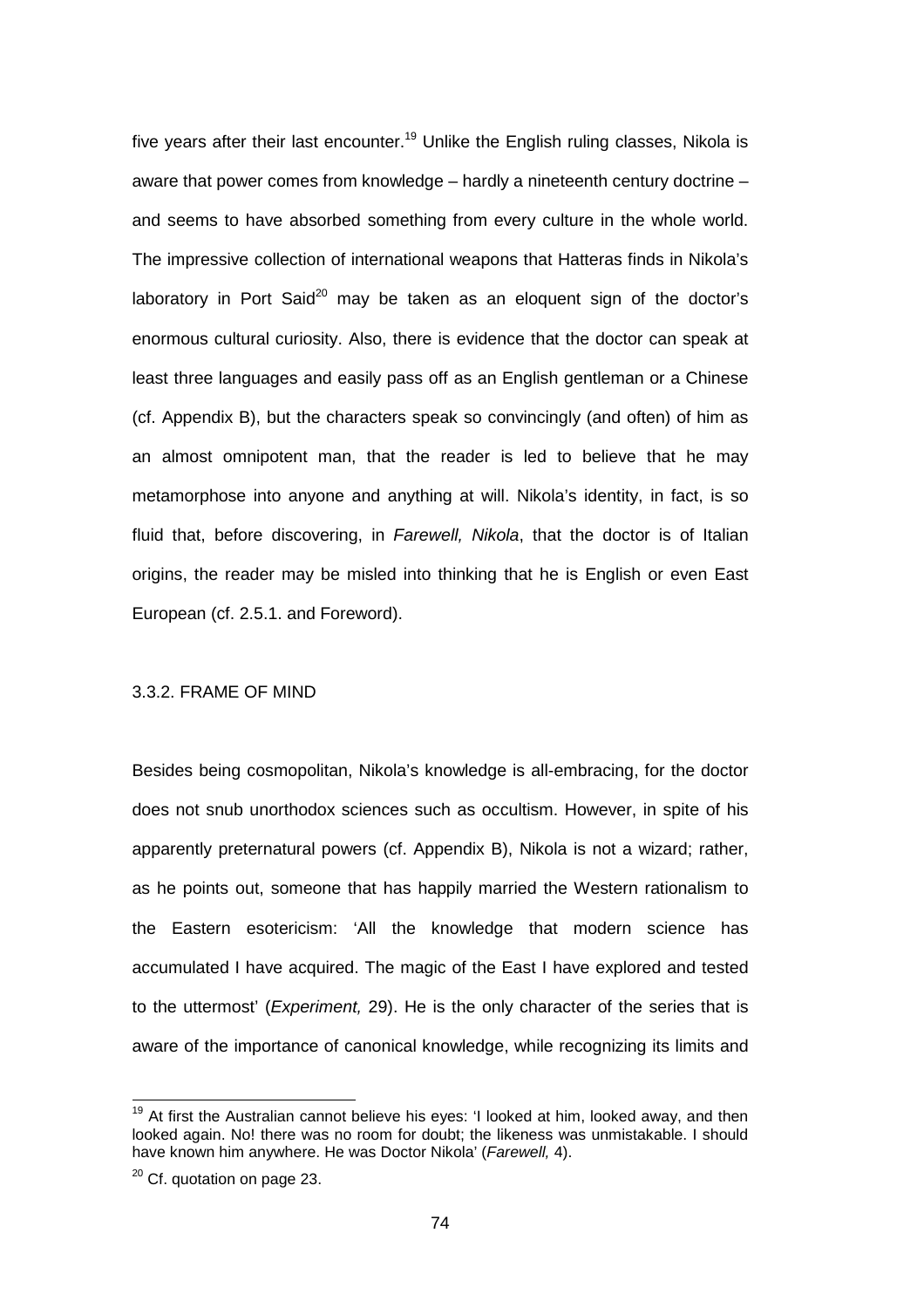five years after their last encounter.[19] Unlike the English ruling classes, Nikola is aware that power comes from knowledge – hardly a nineteenth century doctrine – and seems to have absorbed something from every culture in the whole world. The impressive collection of international weapons that Hatteras finds in Nikola's laboratory in Port Said[20] may be taken as an eloquent sign of the doctor's enormous cultural curiosity. Also, there is evidence that the doctor can speak at least three languages and easily pass off as an English gentleman or a Chinese (cf. Appendix B), but the characters speak so convincingly (and often) of him as an almost omnipotent man, that the reader is led to believe that he may metamorphose into anyone and anything at will. Nikola's identity, in fact, is so fluid that, before discovering, in *Farewell, Nikola*, that the doctor is of Italian origins, the reader may be misled into thinking that he is English or even East European (cf. 2.5.1. and Foreword).

### 3.3.2. FRAME OF MIND

Besides being cosmopolitan, Nikola's knowledge is all-embracing, for the doctor does not snub unorthodox sciences such as occultism. However, in spite of his apparently preternatural powers (cf. Appendix B), Nikola is not a wizard; rather, as he points out, someone that has happily married the Western rationalism to the Eastern esotericism: 'All the knowledge that modern science has accumulated I have acquired. The magic of the East I have explored and tested to the uttermost' (*Experiment,* 29). He is the only character of the series that is aware of the importance of canonical knowledge, while recognizing its limits and

[19] At first the Australian cannot believe his eyes: 'I looked at him, looked away, and then looked again. No! there was no room for doubt; the likeness was unmistakable. I should have known him anywhere. He was Doctor Nikola' (*Farewell,* 4).

[20] Cf. quotation on page 23.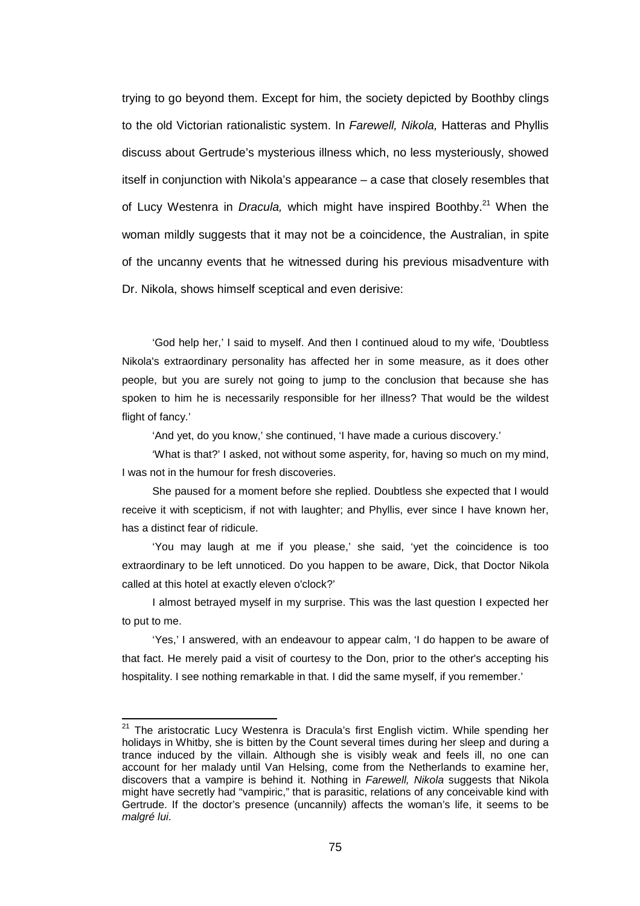trying to go beyond them. Except for him, the society depicted by Boothby clings to the old Victorian rationalistic system. In *Farewell, Nikola,* Hatteras and Phyllis discuss about Gertrude's mysterious illness which, no less mysteriously, showed itself in conjunction with Nikola's appearance – a case that closely resembles that of Lucy Westenra in *Dracula,* which might have inspired Boothby.[21] When the woman mildly suggests that it may not be a coincidence, the Australian, in spite of the uncanny events that he witnessed during his previous misadventure with Dr. Nikola, shows himself sceptical and even derisive:

> 'God help her,' I said to myself. And then I continued aloud to my wife, 'Doubtless Nikola's extraordinary personality has affected her in some measure, as it does other people, but you are surely not going to jump to the conclusion that because she has spoken to him he is necessarily responsible for her illness? That would be the wildest flight of fancy.'
>
> 'And yet, do you know,' she continued, 'I have made a curious discovery.'
>
> 'What is that?' I asked, not without some asperity, for, having so much on my mind, I was not in the humour for fresh discoveries.
>
> She paused for a moment before she replied. Doubtless she expected that I would receive it with scepticism, if not with laughter; and Phyllis, ever since I have known her, has a distinct fear of ridicule.
>
> 'You may laugh at me if you please,' she said, 'yet the coincidence is too extraordinary to be left unnoticed. Do you happen to be aware, Dick, that Doctor Nikola called at this hotel at exactly eleven o'clock?'
>
> I almost betrayed myself in my surprise. This was the last question I expected her to put to me.
>
> 'Yes,' I answered, with an endeavour to appear calm, 'I do happen to be aware of that fact. He merely paid a visit of courtesy to the Don, prior to the other's accepting his hospitality. I see nothing remarkable in that. I did the same myself, if you remember.'

---

[21] The aristocratic Lucy Westenra is Dracula's first English victim. While spending her holidays in Whitby, she is bitten by the Count several times during her sleep and during a trance induced by the villain. Although she is visibly weak and feels ill, no one can account for her malady until Van Helsing, come from the Netherlands to examine her, discovers that a vampire is behind it. Nothing in *Farewell, Nikola* suggests that Nikola might have secretly had "vampiric," that is parasitic, relations of any conceivable kind with Gertrude. If the doctor's presence (uncannily) affects the woman's life, it seems to be *malgré lui*.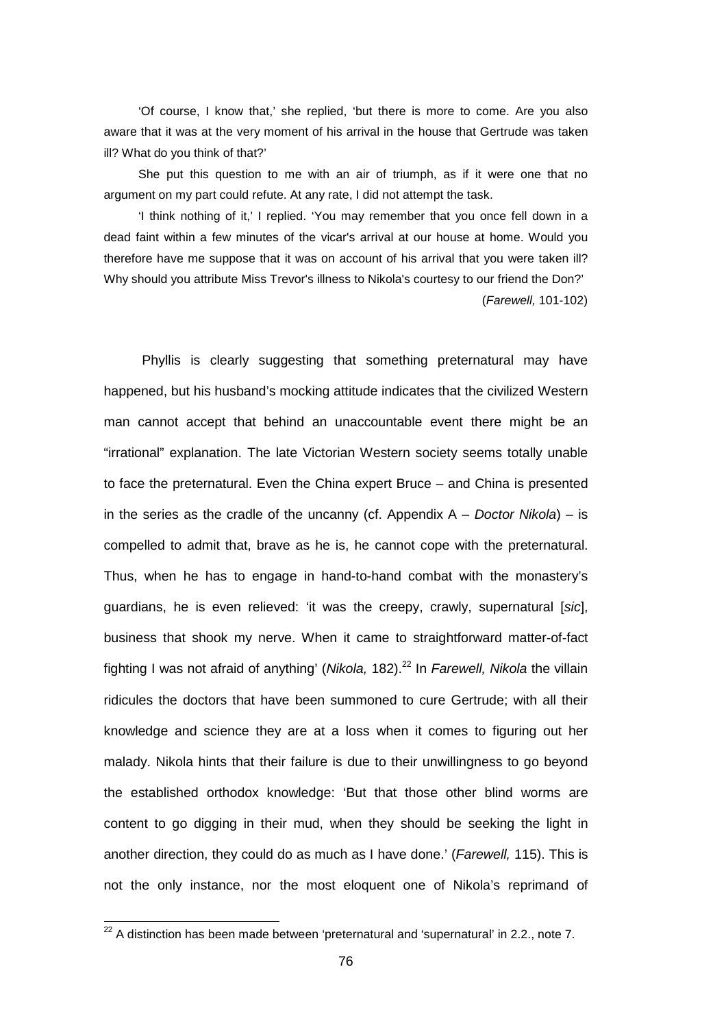'Of course, I know that,' she replied, 'but there is more to come. Are you also aware that it was at the very moment of his arrival in the house that Gertrude was taken ill? What do you think of that?'

She put this question to me with an air of triumph, as if it were one that no argument on my part could refute. At any rate, I did not attempt the task.

'I think nothing of it,' I replied. 'You may remember that you once fell down in a dead faint within a few minutes of the vicar's arrival at our house at home. Would you therefore have me suppose that it was on account of his arrival that you were taken ill? Why should you attribute Miss Trevor's illness to Nikola's courtesy to our friend the Don?'
(*Farewell,* 101-102)

Phyllis is clearly suggesting that something preternatural may have happened, but his husband's mocking attitude indicates that the civilized Western man cannot accept that behind an unaccountable event there might be an "irrational" explanation. The late Victorian Western society seems totally unable to face the preternatural. Even the China expert Bruce – and China is presented in the series as the cradle of the uncanny (cf. Appendix A – *Doctor Nikola*) – is compelled to admit that, brave as he is, he cannot cope with the preternatural. Thus, when he has to engage in hand-to-hand combat with the monastery's guardians, he is even relieved: 'it was the creepy, crawly, supernatural [*sic*], business that shook my nerve. When it came to straightforward matter-of-fact fighting I was not afraid of anything' (*Nikola,* 182).[22] In *Farewell, Nikola* the villain ridicules the doctors that have been summoned to cure Gertrude; with all their knowledge and science they are at a loss when it comes to figuring out her malady. Nikola hints that their failure is due to their unwillingness to go beyond the established orthodox knowledge: 'But that those other blind worms are content to go digging in their mud, when they should be seeking the light in another direction, they could do as much as I have done.' (*Farewell,* 115). This is not the only instance, nor the most eloquent one of Nikola's reprimand of

[22] A distinction has been made between 'preternatural and 'supernatural' in 2.2., note 7.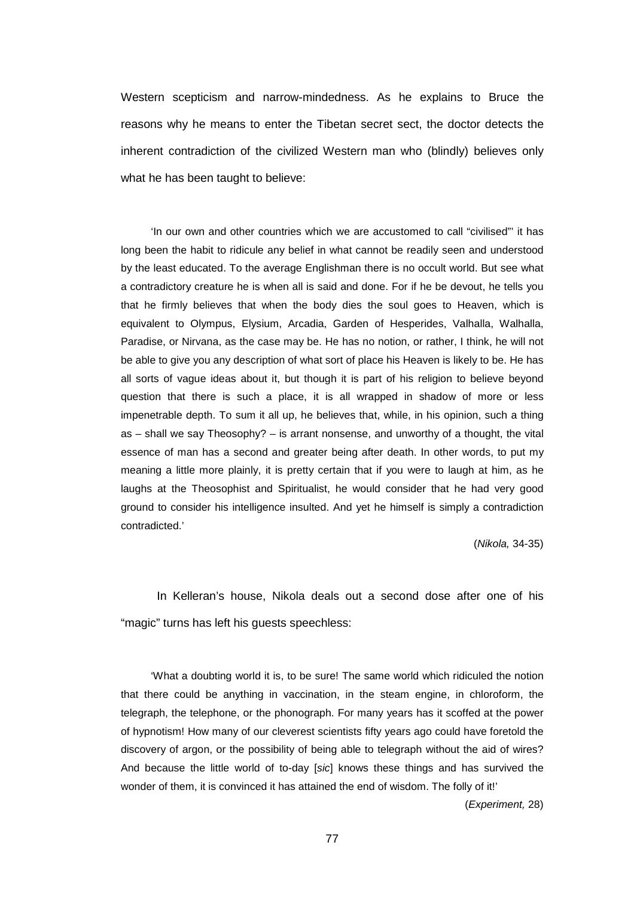Western scepticism and narrow-mindedness. As he explains to Bruce the reasons why he means to enter the Tibetan secret sect, the doctor detects the inherent contradiction of the civilized Western man who (blindly) believes only what he has been taught to believe:

> 'In our own and other countries which we are accustomed to call "civilised"' it has long been the habit to ridicule any belief in what cannot be readily seen and understood by the least educated. To the average Englishman there is no occult world. But see what a contradictory creature he is when all is said and done. For if he be devout, he tells you that he firmly believes that when the body dies the soul goes to Heaven, which is equivalent to Olympus, Elysium, Arcadia, Garden of Hesperides, Valhalla, Walhalla, Paradise, or Nirvana, as the case may be. He has no notion, or rather, I think, he will not be able to give you any description of what sort of place his Heaven is likely to be. He has all sorts of vague ideas about it, but though it is part of his religion to believe beyond question that there is such a place, it is all wrapped in shadow of more or less impenetrable depth. To sum it all up, he believes that, while, in his opinion, such a thing as – shall we say Theosophy? – is arrant nonsense, and unworthy of a thought, the vital essence of man has a second and greater being after death. In other words, to put my meaning a little more plainly, it is pretty certain that if you were to laugh at him, as he laughs at the Theosophist and Spiritualist, he would consider that he had very good ground to consider his intelligence insulted. And yet he himself is simply a contradiction contradicted.'
>
> (*Nikola,* 34-35)

In Kelleran's house, Nikola deals out a second dose after one of his "magic" turns has left his guests speechless:

> 'What a doubting world it is, to be sure! The same world which ridiculed the notion that there could be anything in vaccination, in the steam engine, in chloroform, the telegraph, the telephone, or the phonograph. For many years has it scoffed at the power of hypnotism! How many of our cleverest scientists fifty years ago could have foretold the discovery of argon, or the possibility of being able to telegraph without the aid of wires? And because the little world of to-day [*sic*] knows these things and has survived the wonder of them, it is convinced it has attained the end of wisdom. The folly of it!'
>
> (*Experiment,* 28)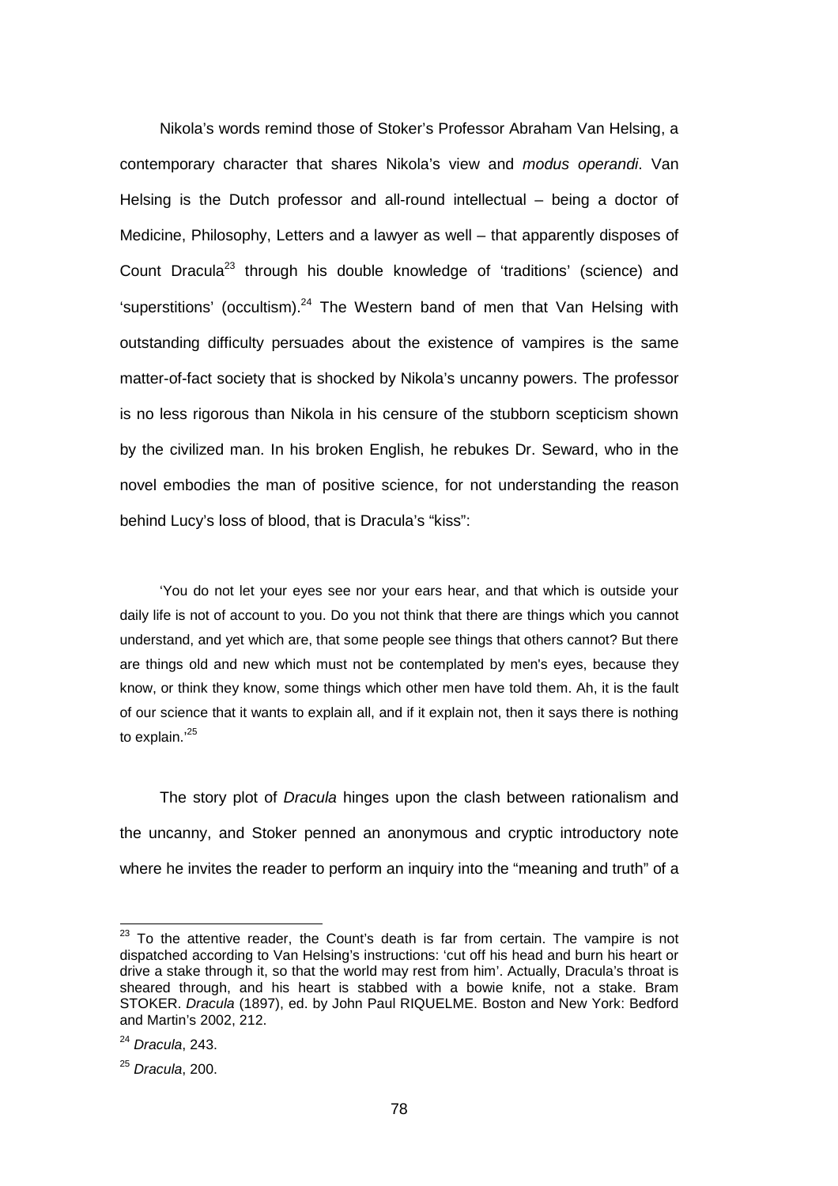Nikola's words remind those of Stoker's Professor Abraham Van Helsing, a contemporary character that shares Nikola's view and *modus operandi*. Van Helsing is the Dutch professor and all-round intellectual – being a doctor of Medicine, Philosophy, Letters and a lawyer as well – that apparently disposes of Count Dracula[23] through his double knowledge of 'traditions' (science) and 'superstitions' (occultism).[24] The Western band of men that Van Helsing with outstanding difficulty persuades about the existence of vampires is the same matter-of-fact society that is shocked by Nikola's uncanny powers. The professor is no less rigorous than Nikola in his censure of the stubborn scepticism shown by the civilized man. In his broken English, he rebukes Dr. Seward, who in the novel embodies the man of positive science, for not understanding the reason behind Lucy's loss of blood, that is Dracula's "kiss":

> 'You do not let your eyes see nor your ears hear, and that which is outside your daily life is not of account to you. Do you not think that there are things which you cannot understand, and yet which are, that some people see things that others cannot? But there are things old and new which must not be contemplated by men's eyes, because they know, or think they know, some things which other men have told them. Ah, it is the fault of our science that it wants to explain all, and if it explain not, then it says there is nothing to explain.'[25]

The story plot of *Dracula* hinges upon the clash between rationalism and the uncanny, and Stoker penned an anonymous and cryptic introductory note where he invites the reader to perform an inquiry into the "meaning and truth" of a

---

[23] To the attentive reader, the Count's death is far from certain. The vampire is not dispatched according to Van Helsing's instructions: 'cut off his head and burn his heart or drive a stake through it, so that the world may rest from him'. Actually, Dracula's throat is sheared through, and his heart is stabbed with a bowie knife, not a stake. Bram STOKER. *Dracula* (1897), ed. by John Paul RIQUELME. Boston and New York: Bedford and Martin's 2002, 212.

[24] *Dracula*, 243.

[25] *Dracula*, 200.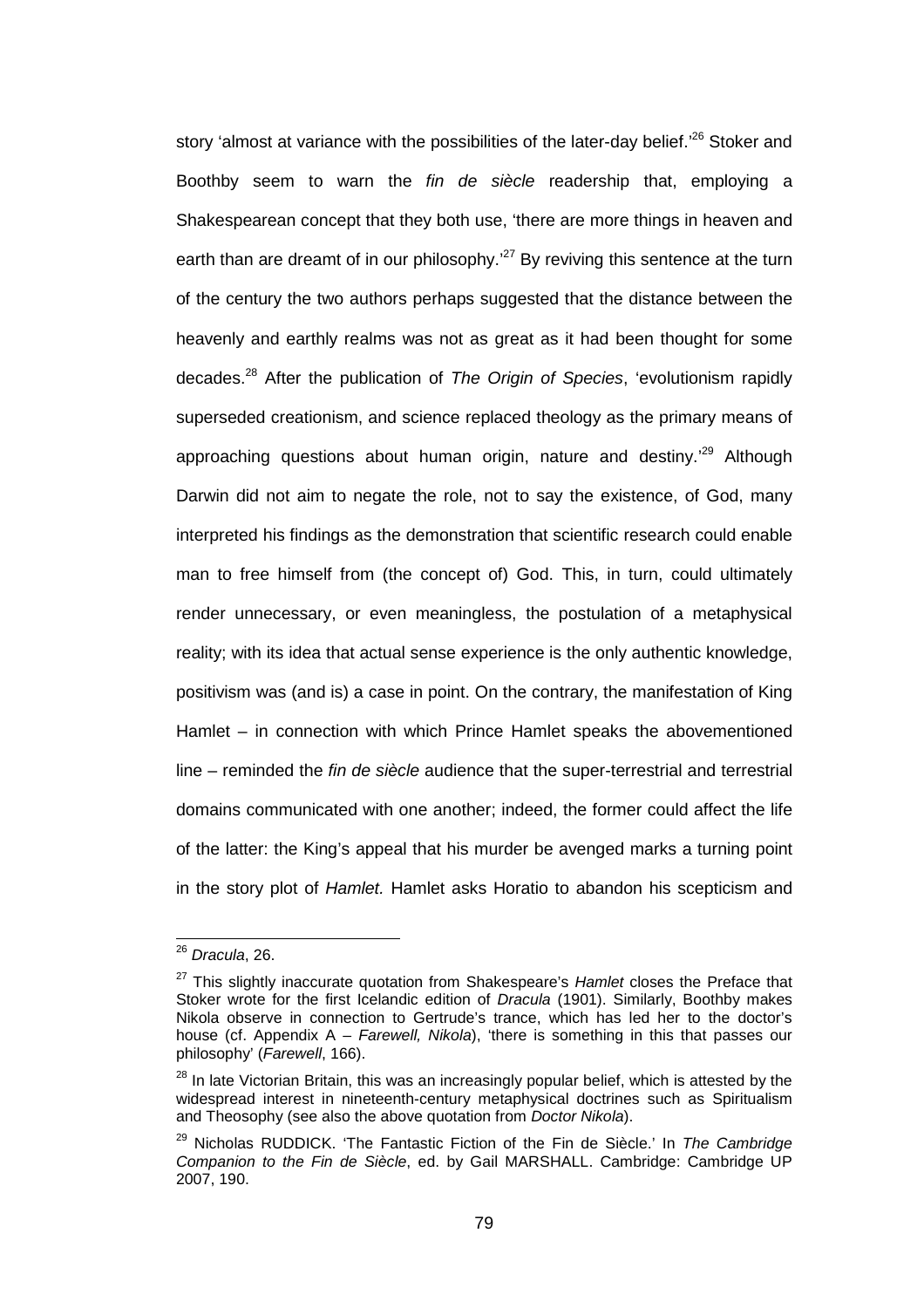story 'almost at variance with the possibilities of the later-day belief.'[26] Stoker and Boothby seem to warn the *fin de siècle* readership that, employing a Shakespearean concept that they both use, 'there are more things in heaven and earth than are dreamt of in our philosophy.'[27] By reviving this sentence at the turn of the century the two authors perhaps suggested that the distance between the heavenly and earthly realms was not as great as it had been thought for some decades.[28] After the publication of *The Origin of Species*, 'evolutionism rapidly superseded creationism, and science replaced theology as the primary means of approaching questions about human origin, nature and destiny.'[29] Although Darwin did not aim to negate the role, not to say the existence, of God, many interpreted his findings as the demonstration that scientific research could enable man to free himself from (the concept of) God. This, in turn, could ultimately render unnecessary, or even meaningless, the postulation of a metaphysical reality; with its idea that actual sense experience is the only authentic knowledge, positivism was (and is) a case in point. On the contrary, the manifestation of King Hamlet – in connection with which Prince Hamlet speaks the abovementioned line – reminded the *fin de siècle* audience that the super-terrestrial and terrestrial domains communicated with one another; indeed, the former could affect the life of the latter: the King's appeal that his murder be avenged marks a turning point in the story plot of *Hamlet.* Hamlet asks Horatio to abandon his scepticism and

---

[26] *Dracula*, 26.

[27] This slightly inaccurate quotation from Shakespeare's *Hamlet* closes the Preface that Stoker wrote for the first Icelandic edition of *Dracula* (1901). Similarly, Boothby makes Nikola observe in connection to Gertrude's trance, which has led her to the doctor's house (cf. Appendix A – *Farewell, Nikola*), 'there is something in this that passes our philosophy' (*Farewell*, 166).

[28] In late Victorian Britain, this was an increasingly popular belief, which is attested by the widespread interest in nineteenth-century metaphysical doctrines such as Spiritualism and Theosophy (see also the above quotation from *Doctor Nikola*).

[29] Nicholas RUDDICK. 'The Fantastic Fiction of the Fin de Siècle.' In *The Cambridge Companion to the Fin de Siècle*, ed. by Gail MARSHALL. Cambridge: Cambridge UP 2007, 190.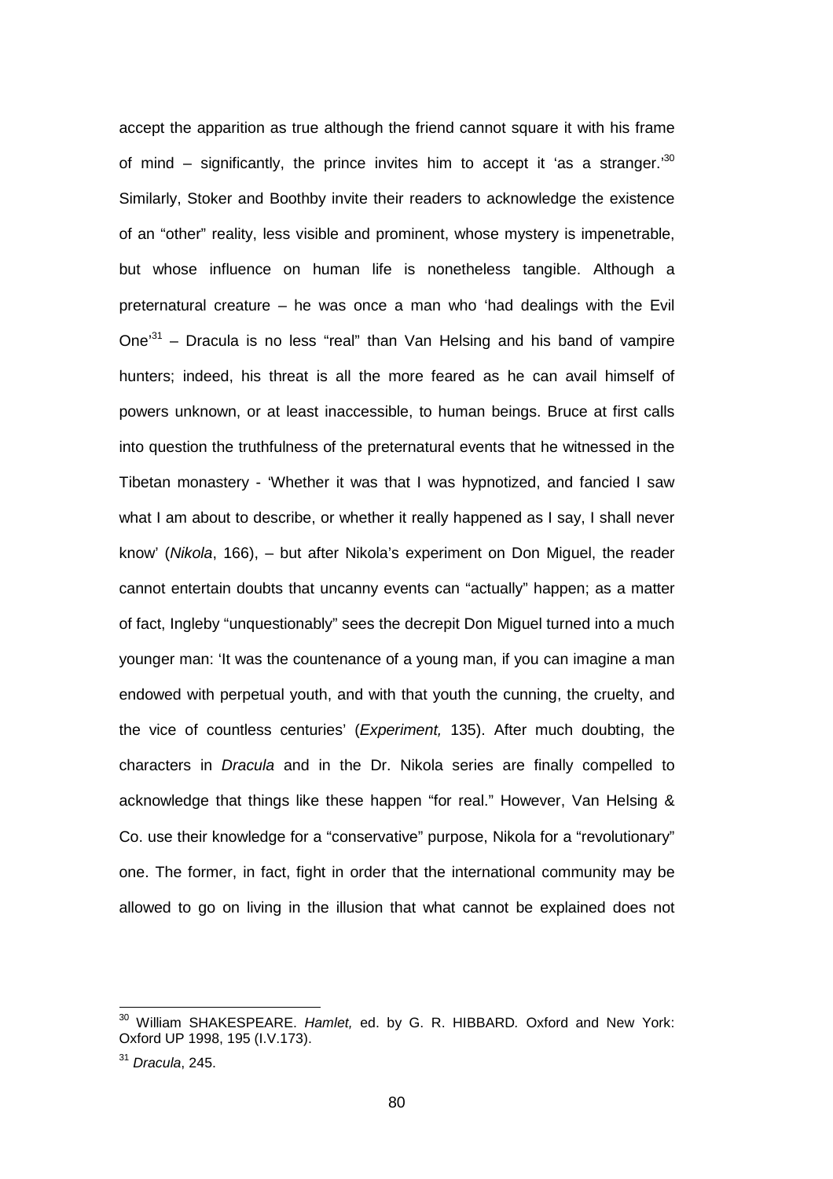accept the apparition as true although the friend cannot square it with his frame of mind – significantly, the prince invites him to accept it 'as a stranger.'[30] Similarly, Stoker and Boothby invite their readers to acknowledge the existence of an "other" reality, less visible and prominent, whose mystery is impenetrable, but whose influence on human life is nonetheless tangible. Although a preternatural creature – he was once a man who 'had dealings with the Evil One'[31] – Dracula is no less "real" than Van Helsing and his band of vampire hunters; indeed, his threat is all the more feared as he can avail himself of powers unknown, or at least inaccessible, to human beings. Bruce at first calls into question the truthfulness of the preternatural events that he witnessed in the Tibetan monastery - 'Whether it was that I was hypnotized, and fancied I saw what I am about to describe, or whether it really happened as I say, I shall never know' (*Nikola*, 166), – but after Nikola's experiment on Don Miguel, the reader cannot entertain doubts that uncanny events can "actually" happen; as a matter of fact, Ingleby "unquestionably" sees the decrepit Don Miguel turned into a much younger man: 'It was the countenance of a young man, if you can imagine a man endowed with perpetual youth, and with that youth the cunning, the cruelty, and the vice of countless centuries' (*Experiment,* 135). After much doubting, the characters in *Dracula* and in the Dr. Nikola series are finally compelled to acknowledge that things like these happen "for real." However, Van Helsing & Co. use their knowledge for a "conservative" purpose, Nikola for a "revolutionary" one. The former, in fact, fight in order that the international community may be allowed to go on living in the illusion that what cannot be explained does not

---

[30] William SHAKESPEARE. *Hamlet,* ed. by G. R. HIBBARD. Oxford and New York: Oxford UP 1998, 195 (I.V.173).

[31] *Dracula*, 245.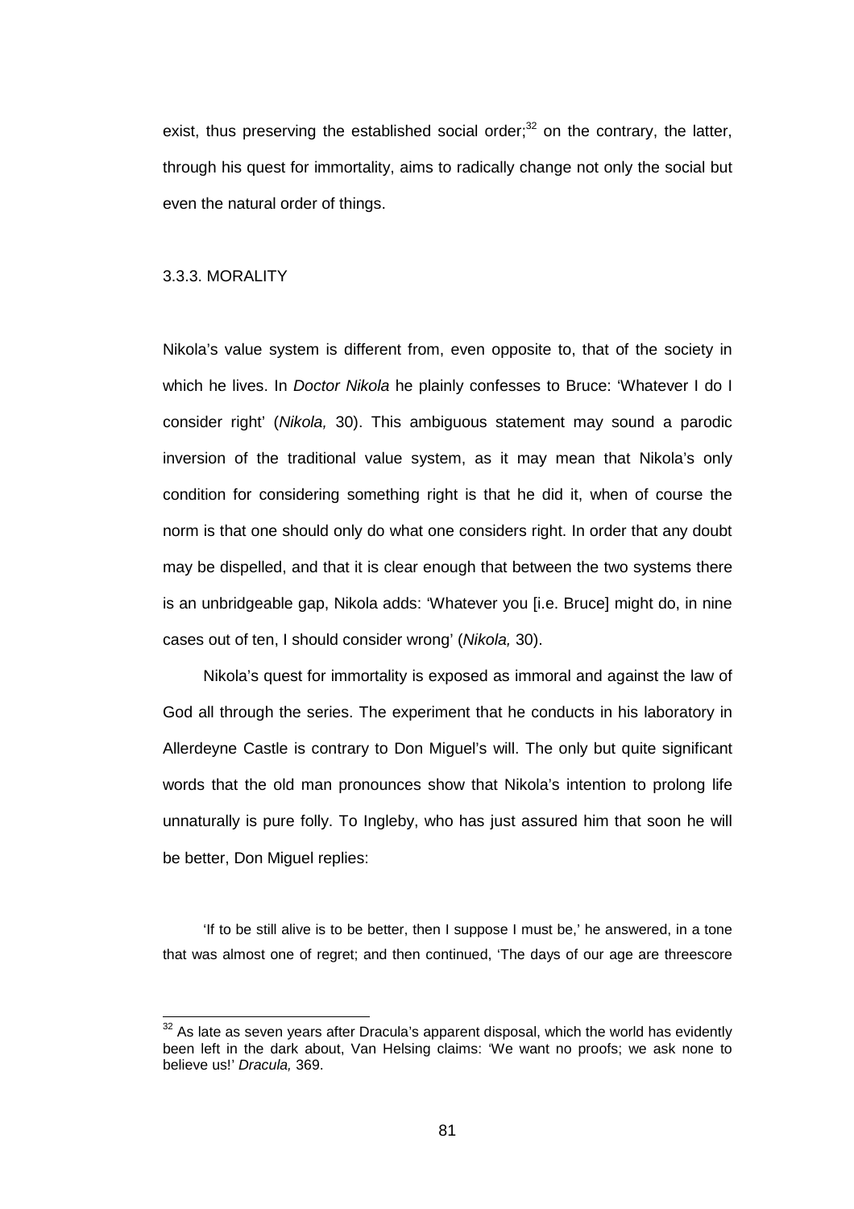exist, thus preserving the established social order;[32] on the contrary, the latter, through his quest for immortality, aims to radically change not only the social but even the natural order of things.

### 3.3.3. MORALITY

Nikola's value system is different from, even opposite to, that of the society in which he lives. In *Doctor Nikola* he plainly confesses to Bruce: 'Whatever I do I consider right' (*Nikola,* 30). This ambiguous statement may sound a parodic inversion of the traditional value system, as it may mean that Nikola's only condition for considering something right is that he did it, when of course the norm is that one should only do what one considers right. In order that any doubt may be dispelled, and that it is clear enough that between the two systems there is an unbridgeable gap, Nikola adds: 'Whatever you [i.e. Bruce] might do, in nine cases out of ten, I should consider wrong' (*Nikola,* 30).

Nikola's quest for immortality is exposed as immoral and against the law of God all through the series. The experiment that he conducts in his laboratory in Allerdeyne Castle is contrary to Don Miguel's will. The only but quite significant words that the old man pronounces show that Nikola's intention to prolong life unnaturally is pure folly. To Ingleby, who has just assured him that soon he will be better, Don Miguel replies:

> 'If to be still alive is to be better, then I suppose I must be,' he answered, in a tone that was almost one of regret; and then continued, 'The days of our age are threescore

[32] As late as seven years after Dracula's apparent disposal, which the world has evidently been left in the dark about, Van Helsing claims: 'We want no proofs; we ask none to believe us!' *Dracula,* 369.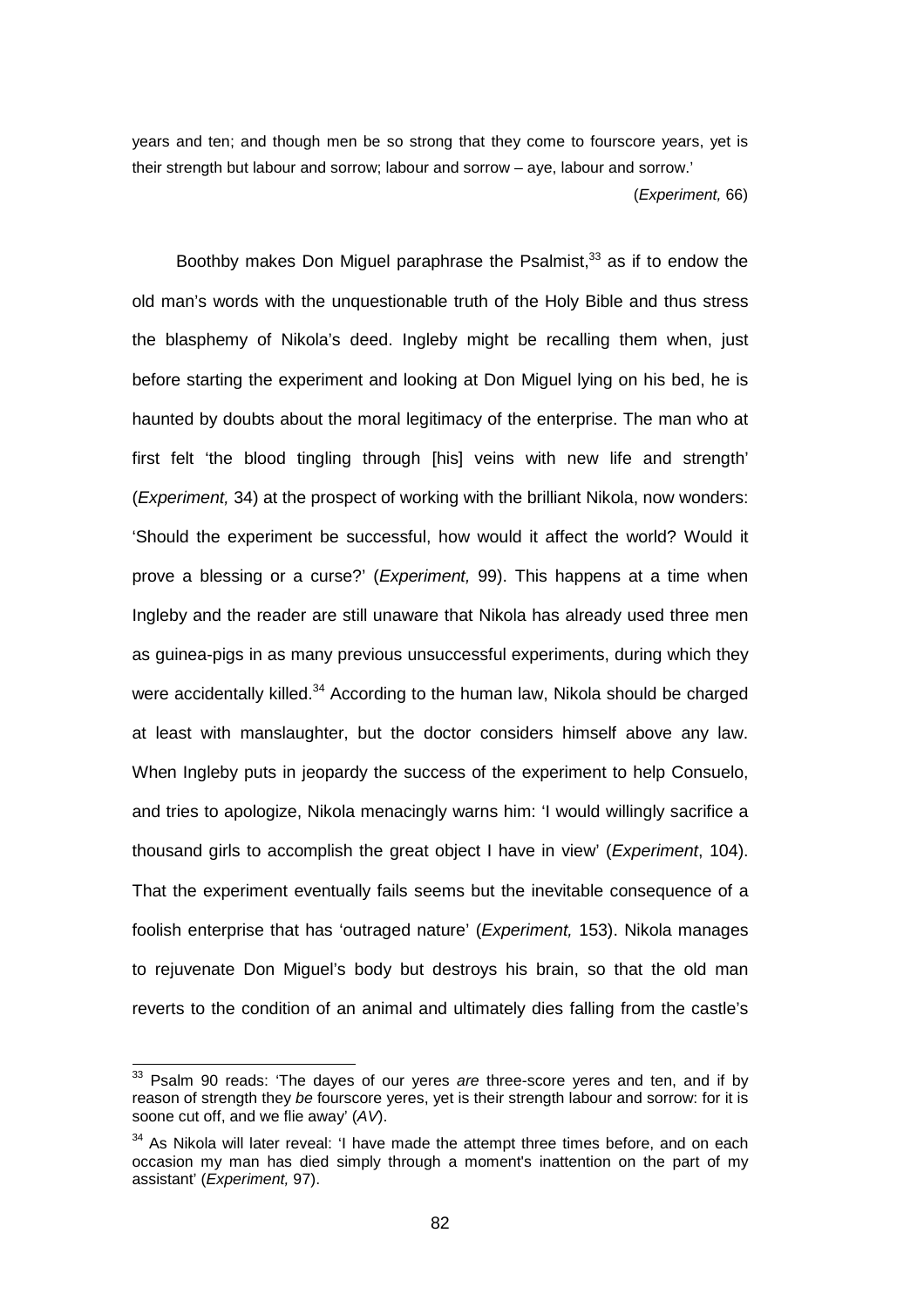years and ten; and though men be so strong that they come to fourscore years, yet is their strength but labour and sorrow; labour and sorrow – aye, labour and sorrow.'

(*Experiment,* 66)

Boothby makes Don Miguel paraphrase the Psalmist,[33] as if to endow the old man's words with the unquestionable truth of the Holy Bible and thus stress the blasphemy of Nikola's deed. Ingleby might be recalling them when, just before starting the experiment and looking at Don Miguel lying on his bed, he is haunted by doubts about the moral legitimacy of the enterprise. The man who at first felt 'the blood tingling through [his] veins with new life and strength' (*Experiment,* 34) at the prospect of working with the brilliant Nikola, now wonders: 'Should the experiment be successful, how would it affect the world? Would it prove a blessing or a curse?' (*Experiment,* 99). This happens at a time when Ingleby and the reader are still unaware that Nikola has already used three men as guinea-pigs in as many previous unsuccessful experiments, during which they were accidentally killed.[34] According to the human law, Nikola should be charged at least with manslaughter, but the doctor considers himself above any law. When Ingleby puts in jeopardy the success of the experiment to help Consuelo, and tries to apologize, Nikola menacingly warns him: 'I would willingly sacrifice a thousand girls to accomplish the great object I have in view' (*Experiment*, 104). That the experiment eventually fails seems but the inevitable consequence of a foolish enterprise that has 'outraged nature' (*Experiment,* 153). Nikola manages to rejuvenate Don Miguel's body but destroys his brain, so that the old man reverts to the condition of an animal and ultimately dies falling from the castle's

---

[33] Psalm 90 reads: 'The dayes of our yeres *are* three-score yeres and ten, and if by reason of strength they *be* fourscore yeres, yet is their strength labour and sorrow: for it is soone cut off, and we flie away' (*AV*).

[34] As Nikola will later reveal: 'I have made the attempt three times before, and on each occasion my man has died simply through a moment's inattention on the part of my assistant' (*Experiment,* 97).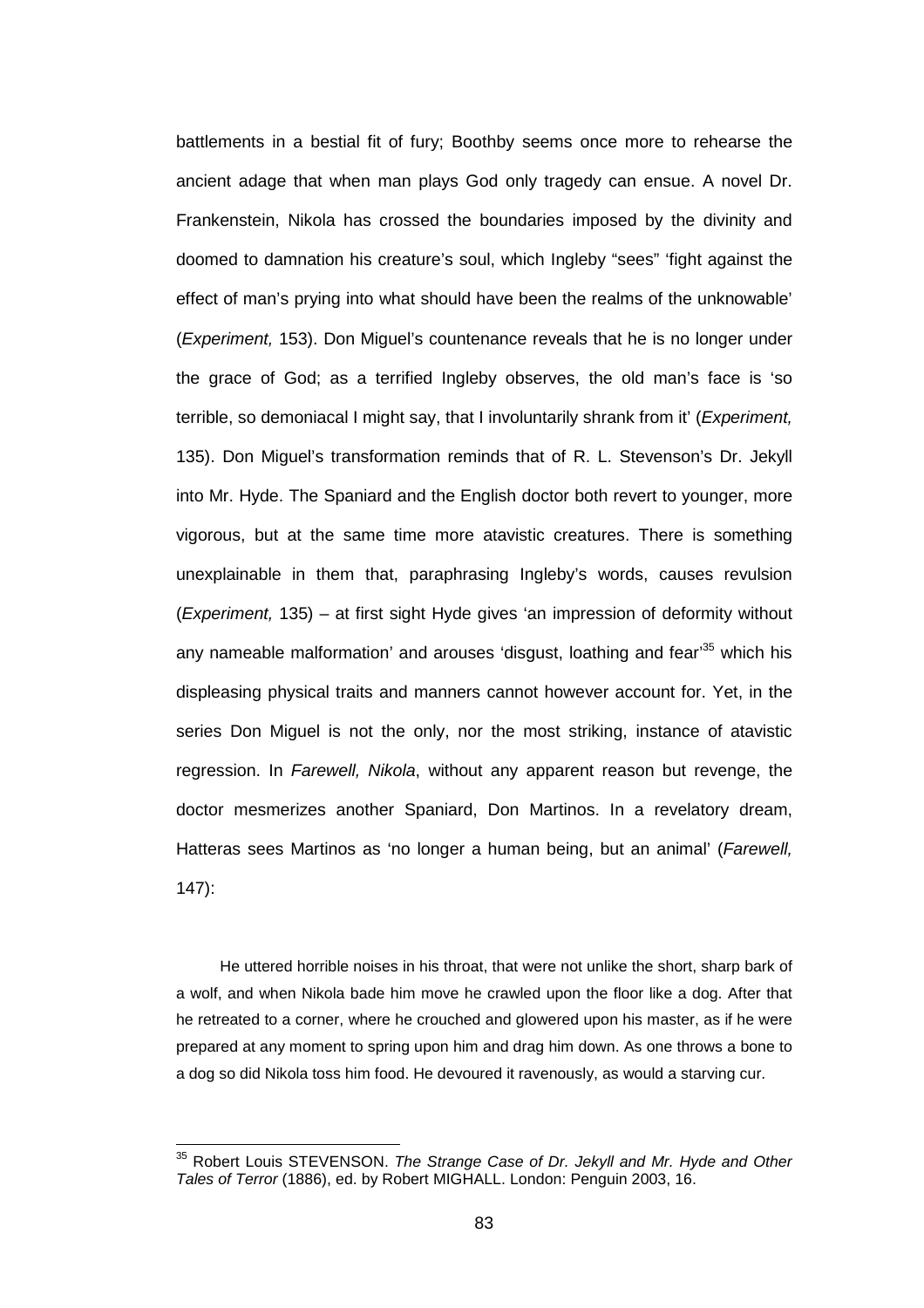battlements in a bestial fit of fury; Boothby seems once more to rehearse the ancient adage that when man plays God only tragedy can ensue. A novel Dr. Frankenstein, Nikola has crossed the boundaries imposed by the divinity and doomed to damnation his creature's soul, which Ingleby "sees" 'fight against the effect of man's prying into what should have been the realms of the unknowable' (*Experiment,* 153). Don Miguel's countenance reveals that he is no longer under the grace of God; as a terrified Ingleby observes, the old man's face is 'so terrible, so demoniacal I might say, that I involuntarily shrank from it' (*Experiment,* 135). Don Miguel's transformation reminds that of R. L. Stevenson's Dr. Jekyll into Mr. Hyde. The Spaniard and the English doctor both revert to younger, more vigorous, but at the same time more atavistic creatures. There is something unexplainable in them that, paraphrasing Ingleby's words, causes revulsion (*Experiment,* 135) – at first sight Hyde gives 'an impression of deformity without any nameable malformation' and arouses 'disgust, loathing and fear'[35] which his displeasing physical traits and manners cannot however account for. Yet, in the series Don Miguel is not the only, nor the most striking, instance of atavistic regression. In *Farewell, Nikola*, without any apparent reason but revenge, the doctor mesmerizes another Spaniard, Don Martinos. In a revelatory dream, Hatteras sees Martinos as 'no longer a human being, but an animal' (*Farewell,* 147):

> He uttered horrible noises in his throat, that were not unlike the short, sharp bark of a wolf, and when Nikola bade him move he crawled upon the floor like a dog. After that he retreated to a corner, where he crouched and glowered upon his master, as if he were prepared at any moment to spring upon him and drag him down. As one throws a bone to a dog so did Nikola toss him food. He devoured it ravenously, as would a starving cur.

---

[35] Robert Louis STEVENSON. *The Strange Case of Dr. Jekyll and Mr. Hyde and Other Tales of Terror* (1886), ed. by Robert MIGHALL. London: Penguin 2003, 16.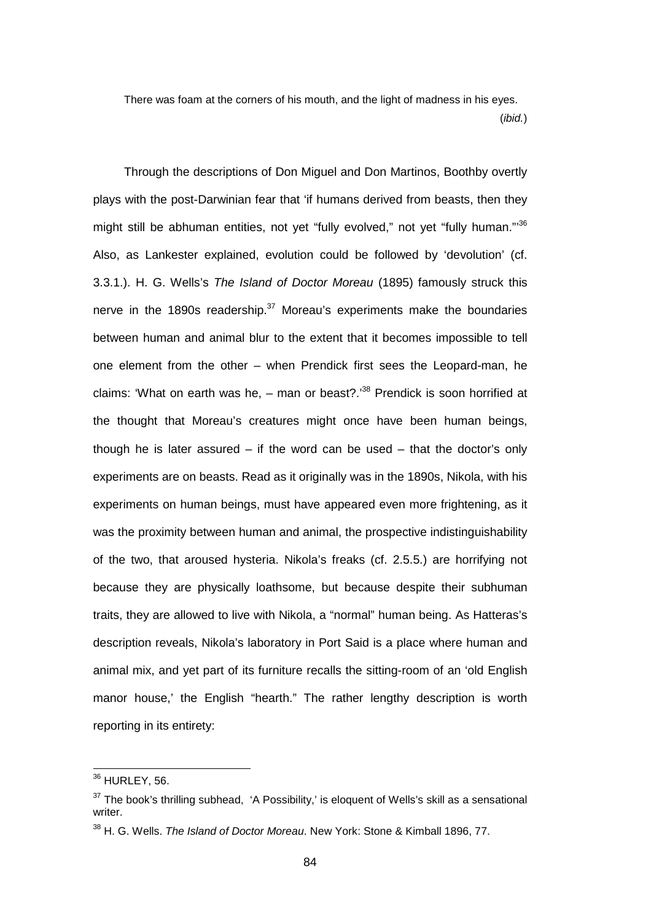There was foam at the corners of his mouth, and the light of madness in his eyes. (*ibid.*)

Through the descriptions of Don Miguel and Don Martinos, Boothby overtly plays with the post-Darwinian fear that 'if humans derived from beasts, then they might still be abhuman entities, not yet "fully evolved," not yet "fully human."'[36] Also, as Lankester explained, evolution could be followed by 'devolution' (cf. 3.3.1.). H. G. Wells's *The Island of Doctor Moreau* (1895) famously struck this nerve in the 1890s readership.[37] Moreau's experiments make the boundaries between human and animal blur to the extent that it becomes impossible to tell one element from the other – when Prendick first sees the Leopard-man, he claims: 'What on earth was he, – man or beast?.'[38] Prendick is soon horrified at the thought that Moreau's creatures might once have been human beings, though he is later assured – if the word can be used – that the doctor's only experiments are on beasts. Read as it originally was in the 1890s, Nikola, with his experiments on human beings, must have appeared even more frightening, as it was the proximity between human and animal, the prospective indistinguishability of the two, that aroused hysteria. Nikola's freaks (cf. 2.5.5.) are horrifying not because they are physically loathsome, but because despite their subhuman traits, they are allowed to live with Nikola, a "normal" human being. As Hatteras's description reveals, Nikola's laboratory in Port Said is a place where human and animal mix, and yet part of its furniture recalls the sitting-room of an 'old English manor house,' the English "hearth." The rather lengthy description is worth reporting in its entirety:

---

[36] HURLEY, 56.

[37] The book's thrilling subhead, 'A Possibility,' is eloquent of Wells's skill as a sensational writer.

[38] H. G. Wells. *The Island of Doctor Moreau*. New York: Stone & Kimball 1896, 77.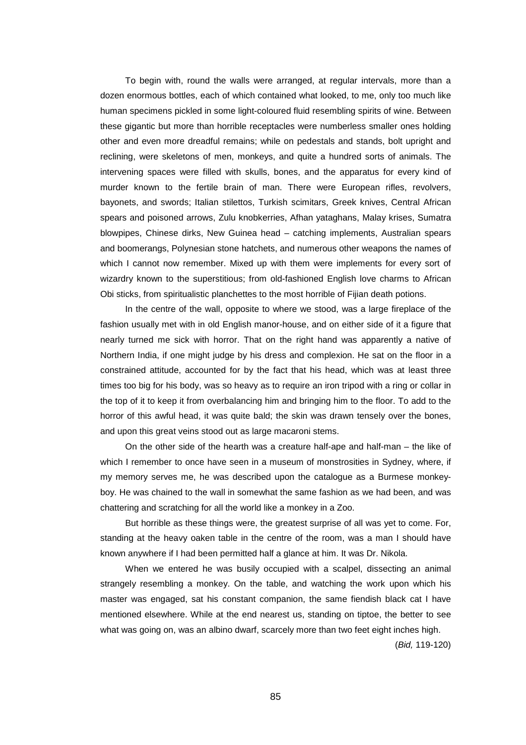To begin with, round the walls were arranged, at regular intervals, more than a dozen enormous bottles, each of which contained what looked, to me, only too much like human specimens pickled in some light-coloured fluid resembling spirits of wine. Between these gigantic but more than horrible receptacles were numberless smaller ones holding other and even more dreadful remains; while on pedestals and stands, bolt upright and reclining, were skeletons of men, monkeys, and quite a hundred sorts of animals. The intervening spaces were filled with skulls, bones, and the apparatus for every kind of murder known to the fertile brain of man. There were European rifles, revolvers, bayonets, and swords; Italian stilettos, Turkish scimitars, Greek knives, Central African spears and poisoned arrows, Zulu knobkerries, Afhan yataghans, Malay krises, Sumatra blowpipes, Chinese dirks, New Guinea head – catching implements, Australian spears and boomerangs, Polynesian stone hatchets, and numerous other weapons the names of which I cannot now remember. Mixed up with them were implements for every sort of wizardry known to the superstitious; from old-fashioned English love charms to African Obi sticks, from spiritualistic planchettes to the most horrible of Fijian death potions.

In the centre of the wall, opposite to where we stood, was a large fireplace of the fashion usually met with in old English manor-house, and on either side of it a figure that nearly turned me sick with horror. That on the right hand was apparently a native of Northern India, if one might judge by his dress and complexion. He sat on the floor in a constrained attitude, accounted for by the fact that his head, which was at least three times too big for his body, was so heavy as to require an iron tripod with a ring or collar in the top of it to keep it from overbalancing him and bringing him to the floor. To add to the horror of this awful head, it was quite bald; the skin was drawn tensely over the bones, and upon this great veins stood out as large macaroni stems.

On the other side of the hearth was a creature half-ape and half-man – the like of which I remember to once have seen in a museum of monstrosities in Sydney, where, if my memory serves me, he was described upon the catalogue as a Burmese monkey-boy. He was chained to the wall in somewhat the same fashion as we had been, and was chattering and scratching for all the world like a monkey in a Zoo.

But horrible as these things were, the greatest surprise of all was yet to come. For, standing at the heavy oaken table in the centre of the room, was a man I should have known anywhere if I had been permitted half a glance at him. It was Dr. Nikola.

When we entered he was busily occupied with a scalpel, dissecting an animal strangely resembling a monkey. On the table, and watching the work upon which his master was engaged, sat his constant companion, the same fiendish black cat I have mentioned elsewhere. While at the end nearest us, standing on tiptoe, the better to see what was going on, was an albino dwarf, scarcely more than two feet eight inches high.

(*Bid,* 119-120)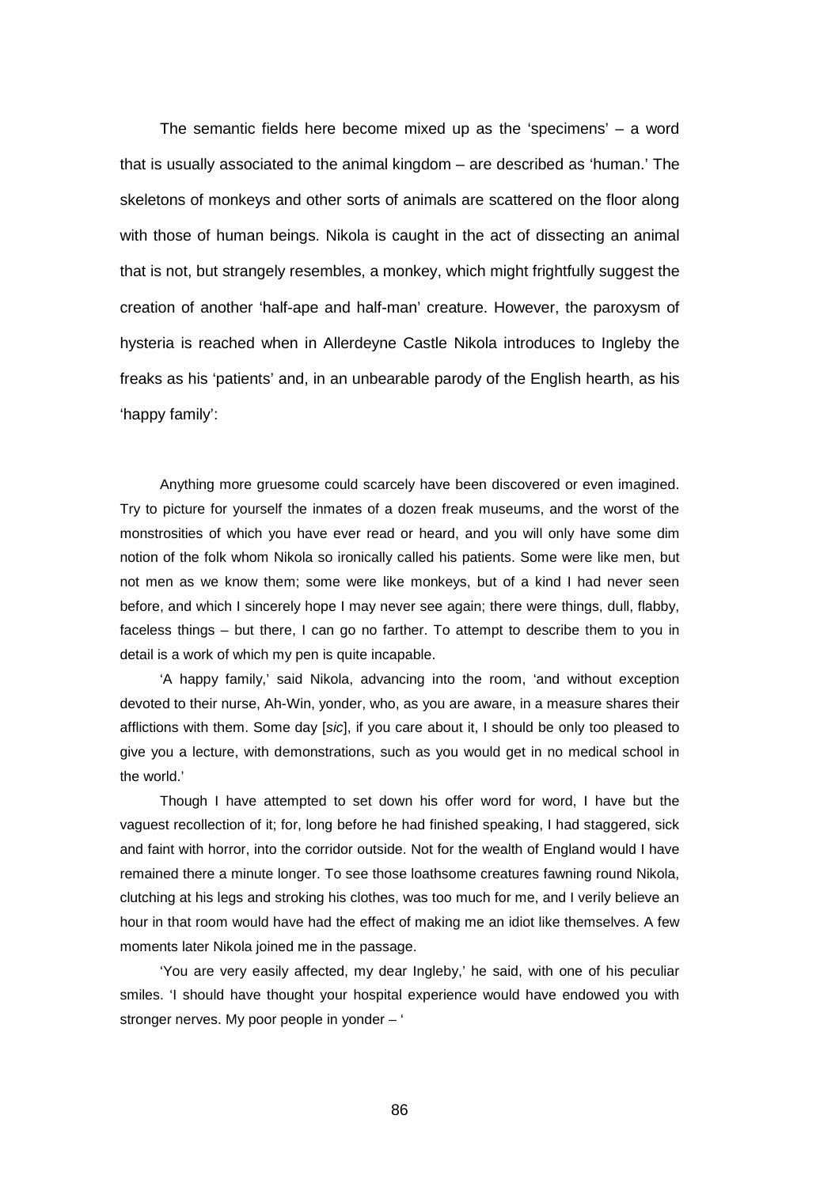The semantic fields here become mixed up as the 'specimens' – a word that is usually associated to the animal kingdom – are described as 'human.' The skeletons of monkeys and other sorts of animals are scattered on the floor along with those of human beings. Nikola is caught in the act of dissecting an animal that is not, but strangely resembles, a monkey, which might frightfully suggest the creation of another 'half-ape and half-man' creature. However, the paroxysm of hysteria is reached when in Allerdeyne Castle Nikola introduces to Ingleby the freaks as his 'patients' and, in an unbearable parody of the English hearth, as his 'happy family':

> Anything more gruesome could scarcely have been discovered or even imagined. Try to picture for yourself the inmates of a dozen freak museums, and the worst of the monstrosities of which you have ever read or heard, and you will only have some dim notion of the folk whom Nikola so ironically called his patients. Some were like men, but not men as we know them; some were like monkeys, but of a kind I had never seen before, and which I sincerely hope I may never see again; there were things, dull, flabby, faceless things – but there, I can go no farther. To attempt to describe them to you in detail is a work of which my pen is quite incapable.
>
> 'A happy family,' said Nikola, advancing into the room, 'and without exception devoted to their nurse, Ah-Win, yonder, who, as you are aware, in a measure shares their afflictions with them. Some day [*sic*], if you care about it, I should be only too pleased to give you a lecture, with demonstrations, such as you would get in no medical school in the world.'
>
> Though I have attempted to set down his offer word for word, I have but the vaguest recollection of it; for, long before he had finished speaking, I had staggered, sick and faint with horror, into the corridor outside. Not for the wealth of England would I have remained there a minute longer. To see those loathsome creatures fawning round Nikola, clutching at his legs and stroking his clothes, was too much for me, and I verily believe an hour in that room would have had the effect of making me an idiot like themselves. A few moments later Nikola joined me in the passage.
>
> 'You are very easily affected, my dear Ingleby,' he said, with one of his peculiar smiles. 'I should have thought your hospital experience would have endowed you with stronger nerves. My poor people in yonder – '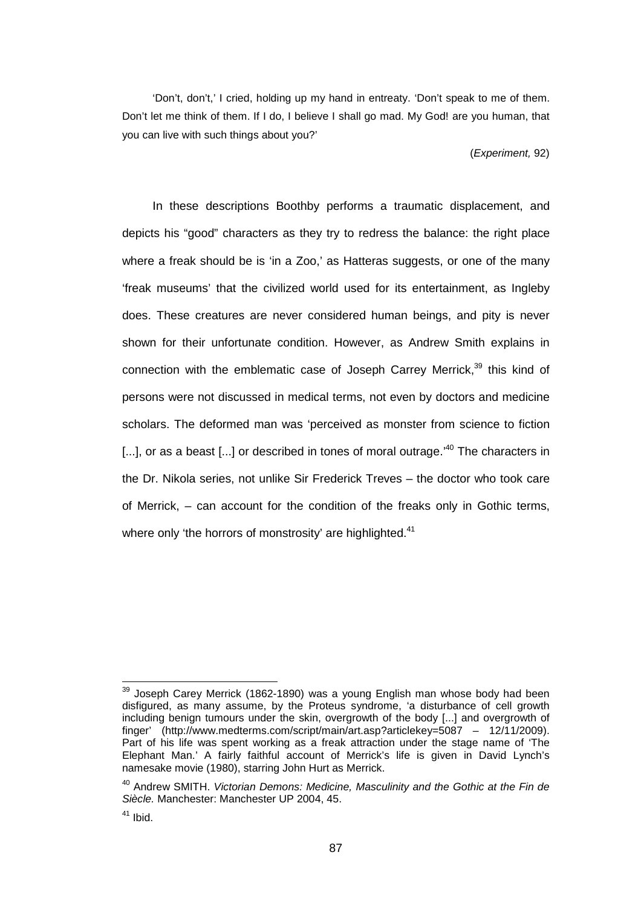'Don't, don't,' I cried, holding up my hand in entreaty. 'Don't speak to me of them. Don't let me think of them. If I do, I believe I shall go mad. My God! are you human, that you can live with such things about you?'

(*Experiment,* 92)

In these descriptions Boothby performs a traumatic displacement, and depicts his "good" characters as they try to redress the balance: the right place where a freak should be is 'in a Zoo,' as Hatteras suggests, or one of the many 'freak museums' that the civilized world used for its entertainment, as Ingleby does. These creatures are never considered human beings, and pity is never shown for their unfortunate condition. However, as Andrew Smith explains in connection with the emblematic case of Joseph Carrey Merrick,[39] this kind of persons were not discussed in medical terms, not even by doctors and medicine scholars. The deformed man was 'perceived as monster from science to fiction [...], or as a beast [...] or described in tones of moral outrage.'[40] The characters in the Dr. Nikola series, not unlike Sir Frederick Treves – the doctor who took care of Merrick, – can account for the condition of the freaks only in Gothic terms, where only 'the horrors of monstrosity' are highlighted.[41]

---

[39] Joseph Carey Merrick (1862-1890) was a young English man whose body had been disfigured, as many assume, by the Proteus syndrome, 'a disturbance of cell growth including benign tumours under the skin, overgrowth of the body [...] and overgrowth of finger' (http://www.medterms.com/script/main/art.asp?articlekey=5087 – 12/11/2009). Part of his life was spent working as a freak attraction under the stage name of 'The Elephant Man.' A fairly faithful account of Merrick's life is given in David Lynch's namesake movie (1980), starring John Hurt as Merrick.

[40] Andrew SMITH. *Victorian Demons: Medicine, Masculinity and the Gothic at the Fin de Siècle.* Manchester: Manchester UP 2004, 45.

[41] Ibid.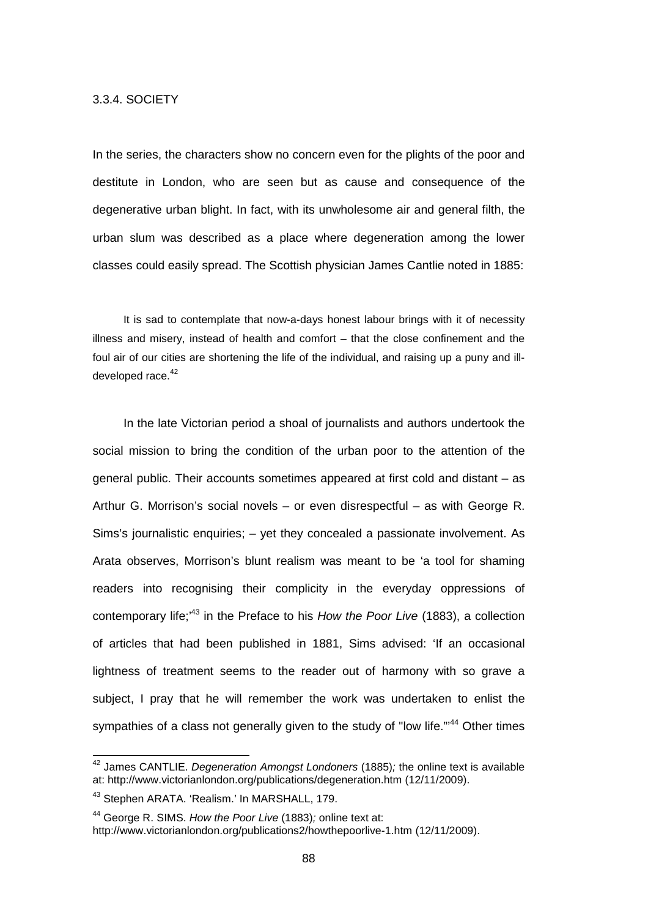### 3.3.4. SOCIETY

In the series, the characters show no concern even for the plights of the poor and destitute in London, who are seen but as cause and consequence of the degenerative urban blight. In fact, with its unwholesome air and general filth, the urban slum was described as a place where degeneration among the lower classes could easily spread. The Scottish physician James Cantlie noted in 1885:

> It is sad to contemplate that now-a-days honest labour brings with it of necessity illness and misery, instead of health and comfort – that the close confinement and the foul air of our cities are shortening the life of the individual, and raising up a puny and ill-developed race.[42]

In the late Victorian period a shoal of journalists and authors undertook the social mission to bring the condition of the urban poor to the attention of the general public. Their accounts sometimes appeared at first cold and distant – as Arthur G. Morrison's social novels – or even disrespectful – as with George R. Sims's journalistic enquiries; – yet they concealed a passionate involvement. As Arata observes, Morrison's blunt realism was meant to be 'a tool for shaming readers into recognising their complicity in the everyday oppressions of contemporary life;'[43] in the Preface to his *How the Poor Live* (1883), a collection of articles that had been published in 1881, Sims advised: 'If an occasional lightness of treatment seems to the reader out of harmony with so grave a subject, I pray that he will remember the work was undertaken to enlist the sympathies of a class not generally given to the study of "low life."'[44] Other times

---

[42] James CANTLIE. *Degeneration Amongst Londoners* (1885); the online text is available at: http://www.victorianlondon.org/publications/degeneration.htm (12/11/2009).

[43] Stephen ARATA. 'Realism.' In MARSHALL, 179.

[44] George R. SIMS. *How the Poor Live* (1883); online text at: http://www.victorianlondon.org/publications2/howthepoorlive-1.htm (12/11/2009).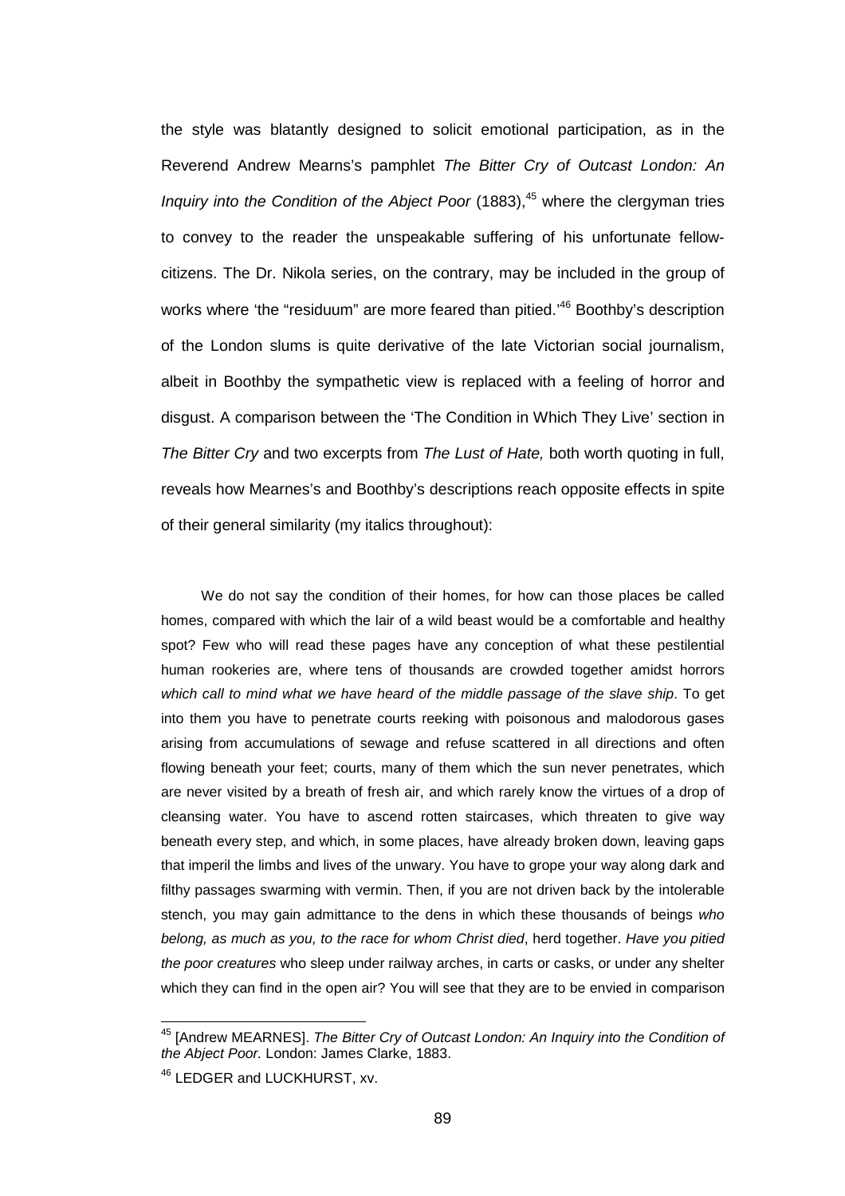the style was blatantly designed to solicit emotional participation, as in the Reverend Andrew Mearns's pamphlet *The Bitter Cry of Outcast London: An Inquiry into the Condition of the Abject Poor* (1883),[45] where the clergyman tries to convey to the reader the unspeakable suffering of his unfortunate fellow-citizens. The Dr. Nikola series, on the contrary, may be included in the group of works where 'the "residuum" are more feared than pitied.'[46] Boothby's description of the London slums is quite derivative of the late Victorian social journalism, albeit in Boothby the sympathetic view is replaced with a feeling of horror and disgust. A comparison between the 'The Condition in Which They Live' section in *The Bitter Cry* and two excerpts from *The Lust of Hate,* both worth quoting in full, reveals how Mearnes's and Boothby's descriptions reach opposite effects in spite of their general similarity (my italics throughout):

> We do not say the condition of their homes, for how can those places be called homes, compared with which the lair of a wild beast would be a comfortable and healthy spot? Few who will read these pages have any conception of what these pestilential human rookeries are, where tens of thousands are crowded together amidst horrors *which call to mind what we have heard of the middle passage of the slave ship*. To get into them you have to penetrate courts reeking with poisonous and malodorous gases arising from accumulations of sewage and refuse scattered in all directions and often flowing beneath your feet; courts, many of them which the sun never penetrates, which are never visited by a breath of fresh air, and which rarely know the virtues of a drop of cleansing water. You have to ascend rotten staircases, which threaten to give way beneath every step, and which, in some places, have already broken down, leaving gaps that imperil the limbs and lives of the unwary. You have to grope your way along dark and filthy passages swarming with vermin. Then, if you are not driven back by the intolerable stench, you may gain admittance to the dens in which these thousands of beings *who belong, as much as you, to the race for whom Christ died*, herd together. *Have you pitied the poor creatures* who sleep under railway arches, in carts or casks, or under any shelter which they can find in the open air? You will see that they are to be envied in comparison

---

[45] [Andrew MEARNES]. *The Bitter Cry of Outcast London: An Inquiry into the Condition of the Abject Poor.* London: James Clarke, 1883.

[46] LEDGER and LUCKHURST, xv.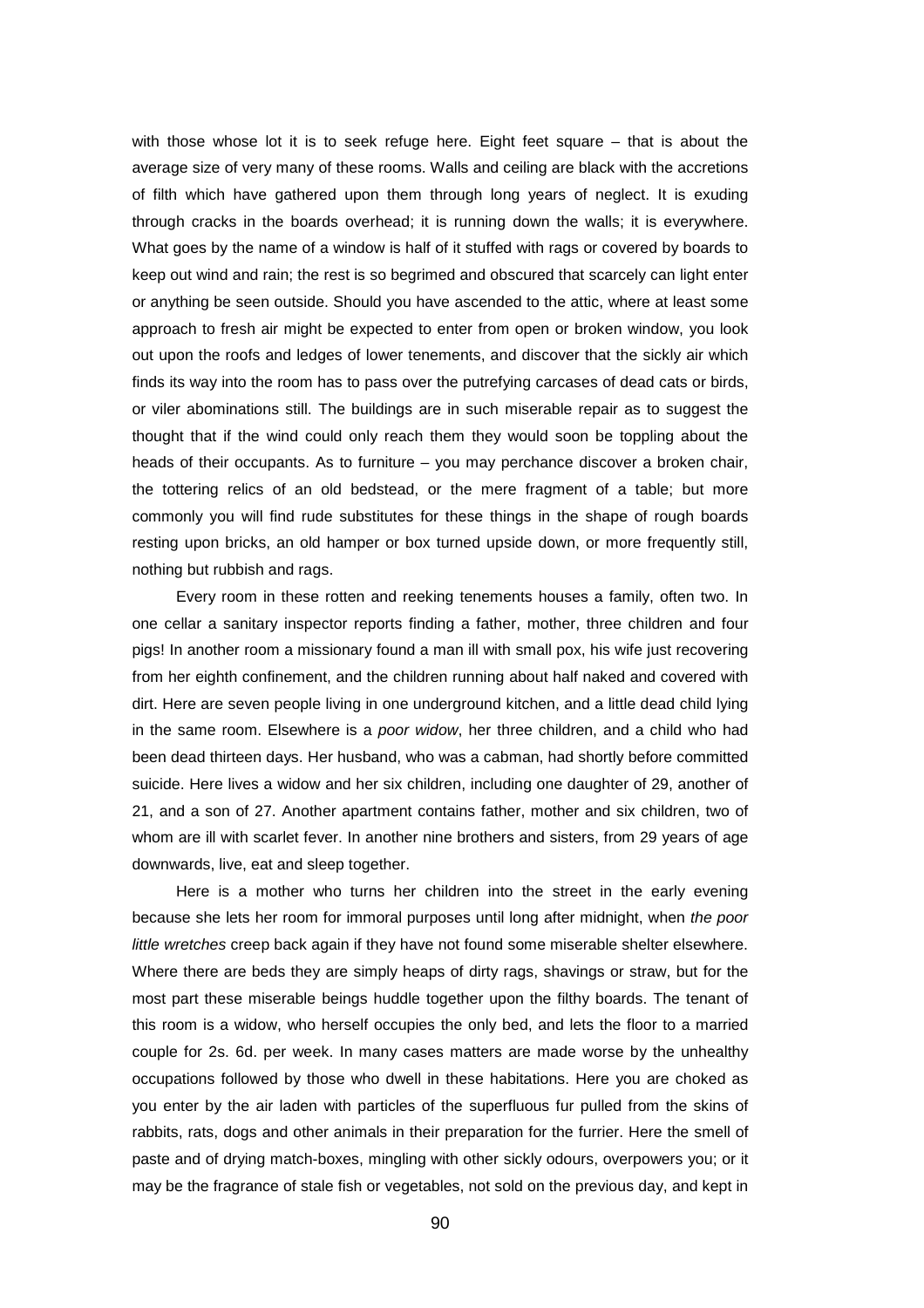with those whose lot it is to seek refuge here. Eight feet square – that is about the average size of very many of these rooms. Walls and ceiling are black with the accretions of filth which have gathered upon them through long years of neglect. It is exuding through cracks in the boards overhead; it is running down the walls; it is everywhere. What goes by the name of a window is half of it stuffed with rags or covered by boards to keep out wind and rain; the rest is so begrimed and obscured that scarcely can light enter or anything be seen outside. Should you have ascended to the attic, where at least some approach to fresh air might be expected to enter from open or broken window, you look out upon the roofs and ledges of lower tenements, and discover that the sickly air which finds its way into the room has to pass over the putrefying carcases of dead cats or birds, or viler abominations still. The buildings are in such miserable repair as to suggest the thought that if the wind could only reach them they would soon be toppling about the heads of their occupants. As to furniture – you may perchance discover a broken chair, the tottering relics of an old bedstead, or the mere fragment of a table; but more commonly you will find rude substitutes for these things in the shape of rough boards resting upon bricks, an old hamper or box turned upside down, or more frequently still, nothing but rubbish and rags.

Every room in these rotten and reeking tenements houses a family, often two. In one cellar a sanitary inspector reports finding a father, mother, three children and four pigs! In another room a missionary found a man ill with small pox, his wife just recovering from her eighth confinement, and the children running about half naked and covered with dirt. Here are seven people living in one underground kitchen, and a little dead child lying in the same room. Elsewhere is a *poor widow*, her three children, and a child who had been dead thirteen days. Her husband, who was a cabman, had shortly before committed suicide. Here lives a widow and her six children, including one daughter of 29, another of 21, and a son of 27. Another apartment contains father, mother and six children, two of whom are ill with scarlet fever. In another nine brothers and sisters, from 29 years of age downwards, live, eat and sleep together.

Here is a mother who turns her children into the street in the early evening because she lets her room for immoral purposes until long after midnight, when *the poor little wretches* creep back again if they have not found some miserable shelter elsewhere. Where there are beds they are simply heaps of dirty rags, shavings or straw, but for the most part these miserable beings huddle together upon the filthy boards. The tenant of this room is a widow, who herself occupies the only bed, and lets the floor to a married couple for 2s. 6d. per week. In many cases matters are made worse by the unhealthy occupations followed by those who dwell in these habitations. Here you are choked as you enter by the air laden with particles of the superfluous fur pulled from the skins of rabbits, rats, dogs and other animals in their preparation for the furrier. Here the smell of paste and of drying match-boxes, mingling with other sickly odours, overpowers you; or it may be the fragrance of stale fish or vegetables, not sold on the previous day, and kept in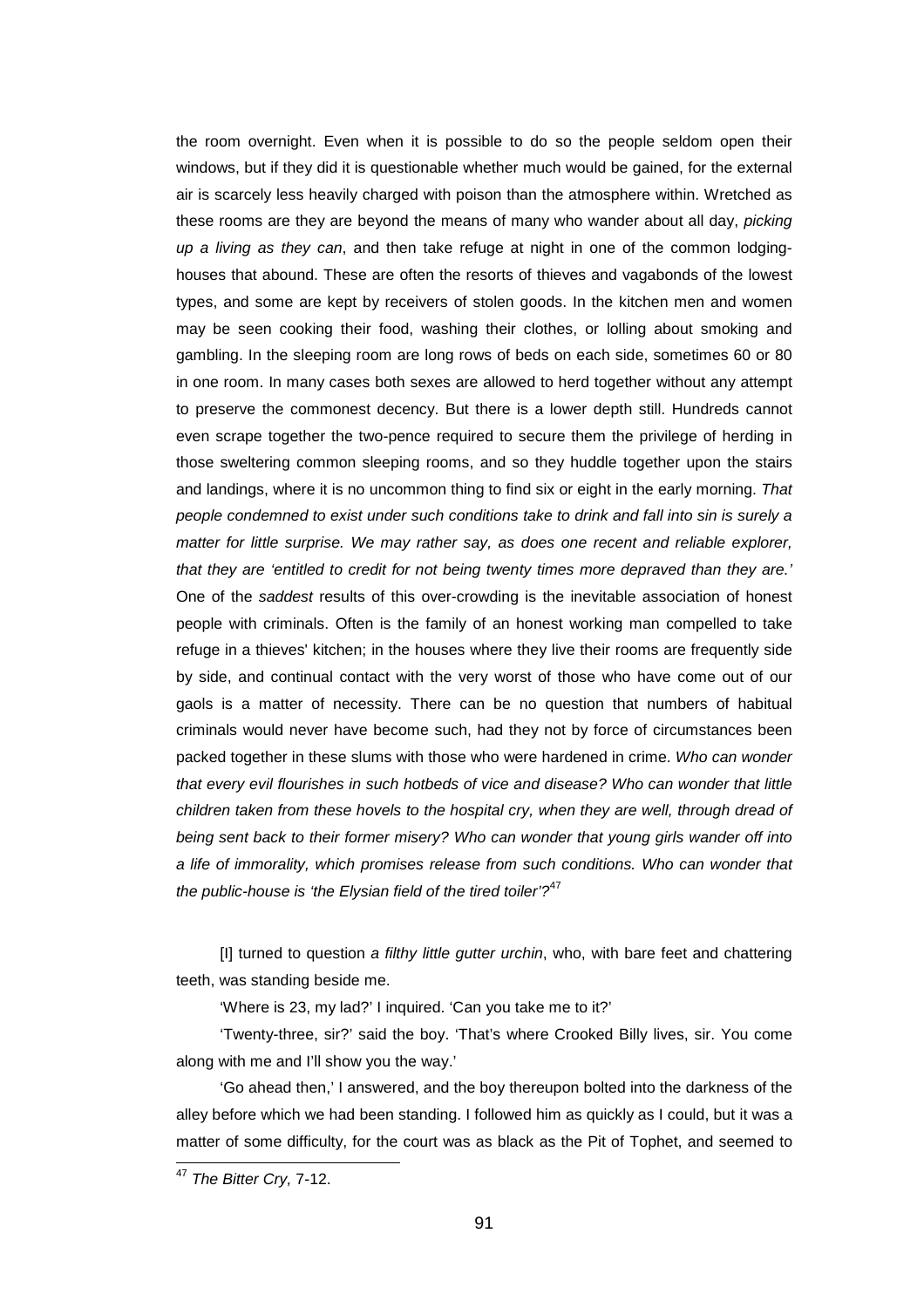the room overnight. Even when it is possible to do so the people seldom open their windows, but if they did it is questionable whether much would be gained, for the external air is scarcely less heavily charged with poison than the atmosphere within. Wretched as these rooms are they are beyond the means of many who wander about all day, *picking up a living as they can*, and then take refuge at night in one of the common lodging-houses that abound. These are often the resorts of thieves and vagabonds of the lowest types, and some are kept by receivers of stolen goods. In the kitchen men and women may be seen cooking their food, washing their clothes, or lolling about smoking and gambling. In the sleeping room are long rows of beds on each side, sometimes 60 or 80 in one room. In many cases both sexes are allowed to herd together without any attempt to preserve the commonest decency. But there is a lower depth still. Hundreds cannot even scrape together the two-pence required to secure them the privilege of herding in those sweltering common sleeping rooms, and so they huddle together upon the stairs and landings, where it is no uncommon thing to find six or eight in the early morning. *That people condemned to exist under such conditions take to drink and fall into sin is surely a matter for little surprise. We may rather say, as does one recent and reliable explorer, that they are 'entitled to credit for not being twenty times more depraved than they are.'* One of the *saddest* results of this over-crowding is the inevitable association of honest people with criminals. Often is the family of an honest working man compelled to take refuge in a thieves' kitchen; in the houses where they live their rooms are frequently side by side, and continual contact with the very worst of those who have come out of our gaols is a matter of necessity. There can be no question that numbers of habitual criminals would never have become such, had they not by force of circumstances been packed together in these slums with those who were hardened in crime. *Who can wonder that every evil flourishes in such hotbeds of vice and disease? Who can wonder that little children taken from these hovels to the hospital cry, when they are well, through dread of being sent back to their former misery? Who can wonder that young girls wander off into a life of immorality, which promises release from such conditions. Who can wonder that the public-house is 'the Elysian field of the tired toiler'?*[47]

[I] turned to question *a filthy little gutter urchin*, who, with bare feet and chattering teeth, was standing beside me.

'Where is 23, my lad?' I inquired. 'Can you take me to it?'

'Twenty-three, sir?' said the boy. 'That's where Crooked Billy lives, sir. You come along with me and I'll show you the way.'

'Go ahead then,' I answered, and the boy thereupon bolted into the darkness of the alley before which we had been standing. I followed him as quickly as I could, but it was a matter of some difficulty, for the court was as black as the Pit of Tophet, and seemed to

---

[47] *The Bitter Cry,* 7-12.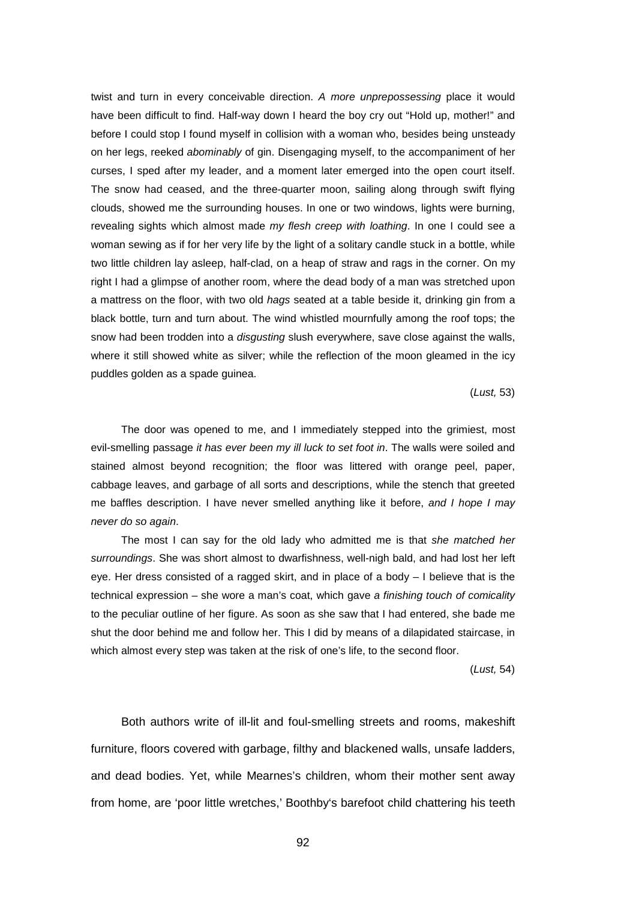twist and turn in every conceivable direction. *A more unprepossessing* place it would have been difficult to find. Half-way down I heard the boy cry out "Hold up, mother!" and before I could stop I found myself in collision with a woman who, besides being unsteady on her legs, reeked *abominably* of gin. Disengaging myself, to the accompaniment of her curses, I sped after my leader, and a moment later emerged into the open court itself. The snow had ceased, and the three-quarter moon, sailing along through swift flying clouds, showed me the surrounding houses. In one or two windows, lights were burning, revealing sights which almost made *my flesh creep with loathing*. In one I could see a woman sewing as if for her very life by the light of a solitary candle stuck in a bottle, while two little children lay asleep, half-clad, on a heap of straw and rags in the corner. On my right I had a glimpse of another room, where the dead body of a man was stretched upon a mattress on the floor, with two old *hags* seated at a table beside it, drinking gin from a black bottle, turn and turn about. The wind whistled mournfully among the roof tops; the snow had been trodden into a *disgusting* slush everywhere, save close against the walls, where it still showed white as silver; while the reflection of the moon gleamed in the icy puddles golden as a spade guinea.

(*Lust,* 53)

The door was opened to me, and I immediately stepped into the grimiest, most evil-smelling passage *it has ever been my ill luck to set foot in*. The walls were soiled and stained almost beyond recognition; the floor was littered with orange peel, paper, cabbage leaves, and garbage of all sorts and descriptions, while the stench that greeted me baffles description. I have never smelled anything like it before, *and I hope I may never do so again*.

The most I can say for the old lady who admitted me is that *she matched her surroundings*. She was short almost to dwarfishness, well-nigh bald, and had lost her left eye. Her dress consisted of a ragged skirt, and in place of a body – I believe that is the technical expression – she wore a man's coat, which gave *a finishing touch of comicality* to the peculiar outline of her figure. As soon as she saw that I had entered, she bade me shut the door behind me and follow her. This I did by means of a dilapidated staircase, in which almost every step was taken at the risk of one's life, to the second floor.

(*Lust,* 54)

Both authors write of ill-lit and foul-smelling streets and rooms, makeshift furniture, floors covered with garbage, filthy and blackened walls, unsafe ladders, and dead bodies. Yet, while Mearnes's children, whom their mother sent away from home, are 'poor little wretches,' Boothby's barefoot child chattering his teeth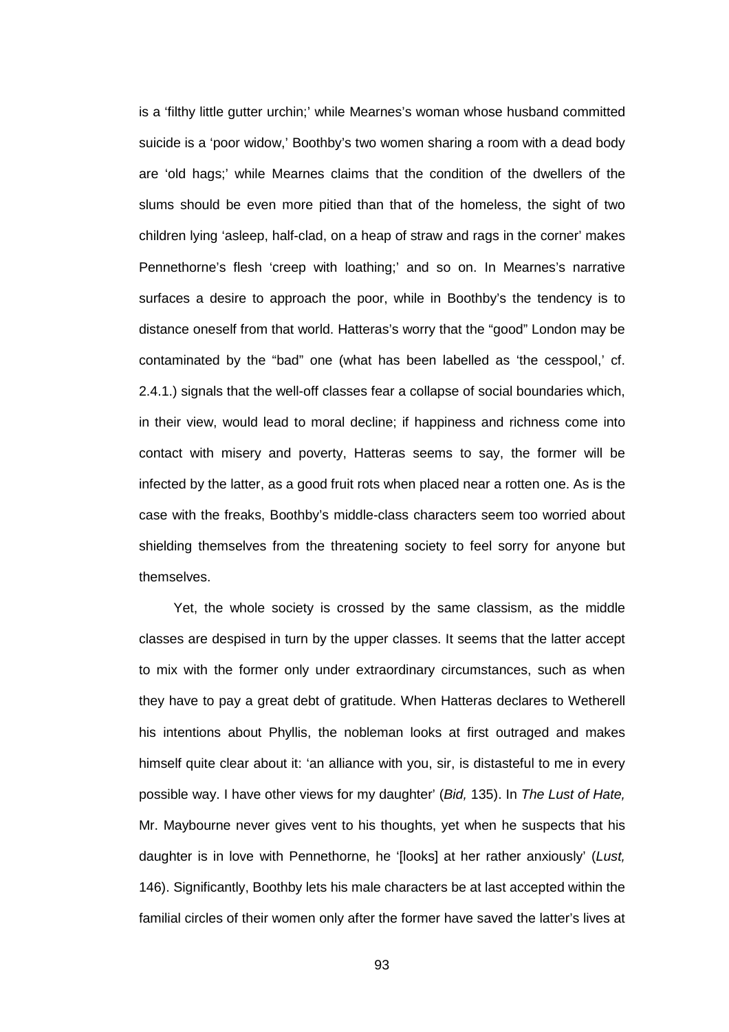is a 'filthy little gutter urchin;' while Mearnes's woman whose husband committed suicide is a 'poor widow,' Boothby's two women sharing a room with a dead body are 'old hags;' while Mearnes claims that the condition of the dwellers of the slums should be even more pitied than that of the homeless, the sight of two children lying 'asleep, half-clad, on a heap of straw and rags in the corner' makes Pennethorne's flesh 'creep with loathing;' and so on. In Mearnes's narrative surfaces a desire to approach the poor, while in Boothby's the tendency is to distance oneself from that world. Hatteras's worry that the "good" London may be contaminated by the "bad" one (what has been labelled as 'the cesspool,' cf. 2.4.1.) signals that the well-off classes fear a collapse of social boundaries which, in their view, would lead to moral decline; if happiness and richness come into contact with misery and poverty, Hatteras seems to say, the former will be infected by the latter, as a good fruit rots when placed near a rotten one. As is the case with the freaks, Boothby's middle-class characters seem too worried about shielding themselves from the threatening society to feel sorry for anyone but themselves.

Yet, the whole society is crossed by the same classism, as the middle classes are despised in turn by the upper classes. It seems that the latter accept to mix with the former only under extraordinary circumstances, such as when they have to pay a great debt of gratitude. When Hatteras declares to Wetherell his intentions about Phyllis, the nobleman looks at first outraged and makes himself quite clear about it: 'an alliance with you, sir, is distasteful to me in every possible way. I have other views for my daughter' (*Bid,* 135). In *The Lust of Hate,* Mr. Maybourne never gives vent to his thoughts, yet when he suspects that his daughter is in love with Pennethorne, he '[looks] at her rather anxiously' (*Lust,* 146). Significantly, Boothby lets his male characters be at last accepted within the familial circles of their women only after the former have saved the latter's lives at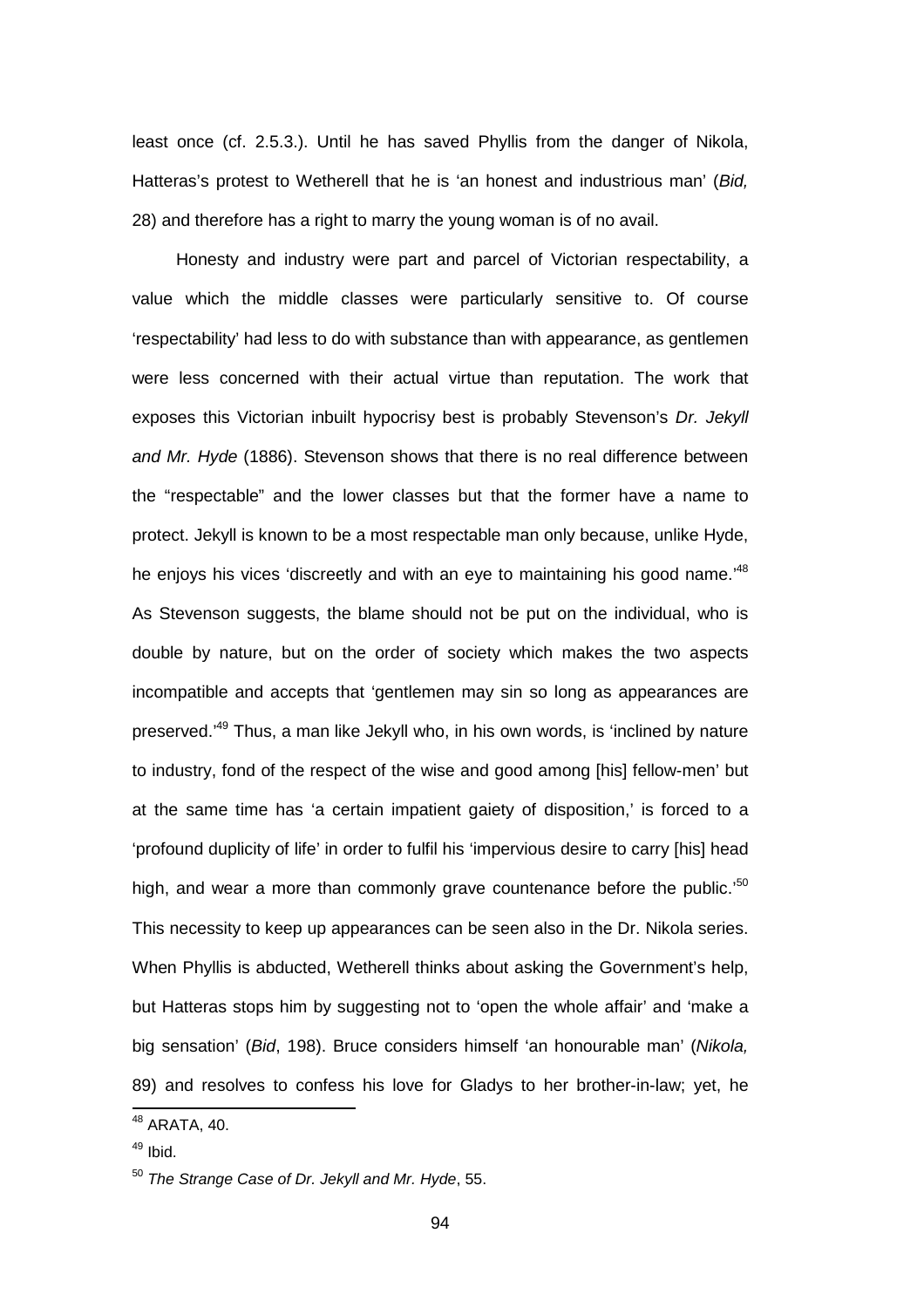least once (cf. 2.5.3.). Until he has saved Phyllis from the danger of Nikola, Hatteras's protest to Wetherell that he is 'an honest and industrious man' (*Bid,* 28) and therefore has a right to marry the young woman is of no avail.

Honesty and industry were part and parcel of Victorian respectability, a value which the middle classes were particularly sensitive to. Of course 'respectability' had less to do with substance than with appearance, as gentlemen were less concerned with their actual virtue than reputation. The work that exposes this Victorian inbuilt hypocrisy best is probably Stevenson's *Dr. Jekyll and Mr. Hyde* (1886). Stevenson shows that there is no real difference between the "respectable" and the lower classes but that the former have a name to protect. Jekyll is known to be a most respectable man only because, unlike Hyde, he enjoys his vices 'discreetly and with an eye to maintaining his good name.'[48] As Stevenson suggests, the blame should not be put on the individual, who is double by nature, but on the order of society which makes the two aspects incompatible and accepts that 'gentlemen may sin so long as appearances are preserved.'[49] Thus, a man like Jekyll who, in his own words, is 'inclined by nature to industry, fond of the respect of the wise and good among [his] fellow-men' but at the same time has 'a certain impatient gaiety of disposition,' is forced to a 'profound duplicity of life' in order to fulfil his 'impervious desire to carry [his] head high, and wear a more than commonly grave countenance before the public.'[50] This necessity to keep up appearances can be seen also in the Dr. Nikola series. When Phyllis is abducted, Wetherell thinks about asking the Government's help, but Hatteras stops him by suggesting not to 'open the whole affair' and 'make a big sensation' (*Bid*, 198). Bruce considers himself 'an honourable man' (*Nikola,* 89) and resolves to confess his love for Gladys to her brother-in-law; yet, he

[48] ARATA, 40.

[49] Ibid.

[50] *The Strange Case of Dr. Jekyll and Mr. Hyde*, 55.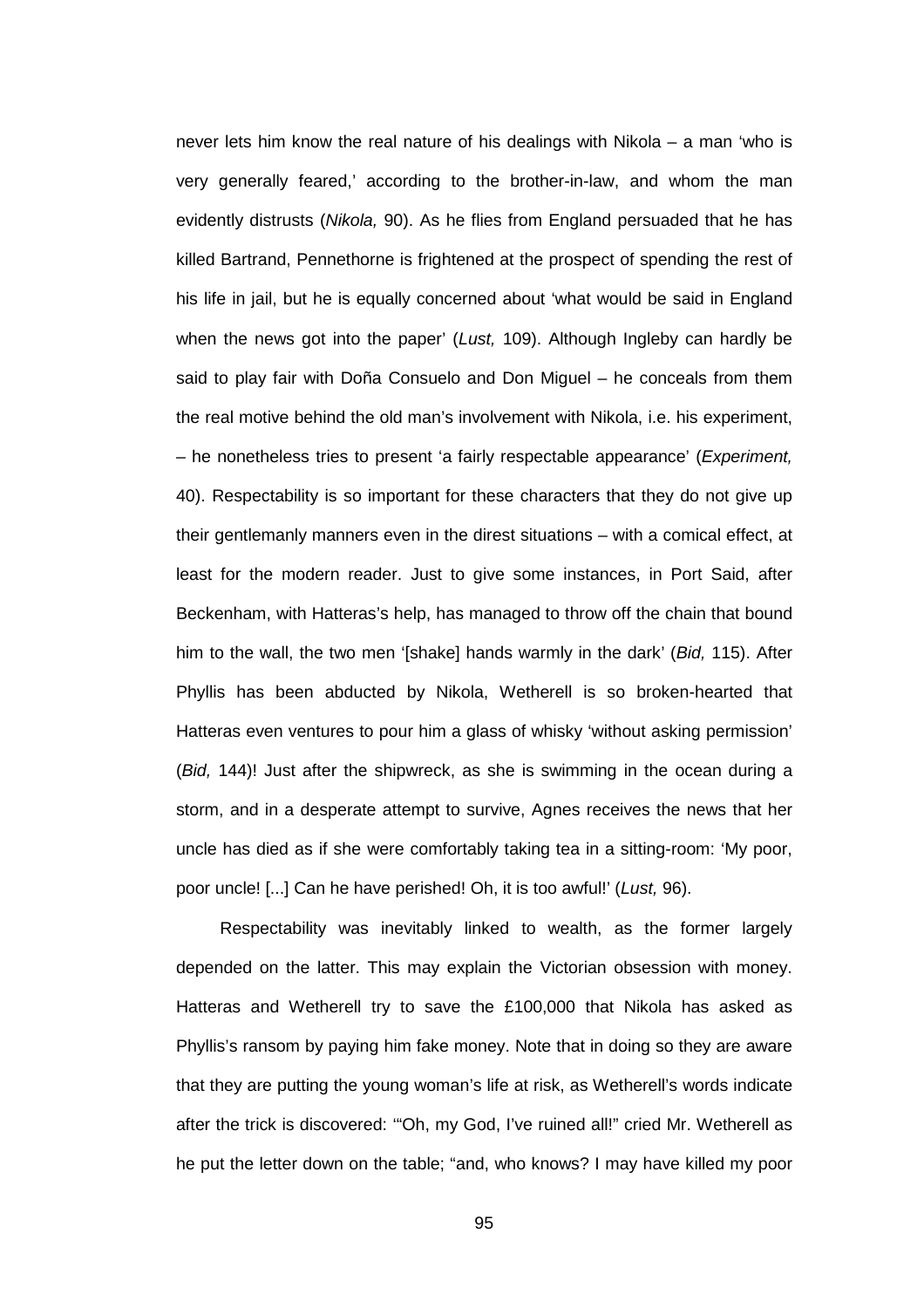never lets him know the real nature of his dealings with Nikola – a man 'who is very generally feared,' according to the brother-in-law, and whom the man evidently distrusts (*Nikola,* 90). As he flies from England persuaded that he has killed Bartrand, Pennethorne is frightened at the prospect of spending the rest of his life in jail, but he is equally concerned about 'what would be said in England when the news got into the paper' (*Lust,* 109). Although Ingleby can hardly be said to play fair with Doña Consuelo and Don Miguel – he conceals from them the real motive behind the old man's involvement with Nikola, i.e. his experiment, – he nonetheless tries to present 'a fairly respectable appearance' (*Experiment,* 40). Respectability is so important for these characters that they do not give up their gentlemanly manners even in the direst situations – with a comical effect, at least for the modern reader. Just to give some instances, in Port Said, after Beckenham, with Hatteras's help, has managed to throw off the chain that bound him to the wall, the two men '[shake] hands warmly in the dark' (*Bid,* 115). After Phyllis has been abducted by Nikola, Wetherell is so broken-hearted that Hatteras even ventures to pour him a glass of whisky 'without asking permission' (*Bid,* 144)! Just after the shipwreck, as she is swimming in the ocean during a storm, and in a desperate attempt to survive, Agnes receives the news that her uncle has died as if she were comfortably taking tea in a sitting-room: 'My poor, poor uncle! [...] Can he have perished! Oh, it is too awful!' (*Lust,* 96).

Respectability was inevitably linked to wealth, as the former largely depended on the latter. This may explain the Victorian obsession with money. Hatteras and Wetherell try to save the £100,000 that Nikola has asked as Phyllis's ransom by paying him fake money. Note that in doing so they are aware that they are putting the young woman's life at risk, as Wetherell's words indicate after the trick is discovered: '"Oh, my God, I've ruined all!" cried Mr. Wetherell as he put the letter down on the table; "and, who knows? I may have killed my poor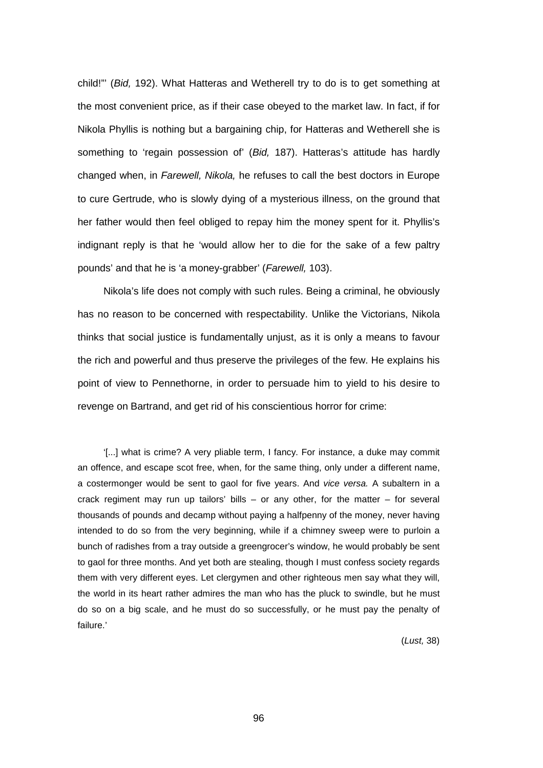child!"' (*Bid,* 192). What Hatteras and Wetherell try to do is to get something at the most convenient price, as if their case obeyed to the market law. In fact, if for Nikola Phyllis is nothing but a bargaining chip, for Hatteras and Wetherell she is something to 'regain possession of' (*Bid,* 187). Hatteras's attitude has hardly changed when, in *Farewell, Nikola,* he refuses to call the best doctors in Europe to cure Gertrude, who is slowly dying of a mysterious illness, on the ground that her father would then feel obliged to repay him the money spent for it. Phyllis's indignant reply is that he 'would allow her to die for the sake of a few paltry pounds' and that he is 'a money-grabber' (*Farewell,* 103).

Nikola's life does not comply with such rules. Being a criminal, he obviously has no reason to be concerned with respectability. Unlike the Victorians, Nikola thinks that social justice is fundamentally unjust, as it is only a means to favour the rich and powerful and thus preserve the privileges of the few. He explains his point of view to Pennethorne, in order to persuade him to yield to his desire to revenge on Bartrand, and get rid of his conscientious horror for crime:

> '[...] what is crime? A very pliable term, I fancy. For instance, a duke may commit an offence, and escape scot free, when, for the same thing, only under a different name, a costermonger would be sent to gaol for five years. And *vice versa.* A subaltern in a crack regiment may run up tailors' bills – or any other, for the matter – for several thousands of pounds and decamp without paying a halfpenny of the money, never having intended to do so from the very beginning, while if a chimney sweep were to purloin a bunch of radishes from a tray outside a greengrocer's window, he would probably be sent to gaol for three months. And yet both are stealing, though I must confess society regards them with very different eyes. Let clergymen and other righteous men say what they will, the world in its heart rather admires the man who has the pluck to swindle, but he must do so on a big scale, and he must do so successfully, or he must pay the penalty of failure.'
>
> (*Lust,* 38)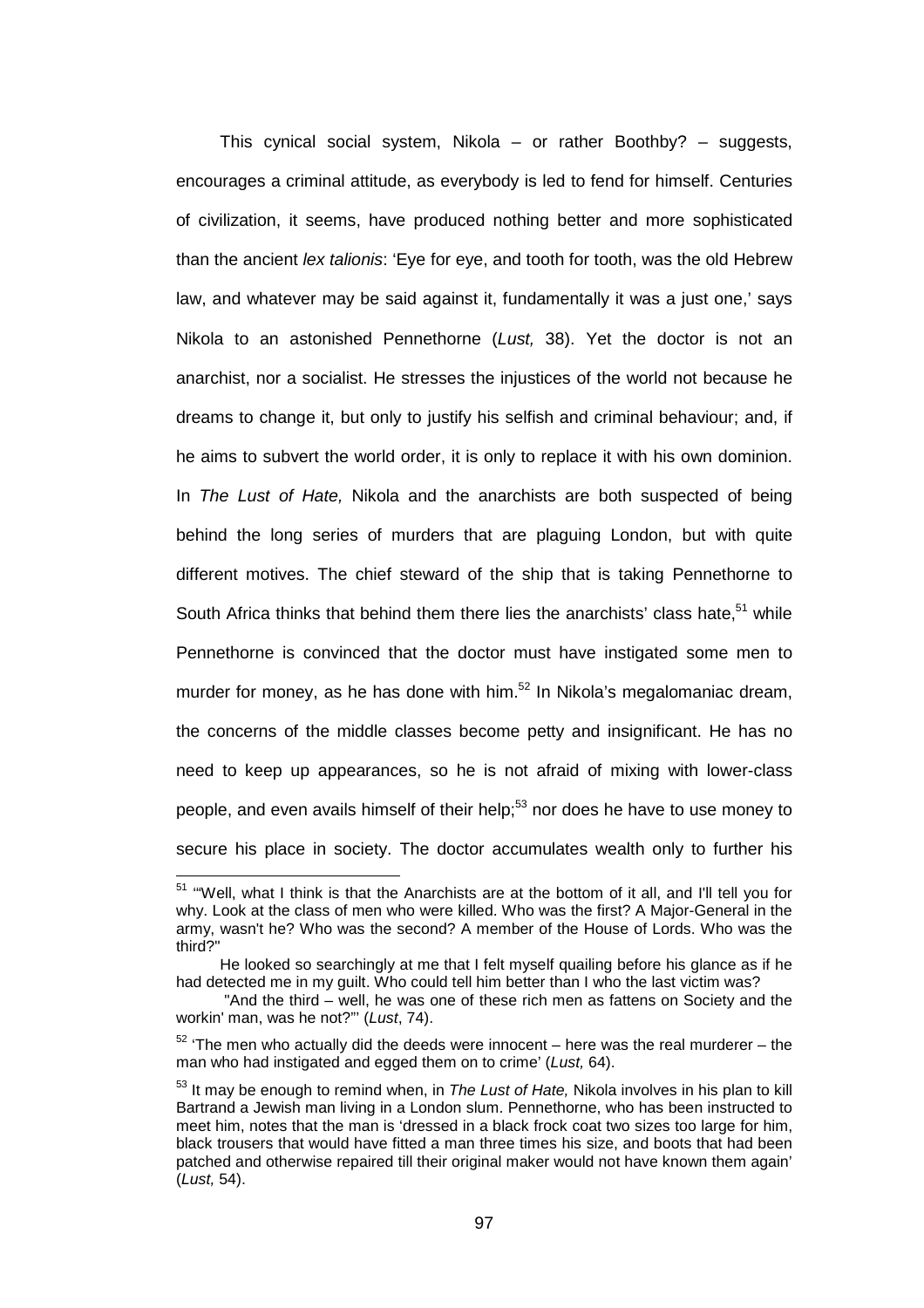This cynical social system, Nikola – or rather Boothby? – suggests, encourages a criminal attitude, as everybody is led to fend for himself. Centuries of civilization, it seems, have produced nothing better and more sophisticated than the ancient *lex talionis*: 'Eye for eye, and tooth for tooth, was the old Hebrew law, and whatever may be said against it, fundamentally it was a just one,' says Nikola to an astonished Pennethorne (*Lust,* 38). Yet the doctor is not an anarchist, nor a socialist. He stresses the injustices of the world not because he dreams to change it, but only to justify his selfish and criminal behaviour; and, if he aims to subvert the world order, it is only to replace it with his own dominion. In *The Lust of Hate,* Nikola and the anarchists are both suspected of being behind the long series of murders that are plaguing London, but with quite different motives. The chief steward of the ship that is taking Pennethorne to South Africa thinks that behind them there lies the anarchists' class hate,[51] while Pennethorne is convinced that the doctor must have instigated some men to murder for money, as he has done with him.[52] In Nikola's megalomaniac dream, the concerns of the middle classes become petty and insignificant. He has no need to keep up appearances, so he is not afraid of mixing with lower-class people, and even avails himself of their help;[53] nor does he have to use money to secure his place in society. The doctor accumulates wealth only to further his

---

[51] '"Well, what I think is that the Anarchists are at the bottom of it all, and I'll tell you for why. Look at the class of men who were killed. Who was the first? A Major-General in the army, wasn't he? Who was the second? A member of the House of Lords. Who was the third?"

He looked so searchingly at me that I felt myself quailing before his glance as if he had detected me in my guilt. Who could tell him better than I who the last victim was?

"And the third – well, he was one of these rich men as fattens on Society and the workin' man, was he not?"' (*Lust*, 74).

[52] 'The men who actually did the deeds were innocent – here was the real murderer – the man who had instigated and egged them on to crime' (*Lust,* 64).

[53] It may be enough to remind when, in *The Lust of Hate,* Nikola involves in his plan to kill Bartrand a Jewish man living in a London slum. Pennethorne, who has been instructed to meet him, notes that the man is 'dressed in a black frock coat two sizes too large for him, black trousers that would have fitted a man three times his size, and boots that had been patched and otherwise repaired till their original maker would not have known them again' (*Lust,* 54).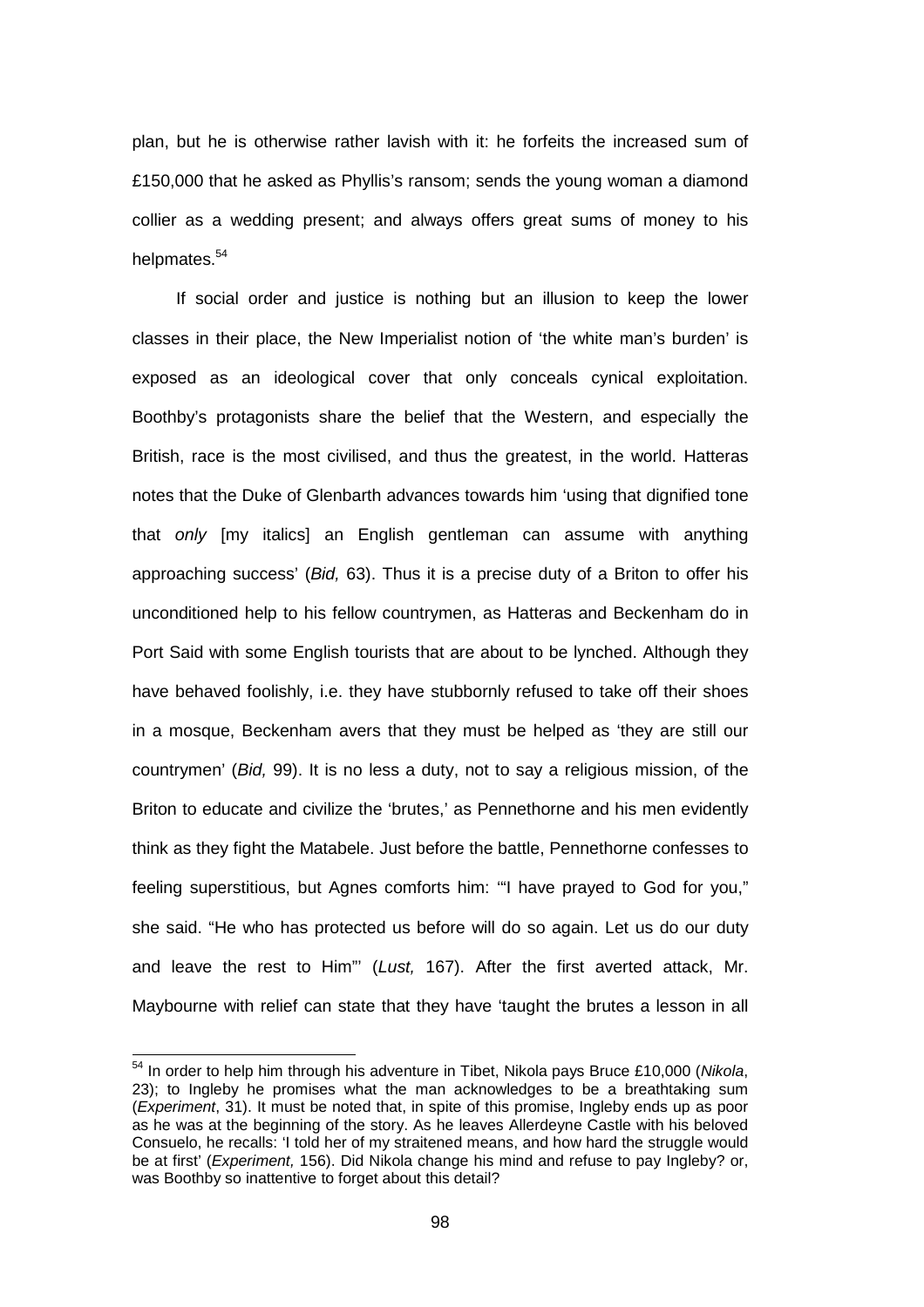plan, but he is otherwise rather lavish with it: he forfeits the increased sum of £150,000 that he asked as Phyllis's ransom; sends the young woman a diamond collier as a wedding present; and always offers great sums of money to his helpmates.[54]

If social order and justice is nothing but an illusion to keep the lower classes in their place, the New Imperialist notion of 'the white man's burden' is exposed as an ideological cover that only conceals cynical exploitation. Boothby's protagonists share the belief that the Western, and especially the British, race is the most civilised, and thus the greatest, in the world. Hatteras notes that the Duke of Glenbarth advances towards him 'using that dignified tone that *only* [my italics] an English gentleman can assume with anything approaching success' (*Bid,* 63). Thus it is a precise duty of a Briton to offer his unconditioned help to his fellow countrymen, as Hatteras and Beckenham do in Port Said with some English tourists that are about to be lynched. Although they have behaved foolishly, i.e. they have stubbornly refused to take off their shoes in a mosque, Beckenham avers that they must be helped as 'they are still our countrymen' (*Bid,* 99). It is no less a duty, not to say a religious mission, of the Briton to educate and civilize the 'brutes,' as Pennethorne and his men evidently think as they fight the Matabele. Just before the battle, Pennethorne confesses to feeling superstitious, but Agnes comforts him: '"I have prayed to God for you," she said. "He who has protected us before will do so again. Let us do our duty and leave the rest to Him"' (*Lust,* 167). After the first averted attack, Mr. Maybourne with relief can state that they have 'taught the brutes a lesson in all

---

[54] In order to help him through his adventure in Tibet, Nikola pays Bruce £10,000 (*Nikola*, 23); to Ingleby he promises what the man acknowledges to be a breathtaking sum (*Experiment*, 31). It must be noted that, in spite of this promise, Ingleby ends up as poor as he was at the beginning of the story. As he leaves Allerdeyne Castle with his beloved Consuelo, he recalls: 'I told her of my straitened means, and how hard the struggle would be at first' (*Experiment,* 156). Did Nikola change his mind and refuse to pay Ingleby? or, was Boothby so inattentive to forget about this detail?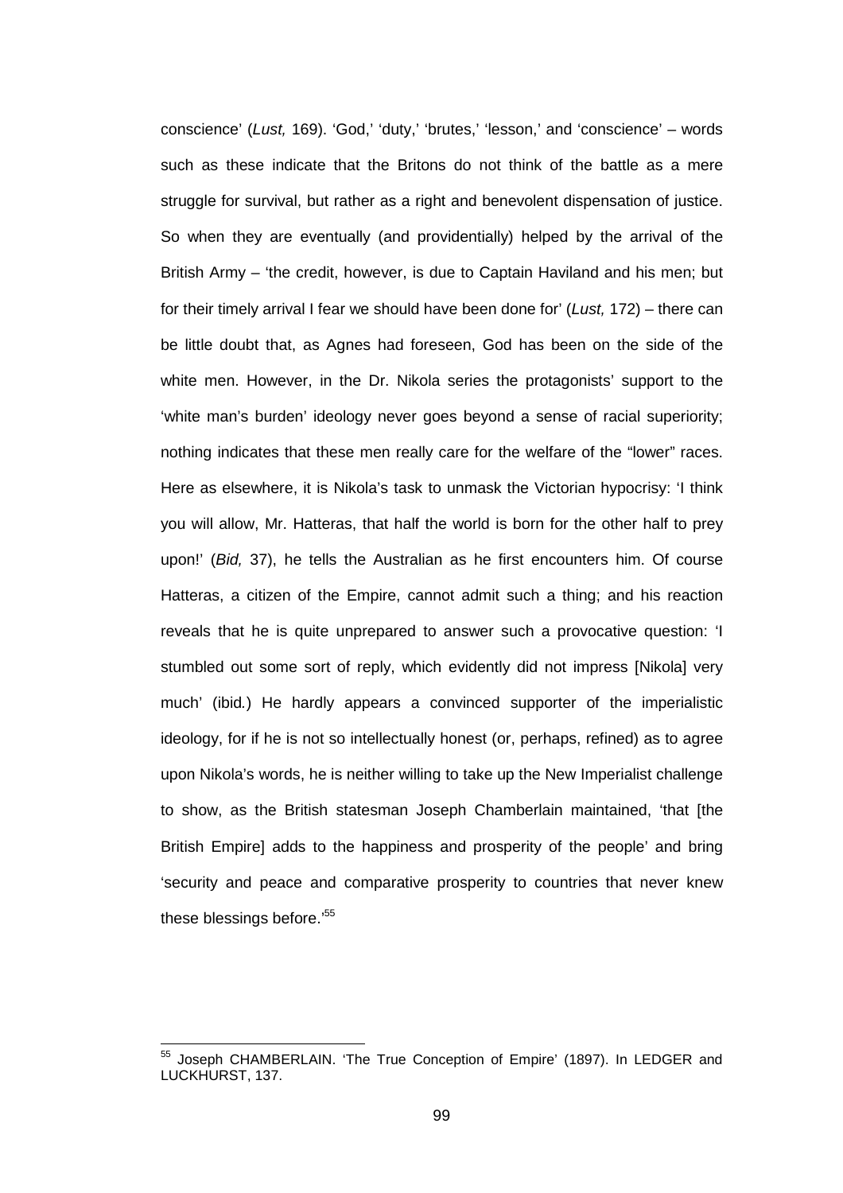conscience' (*Lust,* 169). 'God,' 'duty,' 'brutes,' 'lesson,' and 'conscience' – words such as these indicate that the Britons do not think of the battle as a mere struggle for survival, but rather as a right and benevolent dispensation of justice. So when they are eventually (and providentially) helped by the arrival of the British Army – 'the credit, however, is due to Captain Haviland and his men; but for their timely arrival I fear we should have been done for' (*Lust,* 172) – there can be little doubt that, as Agnes had foreseen, God has been on the side of the white men. However, in the Dr. Nikola series the protagonists' support to the 'white man's burden' ideology never goes beyond a sense of racial superiority; nothing indicates that these men really care for the welfare of the "lower" races. Here as elsewhere, it is Nikola's task to unmask the Victorian hypocrisy: 'I think you will allow, Mr. Hatteras, that half the world is born for the other half to prey upon!' (*Bid,* 37), he tells the Australian as he first encounters him. Of course Hatteras, a citizen of the Empire, cannot admit such a thing; and his reaction reveals that he is quite unprepared to answer such a provocative question: 'I stumbled out some sort of reply, which evidently did not impress [Nikola] very much' (ibid*.*) He hardly appears a convinced supporter of the imperialistic ideology, for if he is not so intellectually honest (or, perhaps, refined) as to agree upon Nikola's words, he is neither willing to take up the New Imperialist challenge to show, as the British statesman Joseph Chamberlain maintained, 'that [the British Empire] adds to the happiness and prosperity of the people' and bring 'security and peace and comparative prosperity to countries that never knew these blessings before.'[55]

---

[55] Joseph CHAMBERLAIN. 'The True Conception of Empire' (1897). In LEDGER and LUCKHURST, 137.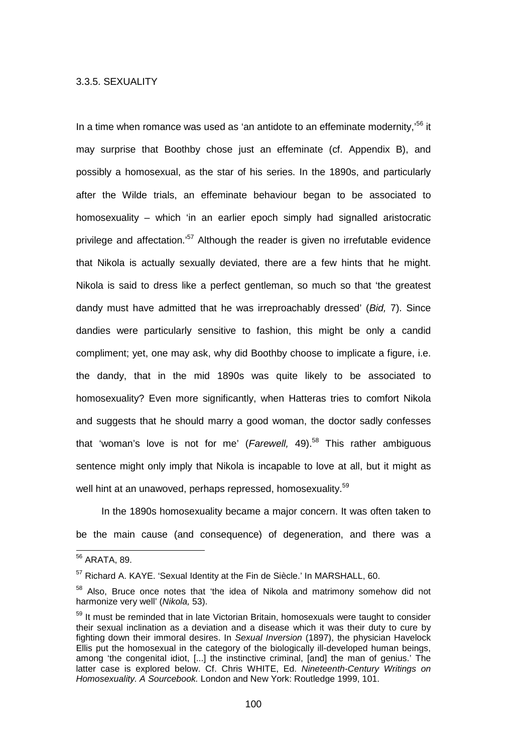### 3.3.5. SEXUALITY

In a time when romance was used as 'an antidote to an effeminate modernity,'[56] it may surprise that Boothby chose just an effeminate (cf. Appendix B), and possibly a homosexual, as the star of his series. In the 1890s, and particularly after the Wilde trials, an effeminate behaviour began to be associated to homosexuality – which 'in an earlier epoch simply had signalled aristocratic privilege and affectation.'[57] Although the reader is given no irrefutable evidence that Nikola is actually sexually deviated, there are a few hints that he might. Nikola is said to dress like a perfect gentleman, so much so that 'the greatest dandy must have admitted that he was irreproachably dressed' (*Bid,* 7). Since dandies were particularly sensitive to fashion, this might be only a candid compliment; yet, one may ask, why did Boothby choose to implicate a figure, i.e. the dandy, that in the mid 1890s was quite likely to be associated to homosexuality? Even more significantly, when Hatteras tries to comfort Nikola and suggests that he should marry a good woman, the doctor sadly confesses that 'woman's love is not for me' (*Farewell,* 49).[58] This rather ambiguous sentence might only imply that Nikola is incapable to love at all, but it might as well hint at an unawoved, perhaps repressed, homosexuality.[59]

In the 1890s homosexuality became a major concern. It was often taken to be the main cause (and consequence) of degeneration, and there was a

[56] ARATA, 89.

[57] Richard A. KAYE. 'Sexual Identity at the Fin de Siècle.' In MARSHALL, 60.

[58] Also, Bruce once notes that 'the idea of Nikola and matrimony somehow did not harmonize very well' (*Nikola,* 53).

[59] It must be reminded that in late Victorian Britain, homosexuals were taught to consider their sexual inclination as a deviation and a disease which it was their duty to cure by fighting down their immoral desires. In *Sexual Inversion* (1897), the physician Havelock Ellis put the homosexual in the category of the biologically ill-developed human beings, among 'the congenital idiot, [...] the instinctive criminal, [and] the man of genius.' The latter case is explored below. Cf. Chris WHITE, Ed. *Nineteenth-Century Writings on Homosexuality. A Sourcebook.* London and New York: Routledge 1999, 101.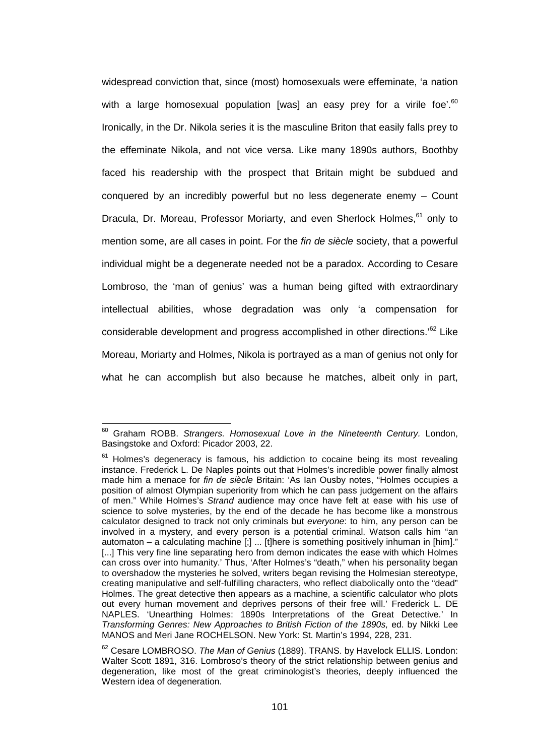widespread conviction that, since (most) homosexuals were effeminate, 'a nation with a large homosexual population [was] an easy prey for a virile foe'.[60] Ironically, in the Dr. Nikola series it is the masculine Briton that easily falls prey to the effeminate Nikola, and not vice versa. Like many 1890s authors, Boothby faced his readership with the prospect that Britain might be subdued and conquered by an incredibly powerful but no less degenerate enemy – Count Dracula, Dr. Moreau, Professor Moriarty, and even Sherlock Holmes,[61] only to mention some, are all cases in point. For the *fin de siècle* society, that a powerful individual might be a degenerate needed not be a paradox. According to Cesare Lombroso, the 'man of genius' was a human being gifted with extraordinary intellectual abilities, whose degradation was only 'a compensation for considerable development and progress accomplished in other directions.'[62] Like Moreau, Moriarty and Holmes, Nikola is portrayed as a man of genius not only for what he can accomplish but also because he matches, albeit only in part,

---

[60] Graham ROBB. *Strangers. Homosexual Love in the Nineteenth Century.* London, Basingstoke and Oxford: Picador 2003, 22.

[61] Holmes's degeneracy is famous, his addiction to cocaine being its most revealing instance. Frederick L. De Naples points out that Holmes's incredible power finally almost made him a menace for *fin de siècle* Britain: 'As Ian Ousby notes, "Holmes occupies a position of almost Olympian superiority from which he can pass judgement on the affairs of men." While Holmes's *Strand* audience may once have felt at ease with his use of science to solve mysteries, by the end of the decade he has become like a monstrous calculator designed to track not only criminals but *everyone*: to him, any person can be involved in a mystery, and every person is a potential criminal. Watson calls him "an automaton – a calculating machine [;] ... [t]here is something positively inhuman in [him]." [...] This very fine line separating hero from demon indicates the ease with which Holmes can cross over into humanity.' Thus, 'After Holmes's "death," when his personality began to overshadow the mysteries he solved, writers began revising the Holmesian stereotype, creating manipulative and self-fulfilling characters, who reflect diabolically onto the "dead" Holmes. The great detective then appears as a machine, a scientific calculator who plots out every human movement and deprives persons of their free will.' Frederick L. DE NAPLES. 'Unearthing Holmes: 1890s Interpretations of the Great Detective.' In *Transforming Genres: New Approaches to British Fiction of the 1890s,* ed. by Nikki Lee MANOS and Meri Jane ROCHELSON. New York: St. Martin's 1994, 228, 231.

[62] Cesare LOMBROSO. *The Man of Genius* (1889). TRANS. by Havelock ELLIS. London: Walter Scott 1891, 316. Lombroso's theory of the strict relationship between genius and degeneration, like most of the great criminologist's theories, deeply influenced the Western idea of degeneration.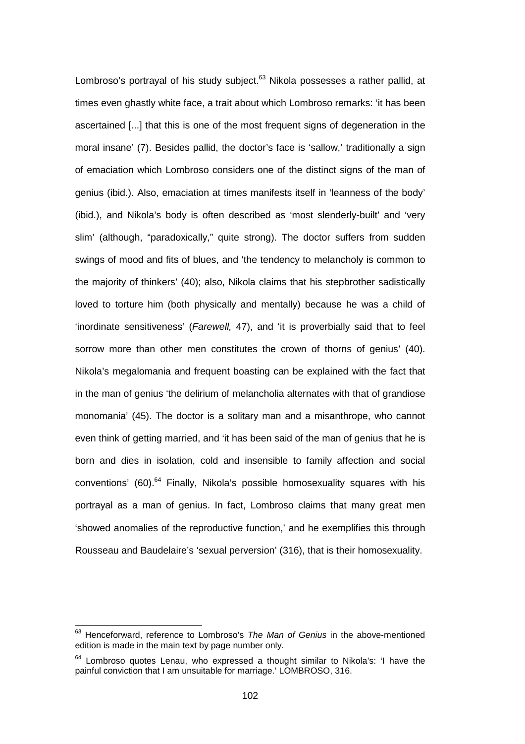Lombroso's portrayal of his study subject.[63] Nikola possesses a rather pallid, at times even ghastly white face, a trait about which Lombroso remarks: 'it has been ascertained [...] that this is one of the most frequent signs of degeneration in the moral insane' (7). Besides pallid, the doctor's face is 'sallow,' traditionally a sign of emaciation which Lombroso considers one of the distinct signs of the man of genius (ibid.). Also, emaciation at times manifests itself in 'leanness of the body' (ibid.), and Nikola's body is often described as 'most slenderly-built' and 'very slim' (although, "paradoxically," quite strong). The doctor suffers from sudden swings of mood and fits of blues, and 'the tendency to melancholy is common to the majority of thinkers' (40); also, Nikola claims that his stepbrother sadistically loved to torture him (both physically and mentally) because he was a child of 'inordinate sensitiveness' (*Farewell,* 47), and 'it is proverbially said that to feel sorrow more than other men constitutes the crown of thorns of genius' (40). Nikola's megalomania and frequent boasting can be explained with the fact that in the man of genius 'the delirium of melancholia alternates with that of grandiose monomania' (45). The doctor is a solitary man and a misanthrope, who cannot even think of getting married, and 'it has been said of the man of genius that he is born and dies in isolation, cold and insensible to family affection and social conventions' (60).[64] Finally, Nikola's possible homosexuality squares with his portrayal as a man of genius. In fact, Lombroso claims that many great men 'showed anomalies of the reproductive function,' and he exemplifies this through Rousseau and Baudelaire's 'sexual perversion' (316), that is their homosexuality.

---

[63] Henceforward, reference to Lombroso's *The Man of Genius* in the above-mentioned edition is made in the main text by page number only.

[64] Lombroso quotes Lenau, who expressed a thought similar to Nikola's: 'I have the painful conviction that I am unsuitable for marriage.' LOMBROSO, 316.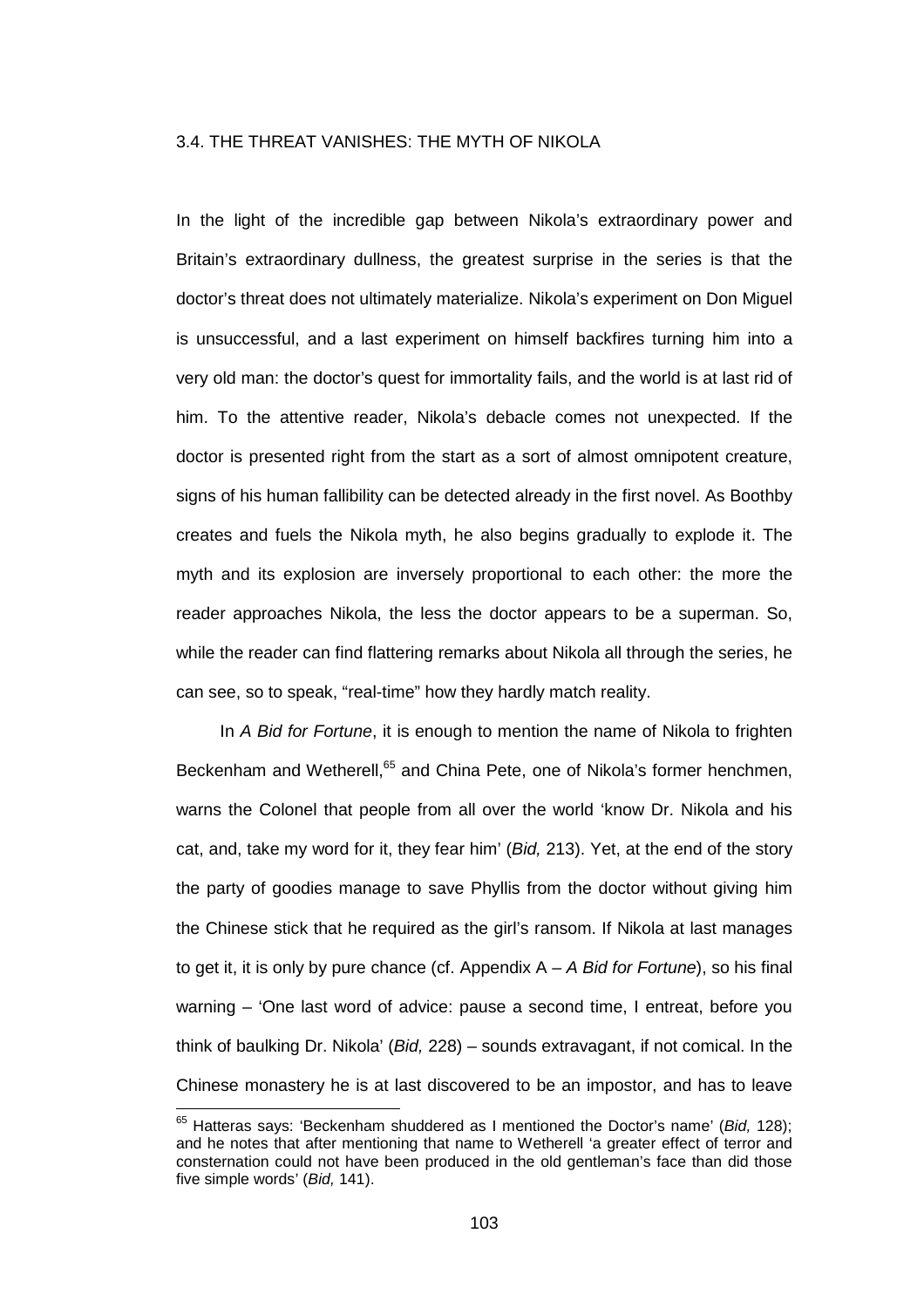### 3.4. THE THREAT VANISHES: THE MYTH OF NIKOLA

In the light of the incredible gap between Nikola's extraordinary power and Britain's extraordinary dullness, the greatest surprise in the series is that the doctor's threat does not ultimately materialize. Nikola's experiment on Don Miguel is unsuccessful, and a last experiment on himself backfires turning him into a very old man: the doctor's quest for immortality fails, and the world is at last rid of him. To the attentive reader, Nikola's debacle comes not unexpected. If the doctor is presented right from the start as a sort of almost omnipotent creature, signs of his human fallibility can be detected already in the first novel. As Boothby creates and fuels the Nikola myth, he also begins gradually to explode it. The myth and its explosion are inversely proportional to each other: the more the reader approaches Nikola, the less the doctor appears to be a superman. So, while the reader can find flattering remarks about Nikola all through the series, he can see, so to speak, "real-time" how they hardly match reality.

In *A Bid for Fortune*, it is enough to mention the name of Nikola to frighten Beckenham and Wetherell,[65] and China Pete, one of Nikola's former henchmen, warns the Colonel that people from all over the world 'know Dr. Nikola and his cat, and, take my word for it, they fear him' (*Bid,* 213). Yet, at the end of the story the party of goodies manage to save Phyllis from the doctor without giving him the Chinese stick that he required as the girl's ransom. If Nikola at last manages to get it, it is only by pure chance (cf. Appendix A – *A Bid for Fortune*), so his final warning – 'One last word of advice: pause a second time, I entreat, before you think of baulking Dr. Nikola' (*Bid,* 228) – sounds extravagant, if not comical. In the Chinese monastery he is at last discovered to be an impostor, and has to leave

---

[65] Hatteras says: 'Beckenham shuddered as I mentioned the Doctor's name' (*Bid,* 128); and he notes that after mentioning that name to Wetherell 'a greater effect of terror and consternation could not have been produced in the old gentleman's face than did those five simple words' (*Bid,* 141).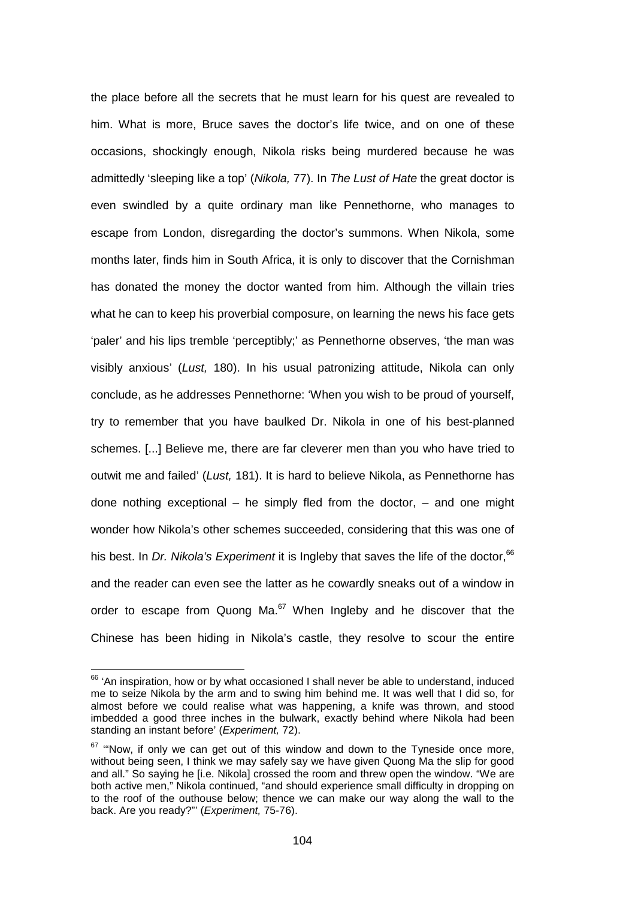the place before all the secrets that he must learn for his quest are revealed to him. What is more, Bruce saves the doctor's life twice, and on one of these occasions, shockingly enough, Nikola risks being murdered because he was admittedly 'sleeping like a top' (*Nikola,* 77). In *The Lust of Hate* the great doctor is even swindled by a quite ordinary man like Pennethorne, who manages to escape from London, disregarding the doctor's summons. When Nikola, some months later, finds him in South Africa, it is only to discover that the Cornishman has donated the money the doctor wanted from him. Although the villain tries what he can to keep his proverbial composure, on learning the news his face gets 'paler' and his lips tremble 'perceptibly;' as Pennethorne observes, 'the man was visibly anxious' (*Lust,* 180). In his usual patronizing attitude, Nikola can only conclude, as he addresses Pennethorne: 'When you wish to be proud of yourself, try to remember that you have baulked Dr. Nikola in one of his best-planned schemes. [...] Believe me, there are far cleverer men than you who have tried to outwit me and failed' (*Lust,* 181). It is hard to believe Nikola, as Pennethorne has done nothing exceptional – he simply fled from the doctor, – and one might wonder how Nikola's other schemes succeeded, considering that this was one of his best. In *Dr. Nikola's Experiment* it is Ingleby that saves the life of the doctor,[66] and the reader can even see the latter as he cowardly sneaks out of a window in order to escape from Quong Ma.[67] When Ingleby and he discover that the Chinese has been hiding in Nikola's castle, they resolve to scour the entire

[66] 'An inspiration, how or by what occasioned I shall never be able to understand, induced me to seize Nikola by the arm and to swing him behind me. It was well that I did so, for almost before we could realise what was happening, a knife was thrown, and stood imbedded a good three inches in the bulwark, exactly behind where Nikola had been standing an instant before' (*Experiment,* 72).

[67] '"Now, if only we can get out of this window and down to the Tyneside once more, without being seen, I think we may safely say we have given Quong Ma the slip for good and all." So saying he [i.e. Nikola] crossed the room and threw open the window. "We are both active men," Nikola continued, "and should experience small difficulty in dropping on to the roof of the outhouse below; thence we can make our way along the wall to the back. Are you ready?"' (*Experiment,* 75-76).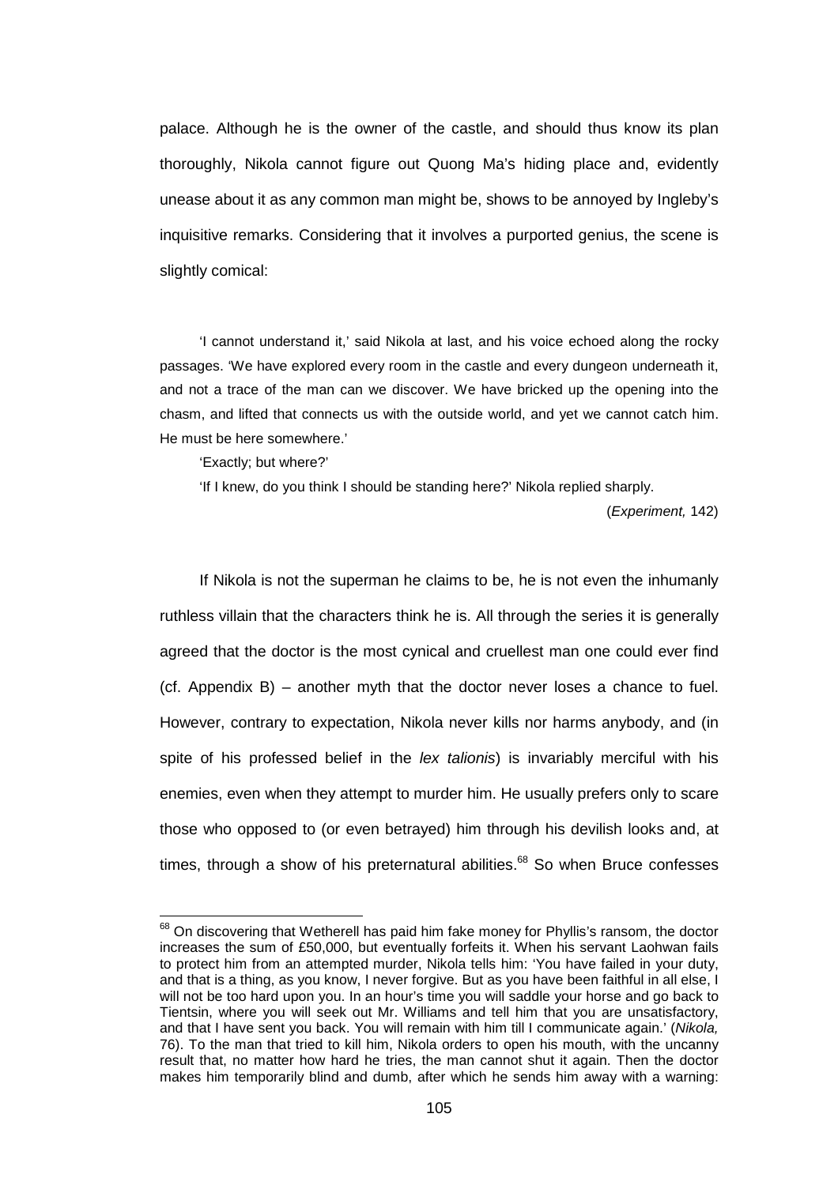palace. Although he is the owner of the castle, and should thus know its plan thoroughly, Nikola cannot figure out Quong Ma's hiding place and, evidently unease about it as any common man might be, shows to be annoyed by Ingleby's inquisitive remarks. Considering that it involves a purported genius, the scene is slightly comical:

> 'I cannot understand it,' said Nikola at last, and his voice echoed along the rocky passages. 'We have explored every room in the castle and every dungeon underneath it, and not a trace of the man can we discover. We have bricked up the opening into the chasm, and lifted that connects us with the outside world, and yet we cannot catch him. He must be here somewhere.'
>
> 'Exactly; but where?'
>
> 'If I knew, do you think I should be standing here?' Nikola replied sharply.
>
> (*Experiment,* 142)

If Nikola is not the superman he claims to be, he is not even the inhumanly ruthless villain that the characters think he is. All through the series it is generally agreed that the doctor is the most cynical and cruellest man one could ever find (cf. Appendix B) – another myth that the doctor never loses a chance to fuel. However, contrary to expectation, Nikola never kills nor harms anybody, and (in spite of his professed belief in the *lex talionis*) is invariably merciful with his enemies, even when they attempt to murder him. He usually prefers only to scare those who opposed to (or even betrayed) him through his devilish looks and, at times, through a show of his preternatural abilities.[68] So when Bruce confesses

---

[68] On discovering that Wetherell has paid him fake money for Phyllis's ransom, the doctor increases the sum of £50,000, but eventually forfeits it. When his servant Laohwan fails to protect him from an attempted murder, Nikola tells him: 'You have failed in your duty, and that is a thing, as you know, I never forgive. But as you have been faithful in all else, I will not be too hard upon you. In an hour's time you will saddle your horse and go back to Tientsin, where you will seek out Mr. Williams and tell him that you are unsatisfactory, and that I have sent you back. You will remain with him till I communicate again.' (*Nikola,* 76). To the man that tried to kill him, Nikola orders to open his mouth, with the uncanny result that, no matter how hard he tries, the man cannot shut it again. Then the doctor makes him temporarily blind and dumb, after which he sends him away with a warning: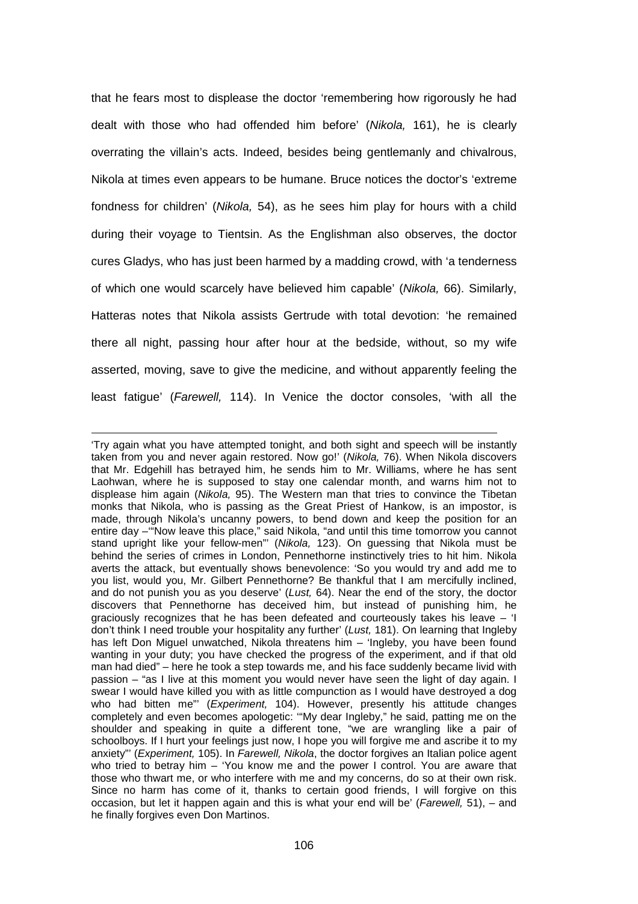that he fears most to displease the doctor 'remembering how rigorously he had dealt with those who had offended him before' (*Nikola,* 161), he is clearly overrating the villain's acts. Indeed, besides being gentlemanly and chivalrous, Nikola at times even appears to be humane. Bruce notices the doctor's 'extreme fondness for children' (*Nikola,* 54), as he sees him play for hours with a child during their voyage to Tientsin. As the Englishman also observes, the doctor cures Gladys, who has just been harmed by a madding crowd, with 'a tenderness of which one would scarcely have believed him capable' (*Nikola,* 66). Similarly, Hatteras notes that Nikola assists Gertrude with total devotion: 'he remained there all night, passing hour after hour at the bedside, without, so my wife asserted, moving, save to give the medicine, and without apparently feeling the least fatigue' (*Farewell,* 114). In Venice the doctor consoles, 'with all the

---

'Try again what you have attempted tonight, and both sight and speech will be instantly taken from you and never again restored. Now go!' (*Nikola,* 76). When Nikola discovers that Mr. Edgehill has betrayed him, he sends him to Mr. Williams, where he has sent Laohwan, where he is supposed to stay one calendar month, and warns him not to displease him again (*Nikola,* 95). The Western man that tries to convince the Tibetan monks that Nikola, who is passing as the Great Priest of Hankow, is an impostor, is made, through Nikola's uncanny powers, to bend down and keep the position for an entire day –'"Now leave this place," said Nikola, "and until this time tomorrow you cannot stand upright like your fellow-men"' (*Nikola,* 123). On guessing that Nikola must be behind the series of crimes in London, Pennethorne instinctively tries to hit him. Nikola averts the attack, but eventually shows benevolence: 'So you would try and add me to you list, would you, Mr. Gilbert Pennethorne? Be thankful that I am mercifully inclined, and do not punish you as you deserve' (*Lust,* 64). Near the end of the story, the doctor discovers that Pennethorne has deceived him, but instead of punishing him, he graciously recognizes that he has been defeated and courteously takes his leave – 'I don't think I need trouble your hospitality any further' (*Lust,* 181). On learning that Ingleby has left Don Miguel unwatched, Nikola threatens him – 'Ingleby, you have been found wanting in your duty; you have checked the progress of the experiment, and if that old man had died" – here he took a step towards me, and his face suddenly became livid with passion – "as I live at this moment you would never have seen the light of day again. I swear I would have killed you with as little compunction as I would have destroyed a dog who had bitten me"' (*Experiment,* 104). However, presently his attitude changes completely and even becomes apologetic: '"My dear Ingleby," he said, patting me on the shoulder and speaking in quite a different tone, "we are wrangling like a pair of schoolboys. If I hurt your feelings just now, I hope you will forgive me and ascribe it to my anxiety"' (*Experiment,* 105). In *Farewell, Nikola*, the doctor forgives an Italian police agent who tried to betray him – 'You know me and the power I control. You are aware that those who thwart me, or who interfere with me and my concerns, do so at their own risk. Since no harm has come of it, thanks to certain good friends, I will forgive on this occasion, but let it happen again and this is what your end will be' (*Farewell,* 51), – and he finally forgives even Don Martinos.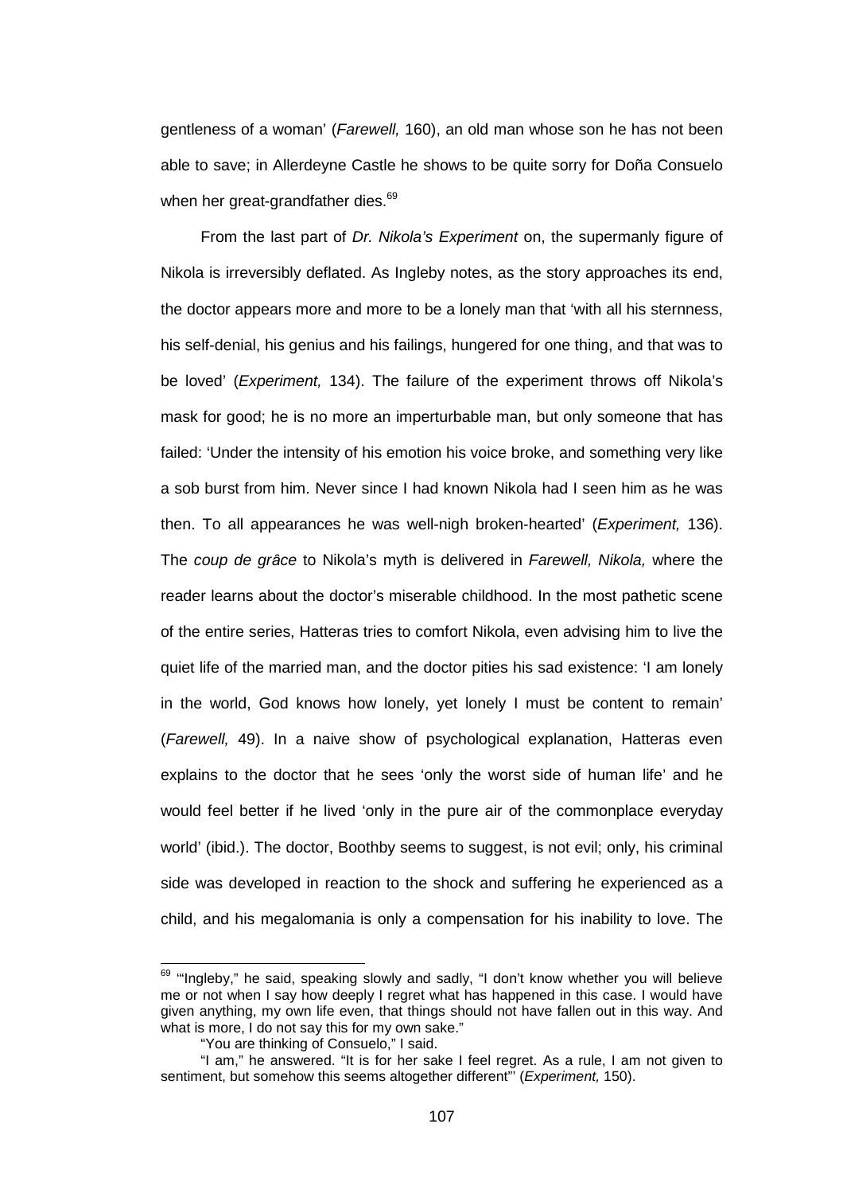gentleness of a woman' (*Farewell,* 160), an old man whose son he has not been able to save; in Allerdeyne Castle he shows to be quite sorry for Doña Consuelo when her great-grandfather dies.[69]

From the last part of *Dr. Nikola's Experiment* on, the supermanly figure of Nikola is irreversibly deflated. As Ingleby notes, as the story approaches its end, the doctor appears more and more to be a lonely man that 'with all his sternness, his self-denial, his genius and his failings, hungered for one thing, and that was to be loved' (*Experiment,* 134). The failure of the experiment throws off Nikola's mask for good; he is no more an imperturbable man, but only someone that has failed: 'Under the intensity of his emotion his voice broke, and something very like a sob burst from him. Never since I had known Nikola had I seen him as he was then. To all appearances he was well-nigh broken-hearted' (*Experiment,* 136). The *coup de grâce* to Nikola's myth is delivered in *Farewell, Nikola,* where the reader learns about the doctor's miserable childhood. In the most pathetic scene of the entire series, Hatteras tries to comfort Nikola, even advising him to live the quiet life of the married man, and the doctor pities his sad existence: 'I am lonely in the world, God knows how lonely, yet lonely I must be content to remain' (*Farewell,* 49). In a naive show of psychological explanation, Hatteras even explains to the doctor that he sees 'only the worst side of human life' and he would feel better if he lived 'only in the pure air of the commonplace everyday world' (ibid.). The doctor, Boothby seems to suggest, is not evil; only, his criminal side was developed in reaction to the shock and suffering he experienced as a child, and his megalomania is only a compensation for his inability to love. The

---

[69] '"Ingleby," he said, speaking slowly and sadly, "I don't know whether you will believe me or not when I say how deeply I regret what has happened in this case. I would have given anything, my own life even, that things should not have fallen out in this way. And what is more, I do not say this for my own sake."

"You are thinking of Consuelo," I said.

"I am," he answered. "It is for her sake I feel regret. As a rule, I am not given to sentiment, but somehow this seems altogether different"' (*Experiment,* 150).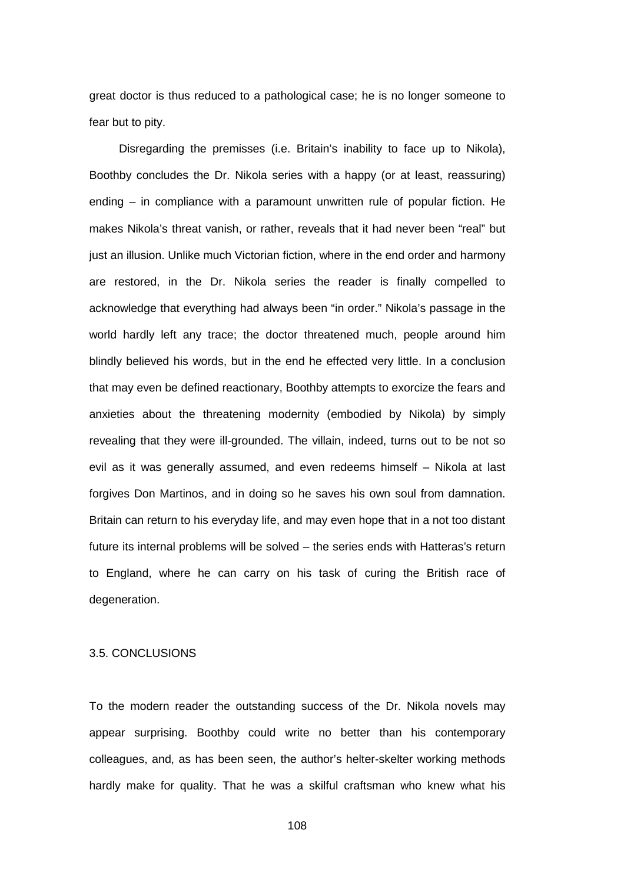great doctor is thus reduced to a pathological case; he is no longer someone to fear but to pity.

Disregarding the premisses (i.e. Britain's inability to face up to Nikola), Boothby concludes the Dr. Nikola series with a happy (or at least, reassuring) ending – in compliance with a paramount unwritten rule of popular fiction. He makes Nikola's threat vanish, or rather, reveals that it had never been "real" but just an illusion. Unlike much Victorian fiction, where in the end order and harmony are restored, in the Dr. Nikola series the reader is finally compelled to acknowledge that everything had always been "in order." Nikola's passage in the world hardly left any trace; the doctor threatened much, people around him blindly believed his words, but in the end he effected very little. In a conclusion that may even be defined reactionary, Boothby attempts to exorcize the fears and anxieties about the threatening modernity (embodied by Nikola) by simply revealing that they were ill-grounded. The villain, indeed, turns out to be not so evil as it was generally assumed, and even redeems himself – Nikola at last forgives Don Martinos, and in doing so he saves his own soul from damnation. Britain can return to his everyday life, and may even hope that in a not too distant future its internal problems will be solved – the series ends with Hatteras's return to England, where he can carry on his task of curing the British race of degeneration.

## 3.5. CONCLUSIONS

To the modern reader the outstanding success of the Dr. Nikola novels may appear surprising. Boothby could write no better than his contemporary colleagues, and, as has been seen, the author's helter-skelter working methods hardly make for quality. That he was a skilful craftsman who knew what his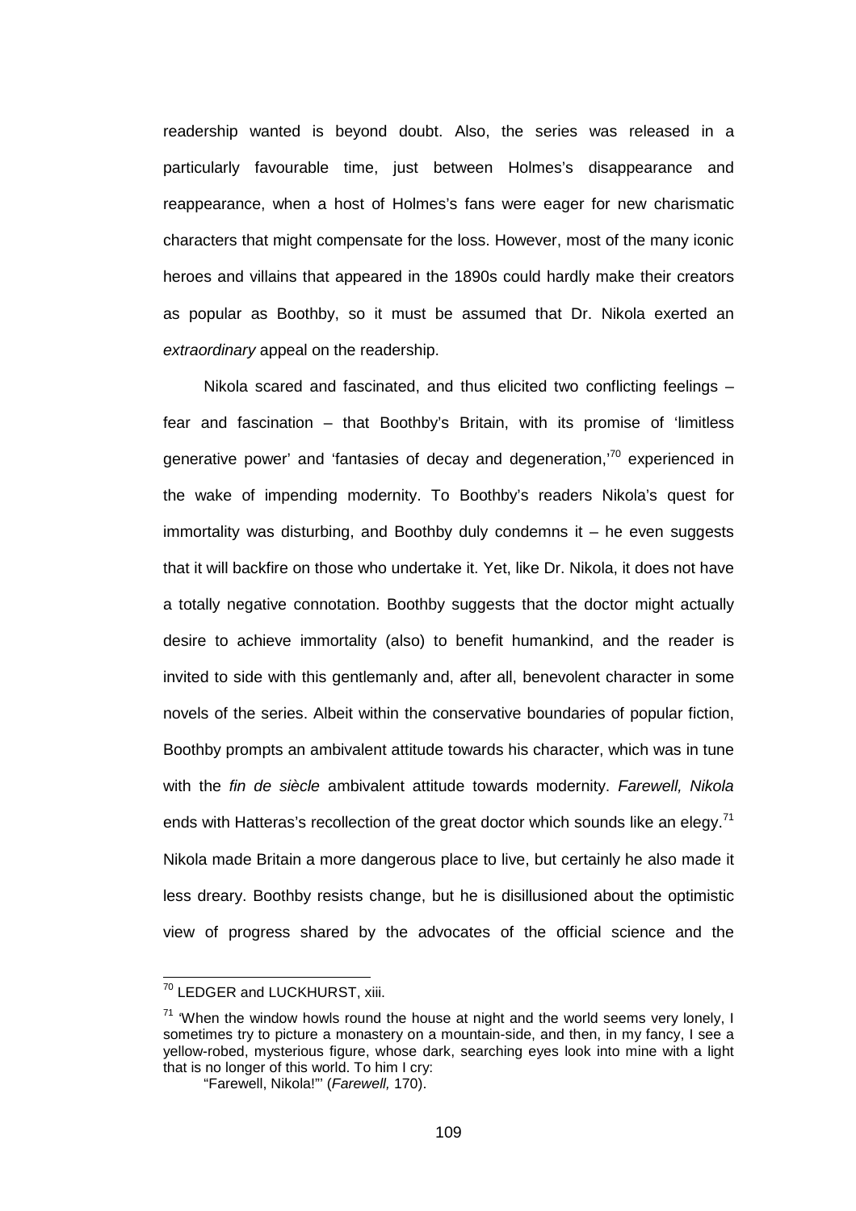readership wanted is beyond doubt. Also, the series was released in a particularly favourable time, just between Holmes's disappearance and reappearance, when a host of Holmes's fans were eager for new charismatic characters that might compensate for the loss. However, most of the many iconic heroes and villains that appeared in the 1890s could hardly make their creators as popular as Boothby, so it must be assumed that Dr. Nikola exerted an *extraordinary* appeal on the readership.

Nikola scared and fascinated, and thus elicited two conflicting feelings – fear and fascination – that Boothby's Britain, with its promise of 'limitless generative power' and 'fantasies of decay and degeneration,'[70] experienced in the wake of impending modernity. To Boothby's readers Nikola's quest for immortality was disturbing, and Boothby duly condemns it – he even suggests that it will backfire on those who undertake it. Yet, like Dr. Nikola, it does not have a totally negative connotation. Boothby suggests that the doctor might actually desire to achieve immortality (also) to benefit humankind, and the reader is invited to side with this gentlemanly and, after all, benevolent character in some novels of the series. Albeit within the conservative boundaries of popular fiction, Boothby prompts an ambivalent attitude towards his character, which was in tune with the *fin de siècle* ambivalent attitude towards modernity. *Farewell, Nikola* ends with Hatteras's recollection of the great doctor which sounds like an elegy.[71] Nikola made Britain a more dangerous place to live, but certainly he also made it less dreary. Boothby resists change, but he is disillusioned about the optimistic view of progress shared by the advocates of the official science and the

---

[70] LEDGER and LUCKHURST, xiii.

[71] 'When the window howls round the house at night and the world seems very lonely, I sometimes try to picture a monastery on a mountain-side, and then, in my fancy, I see a yellow-robed, mysterious figure, whose dark, searching eyes look into mine with a light that is no longer of this world. To him I cry:

"Farewell, Nikola!"' (*Farewell,* 170).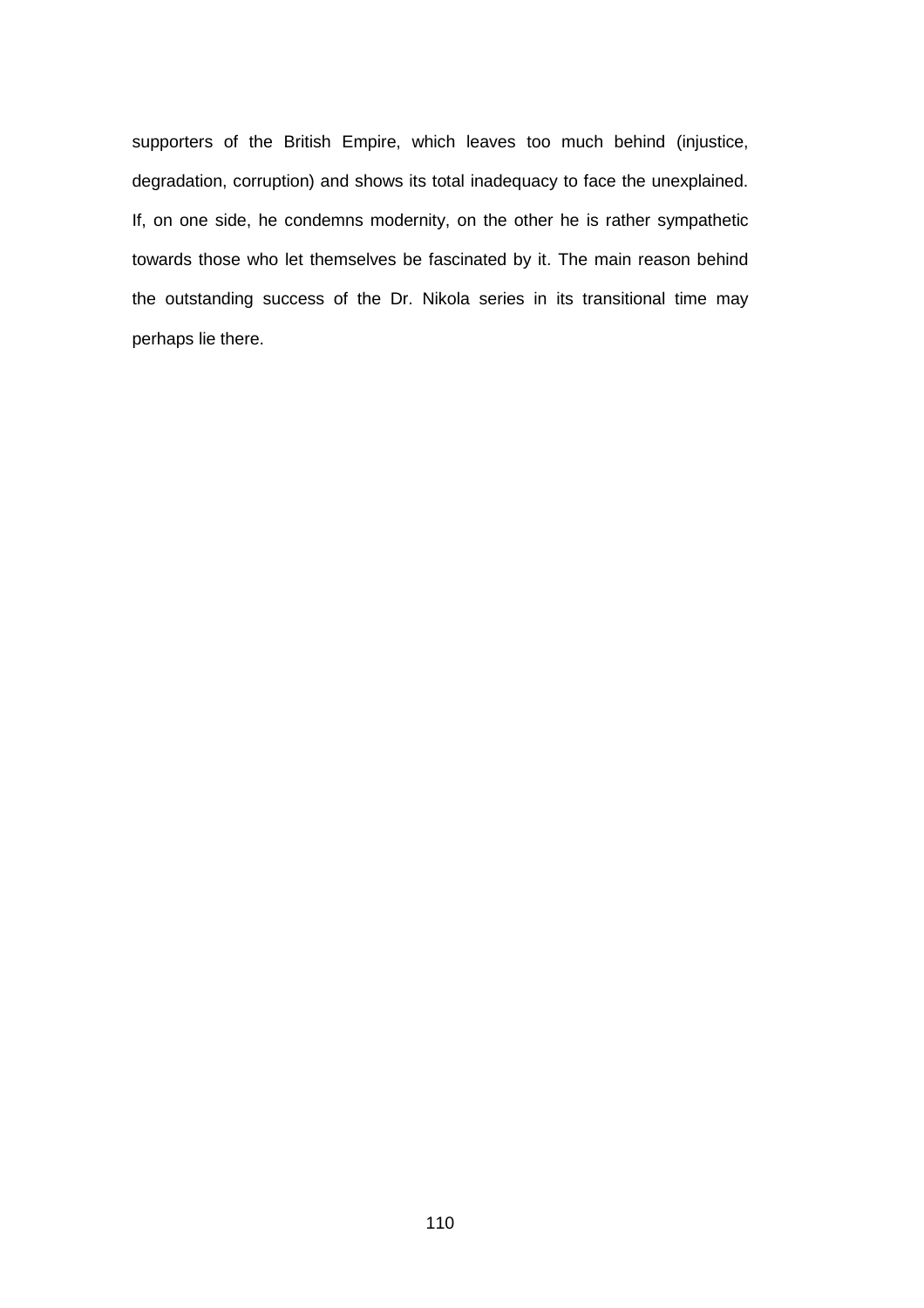supporters of the British Empire, which leaves too much behind (injustice, degradation, corruption) and shows its total inadequacy to face the unexplained. If, on one side, he condemns modernity, on the other he is rather sympathetic towards those who let themselves be fascinated by it. The main reason behind the outstanding success of the Dr. Nikola series in its transitional time may perhaps lie there.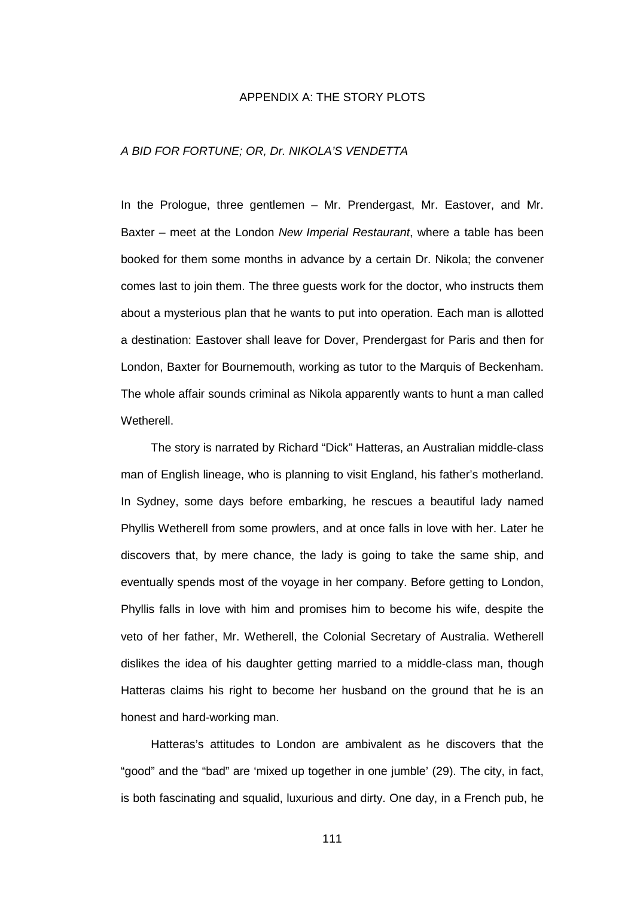# APPENDIX A: THE STORY PLOTS

## *A BID FOR FORTUNE; OR, Dr. NIKOLA'S VENDETTA*

In the Prologue, three gentlemen – Mr. Prendergast, Mr. Eastover, and Mr. Baxter – meet at the London *New Imperial Restaurant*, where a table has been booked for them some months in advance by a certain Dr. Nikola; the convener comes last to join them. The three guests work for the doctor, who instructs them about a mysterious plan that he wants to put into operation. Each man is allotted a destination: Eastover shall leave for Dover, Prendergast for Paris and then for London, Baxter for Bournemouth, working as tutor to the Marquis of Beckenham. The whole affair sounds criminal as Nikola apparently wants to hunt a man called Wetherell.

The story is narrated by Richard "Dick" Hatteras, an Australian middle-class man of English lineage, who is planning to visit England, his father's motherland. In Sydney, some days before embarking, he rescues a beautiful lady named Phyllis Wetherell from some prowlers, and at once falls in love with her. Later he discovers that, by mere chance, the lady is going to take the same ship, and eventually spends most of the voyage in her company. Before getting to London, Phyllis falls in love with him and promises him to become his wife, despite the veto of her father, Mr. Wetherell, the Colonial Secretary of Australia. Wetherell dislikes the idea of his daughter getting married to a middle-class man, though Hatteras claims his right to become her husband on the ground that he is an honest and hard-working man.

Hatteras's attitudes to London are ambivalent as he discovers that the "good" and the "bad" are 'mixed up together in one jumble' (29). The city, in fact, is both fascinating and squalid, luxurious and dirty. One day, in a French pub, he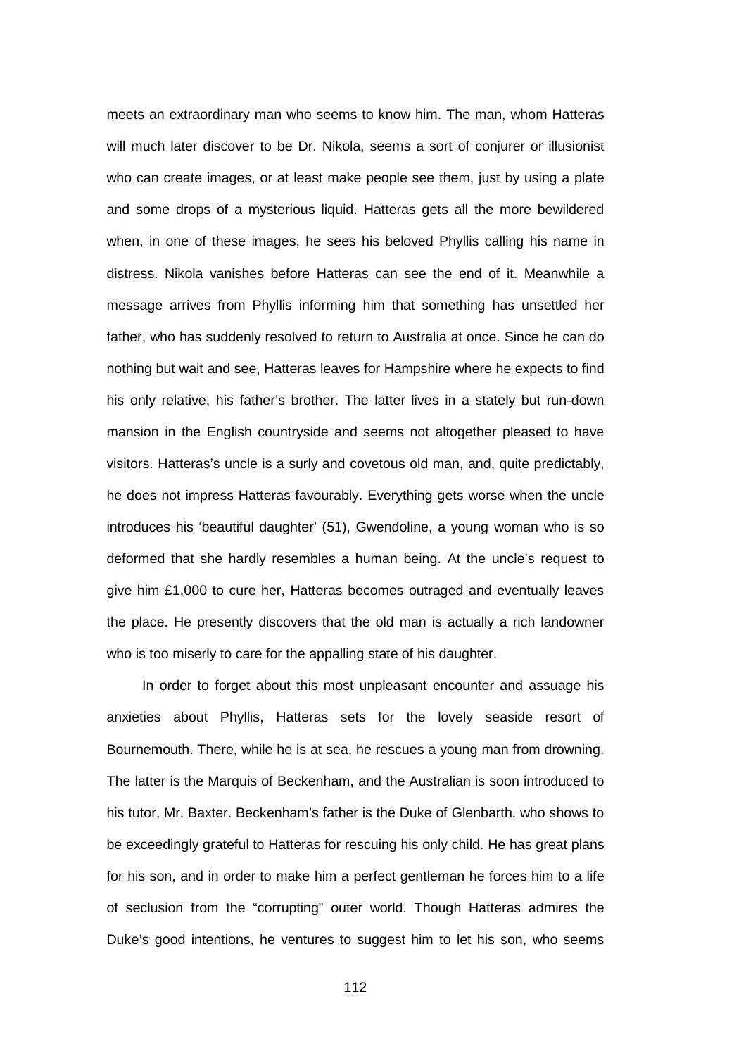meets an extraordinary man who seems to know him. The man, whom Hatteras will much later discover to be Dr. Nikola, seems a sort of conjurer or illusionist who can create images, or at least make people see them, just by using a plate and some drops of a mysterious liquid. Hatteras gets all the more bewildered when, in one of these images, he sees his beloved Phyllis calling his name in distress. Nikola vanishes before Hatteras can see the end of it. Meanwhile a message arrives from Phyllis informing him that something has unsettled her father, who has suddenly resolved to return to Australia at once. Since he can do nothing but wait and see, Hatteras leaves for Hampshire where he expects to find his only relative, his father's brother. The latter lives in a stately but run-down mansion in the English countryside and seems not altogether pleased to have visitors. Hatteras's uncle is a surly and covetous old man, and, quite predictably, he does not impress Hatteras favourably. Everything gets worse when the uncle introduces his 'beautiful daughter' (51), Gwendoline, a young woman who is so deformed that she hardly resembles a human being. At the uncle's request to give him £1,000 to cure her, Hatteras becomes outraged and eventually leaves the place. He presently discovers that the old man is actually a rich landowner who is too miserly to care for the appalling state of his daughter.

In order to forget about this most unpleasant encounter and assuage his anxieties about Phyllis, Hatteras sets for the lovely seaside resort of Bournemouth. There, while he is at sea, he rescues a young man from drowning. The latter is the Marquis of Beckenham, and the Australian is soon introduced to his tutor, Mr. Baxter. Beckenham's father is the Duke of Glenbarth, who shows to be exceedingly grateful to Hatteras for rescuing his only child. He has great plans for his son, and in order to make him a perfect gentleman he forces him to a life of seclusion from the "corrupting" outer world. Though Hatteras admires the Duke's good intentions, he ventures to suggest him to let his son, who seems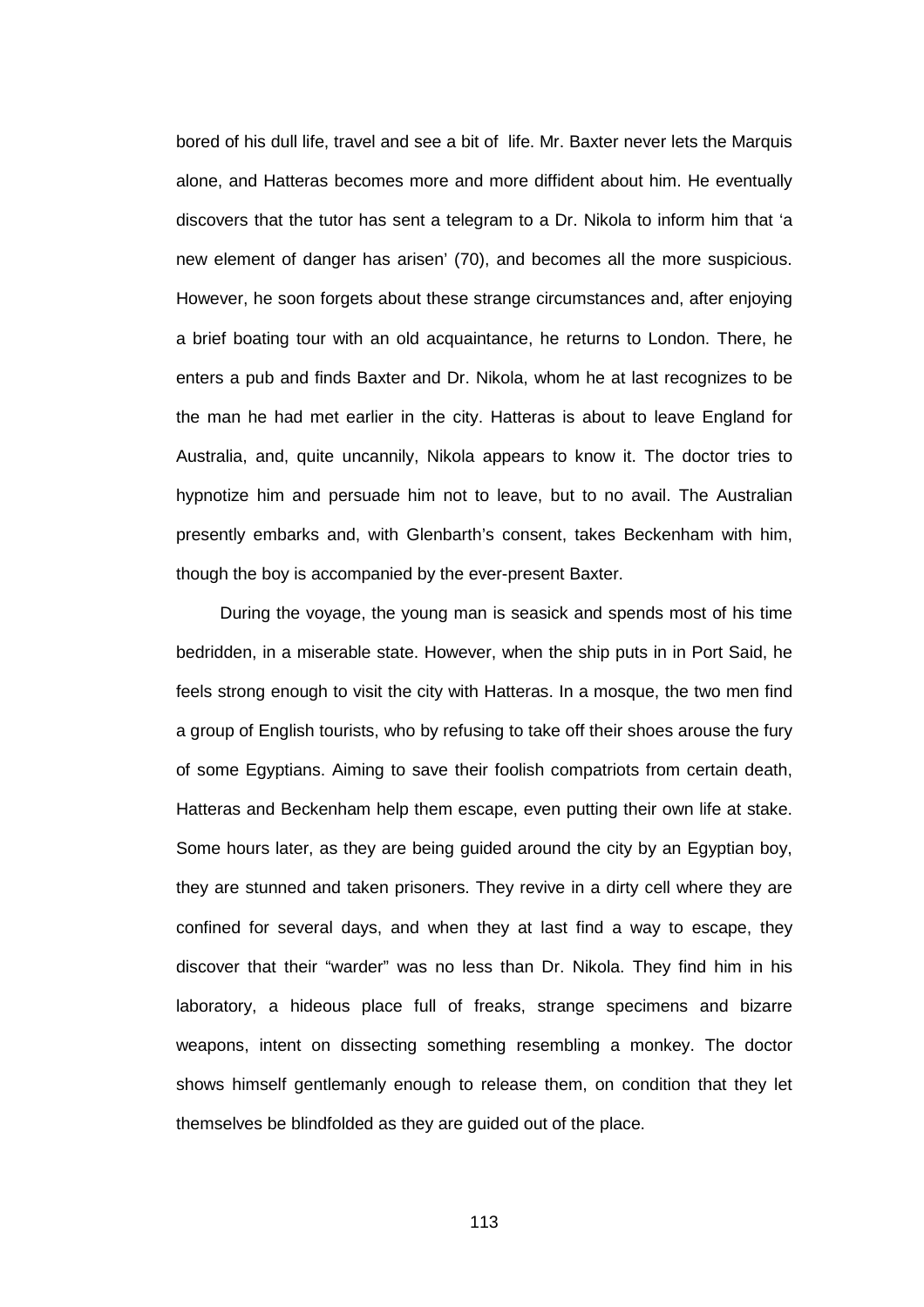bored of his dull life, travel and see a bit of life. Mr. Baxter never lets the Marquis alone, and Hatteras becomes more and more diffident about him. He eventually discovers that the tutor has sent a telegram to a Dr. Nikola to inform him that 'a new element of danger has arisen' (70), and becomes all the more suspicious. However, he soon forgets about these strange circumstances and, after enjoying a brief boating tour with an old acquaintance, he returns to London. There, he enters a pub and finds Baxter and Dr. Nikola, whom he at last recognizes to be the man he had met earlier in the city. Hatteras is about to leave England for Australia, and, quite uncannily, Nikola appears to know it. The doctor tries to hypnotize him and persuade him not to leave, but to no avail. The Australian presently embarks and, with Glenbarth's consent, takes Beckenham with him, though the boy is accompanied by the ever-present Baxter.

During the voyage, the young man is seasick and spends most of his time bedridden, in a miserable state. However, when the ship puts in in Port Said, he feels strong enough to visit the city with Hatteras. In a mosque, the two men find a group of English tourists, who by refusing to take off their shoes arouse the fury of some Egyptians. Aiming to save their foolish compatriots from certain death, Hatteras and Beckenham help them escape, even putting their own life at stake. Some hours later, as they are being guided around the city by an Egyptian boy, they are stunned and taken prisoners. They revive in a dirty cell where they are confined for several days, and when they at last find a way to escape, they discover that their "warder" was no less than Dr. Nikola. They find him in his laboratory, a hideous place full of freaks, strange specimens and bizarre weapons, intent on dissecting something resembling a monkey. The doctor shows himself gentlemanly enough to release them, on condition that they let themselves be blindfolded as they are guided out of the place.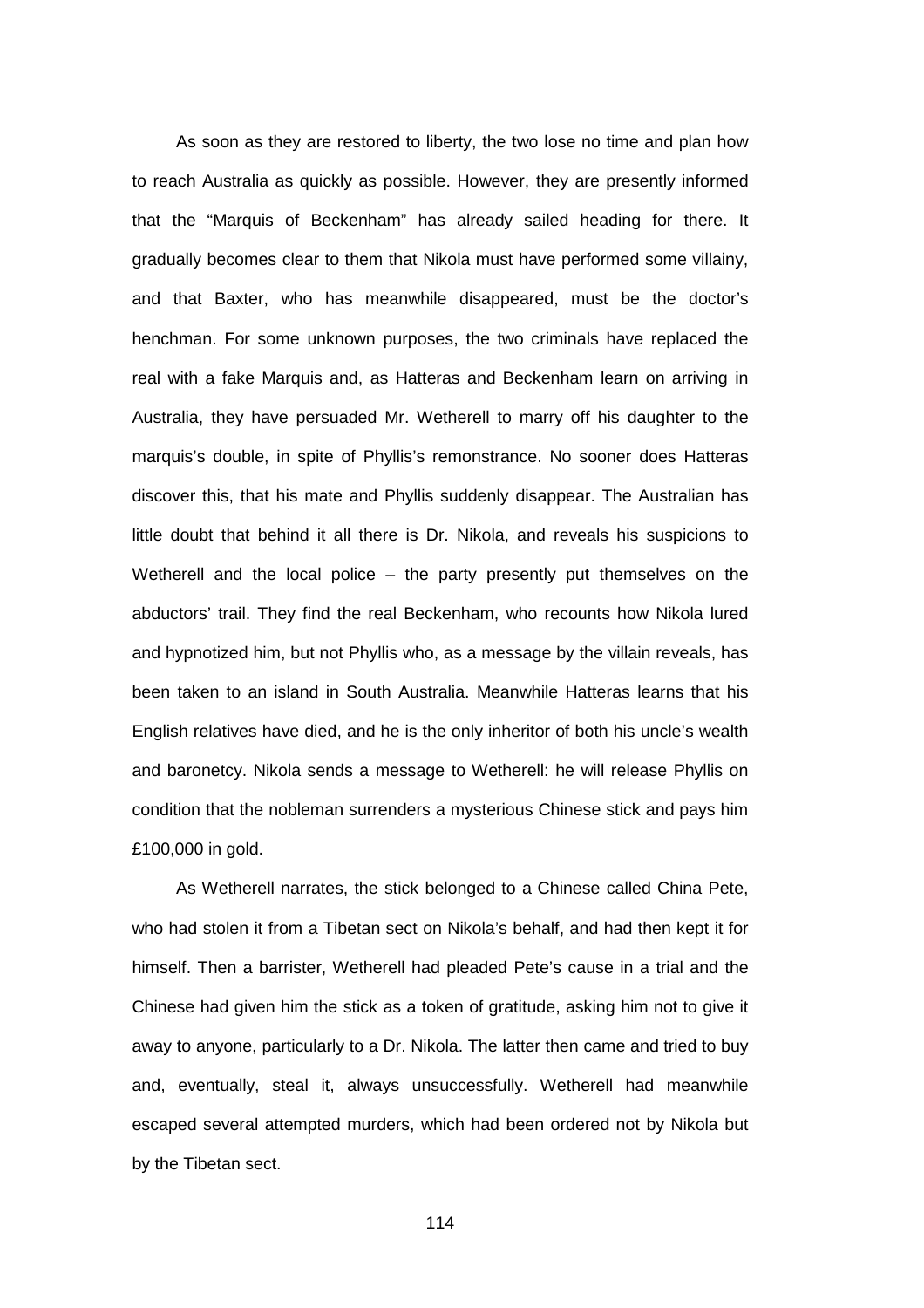As soon as they are restored to liberty, the two lose no time and plan how to reach Australia as quickly as possible. However, they are presently informed that the "Marquis of Beckenham" has already sailed heading for there. It gradually becomes clear to them that Nikola must have performed some villainy, and that Baxter, who has meanwhile disappeared, must be the doctor's henchman. For some unknown purposes, the two criminals have replaced the real with a fake Marquis and, as Hatteras and Beckenham learn on arriving in Australia, they have persuaded Mr. Wetherell to marry off his daughter to the marquis's double, in spite of Phyllis's remonstrance. No sooner does Hatteras discover this, that his mate and Phyllis suddenly disappear. The Australian has little doubt that behind it all there is Dr. Nikola, and reveals his suspicions to Wetherell and the local police – the party presently put themselves on the abductors' trail. They find the real Beckenham, who recounts how Nikola lured and hypnotized him, but not Phyllis who, as a message by the villain reveals, has been taken to an island in South Australia. Meanwhile Hatteras learns that his English relatives have died, and he is the only inheritor of both his uncle's wealth and baronetcy. Nikola sends a message to Wetherell: he will release Phyllis on condition that the nobleman surrenders a mysterious Chinese stick and pays him £100,000 in gold.

As Wetherell narrates, the stick belonged to a Chinese called China Pete, who had stolen it from a Tibetan sect on Nikola's behalf, and had then kept it for himself. Then a barrister, Wetherell had pleaded Pete's cause in a trial and the Chinese had given him the stick as a token of gratitude, asking him not to give it away to anyone, particularly to a Dr. Nikola. The latter then came and tried to buy and, eventually, steal it, always unsuccessfully. Wetherell had meanwhile escaped several attempted murders, which had been ordered not by Nikola but by the Tibetan sect.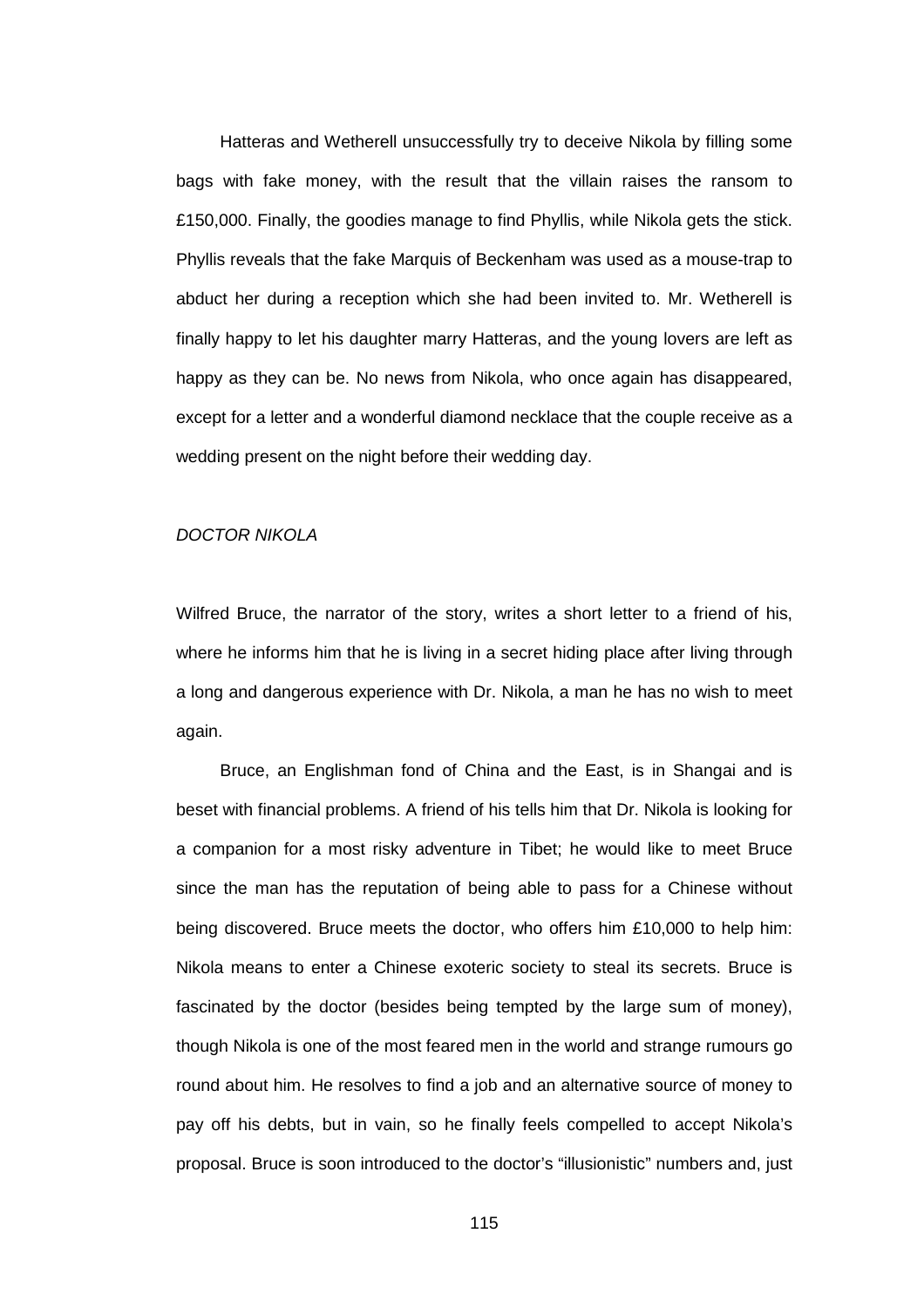Hatteras and Wetherell unsuccessfully try to deceive Nikola by filling some bags with fake money, with the result that the villain raises the ransom to £150,000. Finally, the goodies manage to find Phyllis, while Nikola gets the stick. Phyllis reveals that the fake Marquis of Beckenham was used as a mouse-trap to abduct her during a reception which she had been invited to. Mr. Wetherell is finally happy to let his daughter marry Hatteras, and the young lovers are left as happy as they can be. No news from Nikola, who once again has disappeared, except for a letter and a wonderful diamond necklace that the couple receive as a wedding present on the night before their wedding day.

*DOCTOR NIKOLA*

Wilfred Bruce, the narrator of the story, writes a short letter to a friend of his, where he informs him that he is living in a secret hiding place after living through a long and dangerous experience with Dr. Nikola, a man he has no wish to meet again.

Bruce, an Englishman fond of China and the East, is in Shangai and is beset with financial problems. A friend of his tells him that Dr. Nikola is looking for a companion for a most risky adventure in Tibet; he would like to meet Bruce since the man has the reputation of being able to pass for a Chinese without being discovered. Bruce meets the doctor, who offers him £10,000 to help him: Nikola means to enter a Chinese exoteric society to steal its secrets. Bruce is fascinated by the doctor (besides being tempted by the large sum of money), though Nikola is one of the most feared men in the world and strange rumours go round about him. He resolves to find a job and an alternative source of money to pay off his debts, but in vain, so he finally feels compelled to accept Nikola's proposal. Bruce is soon introduced to the doctor's "illusionistic" numbers and, just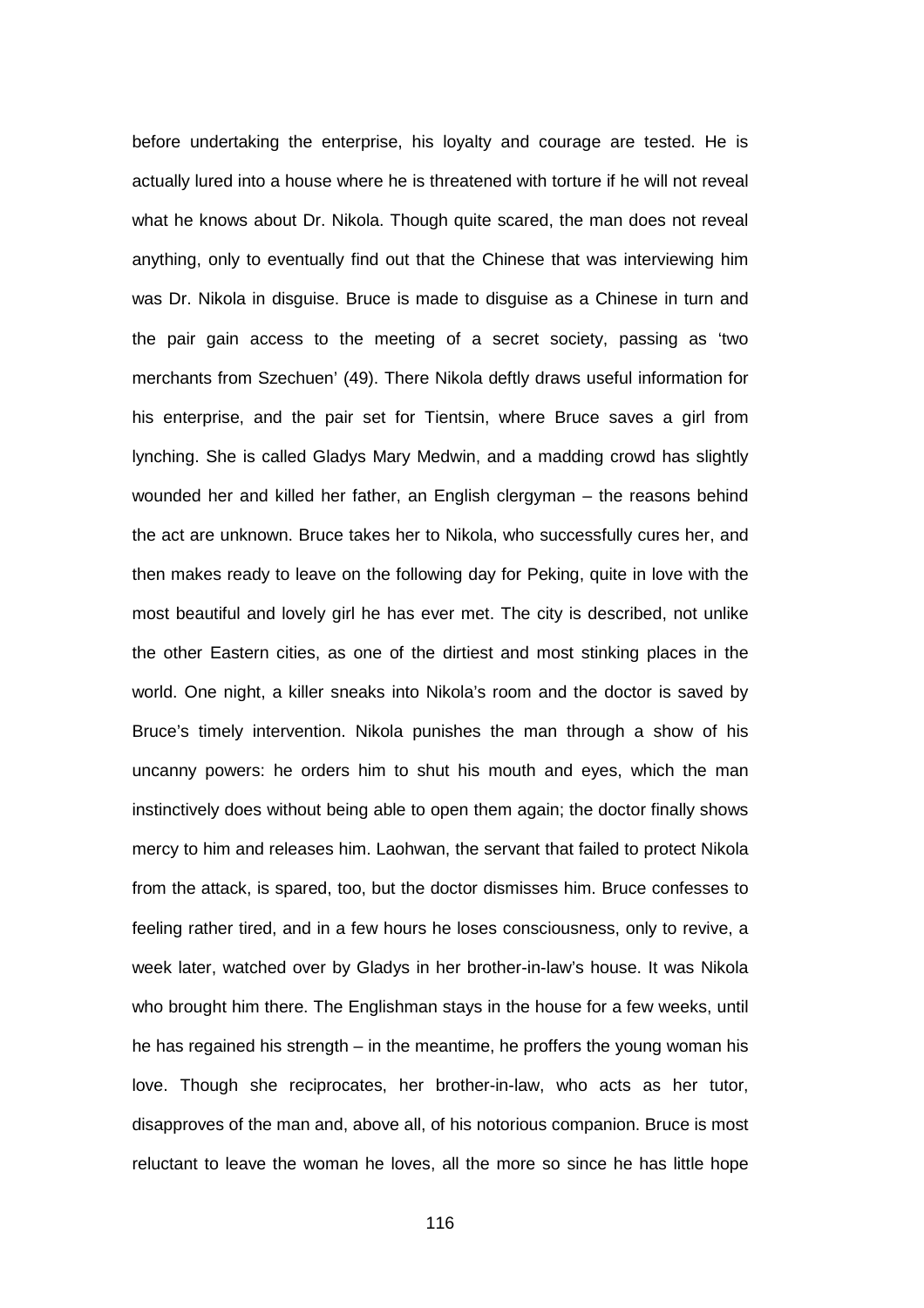before undertaking the enterprise, his loyalty and courage are tested. He is actually lured into a house where he is threatened with torture if he will not reveal what he knows about Dr. Nikola. Though quite scared, the man does not reveal anything, only to eventually find out that the Chinese that was interviewing him was Dr. Nikola in disguise. Bruce is made to disguise as a Chinese in turn and the pair gain access to the meeting of a secret society, passing as 'two merchants from Szechuen' (49). There Nikola deftly draws useful information for his enterprise, and the pair set for Tientsin, where Bruce saves a girl from lynching. She is called Gladys Mary Medwin, and a madding crowd has slightly wounded her and killed her father, an English clergyman – the reasons behind the act are unknown. Bruce takes her to Nikola, who successfully cures her, and then makes ready to leave on the following day for Peking, quite in love with the most beautiful and lovely girl he has ever met. The city is described, not unlike the other Eastern cities, as one of the dirtiest and most stinking places in the world. One night, a killer sneaks into Nikola's room and the doctor is saved by Bruce's timely intervention. Nikola punishes the man through a show of his uncanny powers: he orders him to shut his mouth and eyes, which the man instinctively does without being able to open them again; the doctor finally shows mercy to him and releases him. Laohwan, the servant that failed to protect Nikola from the attack, is spared, too, but the doctor dismisses him. Bruce confesses to feeling rather tired, and in a few hours he loses consciousness, only to revive, a week later, watched over by Gladys in her brother-in-law's house. It was Nikola who brought him there. The Englishman stays in the house for a few weeks, until he has regained his strength – in the meantime, he proffers the young woman his love. Though she reciprocates, her brother-in-law, who acts as her tutor, disapproves of the man and, above all, of his notorious companion. Bruce is most reluctant to leave the woman he loves, all the more so since he has little hope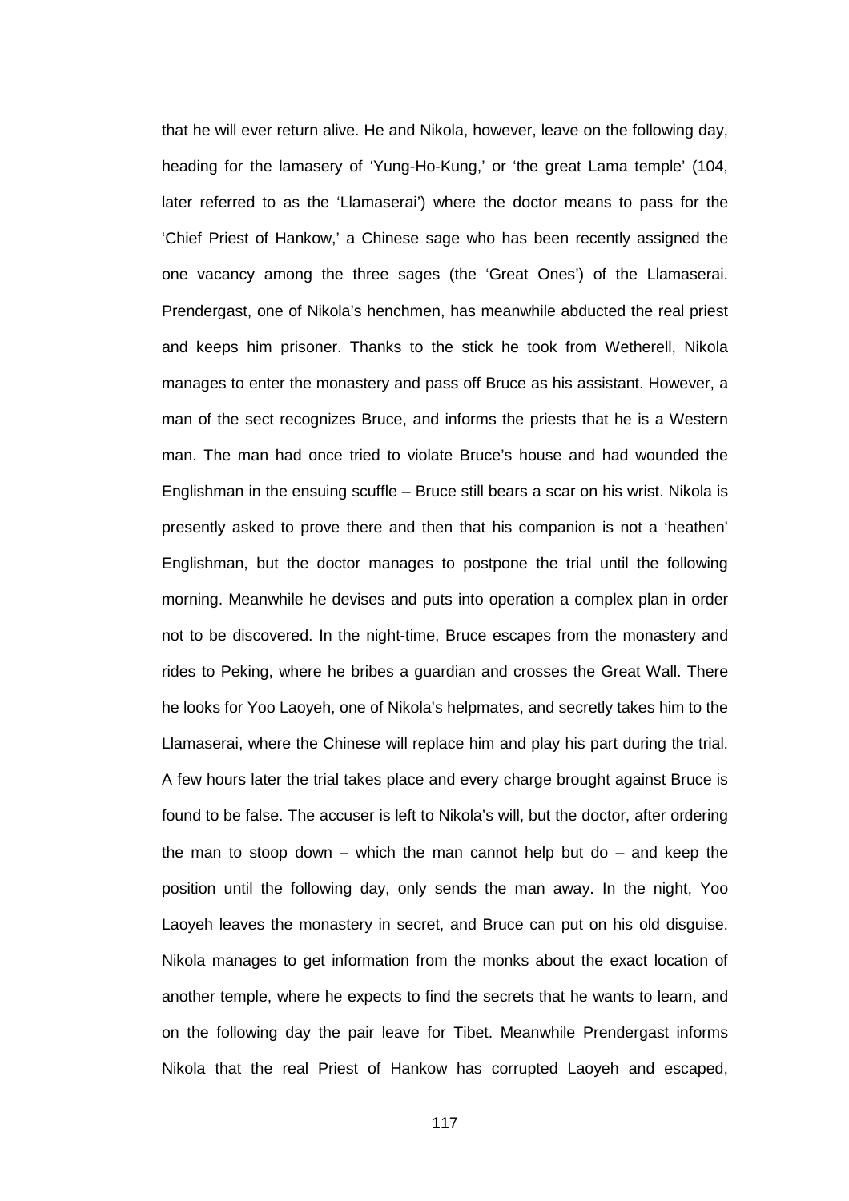that he will ever return alive. He and Nikola, however, leave on the following day, heading for the lamasery of 'Yung-Ho-Kung,' or 'the great Lama temple' (104, later referred to as the 'Llamaserai') where the doctor means to pass for the 'Chief Priest of Hankow,' a Chinese sage who has been recently assigned the one vacancy among the three sages (the 'Great Ones') of the Llamaserai. Prendergast, one of Nikola's henchmen, has meanwhile abducted the real priest and keeps him prisoner. Thanks to the stick he took from Wetherell, Nikola manages to enter the monastery and pass off Bruce as his assistant. However, a man of the sect recognizes Bruce, and informs the priests that he is a Western man. The man had once tried to violate Bruce's house and had wounded the Englishman in the ensuing scuffle – Bruce still bears a scar on his wrist. Nikola is presently asked to prove there and then that his companion is not a 'heathen' Englishman, but the doctor manages to postpone the trial until the following morning. Meanwhile he devises and puts into operation a complex plan in order not to be discovered. In the night-time, Bruce escapes from the monastery and rides to Peking, where he bribes a guardian and crosses the Great Wall. There he looks for Yoo Laoyeh, one of Nikola's helpmates, and secretly takes him to the Llamaserai, where the Chinese will replace him and play his part during the trial. A few hours later the trial takes place and every charge brought against Bruce is found to be false. The accuser is left to Nikola's will, but the doctor, after ordering the man to stoop down – which the man cannot help but do – and keep the position until the following day, only sends the man away. In the night, Yoo Laoyeh leaves the monastery in secret, and Bruce can put on his old disguise. Nikola manages to get information from the monks about the exact location of another temple, where he expects to find the secrets that he wants to learn, and on the following day the pair leave for Tibet. Meanwhile Prendergast informs Nikola that the real Priest of Hankow has corrupted Laoyeh and escaped,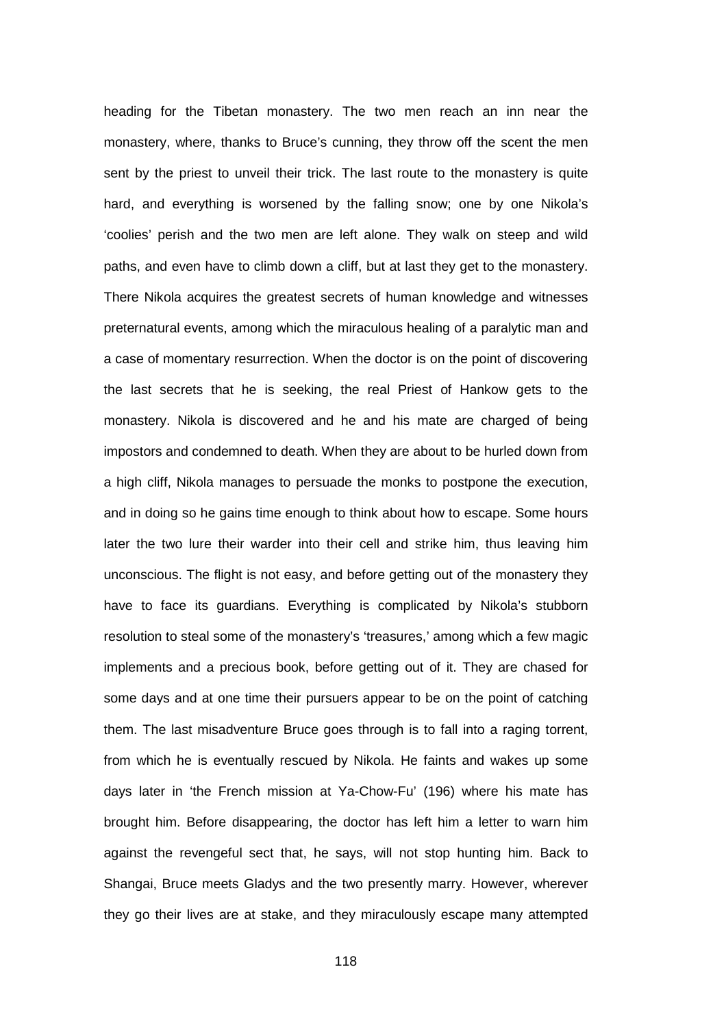heading for the Tibetan monastery. The two men reach an inn near the monastery, where, thanks to Bruce's cunning, they throw off the scent the men sent by the priest to unveil their trick. The last route to the monastery is quite hard, and everything is worsened by the falling snow; one by one Nikola's 'coolies' perish and the two men are left alone. They walk on steep and wild paths, and even have to climb down a cliff, but at last they get to the monastery. There Nikola acquires the greatest secrets of human knowledge and witnesses preternatural events, among which the miraculous healing of a paralytic man and a case of momentary resurrection. When the doctor is on the point of discovering the last secrets that he is seeking, the real Priest of Hankow gets to the monastery. Nikola is discovered and he and his mate are charged of being impostors and condemned to death. When they are about to be hurled down from a high cliff, Nikola manages to persuade the monks to postpone the execution, and in doing so he gains time enough to think about how to escape. Some hours later the two lure their warder into their cell and strike him, thus leaving him unconscious. The flight is not easy, and before getting out of the monastery they have to face its guardians. Everything is complicated by Nikola's stubborn resolution to steal some of the monastery's 'treasures,' among which a few magic implements and a precious book, before getting out of it. They are chased for some days and at one time their pursuers appear to be on the point of catching them. The last misadventure Bruce goes through is to fall into a raging torrent, from which he is eventually rescued by Nikola. He faints and wakes up some days later in 'the French mission at Ya-Chow-Fu' (196) where his mate has brought him. Before disappearing, the doctor has left him a letter to warn him against the revengeful sect that, he says, will not stop hunting him. Back to Shangai, Bruce meets Gladys and the two presently marry. However, wherever they go their lives are at stake, and they miraculously escape many attempted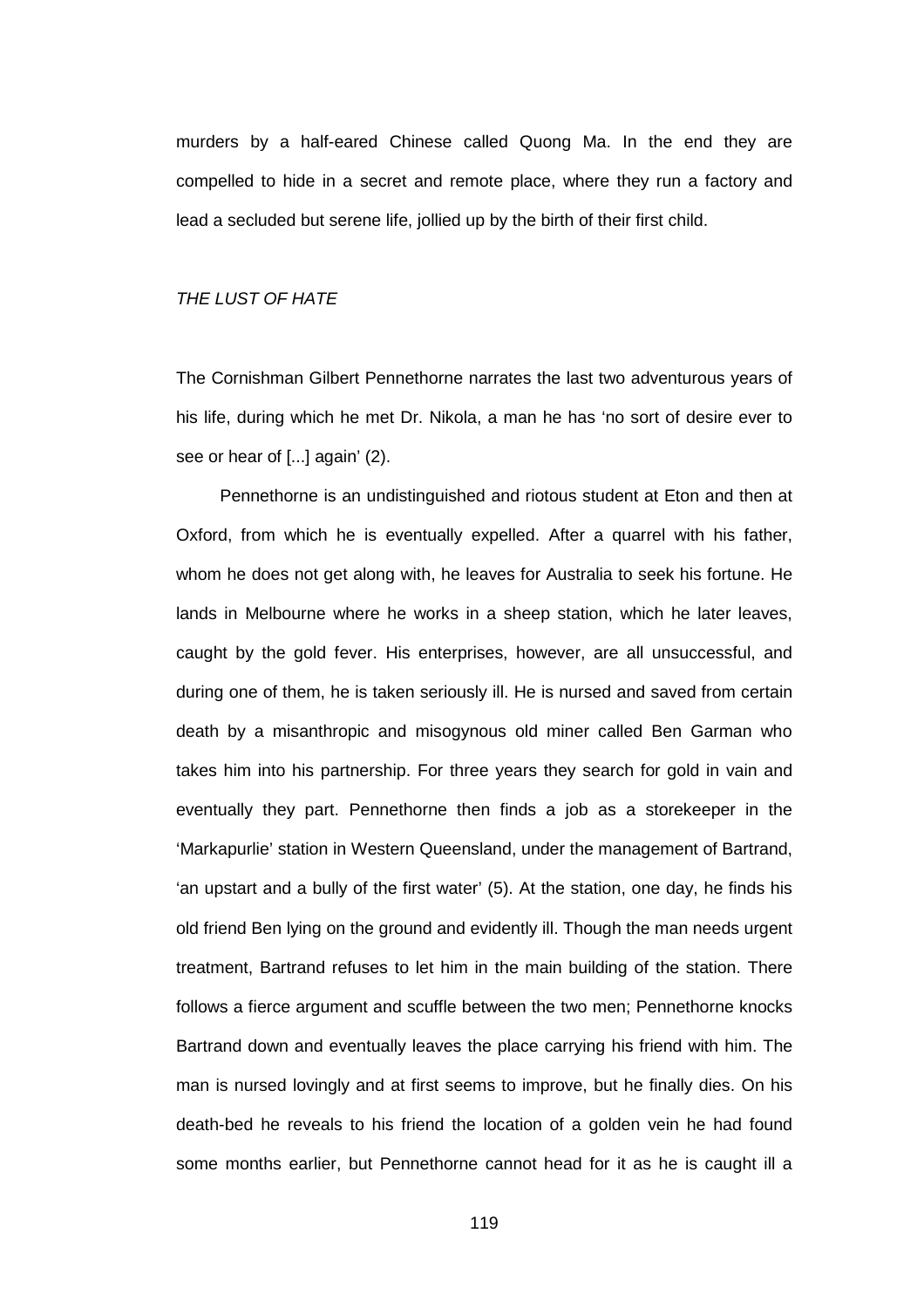murders by a half-eared Chinese called Quong Ma. In the end they are compelled to hide in a secret and remote place, where they run a factory and lead a secluded but serene life, jollied up by the birth of their first child.

*THE LUST OF HATE*

The Cornishman Gilbert Pennethorne narrates the last two adventurous years of his life, during which he met Dr. Nikola, a man he has 'no sort of desire ever to see or hear of [...] again' (2).

Pennethorne is an undistinguished and riotous student at Eton and then at Oxford, from which he is eventually expelled. After a quarrel with his father, whom he does not get along with, he leaves for Australia to seek his fortune. He lands in Melbourne where he works in a sheep station, which he later leaves, caught by the gold fever. His enterprises, however, are all unsuccessful, and during one of them, he is taken seriously ill. He is nursed and saved from certain death by a misanthropic and misogynous old miner called Ben Garman who takes him into his partnership. For three years they search for gold in vain and eventually they part. Pennethorne then finds a job as a storekeeper in the 'Markapurlie' station in Western Queensland, under the management of Bartrand, 'an upstart and a bully of the first water' (5). At the station, one day, he finds his old friend Ben lying on the ground and evidently ill. Though the man needs urgent treatment, Bartrand refuses to let him in the main building of the station. There follows a fierce argument and scuffle between the two men; Pennethorne knocks Bartrand down and eventually leaves the place carrying his friend with him. The man is nursed lovingly and at first seems to improve, but he finally dies. On his death-bed he reveals to his friend the location of a golden vein he had found some months earlier, but Pennethorne cannot head for it as he is caught ill a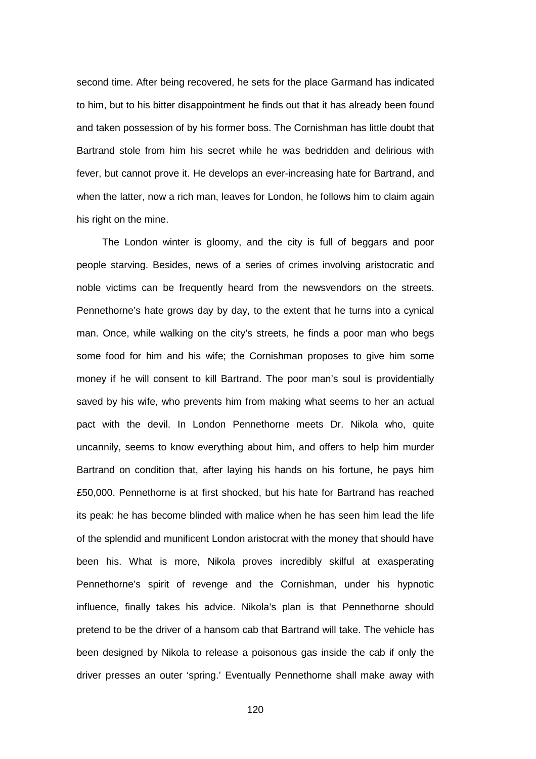second time. After being recovered, he sets for the place Garmand has indicated to him, but to his bitter disappointment he finds out that it has already been found and taken possession of by his former boss. The Cornishman has little doubt that Bartrand stole from him his secret while he was bedridden and delirious with fever, but cannot prove it. He develops an ever-increasing hate for Bartrand, and when the latter, now a rich man, leaves for London, he follows him to claim again his right on the mine.

The London winter is gloomy, and the city is full of beggars and poor people starving. Besides, news of a series of crimes involving aristocratic and noble victims can be frequently heard from the newsvendors on the streets. Pennethorne's hate grows day by day, to the extent that he turns into a cynical man. Once, while walking on the city's streets, he finds a poor man who begs some food for him and his wife; the Cornishman proposes to give him some money if he will consent to kill Bartrand. The poor man's soul is providentially saved by his wife, who prevents him from making what seems to her an actual pact with the devil. In London Pennethorne meets Dr. Nikola who, quite uncannily, seems to know everything about him, and offers to help him murder Bartrand on condition that, after laying his hands on his fortune, he pays him £50,000. Pennethorne is at first shocked, but his hate for Bartrand has reached its peak: he has become blinded with malice when he has seen him lead the life of the splendid and munificent London aristocrat with the money that should have been his. What is more, Nikola proves incredibly skilful at exasperating Pennethorne's spirit of revenge and the Cornishman, under his hypnotic influence, finally takes his advice. Nikola's plan is that Pennethorne should pretend to be the driver of a hansom cab that Bartrand will take. The vehicle has been designed by Nikola to release a poisonous gas inside the cab if only the driver presses an outer 'spring.' Eventually Pennethorne shall make away with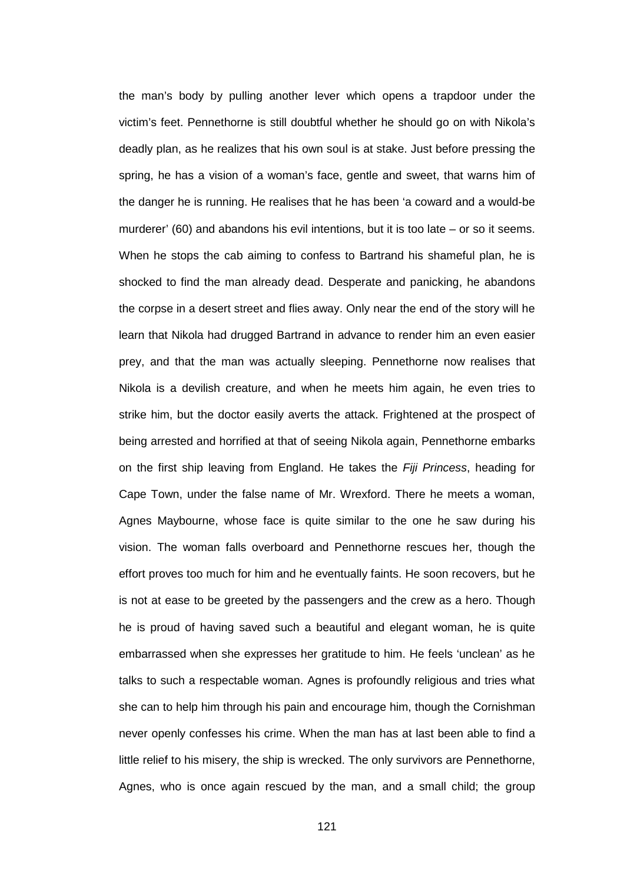the man's body by pulling another lever which opens a trapdoor under the victim's feet. Pennethorne is still doubtful whether he should go on with Nikola's deadly plan, as he realizes that his own soul is at stake. Just before pressing the spring, he has a vision of a woman's face, gentle and sweet, that warns him of the danger he is running. He realises that he has been 'a coward and a would-be murderer' (60) and abandons his evil intentions, but it is too late – or so it seems. When he stops the cab aiming to confess to Bartrand his shameful plan, he is shocked to find the man already dead. Desperate and panicking, he abandons the corpse in a desert street and flies away. Only near the end of the story will he learn that Nikola had drugged Bartrand in advance to render him an even easier prey, and that the man was actually sleeping. Pennethorne now realises that Nikola is a devilish creature, and when he meets him again, he even tries to strike him, but the doctor easily averts the attack. Frightened at the prospect of being arrested and horrified at that of seeing Nikola again, Pennethorne embarks on the first ship leaving from England. He takes the *Fiji Princess*, heading for Cape Town, under the false name of Mr. Wrexford. There he meets a woman, Agnes Maybourne, whose face is quite similar to the one he saw during his vision. The woman falls overboard and Pennethorne rescues her, though the effort proves too much for him and he eventually faints. He soon recovers, but he is not at ease to be greeted by the passengers and the crew as a hero. Though he is proud of having saved such a beautiful and elegant woman, he is quite embarrassed when she expresses her gratitude to him. He feels 'unclean' as he talks to such a respectable woman. Agnes is profoundly religious and tries what she can to help him through his pain and encourage him, though the Cornishman never openly confesses his crime. When the man has at last been able to find a little relief to his misery, the ship is wrecked. The only survivors are Pennethorne, Agnes, who is once again rescued by the man, and a small child; the group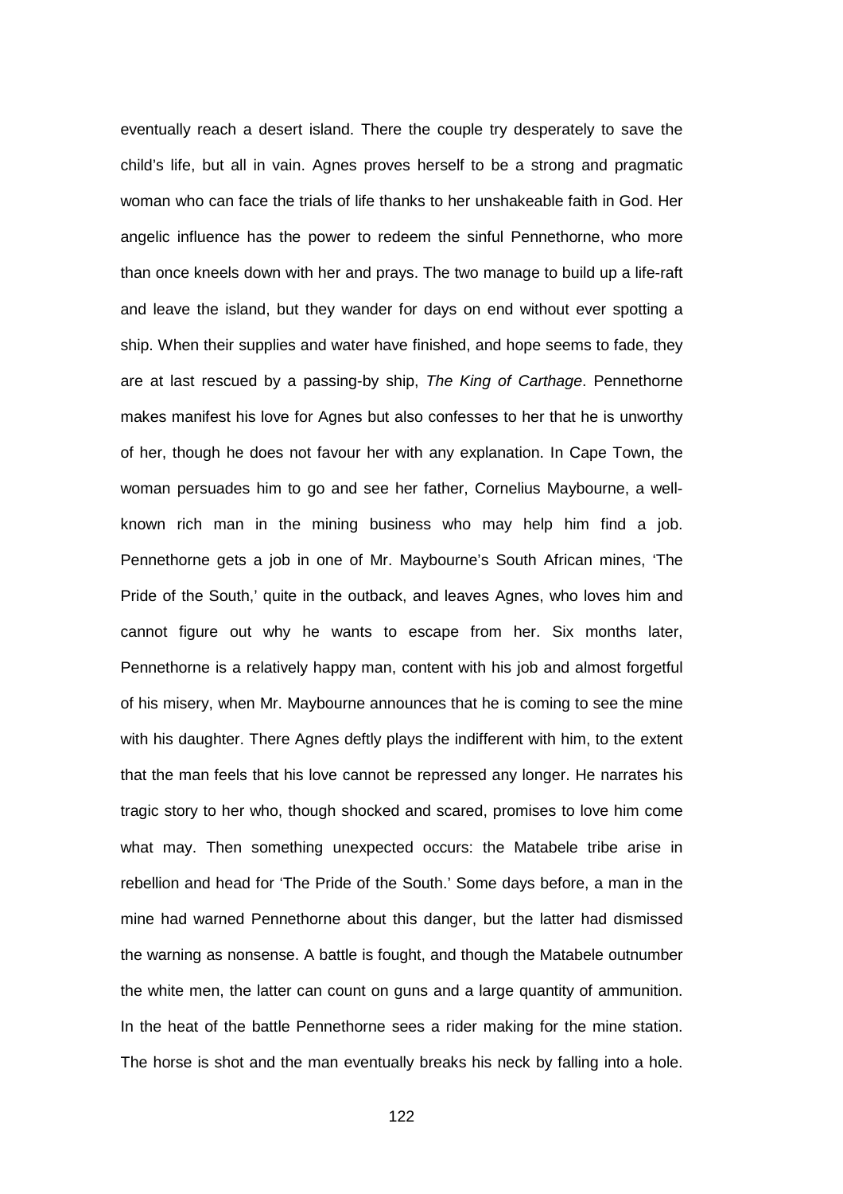eventually reach a desert island. There the couple try desperately to save the child's life, but all in vain. Agnes proves herself to be a strong and pragmatic woman who can face the trials of life thanks to her unshakeable faith in God. Her angelic influence has the power to redeem the sinful Pennethorne, who more than once kneels down with her and prays. The two manage to build up a life-raft and leave the island, but they wander for days on end without ever spotting a ship. When their supplies and water have finished, and hope seems to fade, they are at last rescued by a passing-by ship, *The King of Carthage*. Pennethorne makes manifest his love for Agnes but also confesses to her that he is unworthy of her, though he does not favour her with any explanation. In Cape Town, the woman persuades him to go and see her father, Cornelius Maybourne, a well-known rich man in the mining business who may help him find a job. Pennethorne gets a job in one of Mr. Maybourne's South African mines, 'The Pride of the South,' quite in the outback, and leaves Agnes, who loves him and cannot figure out why he wants to escape from her. Six months later, Pennethorne is a relatively happy man, content with his job and almost forgetful of his misery, when Mr. Maybourne announces that he is coming to see the mine with his daughter. There Agnes deftly plays the indifferent with him, to the extent that the man feels that his love cannot be repressed any longer. He narrates his tragic story to her who, though shocked and scared, promises to love him come what may. Then something unexpected occurs: the Matabele tribe arise in rebellion and head for 'The Pride of the South.' Some days before, a man in the mine had warned Pennethorne about this danger, but the latter had dismissed the warning as nonsense. A battle is fought, and though the Matabele outnumber the white men, the latter can count on guns and a large quantity of ammunition. In the heat of the battle Pennethorne sees a rider making for the mine station. The horse is shot and the man eventually breaks his neck by falling into a hole.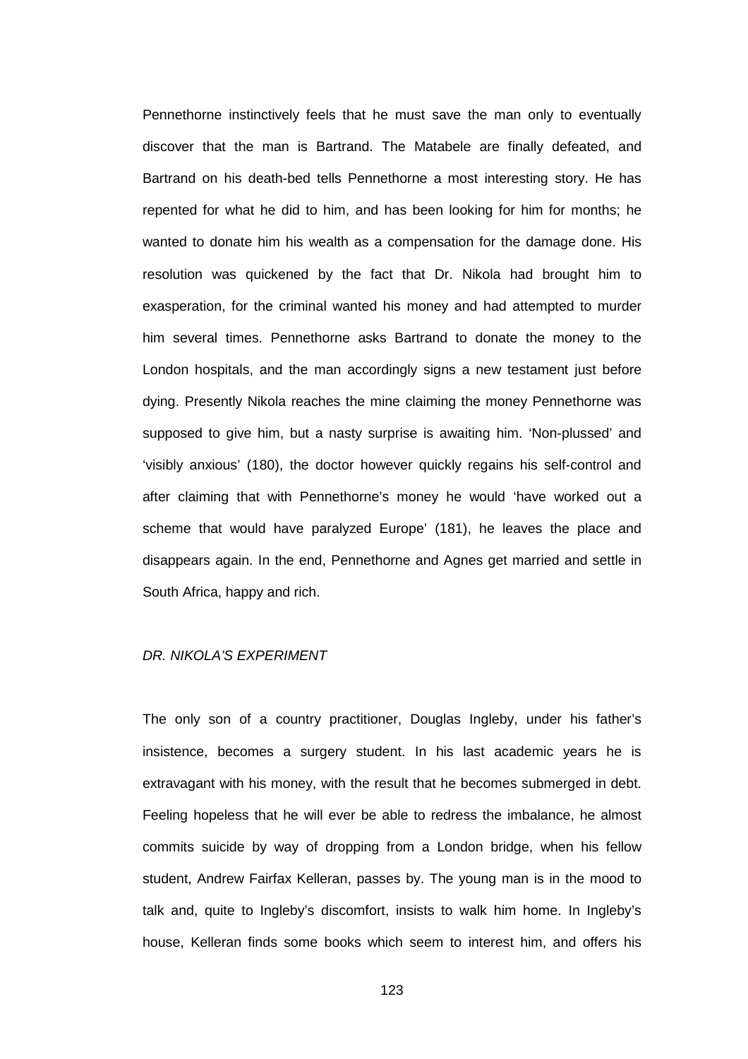Pennethorne instinctively feels that he must save the man only to eventually discover that the man is Bartrand. The Matabele are finally defeated, and Bartrand on his death-bed tells Pennethorne a most interesting story. He has repented for what he did to him, and has been looking for him for months; he wanted to donate him his wealth as a compensation for the damage done. His resolution was quickened by the fact that Dr. Nikola had brought him to exasperation, for the criminal wanted his money and had attempted to murder him several times. Pennethorne asks Bartrand to donate the money to the London hospitals, and the man accordingly signs a new testament just before dying. Presently Nikola reaches the mine claiming the money Pennethorne was supposed to give him, but a nasty surprise is awaiting him. 'Non-plussed' and 'visibly anxious' (180), the doctor however quickly regains his self-control and after claiming that with Pennethorne's money he would 'have worked out a scheme that would have paralyzed Europe' (181), he leaves the place and disappears again. In the end, Pennethorne and Agnes get married and settle in South Africa, happy and rich.

*DR. NIKOLA'S EXPERIMENT*

The only son of a country practitioner, Douglas Ingleby, under his father's insistence, becomes a surgery student. In his last academic years he is extravagant with his money, with the result that he becomes submerged in debt. Feeling hopeless that he will ever be able to redress the imbalance, he almost commits suicide by way of dropping from a London bridge, when his fellow student, Andrew Fairfax Kelleran, passes by. The young man is in the mood to talk and, quite to Ingleby's discomfort, insists to walk him home. In Ingleby's house, Kelleran finds some books which seem to interest him, and offers his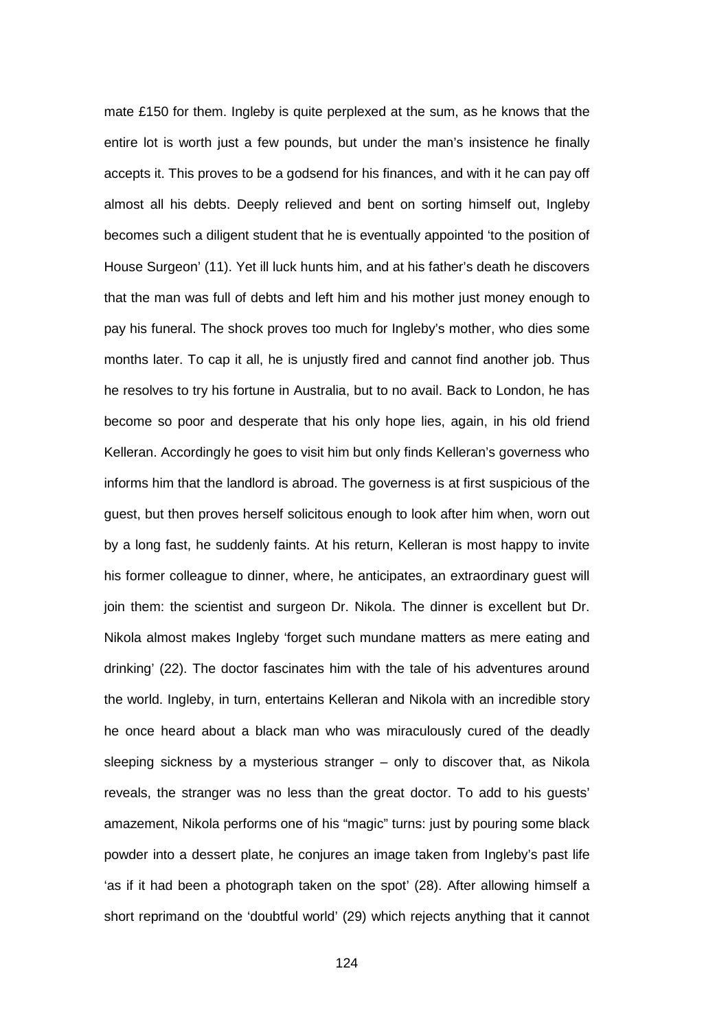mate £150 for them. Ingleby is quite perplexed at the sum, as he knows that the entire lot is worth just a few pounds, but under the man's insistence he finally accepts it. This proves to be a godsend for his finances, and with it he can pay off almost all his debts. Deeply relieved and bent on sorting himself out, Ingleby becomes such a diligent student that he is eventually appointed 'to the position of House Surgeon' (11). Yet ill luck hunts him, and at his father's death he discovers that the man was full of debts and left him and his mother just money enough to pay his funeral. The shock proves too much for Ingleby's mother, who dies some months later. To cap it all, he is unjustly fired and cannot find another job. Thus he resolves to try his fortune in Australia, but to no avail. Back to London, he has become so poor and desperate that his only hope lies, again, in his old friend Kelleran. Accordingly he goes to visit him but only finds Kelleran's governess who informs him that the landlord is abroad. The governess is at first suspicious of the guest, but then proves herself solicitous enough to look after him when, worn out by a long fast, he suddenly faints. At his return, Kelleran is most happy to invite his former colleague to dinner, where, he anticipates, an extraordinary guest will join them: the scientist and surgeon Dr. Nikola. The dinner is excellent but Dr. Nikola almost makes Ingleby 'forget such mundane matters as mere eating and drinking' (22). The doctor fascinates him with the tale of his adventures around the world. Ingleby, in turn, entertains Kelleran and Nikola with an incredible story he once heard about a black man who was miraculously cured of the deadly sleeping sickness by a mysterious stranger – only to discover that, as Nikola reveals, the stranger was no less than the great doctor. To add to his guests' amazement, Nikola performs one of his "magic" turns: just by pouring some black powder into a dessert plate, he conjures an image taken from Ingleby's past life 'as if it had been a photograph taken on the spot' (28). After allowing himself a short reprimand on the 'doubtful world' (29) which rejects anything that it cannot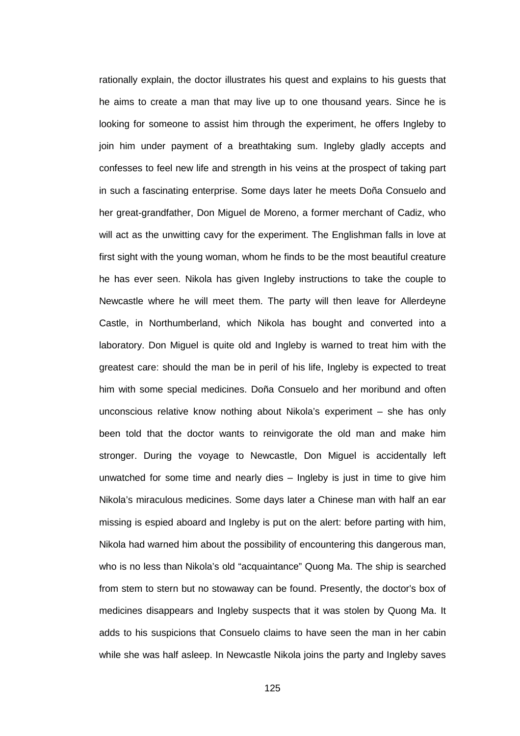rationally explain, the doctor illustrates his quest and explains to his guests that he aims to create a man that may live up to one thousand years. Since he is looking for someone to assist him through the experiment, he offers Ingleby to join him under payment of a breathtaking sum. Ingleby gladly accepts and confesses to feel new life and strength in his veins at the prospect of taking part in such a fascinating enterprise. Some days later he meets Doña Consuelo and her great-grandfather, Don Miguel de Moreno, a former merchant of Cadiz, who will act as the unwitting cavy for the experiment. The Englishman falls in love at first sight with the young woman, whom he finds to be the most beautiful creature he has ever seen. Nikola has given Ingleby instructions to take the couple to Newcastle where he will meet them. The party will then leave for Allerdeyne Castle, in Northumberland, which Nikola has bought and converted into a laboratory. Don Miguel is quite old and Ingleby is warned to treat him with the greatest care: should the man be in peril of his life, Ingleby is expected to treat him with some special medicines. Doña Consuelo and her moribund and often unconscious relative know nothing about Nikola's experiment – she has only been told that the doctor wants to reinvigorate the old man and make him stronger. During the voyage to Newcastle, Don Miguel is accidentally left unwatched for some time and nearly dies – Ingleby is just in time to give him Nikola's miraculous medicines. Some days later a Chinese man with half an ear missing is espied aboard and Ingleby is put on the alert: before parting with him, Nikola had warned him about the possibility of encountering this dangerous man, who is no less than Nikola's old "acquaintance" Quong Ma. The ship is searched from stem to stern but no stowaway can be found. Presently, the doctor's box of medicines disappears and Ingleby suspects that it was stolen by Quong Ma. It adds to his suspicions that Consuelo claims to have seen the man in her cabin while she was half asleep. In Newcastle Nikola joins the party and Ingleby saves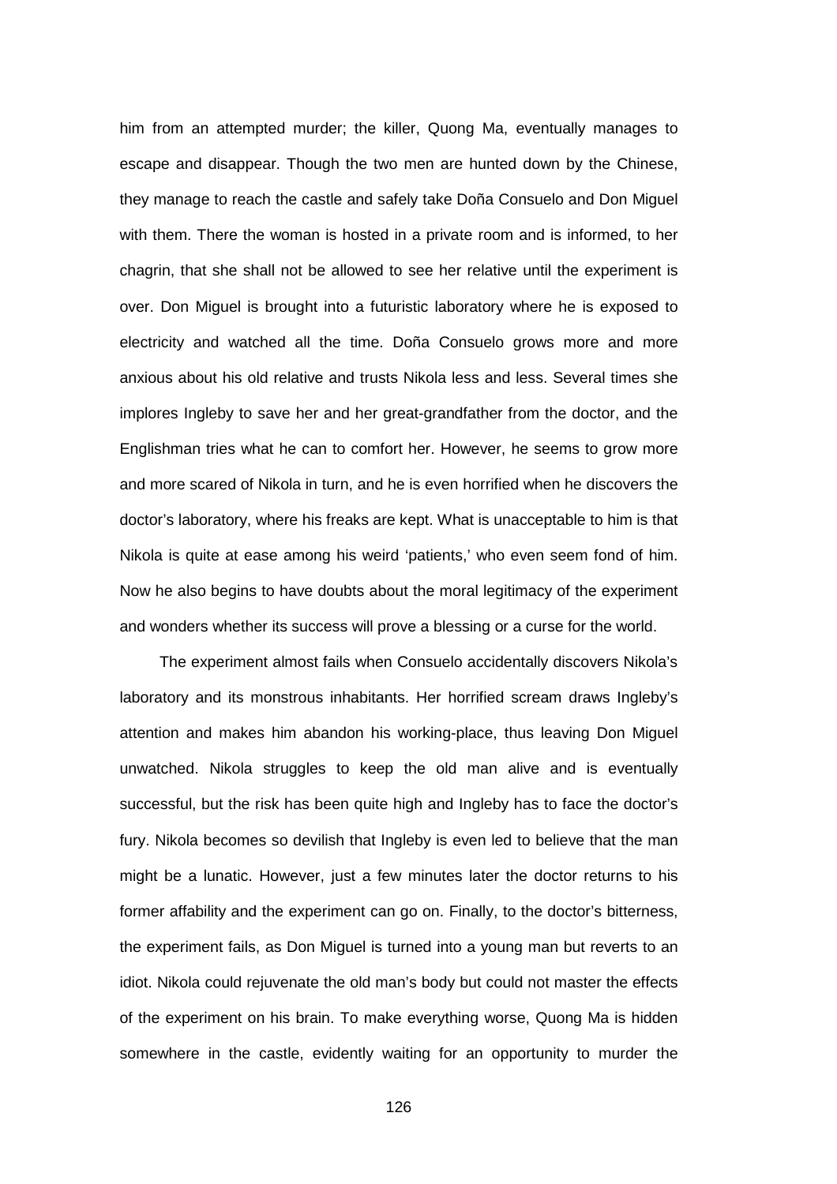him from an attempted murder; the killer, Quong Ma, eventually manages to escape and disappear. Though the two men are hunted down by the Chinese, they manage to reach the castle and safely take Doña Consuelo and Don Miguel with them. There the woman is hosted in a private room and is informed, to her chagrin, that she shall not be allowed to see her relative until the experiment is over. Don Miguel is brought into a futuristic laboratory where he is exposed to electricity and watched all the time. Doña Consuelo grows more and more anxious about his old relative and trusts Nikola less and less. Several times she implores Ingleby to save her and her great-grandfather from the doctor, and the Englishman tries what he can to comfort her. However, he seems to grow more and more scared of Nikola in turn, and he is even horrified when he discovers the doctor's laboratory, where his freaks are kept. What is unacceptable to him is that Nikola is quite at ease among his weird 'patients,' who even seem fond of him. Now he also begins to have doubts about the moral legitimacy of the experiment and wonders whether its success will prove a blessing or a curse for the world.

The experiment almost fails when Consuelo accidentally discovers Nikola's laboratory and its monstrous inhabitants. Her horrified scream draws Ingleby's attention and makes him abandon his working-place, thus leaving Don Miguel unwatched. Nikola struggles to keep the old man alive and is eventually successful, but the risk has been quite high and Ingleby has to face the doctor's fury. Nikola becomes so devilish that Ingleby is even led to believe that the man might be a lunatic. However, just a few minutes later the doctor returns to his former affability and the experiment can go on. Finally, to the doctor's bitterness, the experiment fails, as Don Miguel is turned into a young man but reverts to an idiot. Nikola could rejuvenate the old man's body but could not master the effects of the experiment on his brain. To make everything worse, Quong Ma is hidden somewhere in the castle, evidently waiting for an opportunity to murder the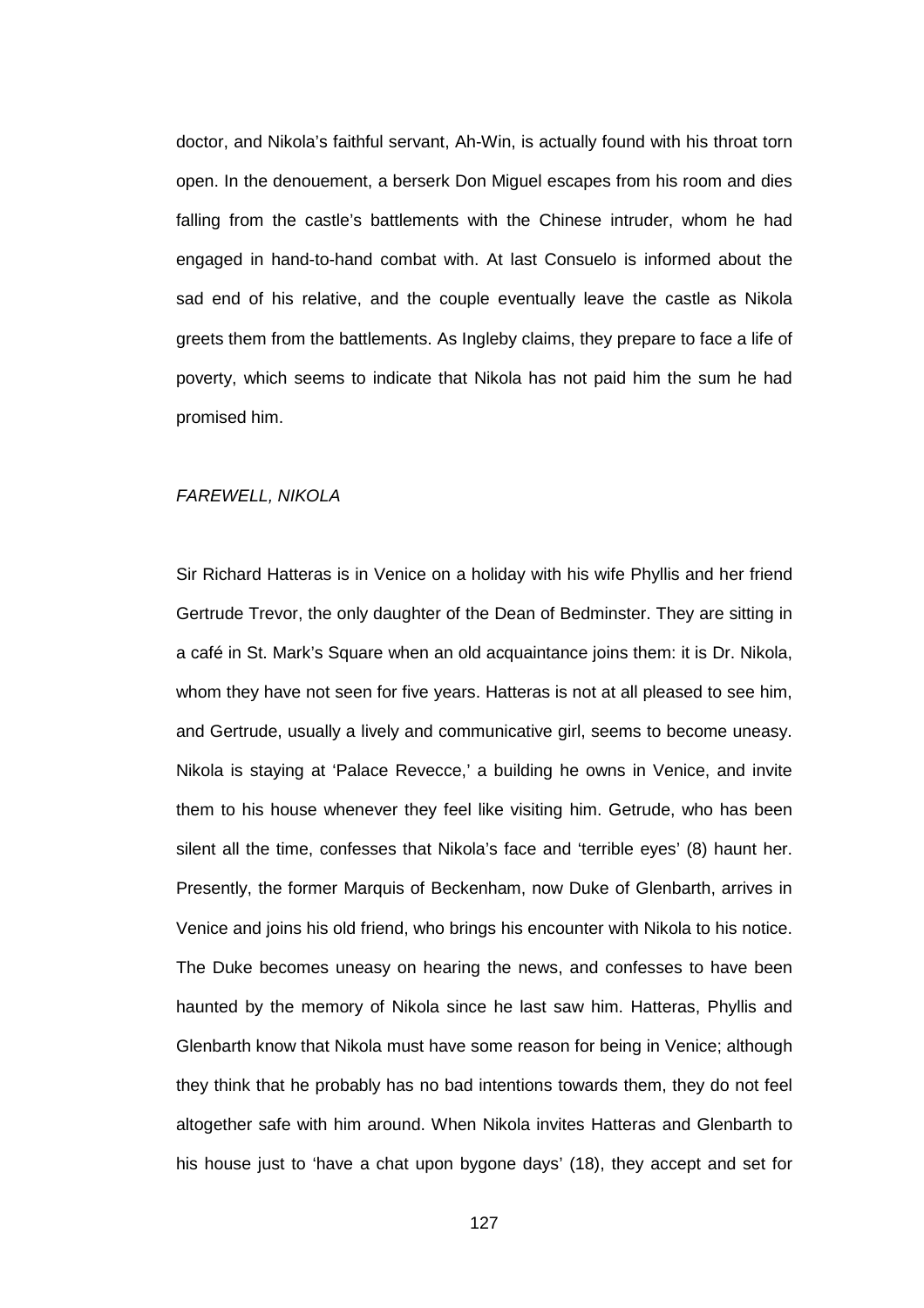doctor, and Nikola's faithful servant, Ah-Win, is actually found with his throat torn open. In the denouement, a berserk Don Miguel escapes from his room and dies falling from the castle's battlements with the Chinese intruder, whom he had engaged in hand-to-hand combat with. At last Consuelo is informed about the sad end of his relative, and the couple eventually leave the castle as Nikola greets them from the battlements. As Ingleby claims, they prepare to face a life of poverty, which seems to indicate that Nikola has not paid him the sum he had promised him.

### *FAREWELL, NIKOLA*

Sir Richard Hatteras is in Venice on a holiday with his wife Phyllis and her friend Gertrude Trevor, the only daughter of the Dean of Bedminster. They are sitting in a café in St. Mark's Square when an old acquaintance joins them: it is Dr. Nikola, whom they have not seen for five years. Hatteras is not at all pleased to see him, and Gertrude, usually a lively and communicative girl, seems to become uneasy. Nikola is staying at 'Palace Revecce,' a building he owns in Venice, and invite them to his house whenever they feel like visiting him. Getrude, who has been silent all the time, confesses that Nikola's face and 'terrible eyes' (8) haunt her. Presently, the former Marquis of Beckenham, now Duke of Glenbarth, arrives in Venice and joins his old friend, who brings his encounter with Nikola to his notice. The Duke becomes uneasy on hearing the news, and confesses to have been haunted by the memory of Nikola since he last saw him. Hatteras, Phyllis and Glenbarth know that Nikola must have some reason for being in Venice; although they think that he probably has no bad intentions towards them, they do not feel altogether safe with him around. When Nikola invites Hatteras and Glenbarth to his house just to 'have a chat upon bygone days' (18), they accept and set for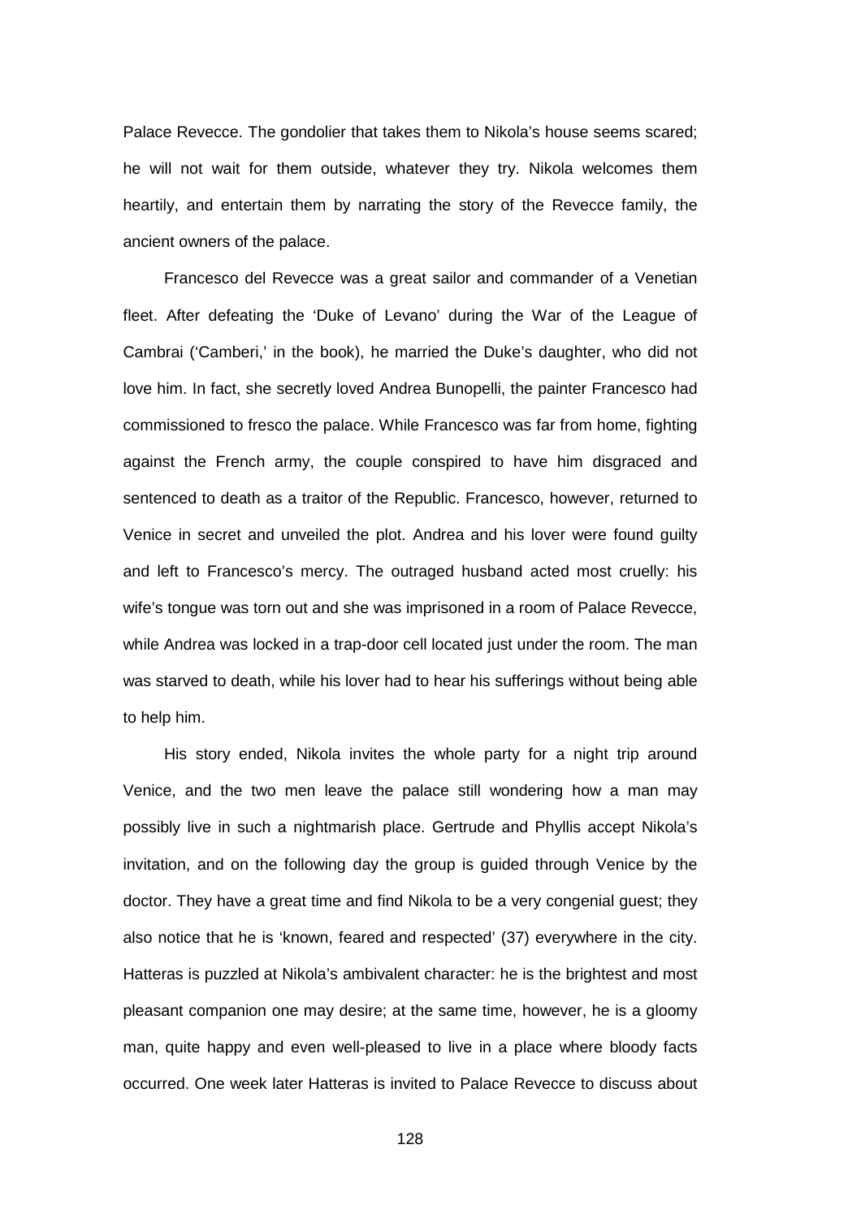Palace Revecce. The gondolier that takes them to Nikola's house seems scared; he will not wait for them outside, whatever they try. Nikola welcomes them heartily, and entertain them by narrating the story of the Revecce family, the ancient owners of the palace.

Francesco del Revecce was a great sailor and commander of a Venetian fleet. After defeating the 'Duke of Levano' during the War of the League of Cambrai ('Camberi,' in the book), he married the Duke's daughter, who did not love him. In fact, she secretly loved Andrea Bunopelli, the painter Francesco had commissioned to fresco the palace. While Francesco was far from home, fighting against the French army, the couple conspired to have him disgraced and sentenced to death as a traitor of the Republic. Francesco, however, returned to Venice in secret and unveiled the plot. Andrea and his lover were found guilty and left to Francesco's mercy. The outraged husband acted most cruelly: his wife's tongue was torn out and she was imprisoned in a room of Palace Revecce, while Andrea was locked in a trap-door cell located just under the room. The man was starved to death, while his lover had to hear his sufferings without being able to help him.

His story ended, Nikola invites the whole party for a night trip around Venice, and the two men leave the palace still wondering how a man may possibly live in such a nightmarish place. Gertrude and Phyllis accept Nikola's invitation, and on the following day the group is guided through Venice by the doctor. They have a great time and find Nikola to be a very congenial guest; they also notice that he is 'known, feared and respected' (37) everywhere in the city. Hatteras is puzzled at Nikola's ambivalent character: he is the brightest and most pleasant companion one may desire; at the same time, however, he is a gloomy man, quite happy and even well-pleased to live in a place where bloody facts occurred. One week later Hatteras is invited to Palace Revecce to discuss about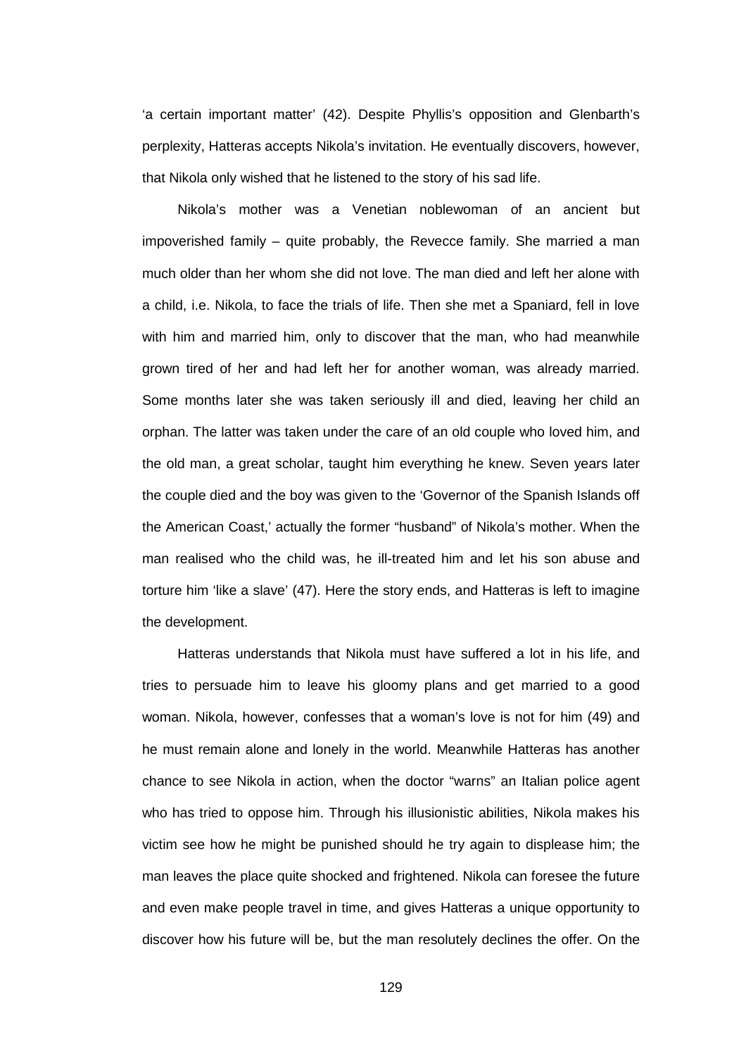'a certain important matter' (42). Despite Phyllis's opposition and Glenbarth's perplexity, Hatteras accepts Nikola's invitation. He eventually discovers, however, that Nikola only wished that he listened to the story of his sad life.

Nikola's mother was a Venetian noblewoman of an ancient but impoverished family – quite probably, the Revecce family. She married a man much older than her whom she did not love. The man died and left her alone with a child, i.e. Nikola, to face the trials of life. Then she met a Spaniard, fell in love with him and married him, only to discover that the man, who had meanwhile grown tired of her and had left her for another woman, was already married. Some months later she was taken seriously ill and died, leaving her child an orphan. The latter was taken under the care of an old couple who loved him, and the old man, a great scholar, taught him everything he knew. Seven years later the couple died and the boy was given to the 'Governor of the Spanish Islands off the American Coast,' actually the former "husband" of Nikola's mother. When the man realised who the child was, he ill-treated him and let his son abuse and torture him 'like a slave' (47). Here the story ends, and Hatteras is left to imagine the development.

Hatteras understands that Nikola must have suffered a lot in his life, and tries to persuade him to leave his gloomy plans and get married to a good woman. Nikola, however, confesses that a woman's love is not for him (49) and he must remain alone and lonely in the world. Meanwhile Hatteras has another chance to see Nikola in action, when the doctor "warns" an Italian police agent who has tried to oppose him. Through his illusionistic abilities, Nikola makes his victim see how he might be punished should he try again to displease him; the man leaves the place quite shocked and frightened. Nikola can foresee the future and even make people travel in time, and gives Hatteras a unique opportunity to discover how his future will be, but the man resolutely declines the offer. On the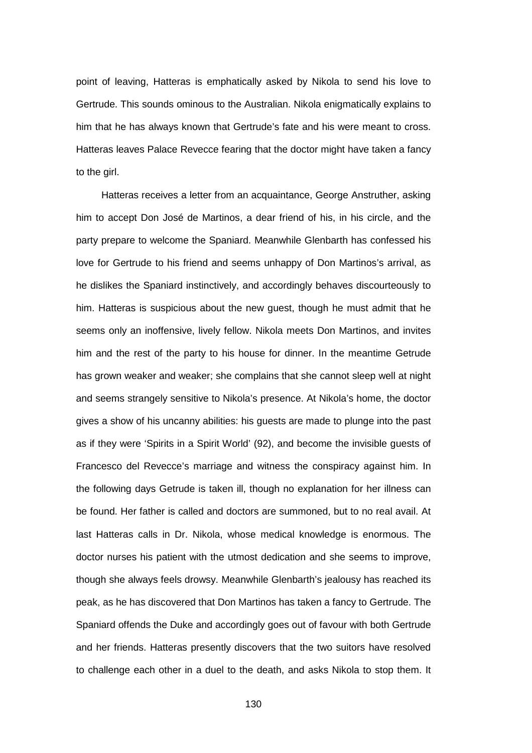point of leaving, Hatteras is emphatically asked by Nikola to send his love to Gertrude. This sounds ominous to the Australian. Nikola enigmatically explains to him that he has always known that Gertrude's fate and his were meant to cross. Hatteras leaves Palace Revecce fearing that the doctor might have taken a fancy to the girl.

Hatteras receives a letter from an acquaintance, George Anstruther, asking him to accept Don José de Martinos, a dear friend of his, in his circle, and the party prepare to welcome the Spaniard. Meanwhile Glenbarth has confessed his love for Gertrude to his friend and seems unhappy of Don Martinos's arrival, as he dislikes the Spaniard instinctively, and accordingly behaves discourteously to him. Hatteras is suspicious about the new guest, though he must admit that he seems only an inoffensive, lively fellow. Nikola meets Don Martinos, and invites him and the rest of the party to his house for dinner. In the meantime Getrude has grown weaker and weaker; she complains that she cannot sleep well at night and seems strangely sensitive to Nikola's presence. At Nikola's home, the doctor gives a show of his uncanny abilities: his guests are made to plunge into the past as if they were 'Spirits in a Spirit World' (92), and become the invisible guests of Francesco del Revecce's marriage and witness the conspiracy against him. In the following days Getrude is taken ill, though no explanation for her illness can be found. Her father is called and doctors are summoned, but to no real avail. At last Hatteras calls in Dr. Nikola, whose medical knowledge is enormous. The doctor nurses his patient with the utmost dedication and she seems to improve, though she always feels drowsy. Meanwhile Glenbarth's jealousy has reached its peak, as he has discovered that Don Martinos has taken a fancy to Gertrude. The Spaniard offends the Duke and accordingly goes out of favour with both Gertrude and her friends. Hatteras presently discovers that the two suitors have resolved to challenge each other in a duel to the death, and asks Nikola to stop them. It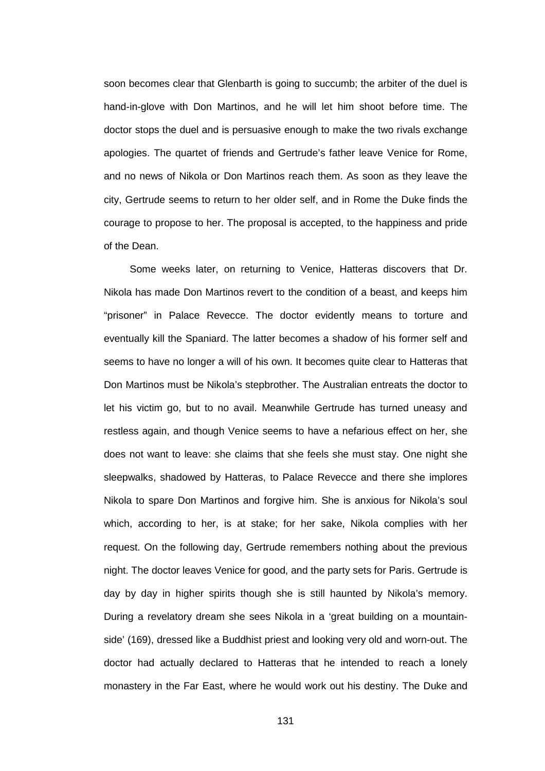soon becomes clear that Glenbarth is going to succumb; the arbiter of the duel is hand-in-glove with Don Martinos, and he will let him shoot before time. The doctor stops the duel and is persuasive enough to make the two rivals exchange apologies. The quartet of friends and Gertrude's father leave Venice for Rome, and no news of Nikola or Don Martinos reach them. As soon as they leave the city, Gertrude seems to return to her older self, and in Rome the Duke finds the courage to propose to her. The proposal is accepted, to the happiness and pride of the Dean.

Some weeks later, on returning to Venice, Hatteras discovers that Dr. Nikola has made Don Martinos revert to the condition of a beast, and keeps him "prisoner" in Palace Revecce. The doctor evidently means to torture and eventually kill the Spaniard. The latter becomes a shadow of his former self and seems to have no longer a will of his own. It becomes quite clear to Hatteras that Don Martinos must be Nikola's stepbrother. The Australian entreats the doctor to let his victim go, but to no avail. Meanwhile Gertrude has turned uneasy and restless again, and though Venice seems to have a nefarious effect on her, she does not want to leave: she claims that she feels she must stay. One night she sleepwalks, shadowed by Hatteras, to Palace Revecce and there she implores Nikola to spare Don Martinos and forgive him. She is anxious for Nikola's soul which, according to her, is at stake; for her sake, Nikola complies with her request. On the following day, Gertrude remembers nothing about the previous night. The doctor leaves Venice for good, and the party sets for Paris. Gertrude is day by day in higher spirits though she is still haunted by Nikola's memory. During a revelatory dream she sees Nikola in a 'great building on a mountain-side' (169), dressed like a Buddhist priest and looking very old and worn-out. The doctor had actually declared to Hatteras that he intended to reach a lonely monastery in the Far East, where he would work out his destiny. The Duke and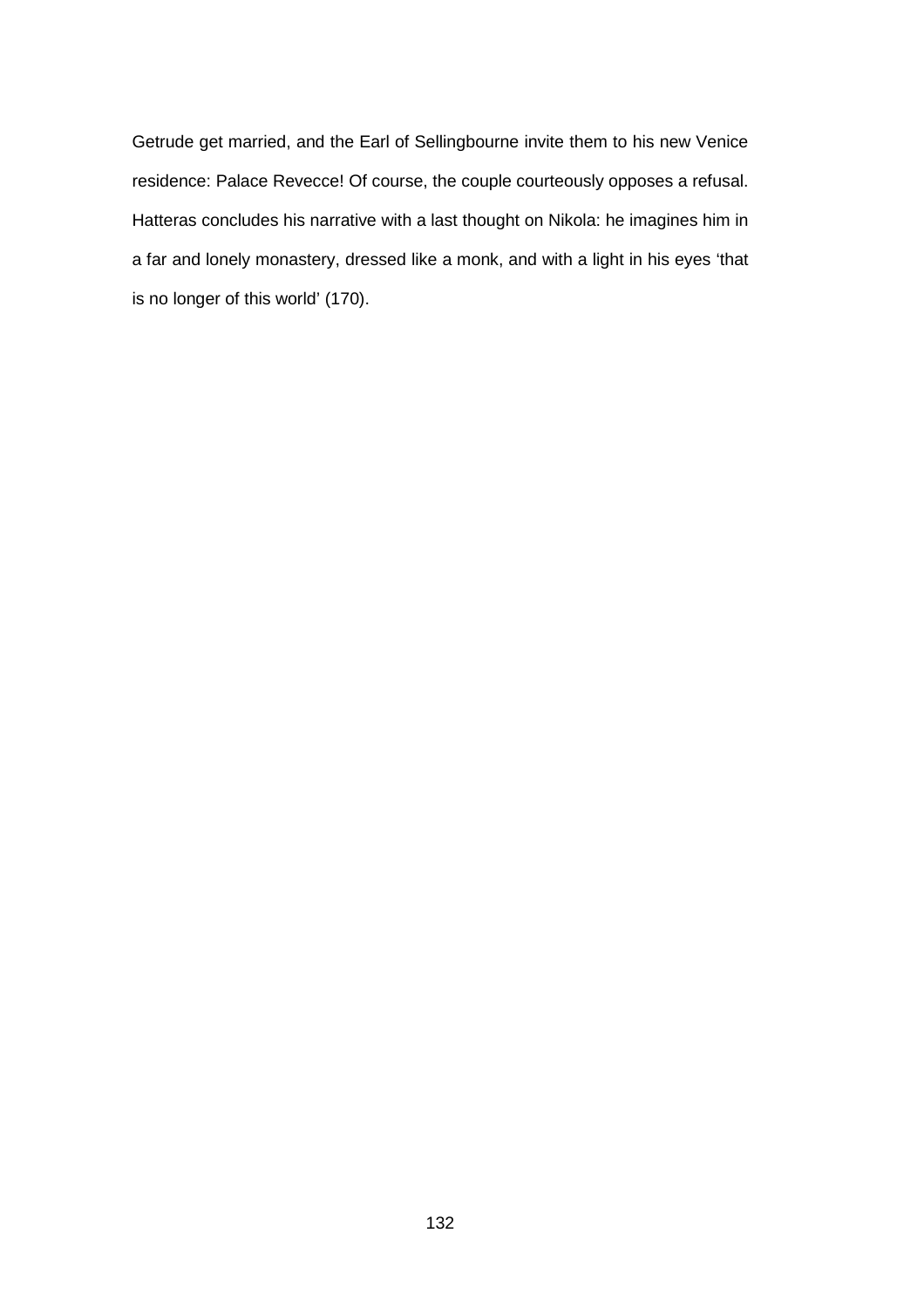Getrude get married, and the Earl of Sellingbourne invite them to his new Venice residence: Palace Revecce! Of course, the couple courteously opposes a refusal. Hatteras concludes his narrative with a last thought on Nikola: he imagines him in a far and lonely monastery, dressed like a monk, and with a light in his eyes 'that is no longer of this world' (170).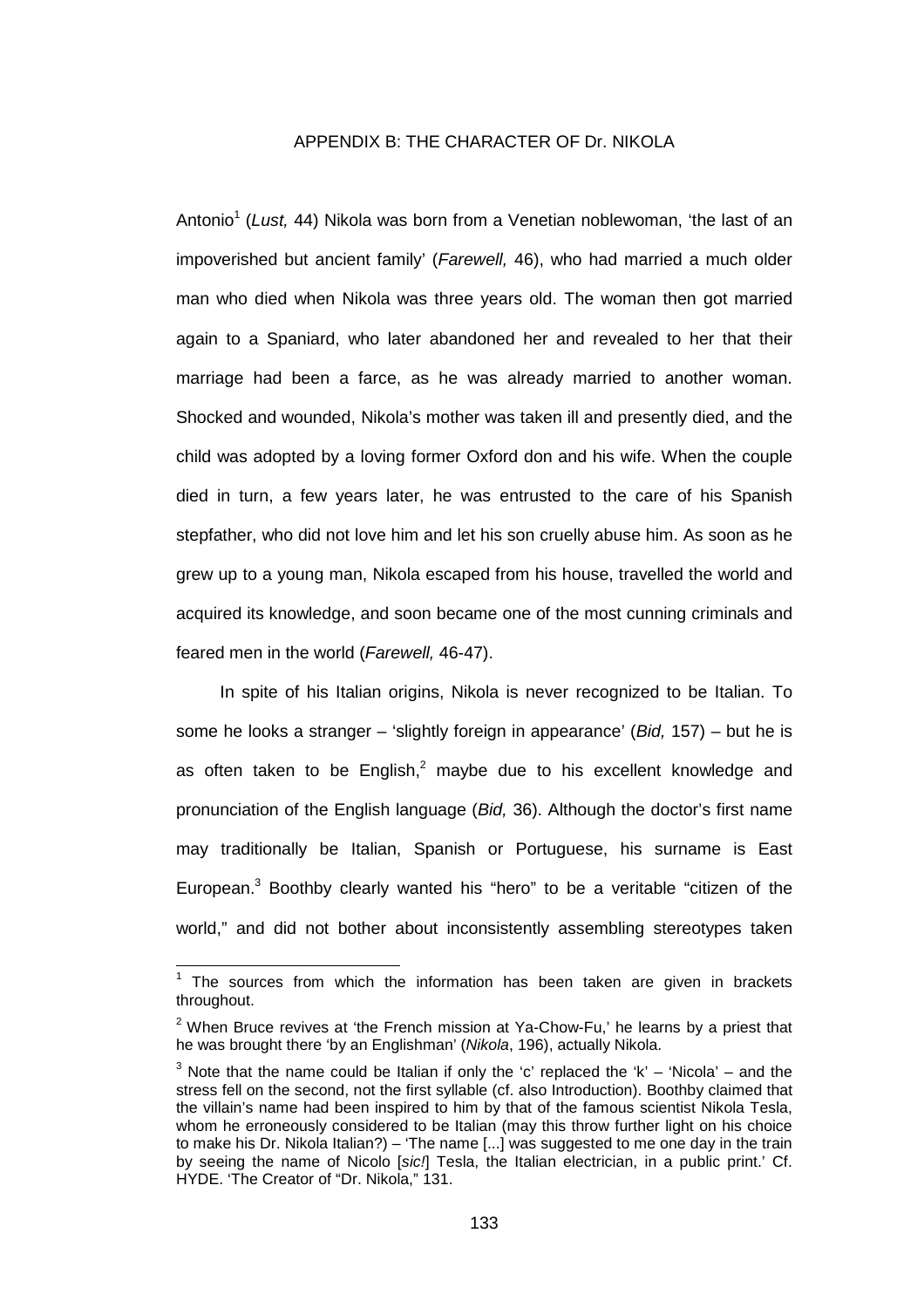# APPENDIX B: THE CHARACTER OF Dr. NIKOLA

Antonio[1] (*Lust,* 44) Nikola was born from a Venetian noblewoman, 'the last of an impoverished but ancient family' (*Farewell,* 46), who had married a much older man who died when Nikola was three years old. The woman then got married again to a Spaniard, who later abandoned her and revealed to her that their marriage had been a farce, as he was already married to another woman. Shocked and wounded, Nikola's mother was taken ill and presently died, and the child was adopted by a loving former Oxford don and his wife. When the couple died in turn, a few years later, he was entrusted to the care of his Spanish stepfather, who did not love him and let his son cruelly abuse him. As soon as he grew up to a young man, Nikola escaped from his house, travelled the world and acquired its knowledge, and soon became one of the most cunning criminals and feared men in the world (*Farewell,* 46-47).

In spite of his Italian origins, Nikola is never recognized to be Italian. To some he looks a stranger – 'slightly foreign in appearance' (*Bid,* 157) – but he is as often taken to be English,[2] maybe due to his excellent knowledge and pronunciation of the English language (*Bid,* 36). Although the doctor's first name may traditionally be Italian, Spanish or Portuguese, his surname is East European.[3] Boothby clearly wanted his "hero" to be a veritable "citizen of the world," and did not bother about inconsistently assembling stereotypes taken

---

[1] The sources from which the information has been taken are given in brackets throughout.

[2] When Bruce revives at 'the French mission at Ya-Chow-Fu,' he learns by a priest that he was brought there 'by an Englishman' (*Nikola*, 196), actually Nikola.

[3] Note that the name could be Italian if only the 'c' replaced the 'k' – 'Nicola' – and the stress fell on the second, not the first syllable (cf. also Introduction). Boothby claimed that the villain's name had been inspired to him by that of the famous scientist Nikola Tesla, whom he erroneously considered to be Italian (may this throw further light on his choice to make his Dr. Nikola Italian?) – 'The name [...] was suggested to me one day in the train by seeing the name of Nicolo [*sic!*] Tesla, the Italian electrician, in a public print.' Cf. HYDE. 'The Creator of "Dr. Nikola," 131.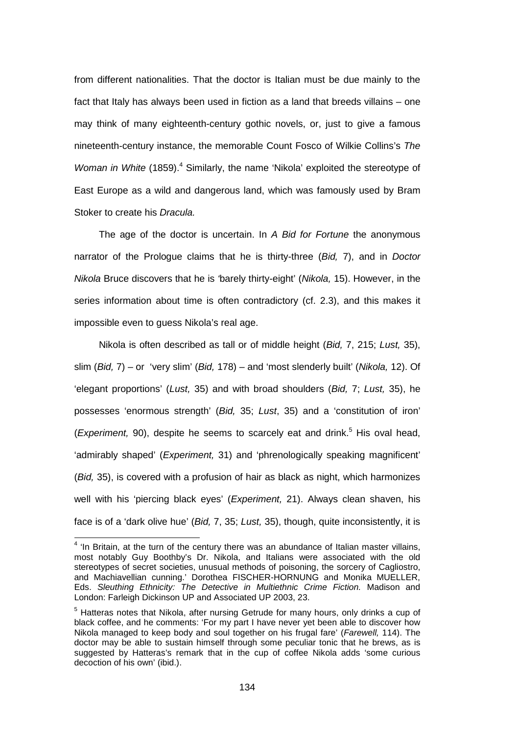from different nationalities. That the doctor is Italian must be due mainly to the fact that Italy has always been used in fiction as a land that breeds villains – one may think of many eighteenth-century gothic novels, or, just to give a famous nineteenth-century instance, the memorable Count Fosco of Wilkie Collins's *The Woman in White* (1859).[4] Similarly, the name 'Nikola' exploited the stereotype of East Europe as a wild and dangerous land, which was famously used by Bram Stoker to create his *Dracula.*

The age of the doctor is uncertain. In *A Bid for Fortune* the anonymous narrator of the Prologue claims that he is thirty-three (*Bid,* 7), and in *Doctor Nikola* Bruce discovers that he is 'barely thirty-eight' (*Nikola,* 15). However, in the series information about time is often contradictory (cf. 2.3), and this makes it impossible even to guess Nikola's real age.

Nikola is often described as tall or of middle height (*Bid,* 7, 215; *Lust,* 35), slim (*Bid,* 7) – or 'very slim' (*Bid,* 178) – and 'most slenderly built' (*Nikola,* 12). Of 'elegant proportions' (*Lust,* 35) and with broad shoulders (*Bid,* 7; *Lust,* 35), he possesses 'enormous strength' (*Bid,* 35; *Lust*, 35) and a 'constitution of iron' (*Experiment,* 90), despite he seems to scarcely eat and drink.[5] His oval head, 'admirably shaped' (*Experiment,* 31) and 'phrenologically speaking magnificent' (*Bid,* 35), is covered with a profusion of hair as black as night, which harmonizes well with his 'piercing black eyes' (*Experiment,* 21). Always clean shaven, his face is of a 'dark olive hue' (*Bid,* 7, 35; *Lust,* 35), though, quite inconsistently, it is

---

[4] 'In Britain, at the turn of the century there was an abundance of Italian master villains, most notably Guy Boothby's Dr. Nikola, and Italians were associated with the old stereotypes of secret societies, unusual methods of poisoning, the sorcery of Cagliostro, and Machiavellian cunning.' Dorothea FISCHER-HORNUNG and Monika MUELLER, Eds. *Sleuthing Ethnicity: The Detective in Multiethnic Crime Fiction.* Madison and London: Farleigh Dickinson UP and Associated UP 2003, 23.

[5] Hatteras notes that Nikola, after nursing Getrude for many hours, only drinks a cup of black coffee, and he comments: 'For my part I have never yet been able to discover how Nikola managed to keep body and soul together on his frugal fare' (*Farewell,* 114). The doctor may be able to sustain himself through some peculiar tonic that he brews, as is suggested by Hatteras's remark that in the cup of coffee Nikola adds 'some curious decoction of his own' (ibid.).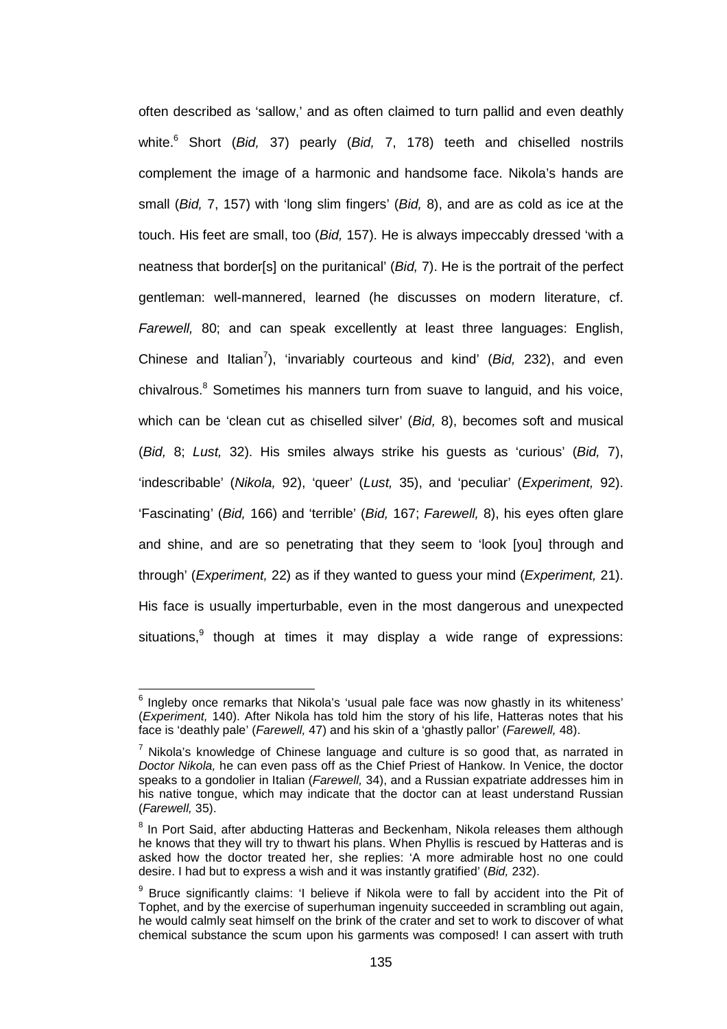often described as 'sallow,' and as often claimed to turn pallid and even deathly white.[6] Short (*Bid,* 37) pearly (*Bid,* 7, 178) teeth and chiselled nostrils complement the image of a harmonic and handsome face. Nikola's hands are small (*Bid,* 7, 157) with 'long slim fingers' (*Bid,* 8), and are as cold as ice at the touch. His feet are small, too (*Bid,* 157). He is always impeccably dressed 'with a neatness that border[s] on the puritanical' (*Bid,* 7). He is the portrait of the perfect gentleman: well-mannered, learned (he discusses on modern literature, cf. *Farewell,* 80; and can speak excellently at least three languages: English, Chinese and Italian[7]), 'invariably courteous and kind' (*Bid,* 232), and even chivalrous.[8] Sometimes his manners turn from suave to languid, and his voice, which can be 'clean cut as chiselled silver' (*Bid,* 8), becomes soft and musical (*Bid,* 8; *Lust,* 32). His smiles always strike his guests as 'curious' (*Bid,* 7), 'indescribable' (*Nikola,* 92), 'queer' (*Lust,* 35), and 'peculiar' (*Experiment,* 92). 'Fascinating' (*Bid,* 166) and 'terrible' (*Bid,* 167; *Farewell,* 8), his eyes often glare and shine, and are so penetrating that they seem to 'look [you] through and through' (*Experiment,* 22) as if they wanted to guess your mind (*Experiment,* 21). His face is usually imperturbable, even in the most dangerous and unexpected situations,[9] though at times it may display a wide range of expressions:

---

[6] Ingleby once remarks that Nikola's 'usual pale face was now ghastly in its whiteness' (*Experiment,* 140). After Nikola has told him the story of his life, Hatteras notes that his face is 'deathly pale' (*Farewell,* 47) and his skin of a 'ghastly pallor' (*Farewell,* 48).

[7] Nikola's knowledge of Chinese language and culture is so good that, as narrated in *Doctor Nikola,* he can even pass off as the Chief Priest of Hankow. In Venice, the doctor speaks to a gondolier in Italian (*Farewell,* 34), and a Russian expatriate addresses him in his native tongue, which may indicate that the doctor can at least understand Russian (*Farewell,* 35).

[8] In Port Said, after abducting Hatteras and Beckenham, Nikola releases them although he knows that they will try to thwart his plans. When Phyllis is rescued by Hatteras and is asked how the doctor treated her, she replies: 'A more admirable host no one could desire. I had but to express a wish and it was instantly gratified' (*Bid,* 232).

[9] Bruce significantly claims: 'I believe if Nikola were to fall by accident into the Pit of Tophet, and by the exercise of superhuman ingenuity succeeded in scrambling out again, he would calmly seat himself on the brink of the crater and set to work to discover of what chemical substance the scum upon his garments was composed! I can assert with truth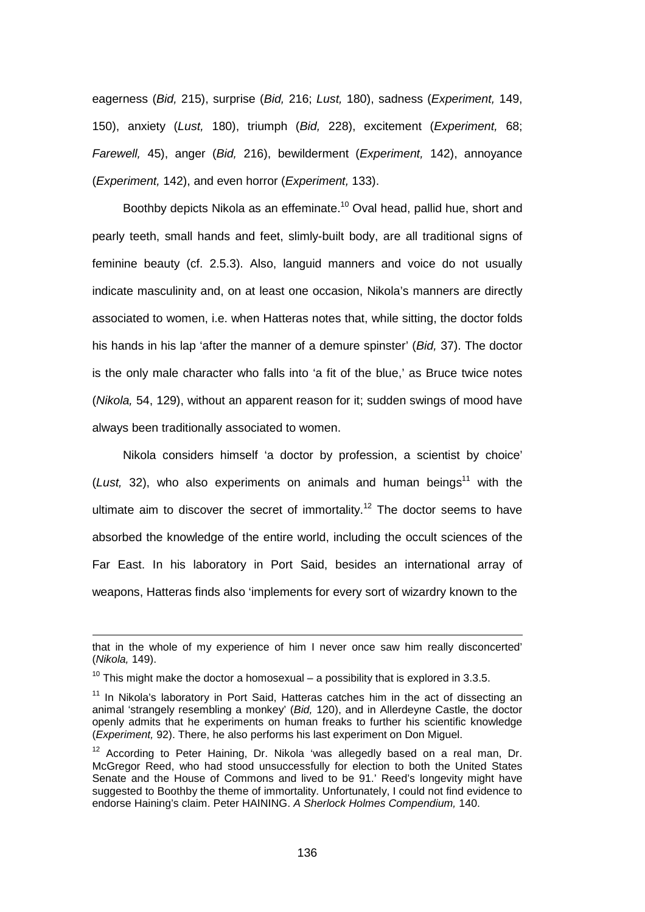eagerness (*Bid,* 215), surprise (*Bid,* 216; *Lust,* 180), sadness (*Experiment,* 149, 150), anxiety (*Lust,* 180), triumph (*Bid,* 228), excitement (*Experiment,* 68; *Farewell,* 45), anger (*Bid,* 216), bewilderment (*Experiment,* 142), annoyance (*Experiment,* 142), and even horror (*Experiment,* 133).

Boothby depicts Nikola as an effeminate.[10] Oval head, pallid hue, short and pearly teeth, small hands and feet, slimly-built body, are all traditional signs of feminine beauty (cf. 2.5.3). Also, languid manners and voice do not usually indicate masculinity and, on at least one occasion, Nikola's manners are directly associated to women, i.e. when Hatteras notes that, while sitting, the doctor folds his hands in his lap 'after the manner of a demure spinster' (*Bid,* 37). The doctor is the only male character who falls into 'a fit of the blue,' as Bruce twice notes (*Nikola,* 54, 129), without an apparent reason for it; sudden swings of mood have always been traditionally associated to women.

Nikola considers himself 'a doctor by profession, a scientist by choice' (*Lust,* 32), who also experiments on animals and human beings[11] with the ultimate aim to discover the secret of immortality.[12] The doctor seems to have absorbed the knowledge of the entire world, including the occult sciences of the Far East. In his laboratory in Port Said, besides an international array of weapons, Hatteras finds also 'implements for every sort of wizardry known to the

---

that in the whole of my experience of him I never once saw him really disconcerted' (*Nikola,* 149).

[10] This might make the doctor a homosexual – a possibility that is explored in 3.3.5.

[11] In Nikola's laboratory in Port Said, Hatteras catches him in the act of dissecting an animal 'strangely resembling a monkey' (*Bid,* 120), and in Allerdeyne Castle, the doctor openly admits that he experiments on human freaks to further his scientific knowledge (*Experiment,* 92). There, he also performs his last experiment on Don Miguel.

[12] According to Peter Haining, Dr. Nikola 'was allegedly based on a real man, Dr. McGregor Reed, who had stood unsuccessfully for election to both the United States Senate and the House of Commons and lived to be 91.' Reed's longevity might have suggested to Boothby the theme of immortality. Unfortunately, I could not find evidence to endorse Haining's claim. Peter HAINING. *A Sherlock Holmes Compendium,* 140.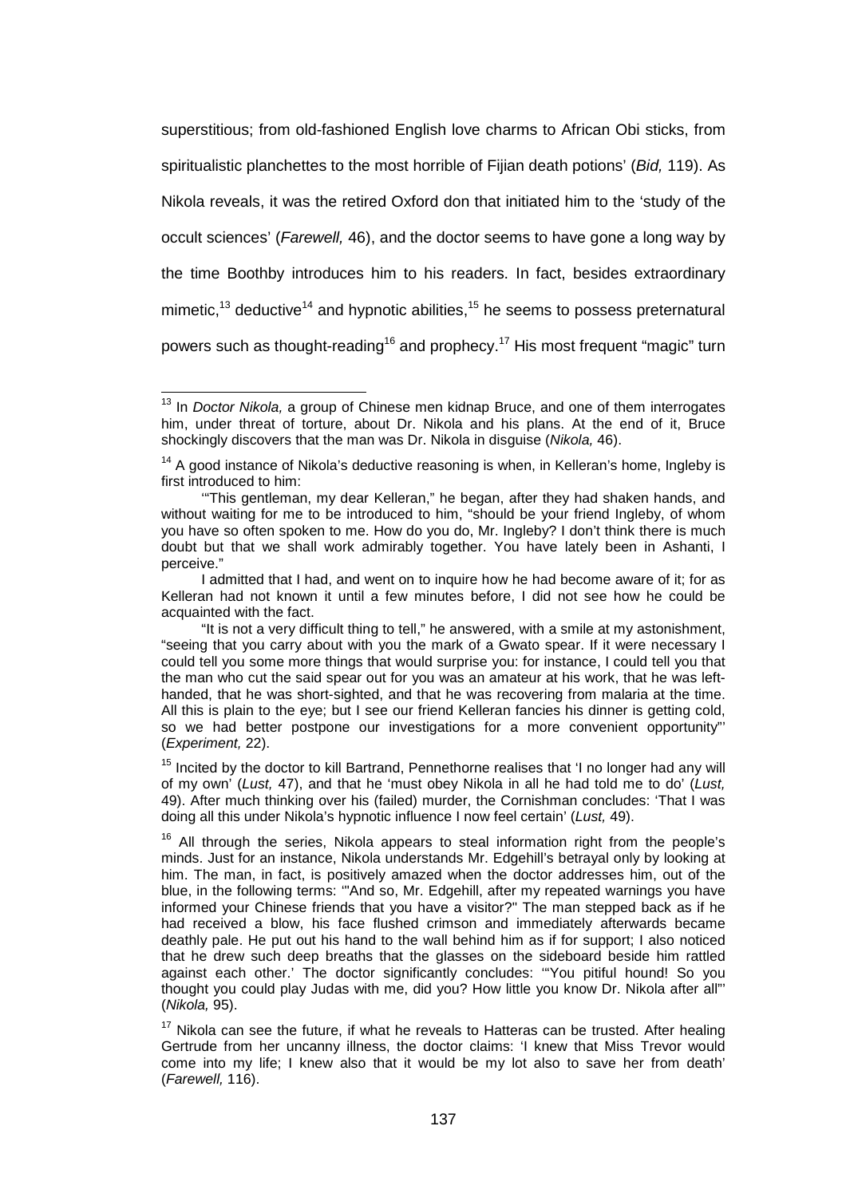superstitious; from old-fashioned English love charms to African Obi sticks, from spiritualistic planchettes to the most horrible of Fijian death potions' (*Bid,* 119). As Nikola reveals, it was the retired Oxford don that initiated him to the 'study of the occult sciences' (*Farewell,* 46), and the doctor seems to have gone a long way by the time Boothby introduces him to his readers. In fact, besides extraordinary mimetic,[13] deductive[14] and hypnotic abilities,[15] he seems to possess preternatural powers such as thought-reading[16] and prophecy.[17] His most frequent "magic" turn

---

[13] In *Doctor Nikola,* a group of Chinese men kidnap Bruce, and one of them interrogates him, under threat of torture, about Dr. Nikola and his plans. At the end of it, Bruce shockingly discovers that the man was Dr. Nikola in disguise (*Nikola,* 46).

[14] A good instance of Nikola's deductive reasoning is when, in Kelleran's home, Ingleby is first introduced to him:

'"This gentleman, my dear Kelleran," he began, after they had shaken hands, and without waiting for me to be introduced to him, "should be your friend Ingleby, of whom you have so often spoken to me. How do you do, Mr. Ingleby? I don't think there is much doubt but that we shall work admirably together. You have lately been in Ashanti, I perceive."

I admitted that I had, and went on to inquire how he had become aware of it; for as Kelleran had not known it until a few minutes before, I did not see how he could be acquainted with the fact.

"It is not a very difficult thing to tell," he answered, with a smile at my astonishment, "seeing that you carry about with you the mark of a Gwato spear. If it were necessary I could tell you some more things that would surprise you: for instance, I could tell you that the man who cut the said spear out for you was an amateur at his work, that he was left-handed, that he was short-sighted, and that he was recovering from malaria at the time. All this is plain to the eye; but I see our friend Kelleran fancies his dinner is getting cold, so we had better postpone our investigations for a more convenient opportunity"' (*Experiment,* 22).

[15] Incited by the doctor to kill Bartrand, Pennethorne realises that 'I no longer had any will of my own' (*Lust,* 47), and that he 'must obey Nikola in all he had told me to do' (*Lust,* 49). After much thinking over his (failed) murder, the Cornishman concludes: 'That I was doing all this under Nikola's hypnotic influence I now feel certain' (*Lust,* 49).

[16] All through the series, Nikola appears to steal information right from the people's minds. Just for an instance, Nikola understands Mr. Edgehill's betrayal only by looking at him. The man, in fact, is positively amazed when the doctor addresses him, out of the blue, in the following terms: '"And so, Mr. Edgehill, after my repeated warnings you have informed your Chinese friends that you have a visitor?" The man stepped back as if he had received a blow, his face flushed crimson and immediately afterwards became deathly pale. He put out his hand to the wall behind him as if for support; I also noticed that he drew such deep breaths that the glasses on the sideboard beside him rattled against each other.' The doctor significantly concludes: '"You pitiful hound! So you thought you could play Judas with me, did you? How little you know Dr. Nikola after all"' (*Nikola,* 95).

[17] Nikola can see the future, if what he reveals to Hatteras can be trusted. After healing Gertrude from her uncanny illness, the doctor claims: 'I knew that Miss Trevor would come into my life; I knew also that it would be my lot also to save her from death' (*Farewell,* 116).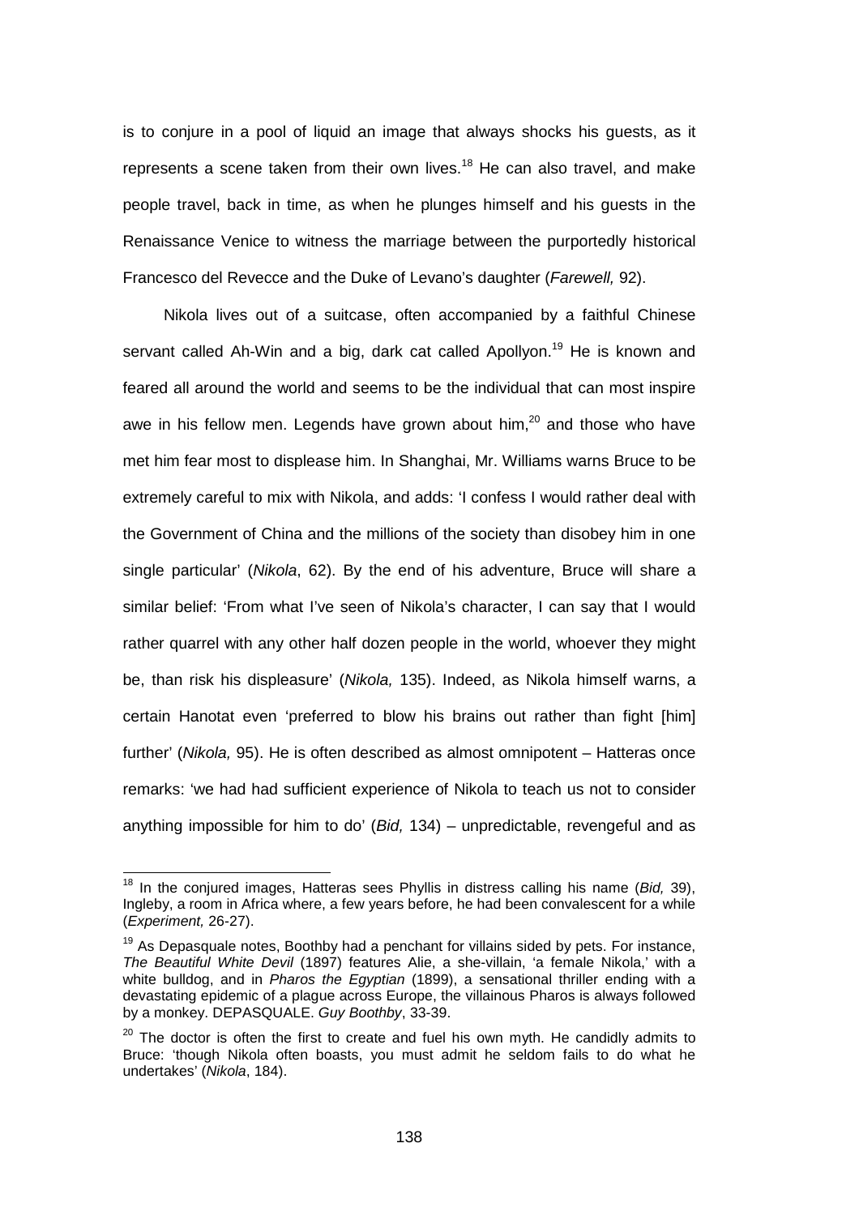is to conjure in a pool of liquid an image that always shocks his guests, as it represents a scene taken from their own lives.[18] He can also travel, and make people travel, back in time, as when he plunges himself and his guests in the Renaissance Venice to witness the marriage between the purportedly historical Francesco del Revecce and the Duke of Levano's daughter (*Farewell,* 92).

Nikola lives out of a suitcase, often accompanied by a faithful Chinese servant called Ah-Win and a big, dark cat called Apollyon.[19] He is known and feared all around the world and seems to be the individual that can most inspire awe in his fellow men. Legends have grown about him,[20] and those who have met him fear most to displease him. In Shanghai, Mr. Williams warns Bruce to be extremely careful to mix with Nikola, and adds: 'I confess I would rather deal with the Government of China and the millions of the society than disobey him in one single particular' (*Nikola*, 62). By the end of his adventure, Bruce will share a similar belief: 'From what I've seen of Nikola's character, I can say that I would rather quarrel with any other half dozen people in the world, whoever they might be, than risk his displeasure' (*Nikola,* 135). Indeed, as Nikola himself warns, a certain Hanotat even 'preferred to blow his brains out rather than fight [him] further' (*Nikola,* 95). He is often described as almost omnipotent – Hatteras once remarks: 'we had had sufficient experience of Nikola to teach us not to consider anything impossible for him to do' (*Bid,* 134) – unpredictable, revengeful and as

---

[18] In the conjured images, Hatteras sees Phyllis in distress calling his name (*Bid,* 39), Ingleby, a room in Africa where, a few years before, he had been convalescent for a while (*Experiment,* 26-27).

[19] As Depasquale notes, Boothby had a penchant for villains sided by pets. For instance, *The Beautiful White Devil* (1897) features Alie, a she-villain, 'a female Nikola,' with a white bulldog, and in *Pharos the Egyptian* (1899), a sensational thriller ending with a devastating epidemic of a plague across Europe, the villainous Pharos is always followed by a monkey. DEPASQUALE. *Guy Boothby*, 33-39.

[20] The doctor is often the first to create and fuel his own myth. He candidly admits to Bruce: 'though Nikola often boasts, you must admit he seldom fails to do what he undertakes' (*Nikola*, 184).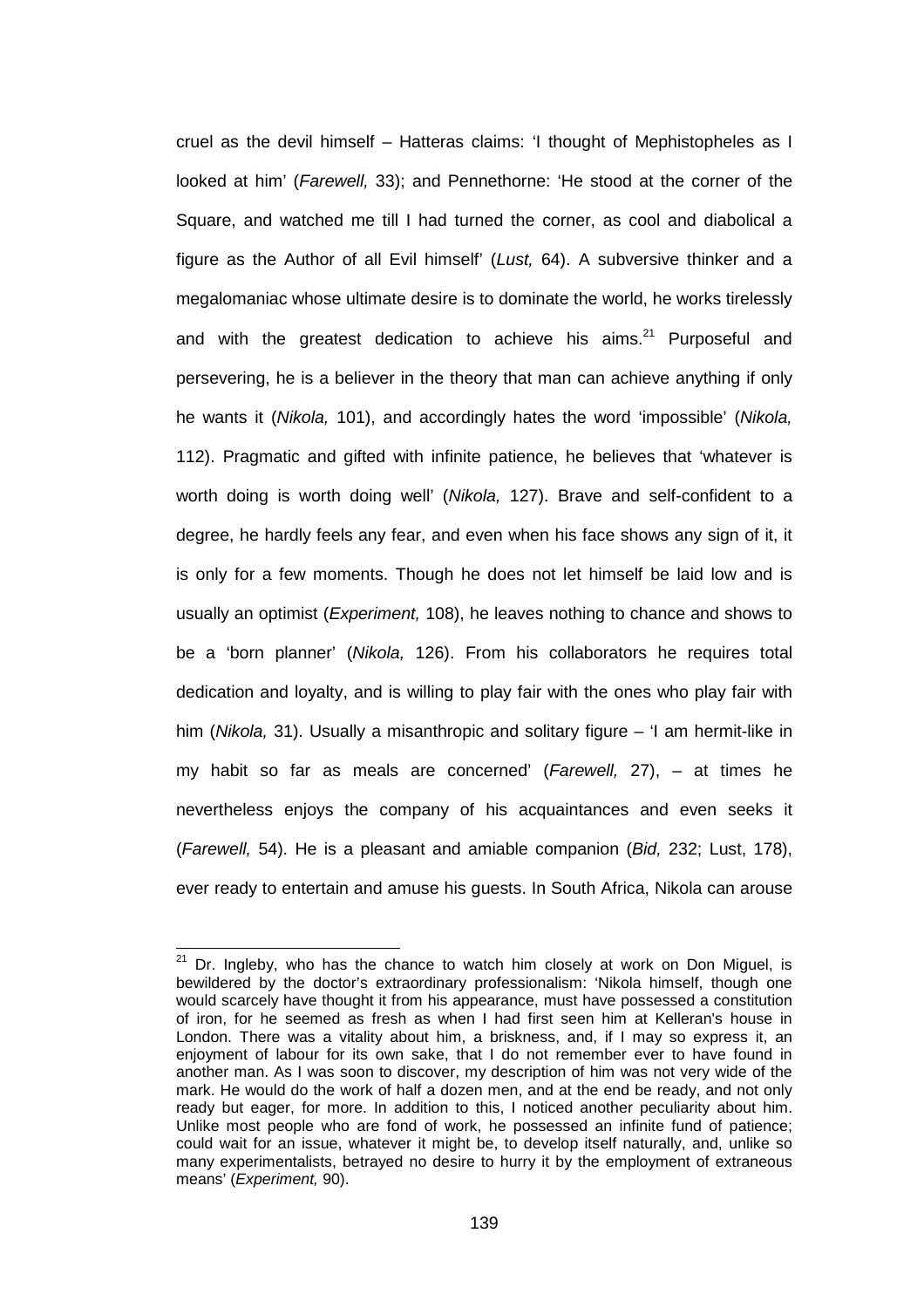cruel as the devil himself – Hatteras claims: 'I thought of Mephistopheles as I looked at him' (*Farewell,* 33); and Pennethorne: 'He stood at the corner of the Square, and watched me till I had turned the corner, as cool and diabolical a figure as the Author of all Evil himself' (*Lust,* 64). A subversive thinker and a megalomaniac whose ultimate desire is to dominate the world, he works tirelessly and with the greatest dedication to achieve his aims.[21] Purposeful and persevering, he is a believer in the theory that man can achieve anything if only he wants it (*Nikola,* 101), and accordingly hates the word 'impossible' (*Nikola,* 112). Pragmatic and gifted with infinite patience, he believes that 'whatever is worth doing is worth doing well' (*Nikola,* 127). Brave and self-confident to a degree, he hardly feels any fear, and even when his face shows any sign of it, it is only for a few moments. Though he does not let himself be laid low and is usually an optimist (*Experiment,* 108), he leaves nothing to chance and shows to be a 'born planner' (*Nikola,* 126). From his collaborators he requires total dedication and loyalty, and is willing to play fair with the ones who play fair with him (*Nikola,* 31). Usually a misanthropic and solitary figure – 'I am hermit-like in my habit so far as meals are concerned' (*Farewell,* 27), – at times he nevertheless enjoys the company of his acquaintances and even seeks it (*Farewell,* 54). He is a pleasant and amiable companion (*Bid,* 232; Lust, 178), ever ready to entertain and amuse his guests. In South Africa, Nikola can arouse

[21] Dr. Ingleby, who has the chance to watch him closely at work on Don Miguel, is bewildered by the doctor's extraordinary professionalism: 'Nikola himself, though one would scarcely have thought it from his appearance, must have possessed a constitution of iron, for he seemed as fresh as when I had first seen him at Kelleran's house in London. There was a vitality about him, a briskness, and, if I may so express it, an enjoyment of labour for its own sake, that I do not remember ever to have found in another man. As I was soon to discover, my description of him was not very wide of the mark. He would do the work of half a dozen men, and at the end be ready, and not only ready but eager, for more. In addition to this, I noticed another peculiarity about him. Unlike most people who are fond of work, he possessed an infinite fund of patience; could wait for an issue, whatever it might be, to develop itself naturally, and, unlike so many experimentalists, betrayed no desire to hurry it by the employment of extraneous means' (*Experiment,* 90).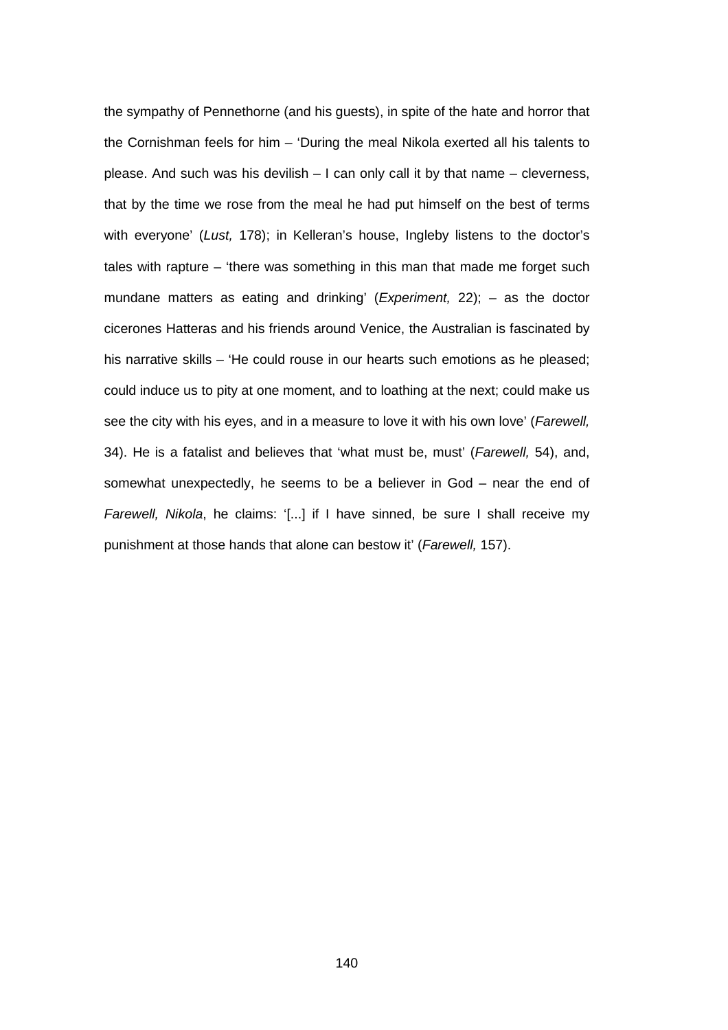the sympathy of Pennethorne (and his guests), in spite of the hate and horror that the Cornishman feels for him – 'During the meal Nikola exerted all his talents to please. And such was his devilish – I can only call it by that name – cleverness, that by the time we rose from the meal he had put himself on the best of terms with everyone' (*Lust,* 178); in Kelleran's house, Ingleby listens to the doctor's tales with rapture – 'there was something in this man that made me forget such mundane matters as eating and drinking' (*Experiment,* 22); – as the doctor cicerones Hatteras and his friends around Venice, the Australian is fascinated by his narrative skills – 'He could rouse in our hearts such emotions as he pleased; could induce us to pity at one moment, and to loathing at the next; could make us see the city with his eyes, and in a measure to love it with his own love' (*Farewell,* 34). He is a fatalist and believes that 'what must be, must' (*Farewell,* 54), and, somewhat unexpectedly, he seems to be a believer in God – near the end of *Farewell, Nikola*, he claims: '[...] if I have sinned, be sure I shall receive my punishment at those hands that alone can bestow it' (*Farewell,* 157).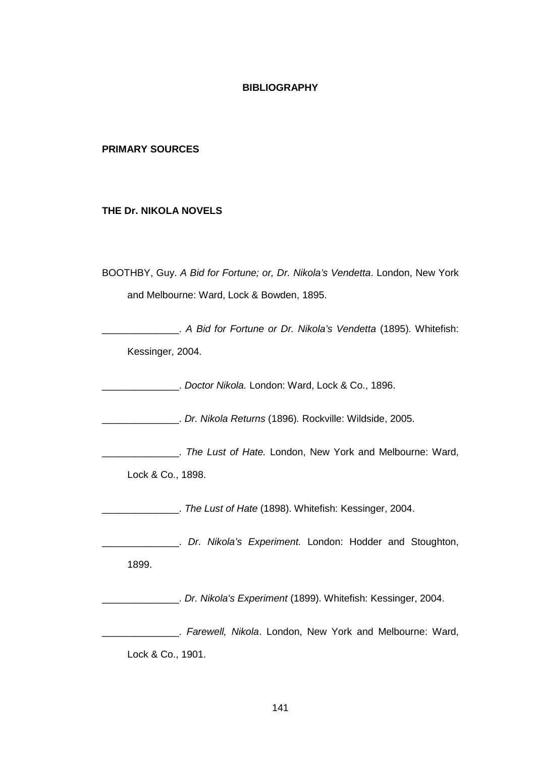# BIBLIOGRAPHY

## PRIMARY SOURCES

### THE Dr. NIKOLA NOVELS

BOOTHBY, Guy. *A Bid for Fortune; or, Dr. Nikola's Vendetta*. London, New York and Melbourne: Ward, Lock & Bowden, 1895.

______________. *A Bid for Fortune or Dr. Nikola's Vendetta* (1895). Whitefish: Kessinger, 2004.

______________. *Doctor Nikola.* London: Ward, Lock & Co., 1896.

______________. *Dr. Nikola Returns* (1896). Rockville: Wildside, 2005.

______________. *The Lust of Hate.* London, New York and Melbourne: Ward, Lock & Co., 1898.

______________. *The Lust of Hate* (1898). Whitefish: Kessinger, 2004.

______________. *Dr. Nikola's Experiment.* London: Hodder and Stoughton, 1899.

______________. *Dr. Nikola's Experiment* (1899). Whitefish: Kessinger, 2004.

______________. *Farewell, Nikola*. London, New York and Melbourne: Ward, Lock & Co., 1901.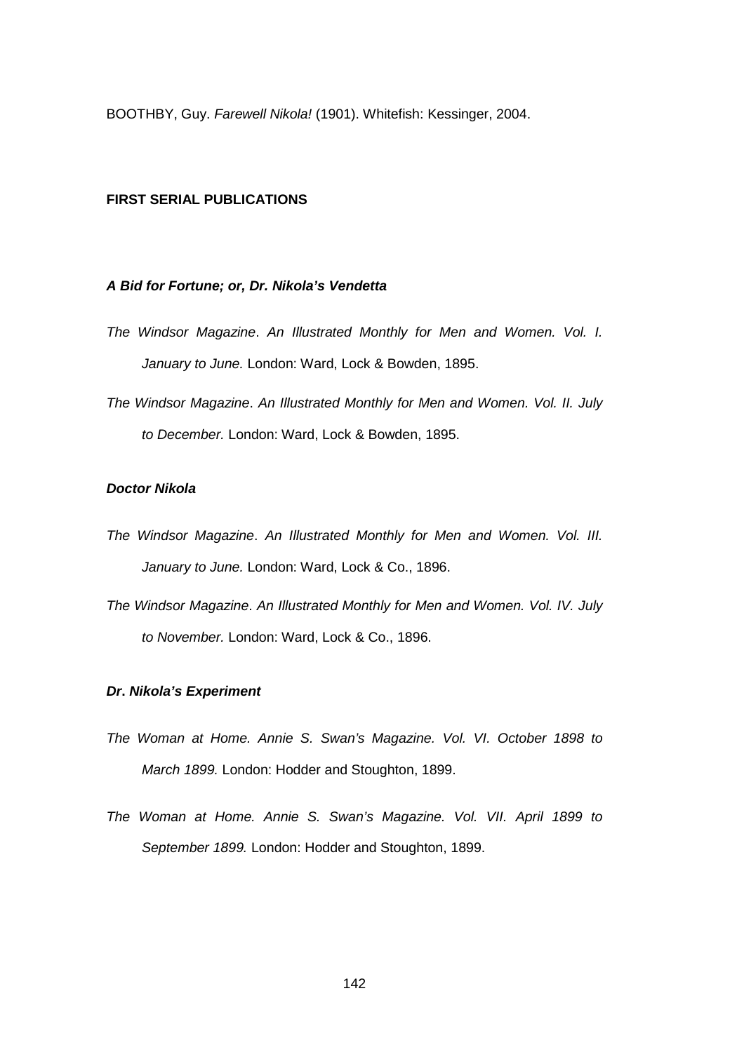BOOTHBY, Guy. *Farewell Nikola!* (1901). Whitefish: Kessinger, 2004.

## FIRST SERIAL PUBLICATIONS

### *A Bid for Fortune; or, Dr. Nikola's Vendetta*

*The Windsor Magazine*. *An Illustrated Monthly for Men and Women. Vol. I. January to June.* London: Ward, Lock & Bowden, 1895.

*The Windsor Magazine*. *An Illustrated Monthly for Men and Women. Vol. II. July to December.* London: Ward, Lock & Bowden, 1895.

### *Doctor Nikola*

*The Windsor Magazine*. *An Illustrated Monthly for Men and Women. Vol. III. January to June.* London: Ward, Lock & Co., 1896.

*The Windsor Magazine*. *An Illustrated Monthly for Men and Women. Vol. IV. July to November.* London: Ward, Lock & Co., 1896.

### *Dr. Nikola's Experiment*

*The Woman at Home. Annie S. Swan's Magazine. Vol. VI. October 1898 to March 1899.* London: Hodder and Stoughton, 1899.

*The Woman at Home. Annie S. Swan's Magazine. Vol. VII. April 1899 to September 1899.* London: Hodder and Stoughton, 1899.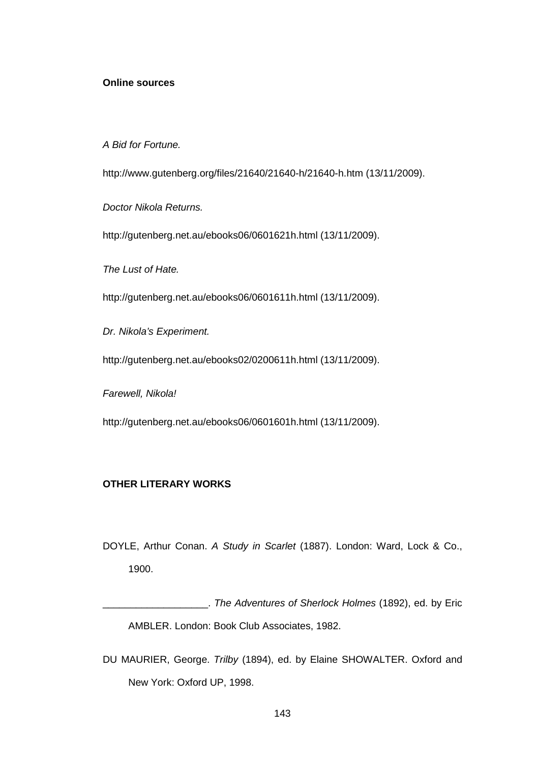**Online sources**

*A Bid for Fortune.*

http://www.gutenberg.org/files/21640/21640-h/21640-h.htm (13/11/2009).

*Doctor Nikola Returns.*

http://gutenberg.net.au/ebooks06/0601621h.html (13/11/2009).

*The Lust of Hate.*

http://gutenberg.net.au/ebooks06/0601611h.html (13/11/2009).

*Dr. Nikola's Experiment.*

http://gutenberg.net.au/ebooks02/0200611h.html (13/11/2009).

*Farewell, Nikola!*

http://gutenberg.net.au/ebooks06/0601601h.html (13/11/2009).

**OTHER LITERARY WORKS**

DOYLE, Arthur Conan. *A Study in Scarlet* (1887). London: Ward, Lock & Co., 1900.

___________________. *The Adventures of Sherlock Holmes* (1892), ed. by Eric AMBLER. London: Book Club Associates, 1982.

DU MAURIER, George. *Trilby* (1894), ed. by Elaine SHOWALTER. Oxford and New York: Oxford UP, 1998.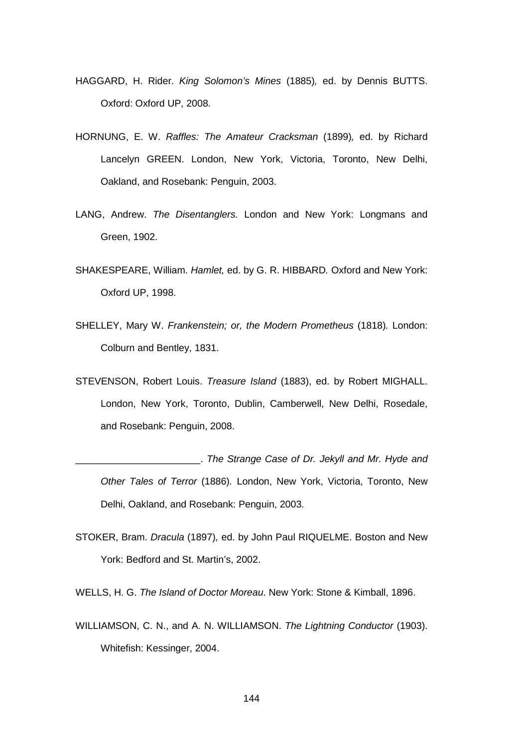HAGGARD, H. Rider. *King Solomon's Mines* (1885)*,* ed. by Dennis BUTTS. Oxford: Oxford UP, 2008.

HORNUNG, E. W. *Raffles: The Amateur Cracksman* (1899)*,* ed. by Richard Lancelyn GREEN. London, New York, Victoria, Toronto, New Delhi, Oakland, and Rosebank: Penguin, 2003.

LANG, Andrew. *The Disentanglers.* London and New York: Longmans and Green, 1902.

SHAKESPEARE, William. *Hamlet,* ed. by G. R. HIBBARD*.* Oxford and New York: Oxford UP, 1998.

SHELLEY, Mary W. *Frankenstein; or, the Modern Prometheus* (1818)*.* London: Colburn and Bentley, 1831.

STEVENSON, Robert Louis. *Treasure Island* (1883), ed. by Robert MIGHALL. London, New York, Toronto, Dublin, Camberwell, New Delhi, Rosedale, and Rosebank: Penguin, 2008.

_______________________. *The Strange Case of Dr. Jekyll and Mr. Hyde and Other Tales of Terror* (1886)*.* London, New York, Victoria, Toronto, New Delhi, Oakland, and Rosebank: Penguin, 2003.

STOKER, Bram. *Dracula* (1897)*,* ed. by John Paul RIQUELME. Boston and New York: Bedford and St. Martin's, 2002.

WELLS, H. G. *The Island of Doctor Moreau*. New York: Stone & Kimball, 1896.

WILLIAMSON, C. N., and A. N. WILLIAMSON. *The Lightning Conductor* (1903). Whitefish: Kessinger, 2004.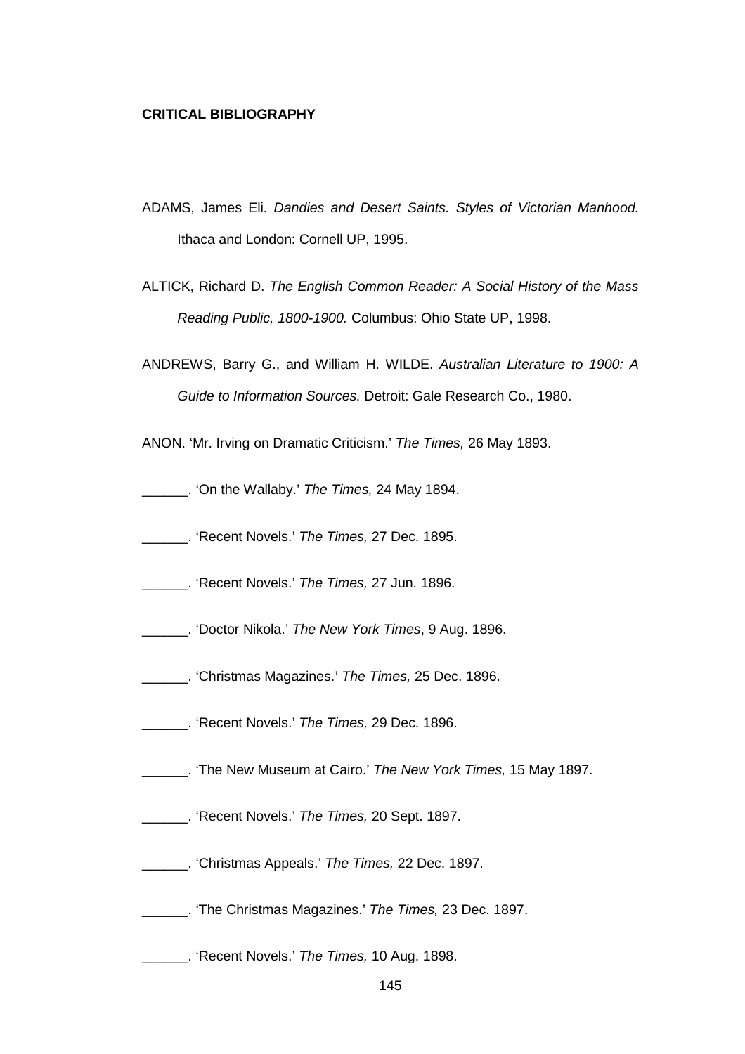## CRITICAL BIBLIOGRAPHY

ADAMS, James Eli. *Dandies and Desert Saints. Styles of Victorian Manhood.* Ithaca and London: Cornell UP, 1995.

ALTICK, Richard D. *The English Common Reader: A Social History of the Mass Reading Public, 1800-1900.* Columbus: Ohio State UP, 1998.

ANDREWS, Barry G., and William H. WILDE. *Australian Literature to 1900: A Guide to Information Sources.* Detroit: Gale Research Co., 1980.

ANON. 'Mr. Irving on Dramatic Criticism.' *The Times,* 26 May 1893.

\_\_\_\_\_\_. 'On the Wallaby.' *The Times,* 24 May 1894.

\_\_\_\_\_\_. 'Recent Novels.' *The Times,* 27 Dec. 1895.

\_\_\_\_\_\_. 'Recent Novels.' *The Times,* 27 Jun. 1896.

\_\_\_\_\_\_. 'Doctor Nikola.' *The New York Times*, 9 Aug. 1896.

\_\_\_\_\_\_. 'Christmas Magazines.' *The Times,* 25 Dec. 1896.

\_\_\_\_\_\_. 'Recent Novels.' *The Times,* 29 Dec. 1896.

\_\_\_\_\_\_. 'The New Museum at Cairo.' *The New York Times,* 15 May 1897.

\_\_\_\_\_\_. 'Recent Novels.' *The Times,* 20 Sept. 1897.

\_\_\_\_\_\_. 'Christmas Appeals.' *The Times,* 22 Dec. 1897.

\_\_\_\_\_\_. 'The Christmas Magazines.' *The Times,* 23 Dec. 1897.

\_\_\_\_\_\_. 'Recent Novels.' *The Times,* 10 Aug. 1898.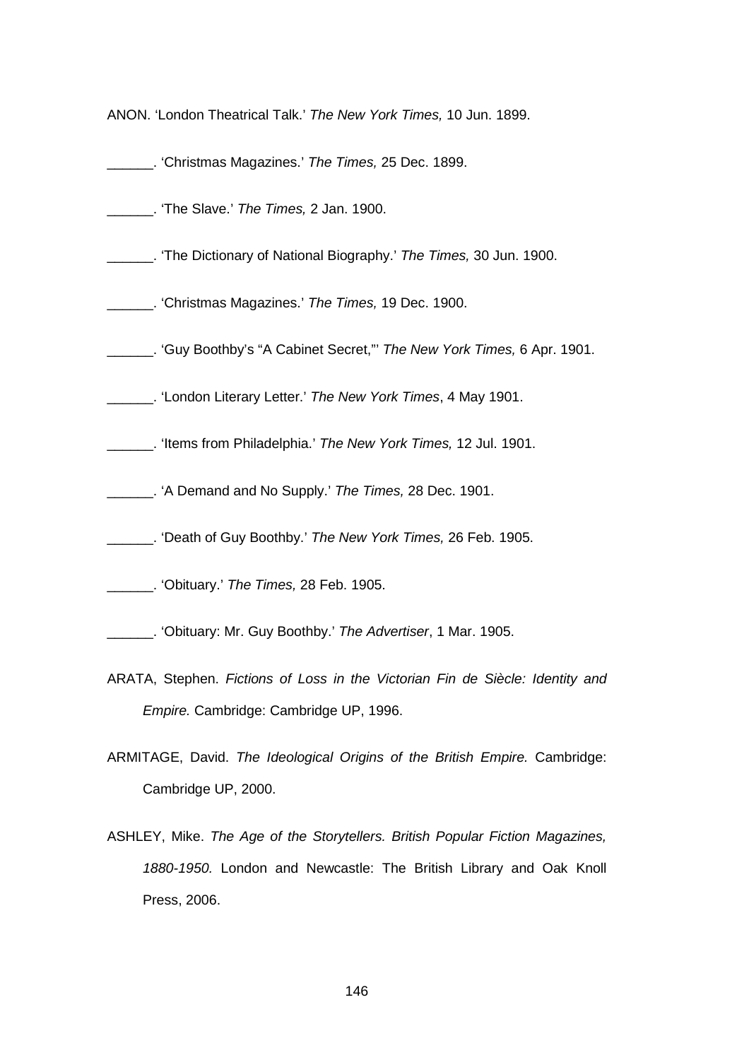ANON. 'London Theatrical Talk.' *The New York Times,* 10 Jun. 1899.

______. 'Christmas Magazines.' *The Times,* 25 Dec. 1899.

______. 'The Slave.' *The Times,* 2 Jan. 1900.

______. 'The Dictionary of National Biography.' *The Times,* 30 Jun. 1900.

______. 'Christmas Magazines.' *The Times,* 19 Dec. 1900.

______. 'Guy Boothby's "A Cabinet Secret,"' *The New York Times,* 6 Apr. 1901.

______. 'London Literary Letter.' *The New York Times*, 4 May 1901.

______. 'Items from Philadelphia.' *The New York Times,* 12 Jul. 1901.

______. 'A Demand and No Supply.' *The Times,* 28 Dec. 1901.

______. 'Death of Guy Boothby.' *The New York Times,* 26 Feb. 1905.

______. 'Obituary.' *The Times,* 28 Feb. 1905.

______. 'Obituary: Mr. Guy Boothby.' *The Advertiser*, 1 Mar. 1905.

ARATA, Stephen. *Fictions of Loss in the Victorian Fin de Siècle: Identity and Empire.* Cambridge: Cambridge UP, 1996.

ARMITAGE, David. *The Ideological Origins of the British Empire.* Cambridge: Cambridge UP, 2000.

ASHLEY, Mike. *The Age of the Storytellers. British Popular Fiction Magazines, 1880-1950.* London and Newcastle: The British Library and Oak Knoll Press, 2006.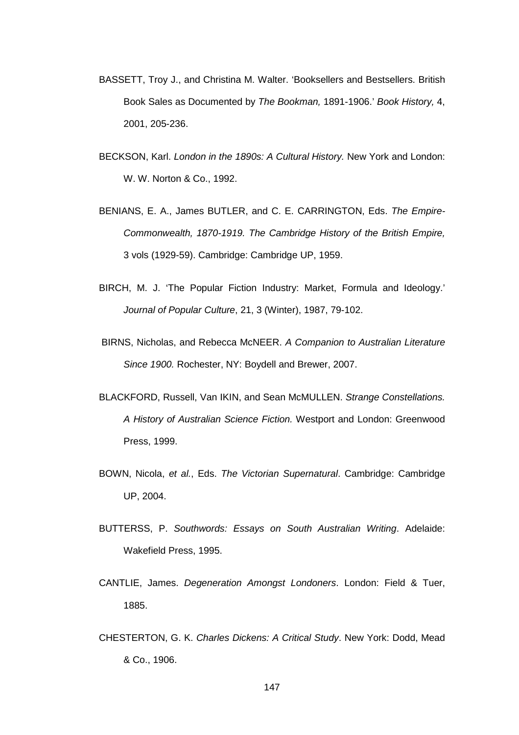BASSETT, Troy J., and Christina M. Walter. 'Booksellers and Bestsellers. British Book Sales as Documented by *The Bookman,* 1891-1906.' *Book History,* 4, 2001, 205-236.

BECKSON, Karl. *London in the 1890s: A Cultural History.* New York and London: W. W. Norton & Co., 1992.

BENIANS, E. A., James BUTLER, and C. E. CARRINGTON, Eds. *The Empire-Commonwealth, 1870-1919. The Cambridge History of the British Empire,* 3 vols (1929-59). Cambridge: Cambridge UP, 1959.

BIRCH, M. J. 'The Popular Fiction Industry: Market, Formula and Ideology.' *Journal of Popular Culture*, 21, 3 (Winter), 1987, 79-102.

BIRNS, Nicholas, and Rebecca McNEER. *A Companion to Australian Literature Since 1900.* Rochester, NY: Boydell and Brewer, 2007.

BLACKFORD, Russell, Van IKIN, and Sean McMULLEN. *Strange Constellations. A History of Australian Science Fiction.* Westport and London: Greenwood Press, 1999.

BOWN, Nicola, *et al.*, Eds. *The Victorian Supernatural*. Cambridge: Cambridge UP, 2004.

BUTTERSS, P. *Southwords: Essays on South Australian Writing*. Adelaide: Wakefield Press, 1995.

CANTLIE, James. *Degeneration Amongst Londoners*. London: Field & Tuer, 1885.

CHESTERTON, G. K. *Charles Dickens: A Critical Study*. New York: Dodd, Mead & Co., 1906.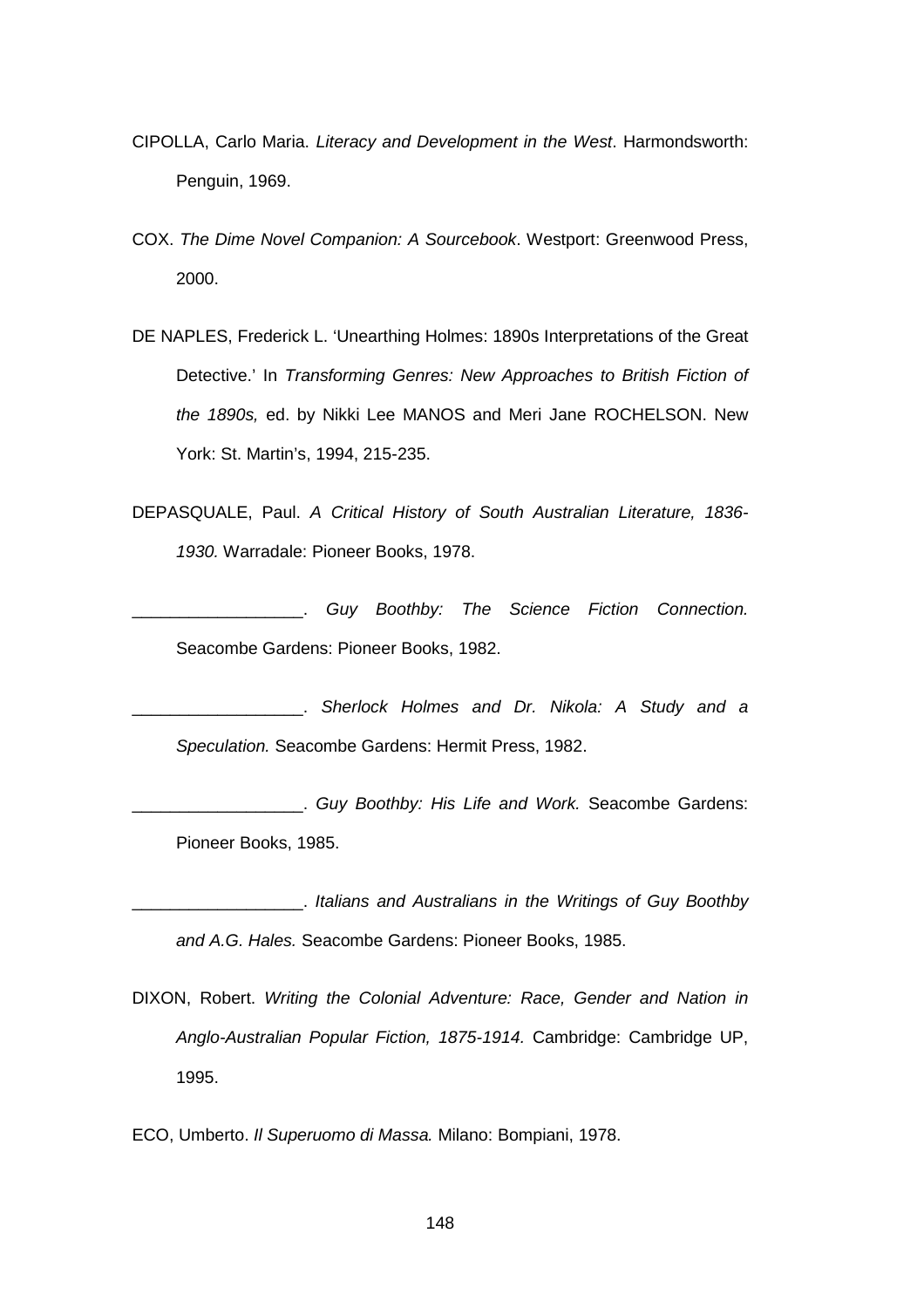CIPOLLA, Carlo Maria. *Literacy and Development in the West*. Harmondsworth: Penguin, 1969.

COX. *The Dime Novel Companion: A Sourcebook*. Westport: Greenwood Press, 2000.

DE NAPLES, Frederick L. 'Unearthing Holmes: 1890s Interpretations of the Great Detective.' In *Transforming Genres: New Approaches to British Fiction of the 1890s,* ed. by Nikki Lee MANOS and Meri Jane ROCHELSON. New York: St. Martin's, 1994, 215-235.

DEPASQUALE, Paul. *A Critical History of South Australian Literature, 1836-1930.* Warradale: Pioneer Books, 1978.

__________________. *Guy Boothby: The Science Fiction Connection.* Seacombe Gardens: Pioneer Books, 1982.

__________________. *Sherlock Holmes and Dr. Nikola: A Study and a Speculation.* Seacombe Gardens: Hermit Press, 1982.

__________________. *Guy Boothby: His Life and Work.* Seacombe Gardens: Pioneer Books, 1985.

__________________. *Italians and Australians in the Writings of Guy Boothby and A.G. Hales.* Seacombe Gardens: Pioneer Books, 1985.

DIXON, Robert. *Writing the Colonial Adventure: Race, Gender and Nation in Anglo-Australian Popular Fiction, 1875-1914.* Cambridge: Cambridge UP, 1995.

ECO, Umberto. *Il Superuomo di Massa.* Milano: Bompiani, 1978.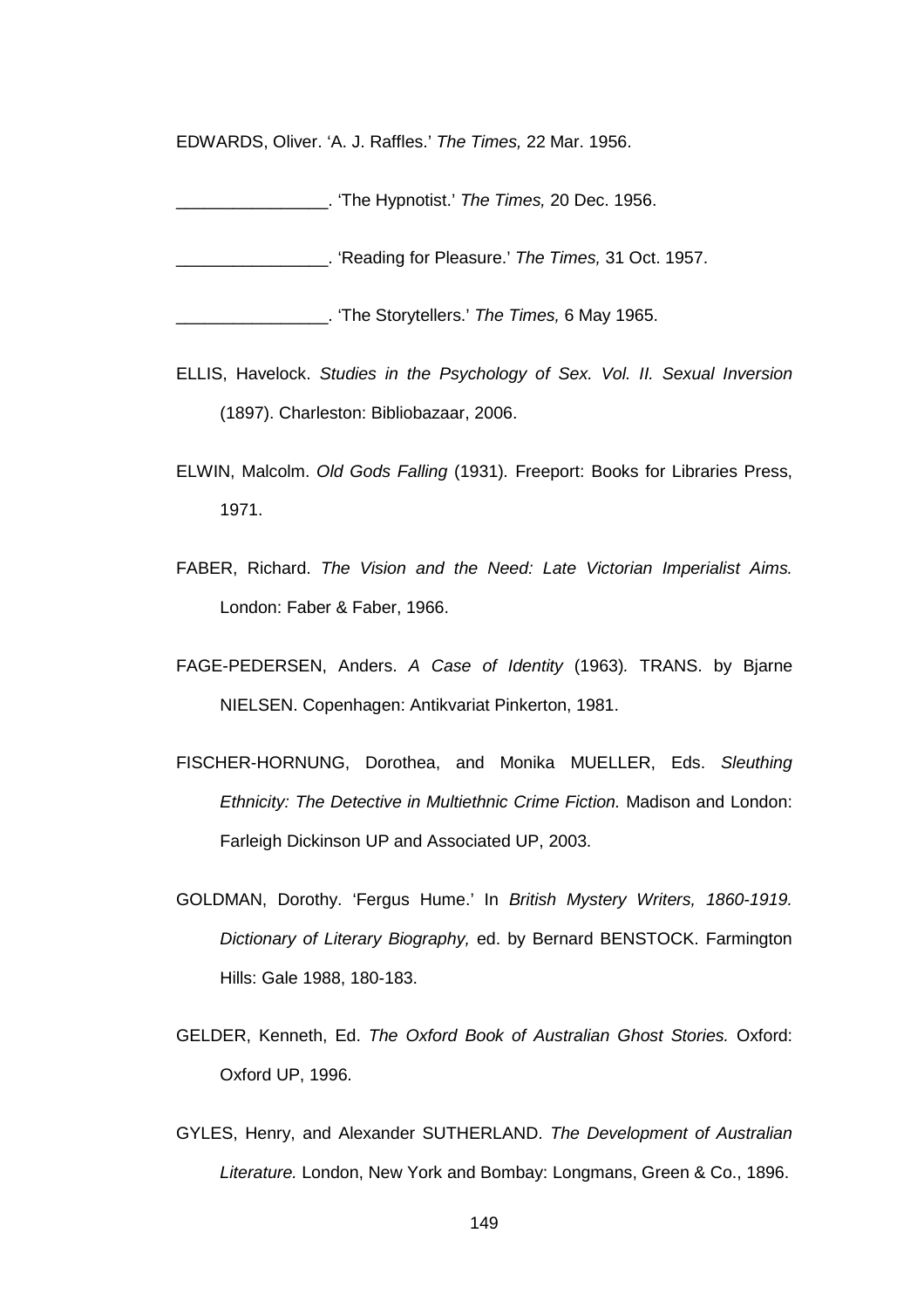EDWARDS, Oliver. 'A. J. Raffles.' *The Times,* 22 Mar. 1956.

________________. 'The Hypnotist.' *The Times,* 20 Dec. 1956.

________________. 'Reading for Pleasure.' *The Times,* 31 Oct. 1957.

________________. 'The Storytellers.' *The Times,* 6 May 1965.

ELLIS, Havelock. *Studies in the Psychology of Sex. Vol. II. Sexual Inversion* (1897). Charleston: Bibliobazaar, 2006.

ELWIN, Malcolm. *Old Gods Falling* (1931). Freeport: Books for Libraries Press, 1971.

FABER, Richard. *The Vision and the Need: Late Victorian Imperialist Aims.* London: Faber & Faber, 1966.

FAGE-PEDERSEN, Anders. *A Case of Identity* (1963)*.* TRANS. by Bjarne NIELSEN. Copenhagen: Antikvariat Pinkerton, 1981.

FISCHER-HORNUNG, Dorothea, and Monika MUELLER, Eds. *Sleuthing Ethnicity: The Detective in Multiethnic Crime Fiction.* Madison and London: Farleigh Dickinson UP and Associated UP, 2003.

GOLDMAN, Dorothy. 'Fergus Hume.' In *British Mystery Writers, 1860-1919. Dictionary of Literary Biography,* ed. by Bernard BENSTOCK. Farmington Hills: Gale 1988, 180-183.

GELDER, Kenneth, Ed. *The Oxford Book of Australian Ghost Stories.* Oxford: Oxford UP, 1996.

GYLES, Henry, and Alexander SUTHERLAND. *The Development of Australian Literature.* London, New York and Bombay: Longmans, Green & Co., 1896.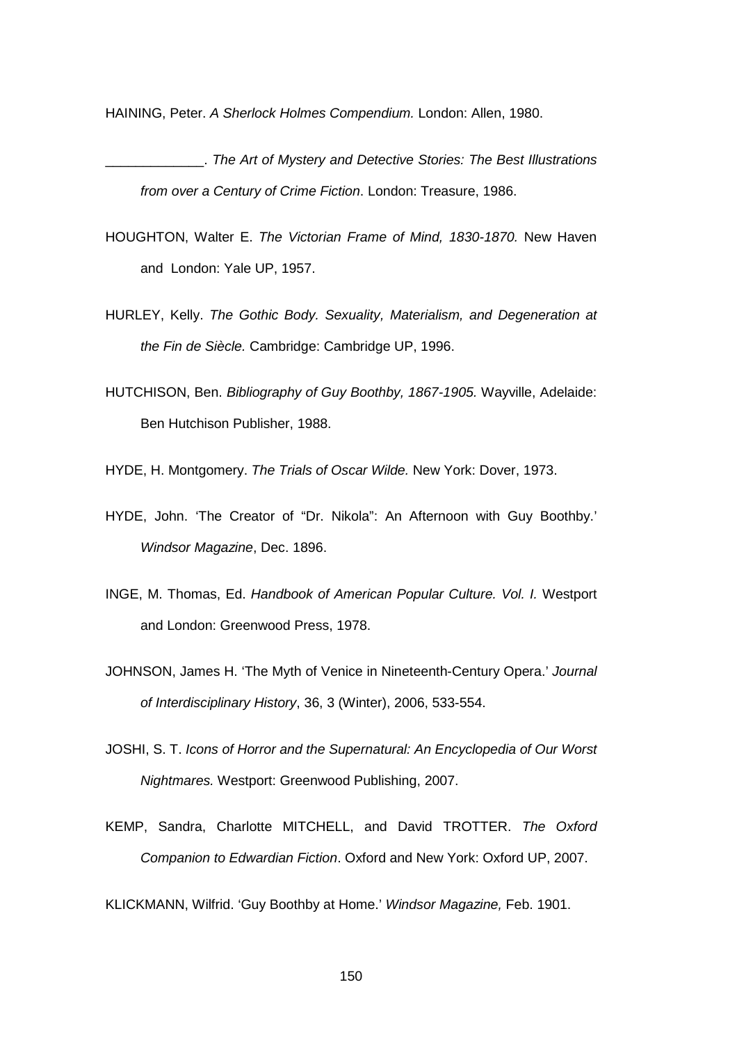HAINING, Peter. *A Sherlock Holmes Compendium.* London: Allen, 1980.

_____________. *The Art of Mystery and Detective Stories: The Best Illustrations from over a Century of Crime Fiction*. London: Treasure, 1986.

HOUGHTON, Walter E. *The Victorian Frame of Mind, 1830-1870.* New Haven and London: Yale UP, 1957.

HURLEY, Kelly. *The Gothic Body. Sexuality, Materialism, and Degeneration at the Fin de Siècle.* Cambridge: Cambridge UP, 1996.

HUTCHISON, Ben. *Bibliography of Guy Boothby, 1867-1905.* Wayville, Adelaide: Ben Hutchison Publisher, 1988.

HYDE, H. Montgomery. *The Trials of Oscar Wilde.* New York: Dover, 1973.

HYDE, John. 'The Creator of "Dr. Nikola": An Afternoon with Guy Boothby.' *Windsor Magazine*, Dec. 1896.

INGE, M. Thomas, Ed. *Handbook of American Popular Culture. Vol. I.* Westport and London: Greenwood Press, 1978.

JOHNSON, James H. 'The Myth of Venice in Nineteenth-Century Opera.' *Journal of Interdisciplinary History*, 36, 3 (Winter), 2006, 533-554.

JOSHI, S. T. *Icons of Horror and the Supernatural: An Encyclopedia of Our Worst Nightmares.* Westport: Greenwood Publishing, 2007.

KEMP, Sandra, Charlotte MITCHELL, and David TROTTER. *The Oxford Companion to Edwardian Fiction*. Oxford and New York: Oxford UP, 2007.

KLICKMANN, Wilfrid. 'Guy Boothby at Home.' *Windsor Magazine,* Feb. 1901.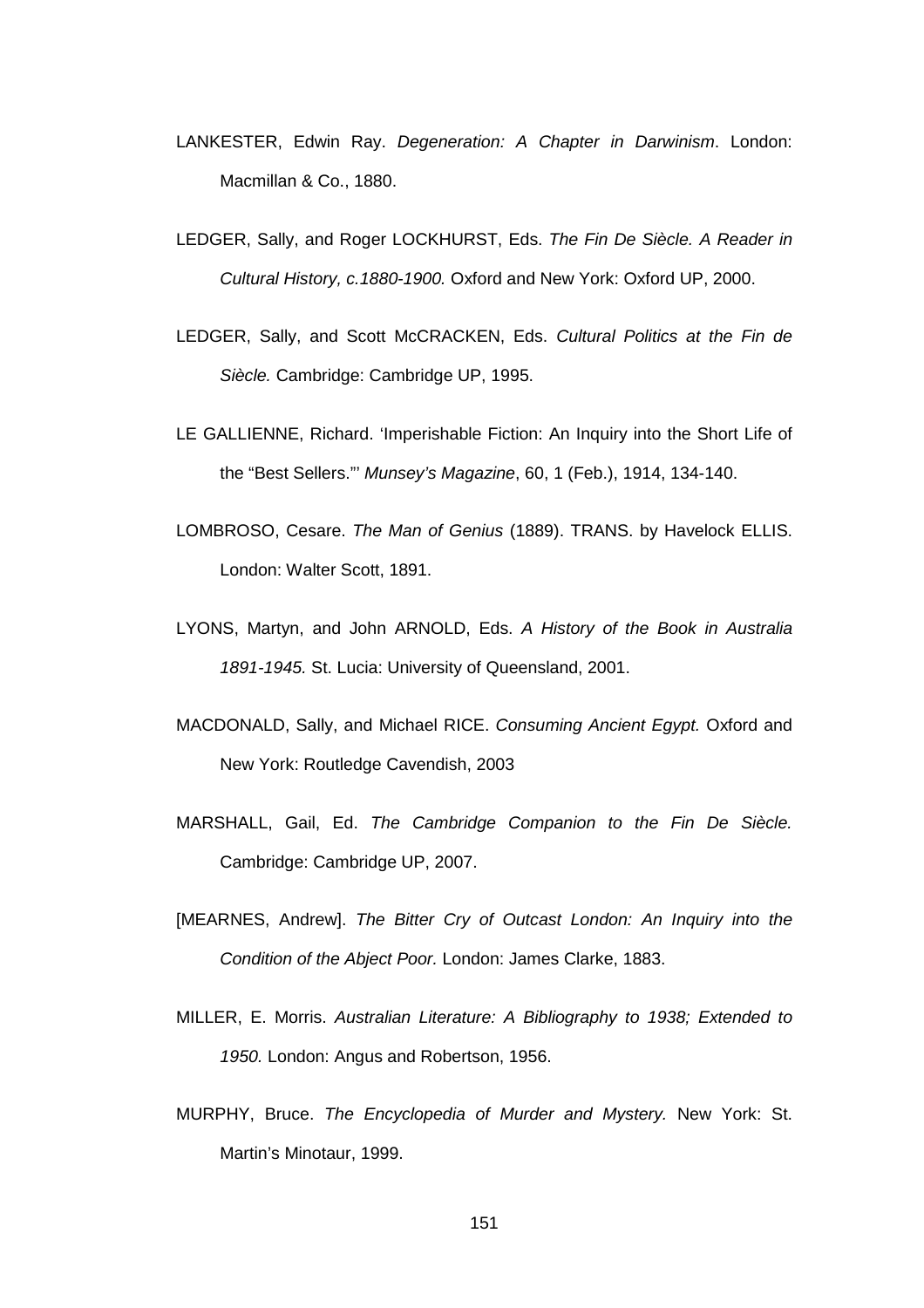LANKESTER, Edwin Ray. *Degeneration: A Chapter in Darwinism*. London: Macmillan & Co., 1880.

LEDGER, Sally, and Roger LOCKHURST, Eds. *The Fin De Siècle. A Reader in Cultural History, c.1880-1900.* Oxford and New York: Oxford UP, 2000.

LEDGER, Sally, and Scott McCRACKEN, Eds. *Cultural Politics at the Fin de Siècle.* Cambridge: Cambridge UP, 1995.

LE GALLIENNE, Richard. 'Imperishable Fiction: An Inquiry into the Short Life of the "Best Sellers."' *Munsey's Magazine*, 60, 1 (Feb.), 1914, 134-140.

LOMBROSO, Cesare. *The Man of Genius* (1889). TRANS. by Havelock ELLIS. London: Walter Scott, 1891.

LYONS, Martyn, and John ARNOLD, Eds. *A History of the Book in Australia 1891-1945.* St. Lucia: University of Queensland, 2001.

MACDONALD, Sally, and Michael RICE. *Consuming Ancient Egypt.* Oxford and New York: Routledge Cavendish, 2003

MARSHALL, Gail, Ed. *The Cambridge Companion to the Fin De Siècle.* Cambridge: Cambridge UP, 2007.

[MEARNES, Andrew]. *The Bitter Cry of Outcast London: An Inquiry into the Condition of the Abject Poor.* London: James Clarke, 1883.

MILLER, E. Morris. *Australian Literature: A Bibliography to 1938; Extended to 1950.* London: Angus and Robertson, 1956.

MURPHY, Bruce. *The Encyclopedia of Murder and Mystery.* New York: St. Martin's Minotaur, 1999.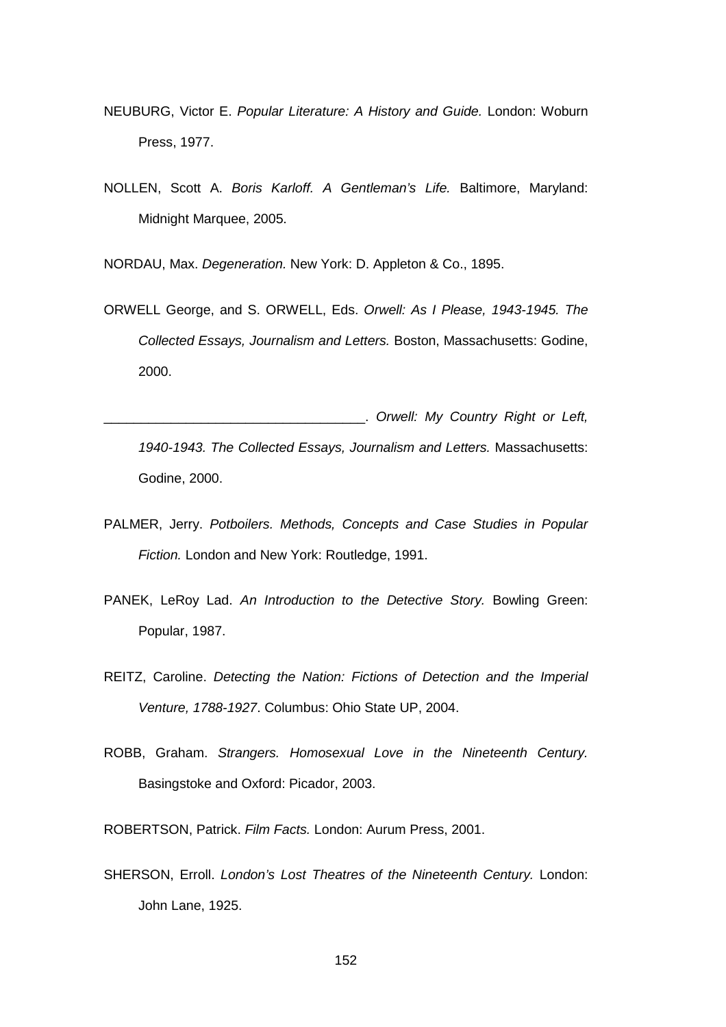NEUBURG, Victor E. *Popular Literature: A History and Guide.* London: Woburn Press, 1977.

NOLLEN, Scott A. *Boris Karloff. A Gentleman's Life.* Baltimore, Maryland: Midnight Marquee, 2005.

NORDAU, Max. *Degeneration.* New York: D. Appleton & Co., 1895.

ORWELL George, and S. ORWELL, Eds. *Orwell: As I Please, 1943-1945. The Collected Essays, Journalism and Letters.* Boston, Massachusetts: Godine, 2000.

___________________________________. *Orwell: My Country Right or Left, 1940-1943. The Collected Essays, Journalism and Letters.* Massachusetts: Godine, 2000.

PALMER, Jerry. *Potboilers. Methods, Concepts and Case Studies in Popular Fiction.* London and New York: Routledge, 1991.

PANEK, LeRoy Lad. *An Introduction to the Detective Story.* Bowling Green: Popular, 1987.

REITZ, Caroline. *Detecting the Nation: Fictions of Detection and the Imperial Venture, 1788-1927*. Columbus: Ohio State UP, 2004.

ROBB, Graham. *Strangers. Homosexual Love in the Nineteenth Century.* Basingstoke and Oxford: Picador, 2003.

ROBERTSON, Patrick. *Film Facts.* London: Aurum Press, 2001.

SHERSON, Erroll. *London's Lost Theatres of the Nineteenth Century.* London: John Lane, 1925.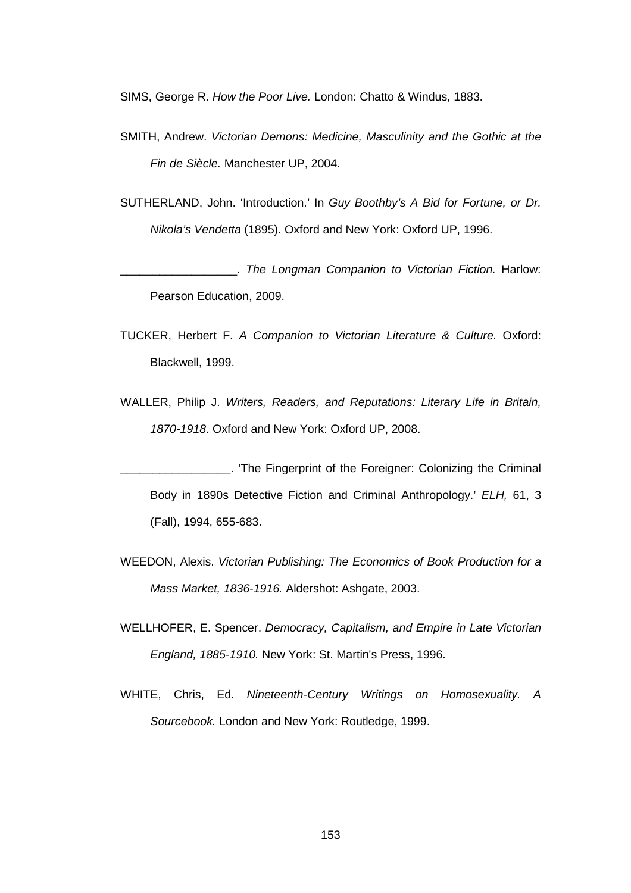SIMS, George R. *How the Poor Live.* London: Chatto & Windus, 1883.

SMITH, Andrew. *Victorian Demons: Medicine, Masculinity and the Gothic at the Fin de Siècle.* Manchester UP, 2004.

SUTHERLAND, John. 'Introduction.' In *Guy Boothby's A Bid for Fortune, or Dr. Nikola's Vendetta* (1895). Oxford and New York: Oxford UP, 1996.

__________________. *The Longman Companion to Victorian Fiction.* Harlow: Pearson Education, 2009.

TUCKER, Herbert F. *A Companion to Victorian Literature & Culture.* Oxford: Blackwell, 1999.

WALLER, Philip J. *Writers, Readers, and Reputations: Literary Life in Britain, 1870-1918.* Oxford and New York: Oxford UP, 2008.

_________________. 'The Fingerprint of the Foreigner: Colonizing the Criminal Body in 1890s Detective Fiction and Criminal Anthropology.' *ELH,* 61, 3 (Fall), 1994, 655-683.

WEEDON, Alexis. *Victorian Publishing: The Economics of Book Production for a Mass Market, 1836-1916.* Aldershot: Ashgate, 2003.

WELLHOFER, E. Spencer. *Democracy, Capitalism, and Empire in Late Victorian England, 1885-1910.* New York: St. Martin's Press, 1996.

WHITE, Chris, Ed. *Nineteenth-Century Writings on Homosexuality. A Sourcebook.* London and New York: Routledge, 1999.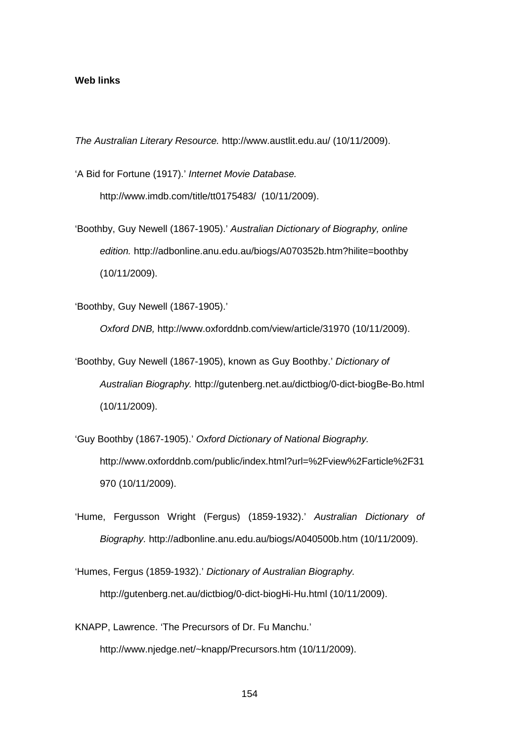**Web links**

*The Australian Literary Resource.* http://www.austlit.edu.au/ (10/11/2009).

'A Bid for Fortune (1917).' *Internet Movie Database.* http://www.imdb.com/title/tt0175483/ (10/11/2009).

'Boothby, Guy Newell (1867-1905).' *Australian Dictionary of Biography, online edition.* http://adbonline.anu.edu.au/biogs/A070352b.htm?hilite=boothby (10/11/2009).

'Boothby, Guy Newell (1867-1905).' *Oxford DNB,* http://www.oxforddnb.com/view/article/31970 (10/11/2009).

'Boothby, Guy Newell (1867-1905), known as Guy Boothby.' *Dictionary of Australian Biography.* http://gutenberg.net.au/dictbiog/0-dict-biogBe-Bo.html (10/11/2009).

'Guy Boothby (1867-1905).' *Oxford Dictionary of National Biography.* http://www.oxforddnb.com/public/index.html?url=%2Fview%2Farticle%2F31970 (10/11/2009).

'Hume, Fergusson Wright (Fergus) (1859-1932).' *Australian Dictionary of Biography.* http://adbonline.anu.edu.au/biogs/A040500b.htm (10/11/2009).

'Humes, Fergus (1859-1932).' *Dictionary of Australian Biography.* http://gutenberg.net.au/dictbiog/0-dict-biogHi-Hu.html (10/11/2009).

KNAPP, Lawrence. 'The Precursors of Dr. Fu Manchu.' http://www.njedge.net/~knapp/Precursors.htm (10/11/2009).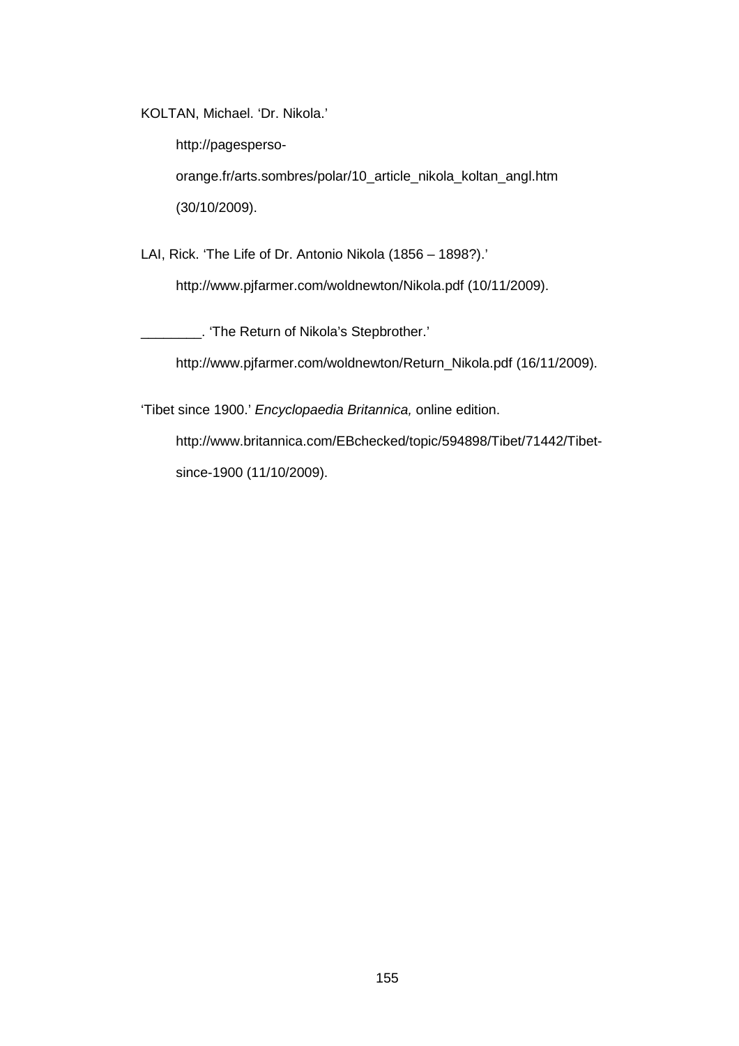KOLTAN, Michael. 'Dr. Nikola.' http://pagesperso-orange.fr/arts.sombres/polar/10_article_nikola_koltan_angl.htm (30/10/2009).

LAI, Rick. 'The Life of Dr. Antonio Nikola (1856 – 1898?).' http://www.pjfarmer.com/woldnewton/Nikola.pdf (10/11/2009).

________. 'The Return of Nikola's Stepbrother.' http://www.pjfarmer.com/woldnewton/Return_Nikola.pdf (16/11/2009).

'Tibet since 1900.' *Encyclopaedia Britannica,* online edition. http://www.britannica.com/EBchecked/topic/594898/Tibet/71442/Tibet-since-1900 (11/10/2009).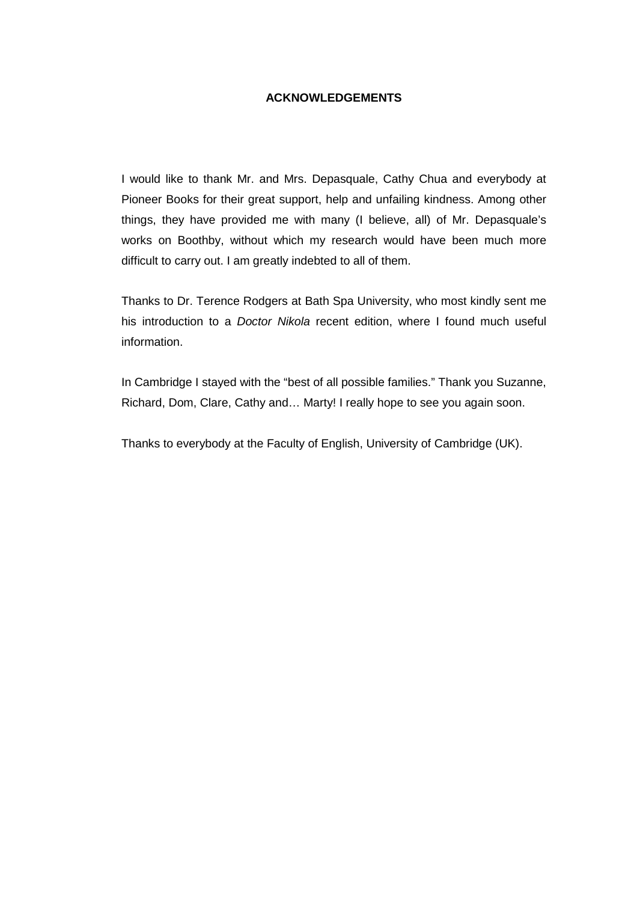## ACKNOWLEDGEMENTS

I would like to thank Mr. and Mrs. Depasquale, Cathy Chua and everybody at Pioneer Books for their great support, help and unfailing kindness. Among other things, they have provided me with many (I believe, all) of Mr. Depasquale's works on Boothby, without which my research would have been much more difficult to carry out. I am greatly indebted to all of them.

Thanks to Dr. Terence Rodgers at Bath Spa University, who most kindly sent me his introduction to a *Doctor Nikola* recent edition, where I found much useful information.

In Cambridge I stayed with the "best of all possible families." Thank you Suzanne, Richard, Dom, Clare, Cathy and… Marty! I really hope to see you again soon.

Thanks to everybody at the Faculty of English, University of Cambridge (UK).